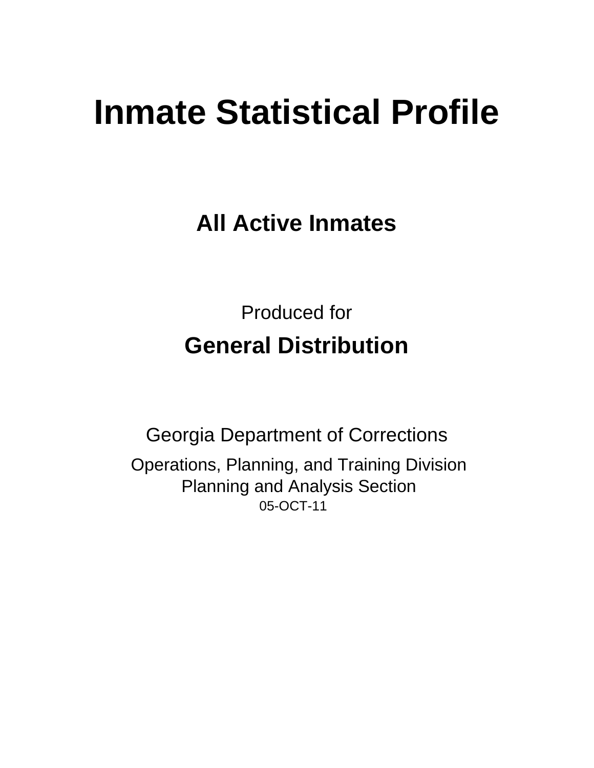# Inmate Statistical Profile

## All Active Inmates

Produced for

## General Distribution

Georgia Department of Corrections

Operations, Planning, and Training Division
Planning and Analysis Section
05-OCT-11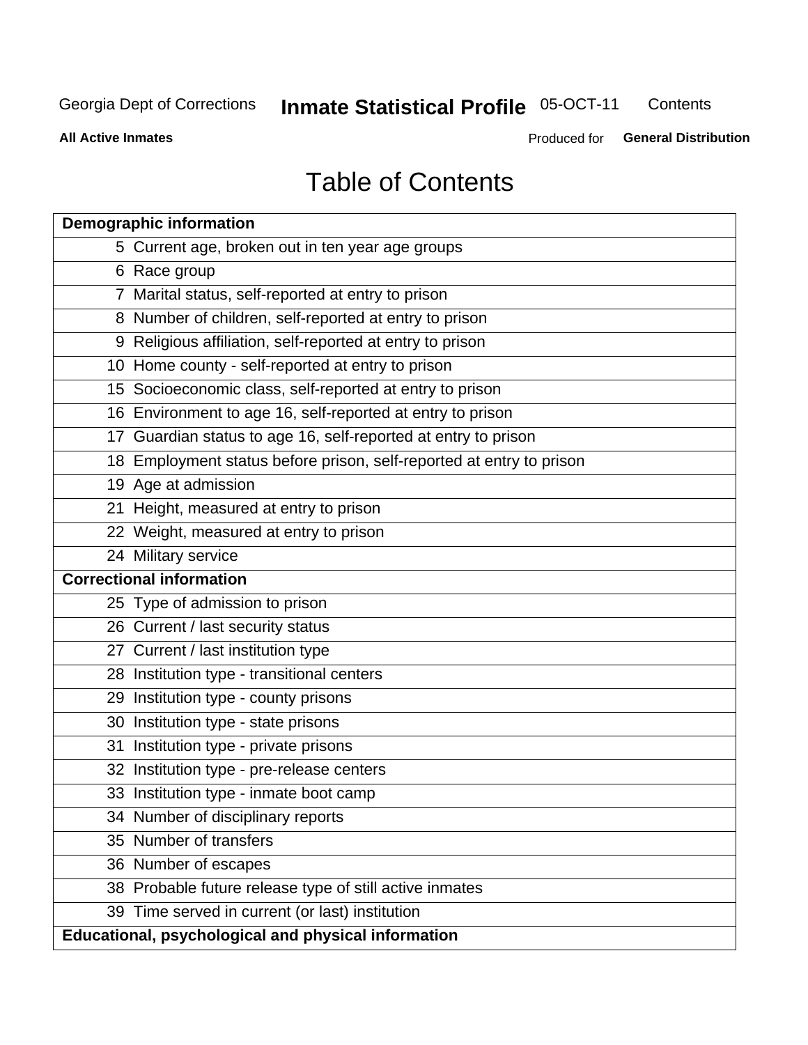# Table of Contents

| | |
|---|---|
| **Demographic information** | |
| 5 | Current age, broken out in ten year age groups |
| 6 | Race group |
| 7 | Marital status, self-reported at entry to prison |
| 8 | Number of children, self-reported at entry to prison |
| 9 | Religious affiliation, self-reported at entry to prison |
| 10 | Home county - self-reported at entry to prison |
| 15 | Socioeconomic class, self-reported at entry to prison |
| 16 | Environment to age 16, self-reported at entry to prison |
| 17 | Guardian status to age 16, self-reported at entry to prison |
| 18 | Employment status before prison, self-reported at entry to prison |
| 19 | Age at admission |
| 21 | Height, measured at entry to prison |
| 22 | Weight, measured at entry to prison |
| 24 | Military service |
| **Correctional information** | |
| 25 | Type of admission to prison |
| 26 | Current / last security status |
| 27 | Current / last institution type |
| 28 | Institution type - transitional centers |
| 29 | Institution type - county prisons |
| 30 | Institution type - state prisons |
| 31 | Institution type - private prisons |
| 32 | Institution type - pre-release centers |
| 33 | Institution type - inmate boot camp |
| 34 | Number of disciplinary reports |
| 35 | Number of transfers |
| 36 | Number of escapes |
| 38 | Probable future release type of still active inmates |
| 39 | Time served in current (or last) institution |
| **Educational, psychological and physical information** | |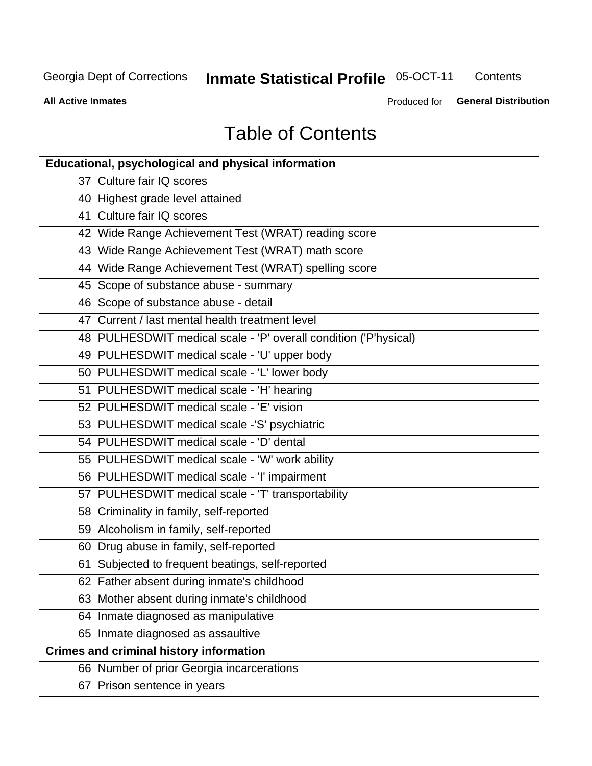# Table of Contents

| | |
|---|---|
| **Educational, psychological and physical information** | |
| 37 | Culture fair IQ scores |
| 40 | Highest grade level attained |
| 41 | Culture fair IQ scores |
| 42 | Wide Range Achievement Test (WRAT) reading score |
| 43 | Wide Range Achievement Test (WRAT) math score |
| 44 | Wide Range Achievement Test (WRAT) spelling score |
| 45 | Scope of substance abuse - summary |
| 46 | Scope of substance abuse - detail |
| 47 | Current / last mental health treatment level |
| 48 | PULHESDWIT medical scale - 'P' overall condition ('P'hysical) |
| 49 | PULHESDWIT medical scale - 'U' upper body |
| 50 | PULHESDWIT medical scale - 'L' lower body |
| 51 | PULHESDWIT medical scale - 'H' hearing |
| 52 | PULHESDWIT medical scale - 'E' vision |
| 53 | PULHESDWIT medical scale -'S' psychiatric |
| 54 | PULHESDWIT medical scale - 'D' dental |
| 55 | PULHESDWIT medical scale - 'W' work ability |
| 56 | PULHESDWIT medical scale - 'I' impairment |
| 57 | PULHESDWIT medical scale - 'T' transportability |
| 58 | Criminality in family, self-reported |
| 59 | Alcoholism in family, self-reported |
| 60 | Drug abuse in family, self-reported |
| 61 | Subjected to frequent beatings, self-reported |
| 62 | Father absent during inmate's childhood |
| 63 | Mother absent during inmate's childhood |
| 64 | Inmate diagnosed as manipulative |
| 65 | Inmate diagnosed as assaultive |
| **Crimes and criminal history information** | |
| 66 | Number of prior Georgia incarcerations |
| 67 | Prison sentence in years |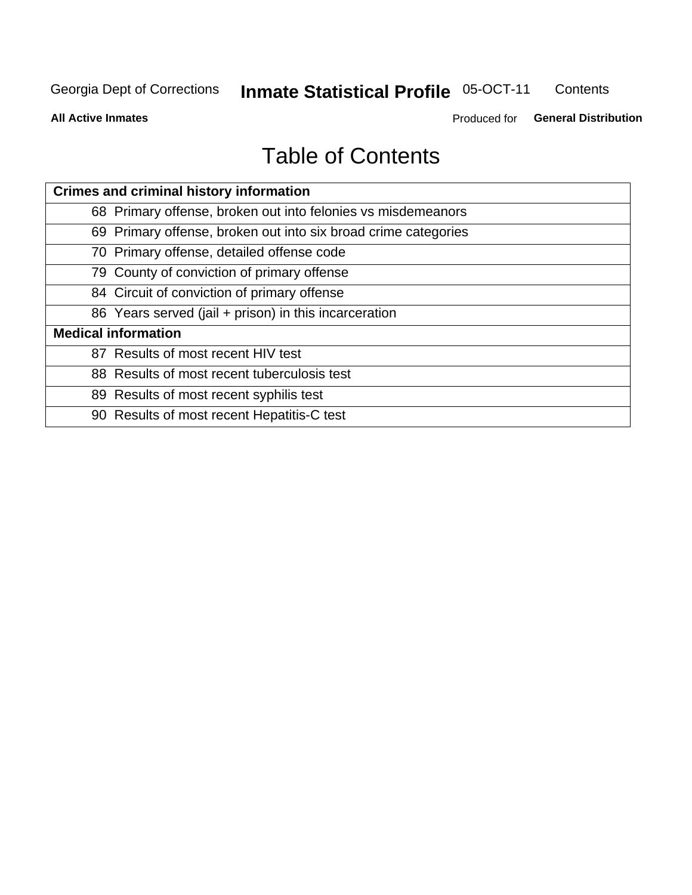# Table of Contents

| | |
|---|---|
| **Crimes and criminal history information** | |
| 68 | Primary offense, broken out into felonies vs misdemeanors |
| 69 | Primary offense, broken out into six broad crime categories |
| 70 | Primary offense, detailed offense code |
| 79 | County of conviction of primary offense |
| 84 | Circuit of conviction of primary offense |
| 86 | Years served (jail + prison) in this incarceration |
| **Medical information** | |
| 87 | Results of most recent HIV test |
| 88 | Results of most recent tuberculosis test |
| 89 | Results of most recent syphilis test |
| 90 | Results of most recent Hepatitis-C test |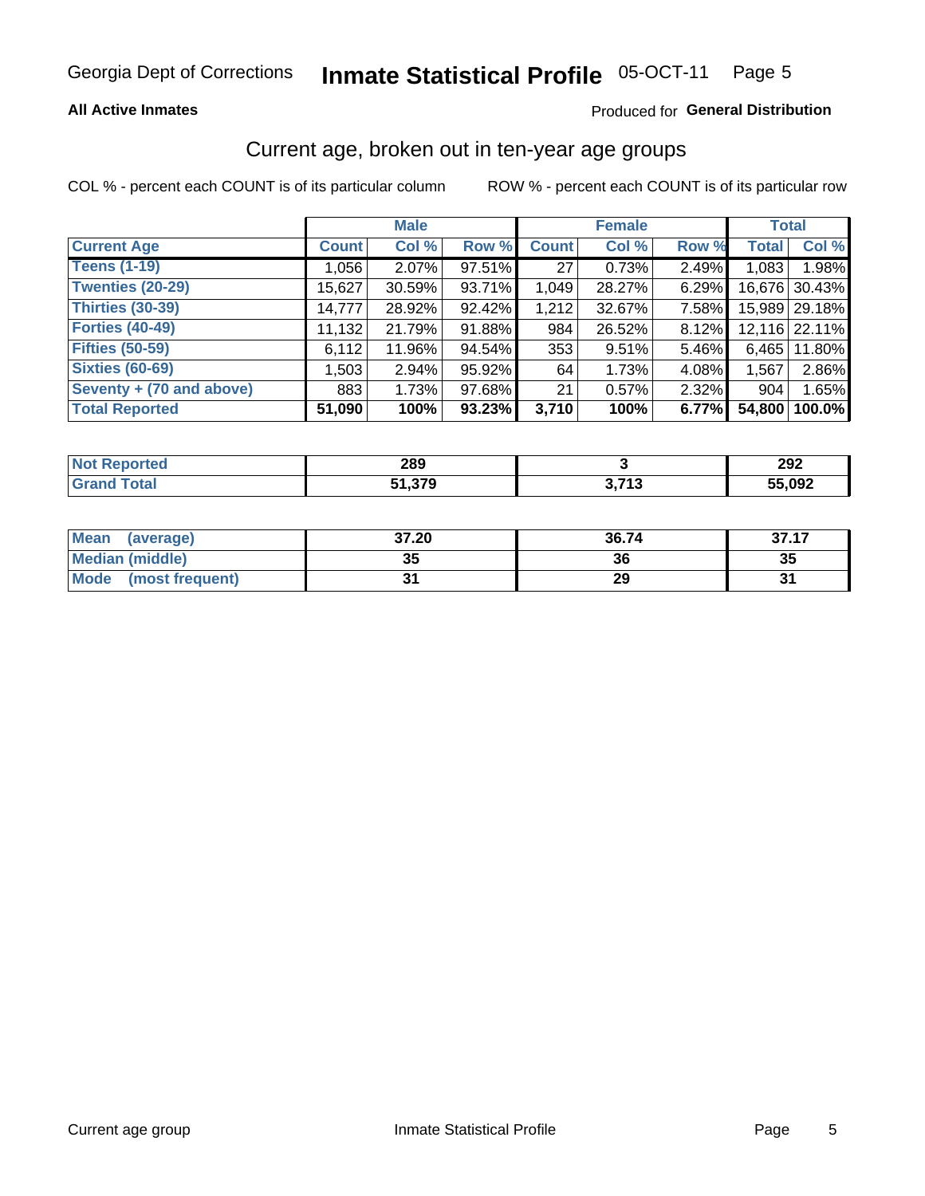Georgia Dept of Corrections **Inmate Statistical Profile** 05-OCT-11

**All Active Inmates**

Produced for **General Distribution**

## Current age, broken out in ten-year age groups

COL % - percent each COUNT is of its particular column

ROW % - percent each COUNT is of its particular row

| | Male | | | Female | | | Total | |
|---|---|---|---|---|---|---|---|---|
| **Current Age** | **Count** | **Col %** | **Row %** | **Count** | **Col %** | **Row %** | **Total** | **Col %** |
| **Teens (1-19)** | 1,056 | 2.07% | 97.51% | 27 | 0.73% | 2.49% | 1,083 | 1.98% |
| **Twenties (20-29)** | 15,627 | 30.59% | 93.71% | 1,049 | 28.27% | 6.29% | 16,676 | 30.43% |
| **Thirties (30-39)** | 14,777 | 28.92% | 92.42% | 1,212 | 32.67% | 7.58% | 15,989 | 29.18% |
| **Forties (40-49)** | 11,132 | 21.79% | 91.88% | 984 | 26.52% | 8.12% | 12,116 | 22.11% |
| **Fifties (50-59)** | 6,112 | 11.96% | 94.54% | 353 | 9.51% | 5.46% | 6,465 | 11.80% |
| **Sixties (60-69)** | 1,503 | 2.94% | 95.92% | 64 | 1.73% | 4.08% | 1,567 | 2.86% |
| **Seventy + (70 and above)** | 883 | 1.73% | 97.68% | 21 | 0.57% | 2.32% | 904 | 1.65% |
| **Total Reported** | **51,090** | **100%** | **93.23%** | **3,710** | **100%** | **6.77%** | **54,800** | **100.0%** |

| | Male | Female | Total |
|---|---|---|---|
| **Not Reported** | **289** | **3** | **292** |
| **Grand Total** | **51,379** | **3,713** | **55,092** |

| | Male | Female | Total |
|---|---|---|---|
| **Mean (average)** | **37.20** | **36.74** | **37.17** |
| **Median (middle)** | **35** | **36** | **35** |
| **Mode (most frequent)** | **31** | **29** | **31** |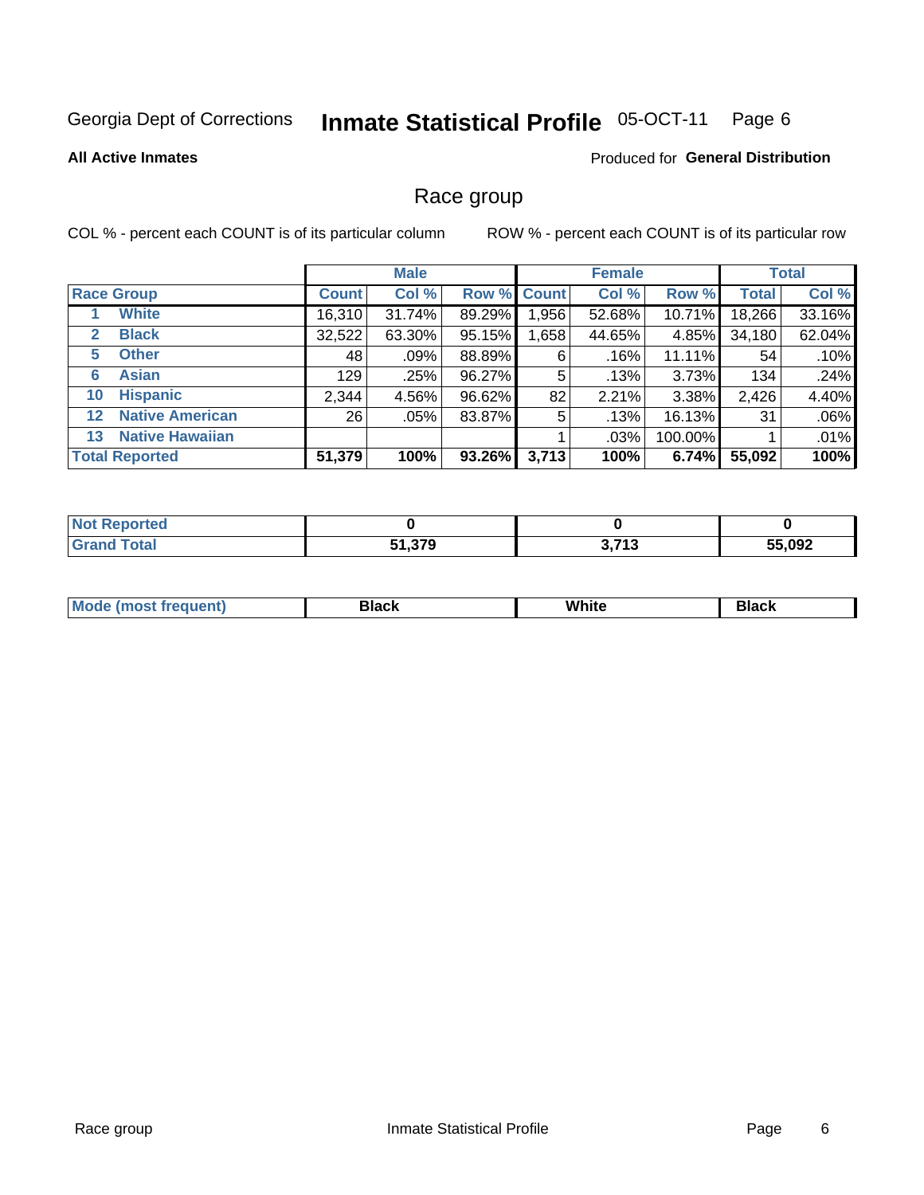Georgia Dept of Corrections **Inmate Statistical Profile** 05-OCT-11 Page 6

**All Active Inmates**

Produced for **General Distribution**

## Race group

COL % - percent each COUNT is of its particular column ROW % - percent each COUNT is of its particular row

| | | Male | | | Female | | | Total | |
|---|---|---|---|---|---|---|---|---|---|
| | **Race Group** | **Count** | **Col %** | **Row %** | **Count** | **Col %** | **Row %** | **Total** | **Col %** |
| 1 | **White** | 16,310 | 31.74% | 89.29% | 1,956 | 52.68% | 10.71% | 18,266 | 33.16% |
| 2 | **Black** | 32,522 | 63.30% | 95.15% | 1,658 | 44.65% | 4.85% | 34,180 | 62.04% |
| 5 | **Other** | 48 | .09% | 88.89% | 6 | .16% | 11.11% | 54 | .10% |
| 6 | **Asian** | 129 | .25% | 96.27% | 5 | .13% | 3.73% | 134 | .24% |
| 10 | **Hispanic** | 2,344 | 4.56% | 96.62% | 82 | 2.21% | 3.38% | 2,426 | 4.40% |
| 12 | **Native American** | 26 | .05% | 83.87% | 5 | .13% | 16.13% | 31 | .06% |
| 13 | **Native Hawaiian** | | | | 1 | .03% | 100.00% | 1 | .01% |
| **Total Reported** | | **51,379** | **100%** | **93.26%** | **3,713** | **100%** | **6.74%** | **55,092** | **100%** |

| | Male | Female | Total |
|---|---|---|---|
| **Not Reported** | **0** | **0** | **0** |
| **Grand Total** | **51,379** | **3,713** | **55,092** |

| | Male | Female | Total |
|---|---|---|---|
| **Mode (most frequent)** | **Black** | **White** | **Black** |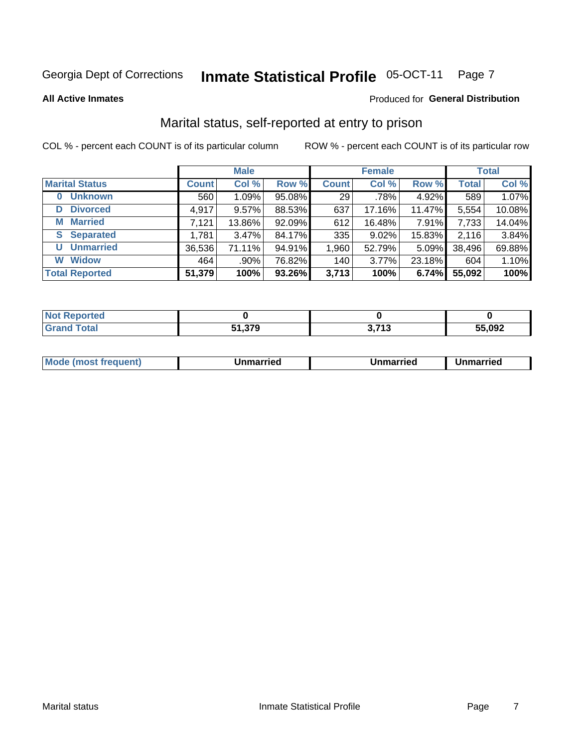Georgia Dept of Corrections **Inmate Statistical Profile** 05-OCT-11

**All Active Inmates**

Produced for **General Distribution**

## Marital status, self-reported at entry to prison

COL % - percent each COUNT is of its particular column

ROW % - percent each COUNT is of its particular row

| | Male | | | Female | | | Total | |
|---|---|---|---|---|---|---|---|---|
| **Marital Status** | **Count** | **Col %** | **Row %** | **Count** | **Col %** | **Row %** | **Total** | **Col %** |
| **0 Unknown** | 560 | 1.09% | 95.08% | 29 | .78% | 4.92% | 589 | 1.07% |
| **D Divorced** | 4,917 | 9.57% | 88.53% | 637 | 17.16% | 11.47% | 5,554 | 10.08% |
| **M Married** | 7,121 | 13.86% | 92.09% | 612 | 16.48% | 7.91% | 7,733 | 14.04% |
| **S Separated** | 1,781 | 3.47% | 84.17% | 335 | 9.02% | 15.83% | 2,116 | 3.84% |
| **U Unmarried** | 36,536 | 71.11% | 94.91% | 1,960 | 52.79% | 5.09% | 38,496 | 69.88% |
| **W Widow** | 464 | .90% | 76.82% | 140 | 3.77% | 23.18% | 604 | 1.10% |
| **Total Reported** | **51,379** | **100%** | **93.26%** | **3,713** | **100%** | **6.74%** | **55,092** | **100%** |

| | Male | Female | Total |
|---|---|---|---|
| **Not Reported** | **0** | **0** | **0** |
| **Grand Total** | **51,379** | **3,713** | **55,092** |

| | Male | Female | Total |
|---|---|---|---|
| **Mode (most frequent)** | **Unmarried** | **Unmarried** | **Unmarried** |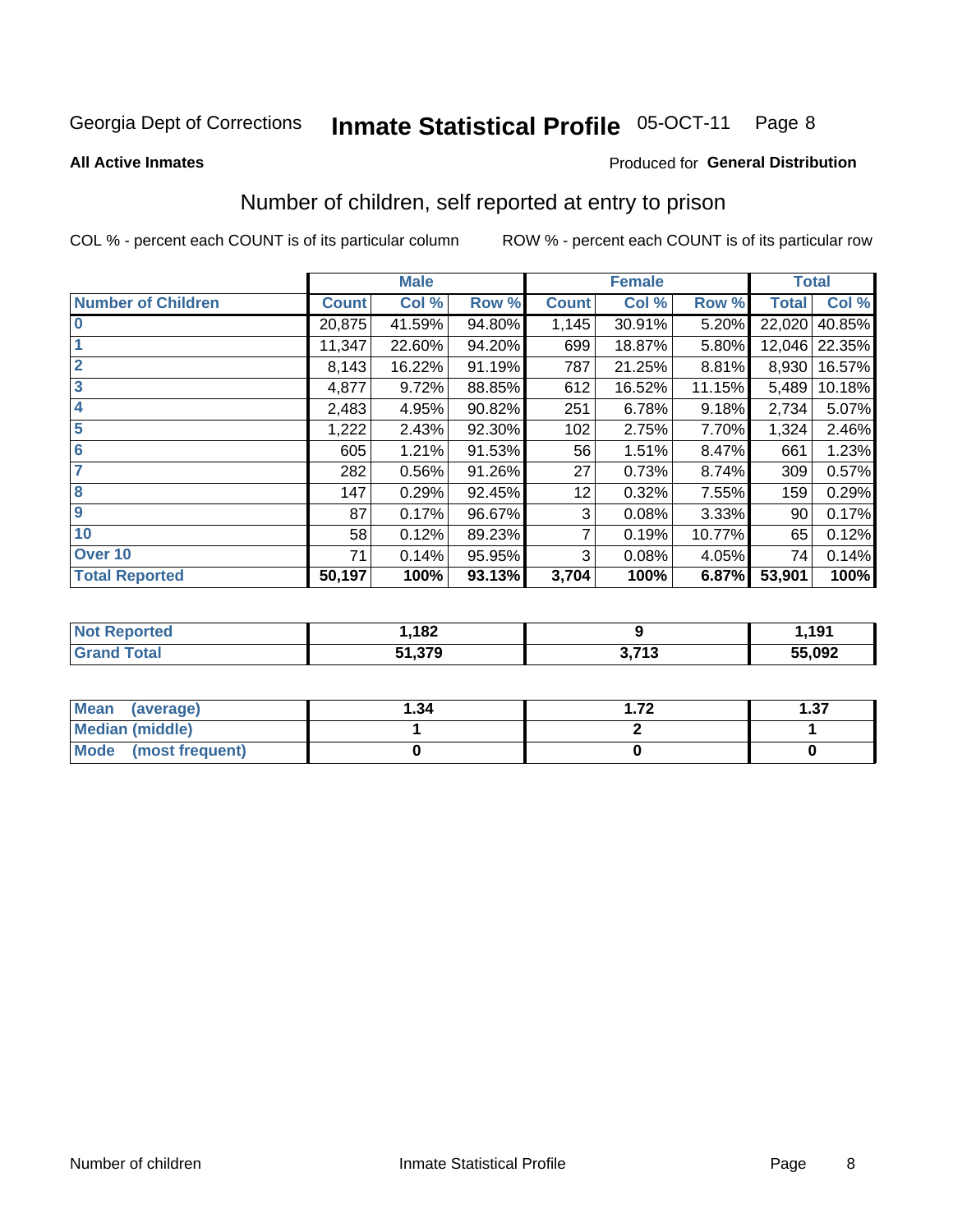Georgia Dept of Corrections **Inmate Statistical Profile** 05-OCT-11

**All Active Inmates**

Produced for **General Distribution**

## Number of children, self reported at entry to prison

COL % - percent each COUNT is of its particular column

ROW % - percent each COUNT is of its particular row

| | Male | | | Female | | | Total | |
|---|---|---|---|---|---|---|---|---|
| **Number of Children** | **Count** | **Col %** | **Row %** | **Count** | **Col %** | **Row %** | **Total** | **Col %** |
| **0** | 20,875 | 41.59% | 94.80% | 1,145 | 30.91% | 5.20% | 22,020 | 40.85% |
| **1** | 11,347 | 22.60% | 94.20% | 699 | 18.87% | 5.80% | 12,046 | 22.35% |
| **2** | 8,143 | 16.22% | 91.19% | 787 | 21.25% | 8.81% | 8,930 | 16.57% |
| **3** | 4,877 | 9.72% | 88.85% | 612 | 16.52% | 11.15% | 5,489 | 10.18% |
| **4** | 2,483 | 4.95% | 90.82% | 251 | 6.78% | 9.18% | 2,734 | 5.07% |
| **5** | 1,222 | 2.43% | 92.30% | 102 | 2.75% | 7.70% | 1,324 | 2.46% |
| **6** | 605 | 1.21% | 91.53% | 56 | 1.51% | 8.47% | 661 | 1.23% |
| **7** | 282 | 0.56% | 91.26% | 27 | 0.73% | 8.74% | 309 | 0.57% |
| **8** | 147 | 0.29% | 92.45% | 12 | 0.32% | 7.55% | 159 | 0.29% |
| **9** | 87 | 0.17% | 96.67% | 3 | 0.08% | 3.33% | 90 | 0.17% |
| **10** | 58 | 0.12% | 89.23% | 7 | 0.19% | 10.77% | 65 | 0.12% |
| **Over 10** | 71 | 0.14% | 95.95% | 3 | 0.08% | 4.05% | 74 | 0.14% |
| **Total Reported** | **50,197** | **100%** | **93.13%** | **3,704** | **100%** | **6.87%** | **53,901** | **100%** |

| | Male | Female | Total |
|---|---|---|---|
| **Not Reported** | **1,182** | **9** | **1,191** |
| **Grand Total** | **51,379** | **3,713** | **55,092** |

| | Male | Female | Total |
|---|---|---|---|
| **Mean (average)** | **1.34** | **1.72** | **1.37** |
| **Median (middle)** | **1** | **2** | **1** |
| **Mode (most frequent)** | **0** | **0** | **0** |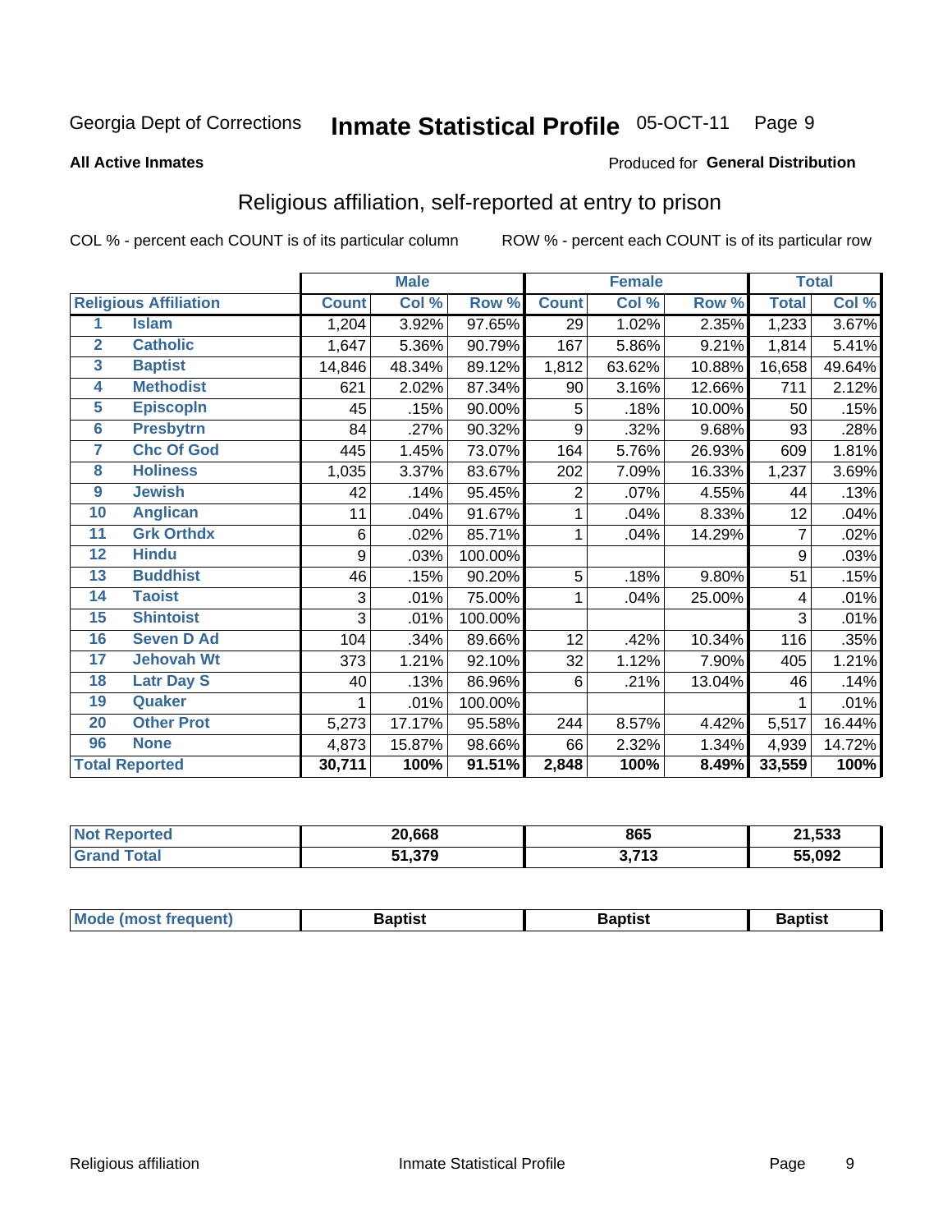Georgia Dept of Corrections **Inmate Statistical Profile** 05-OCT-11

**All Active Inmates**

Produced for **General Distribution**

## Religious affiliation, self-reported at entry to prison

COL % - percent each COUNT is of its particular column ROW % - percent each COUNT is of its particular row

| | | Male | | | Female | | | Total | |
|---|---|---|---|---|---|---|---|---|---|
| **Religious Affiliation** | | **Count** | **Col %** | **Row %** | **Count** | **Col %** | **Row %** | **Total** | **Col %** |
| 1 | Islam | 1,204 | 3.92% | 97.65% | 29 | 1.02% | 2.35% | 1,233 | 3.67% |
| 2 | Catholic | 1,647 | 5.36% | 90.79% | 167 | 5.86% | 9.21% | 1,814 | 5.41% |
| 3 | Baptist | 14,846 | 48.34% | 89.12% | 1,812 | 63.62% | 10.88% | 16,658 | 49.64% |
| 4 | Methodist | 621 | 2.02% | 87.34% | 90 | 3.16% | 12.66% | 711 | 2.12% |
| 5 | Episcopln | 45 | .15% | 90.00% | 5 | .18% | 10.00% | 50 | .15% |
| 6 | Presbytrn | 84 | .27% | 90.32% | 9 | .32% | 9.68% | 93 | .28% |
| 7 | Chc Of God | 445 | 1.45% | 73.07% | 164 | 5.76% | 26.93% | 609 | 1.81% |
| 8 | Holiness | 1,035 | 3.37% | 83.67% | 202 | 7.09% | 16.33% | 1,237 | 3.69% |
| 9 | Jewish | 42 | .14% | 95.45% | 2 | .07% | 4.55% | 44 | .13% |
| 10 | Anglican | 11 | .04% | 91.67% | 1 | .04% | 8.33% | 12 | .04% |
| 11 | Grk Orthdx | 6 | .02% | 85.71% | 1 | .04% | 14.29% | 7 | .02% |
| 12 | Hindu | 9 | .03% | 100.00% | | | | 9 | .03% |
| 13 | Buddhist | 46 | .15% | 90.20% | 5 | .18% | 9.80% | 51 | .15% |
| 14 | Taoist | 3 | .01% | 75.00% | 1 | .04% | 25.00% | 4 | .01% |
| 15 | Shintoist | 3 | .01% | 100.00% | | | | 3 | .01% |
| 16 | Seven D Ad | 104 | .34% | 89.66% | 12 | .42% | 10.34% | 116 | .35% |
| 17 | Jehovah Wt | 373 | 1.21% | 92.10% | 32 | 1.12% | 7.90% | 405 | 1.21% |
| 18 | Latr Day S | 40 | .13% | 86.96% | 6 | .21% | 13.04% | 46 | .14% |
| 19 | Quaker | 1 | .01% | 100.00% | | | | 1 | .01% |
| 20 | Other Prot | 5,273 | 17.17% | 95.58% | 244 | 8.57% | 4.42% | 5,517 | 16.44% |
| 96 | None | 4,873 | 15.87% | 98.66% | 66 | 2.32% | 1.34% | 4,939 | 14.72% |
| **Total Reported** | | **30,711** | **100%** | **91.51%** | **2,848** | **100%** | **8.49%** | **33,559** | **100%** |

| | Male | Female | Total |
|---|---|---|---|
| Not Reported | 20,668 | 865 | 21,533 |
| Grand Total | 51,379 | 3,713 | 55,092 |

| | Male | Female | Total |
|---|---|---|---|
| Mode (most frequent) | Baptist | Baptist | Baptist |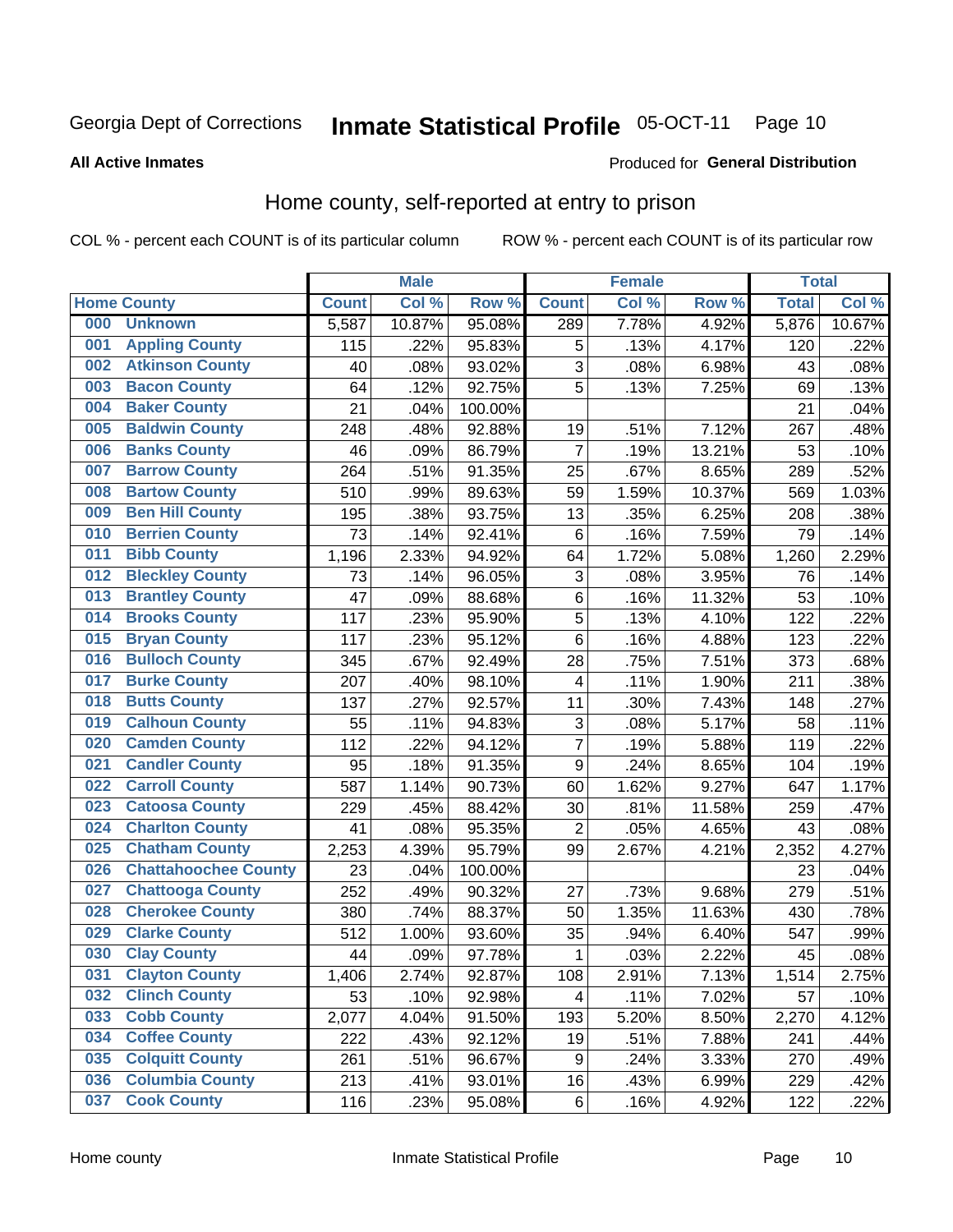Georgia Dept of Corrections **Inmate Statistical Profile** 05-OCT-11 Page 10

**All Active Inmates**

Produced for **General Distribution**

## Home county, self-reported at entry to prison

COL % - percent each COUNT is of its particular column ROW % - percent each COUNT is of its particular row

| Home County | | Male | | | Female | | | Total | |
|---|---|---|---|---|---|---|---|---|---|
| | | Count | Col % | Row % | Count | Col % | Row % | Total | Col % |
| 000 | Unknown | 5,587 | 10.87% | 95.08% | 289 | 7.78% | 4.92% | 5,876 | 10.67% |
| 001 | Appling County | 115 | .22% | 95.83% | 5 | .13% | 4.17% | 120 | .22% |
| 002 | Atkinson County | 40 | .08% | 93.02% | 3 | .08% | 6.98% | 43 | .08% |
| 003 | Bacon County | 64 | .12% | 92.75% | 5 | .13% | 7.25% | 69 | .13% |
| 004 | Baker County | 21 | .04% | 100.00% | | | | 21 | .04% |
| 005 | Baldwin County | 248 | .48% | 92.88% | 19 | .51% | 7.12% | 267 | .48% |
| 006 | Banks County | 46 | .09% | 86.79% | 7 | .19% | 13.21% | 53 | .10% |
| 007 | Barrow County | 264 | .51% | 91.35% | 25 | .67% | 8.65% | 289 | .52% |
| 008 | Bartow County | 510 | .99% | 89.63% | 59 | 1.59% | 10.37% | 569 | 1.03% |
| 009 | Ben Hill County | 195 | .38% | 93.75% | 13 | .35% | 6.25% | 208 | .38% |
| 010 | Berrien County | 73 | .14% | 92.41% | 6 | .16% | 7.59% | 79 | .14% |
| 011 | Bibb County | 1,196 | 2.33% | 94.92% | 64 | 1.72% | 5.08% | 1,260 | 2.29% |
| 012 | Bleckley County | 73 | .14% | 96.05% | 3 | .08% | 3.95% | 76 | .14% |
| 013 | Brantley County | 47 | .09% | 88.68% | 6 | .16% | 11.32% | 53 | .10% |
| 014 | Brooks County | 117 | .23% | 95.90% | 5 | .13% | 4.10% | 122 | .22% |
| 015 | Bryan County | 117 | .23% | 95.12% | 6 | .16% | 4.88% | 123 | .22% |
| 016 | Bulloch County | 345 | .67% | 92.49% | 28 | .75% | 7.51% | 373 | .68% |
| 017 | Burke County | 207 | .40% | 98.10% | 4 | .11% | 1.90% | 211 | .38% |
| 018 | Butts County | 137 | .27% | 92.57% | 11 | .30% | 7.43% | 148 | .27% |
| 019 | Calhoun County | 55 | .11% | 94.83% | 3 | .08% | 5.17% | 58 | .11% |
| 020 | Camden County | 112 | .22% | 94.12% | 7 | .19% | 5.88% | 119 | .22% |
| 021 | Candler County | 95 | .18% | 91.35% | 9 | .24% | 8.65% | 104 | .19% |
| 022 | Carroll County | 587 | 1.14% | 90.73% | 60 | 1.62% | 9.27% | 647 | 1.17% |
| 023 | Catoosa County | 229 | .45% | 88.42% | 30 | .81% | 11.58% | 259 | .47% |
| 024 | Charlton County | 41 | .08% | 95.35% | 2 | .05% | 4.65% | 43 | .08% |
| 025 | Chatham County | 2,253 | 4.39% | 95.79% | 99 | 2.67% | 4.21% | 2,352 | 4.27% |
| 026 | Chattahoochee County | 23 | .04% | 100.00% | | | | 23 | .04% |
| 027 | Chattooga County | 252 | .49% | 90.32% | 27 | .73% | 9.68% | 279 | .51% |
| 028 | Cherokee County | 380 | .74% | 88.37% | 50 | 1.35% | 11.63% | 430 | .78% |
| 029 | Clarke County | 512 | 1.00% | 93.60% | 35 | .94% | 6.40% | 547 | .99% |
| 030 | Clay County | 44 | .09% | 97.78% | 1 | .03% | 2.22% | 45 | .08% |
| 031 | Clayton County | 1,406 | 2.74% | 92.87% | 108 | 2.91% | 7.13% | 1,514 | 2.75% |
| 032 | Clinch County | 53 | .10% | 92.98% | 4 | .11% | 7.02% | 57 | .10% |
| 033 | Cobb County | 2,077 | 4.04% | 91.50% | 193 | 5.20% | 8.50% | 2,270 | 4.12% |
| 034 | Coffee County | 222 | .43% | 92.12% | 19 | .51% | 7.88% | 241 | .44% |
| 035 | Colquitt County | 261 | .51% | 96.67% | 9 | .24% | 3.33% | 270 | .49% |
| 036 | Columbia County | 213 | .41% | 93.01% | 16 | .43% | 6.99% | 229 | .42% |
| 037 | Cook County | 116 | .23% | 95.08% | 6 | .16% | 4.92% | 122 | .22% |

Home county Inmate Statistical Profile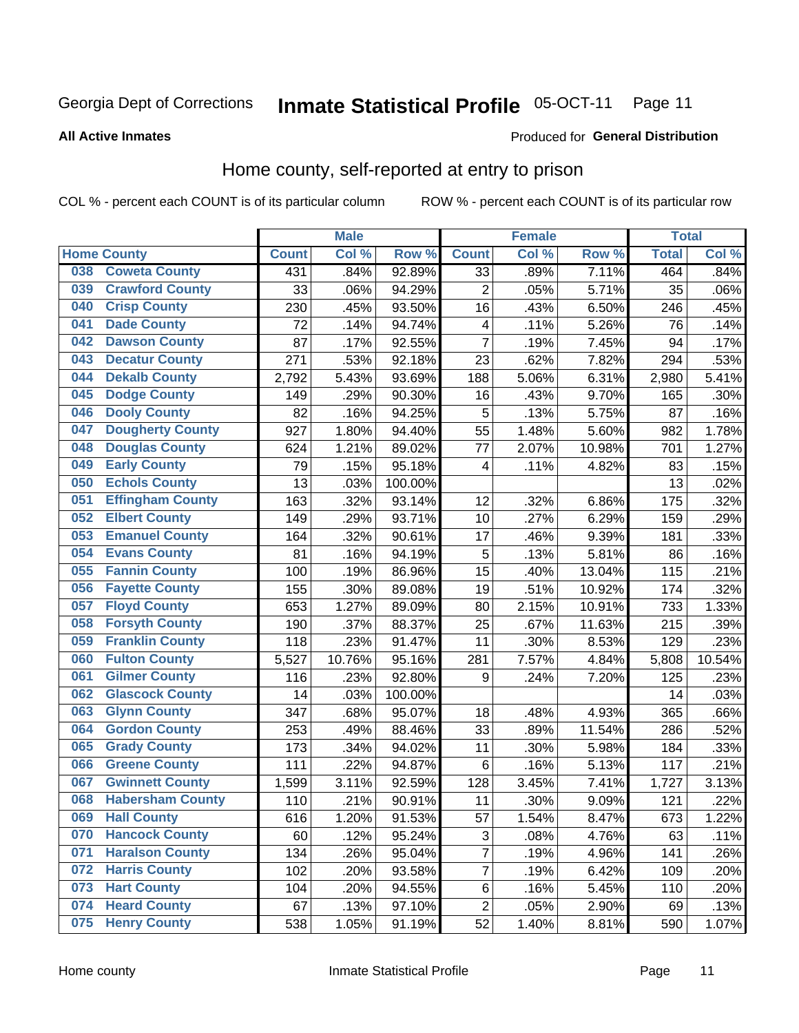Georgia Dept of Corrections **Inmate Statistical Profile** 05-OCT-11

**All Active Inmates**

Produced for **General Distribution**

## Home county, self-reported at entry to prison

COL % - percent each COUNT is of its particular column

ROW % - percent each COUNT is of its particular row

| Home County | | Male | | | Female | | | Total | |
|---|---|---|---|---|---|---|---|---|---|
| | | Count | Col % | Row % | Count | Col % | Row % | Total | Col % |
| 038 | Coweta County | 431 | .84% | 92.89% | 33 | .89% | 7.11% | 464 | .84% |
| 039 | Crawford County | 33 | .06% | 94.29% | 2 | .05% | 5.71% | 35 | .06% |
| 040 | Crisp County | 230 | .45% | 93.50% | 16 | .43% | 6.50% | 246 | .45% |
| 041 | Dade County | 72 | .14% | 94.74% | 4 | .11% | 5.26% | 76 | .14% |
| 042 | Dawson County | 87 | .17% | 92.55% | 7 | .19% | 7.45% | 94 | .17% |
| 043 | Decatur County | 271 | .53% | 92.18% | 23 | .62% | 7.82% | 294 | .53% |
| 044 | Dekalb County | 2,792 | 5.43% | 93.69% | 188 | 5.06% | 6.31% | 2,980 | 5.41% |
| 045 | Dodge County | 149 | .29% | 90.30% | 16 | .43% | 9.70% | 165 | .30% |
| 046 | Dooly County | 82 | .16% | 94.25% | 5 | .13% | 5.75% | 87 | .16% |
| 047 | Dougherty County | 927 | 1.80% | 94.40% | 55 | 1.48% | 5.60% | 982 | 1.78% |
| 048 | Douglas County | 624 | 1.21% | 89.02% | 77 | 2.07% | 10.98% | 701 | 1.27% |
| 049 | Early County | 79 | .15% | 95.18% | 4 | .11% | 4.82% | 83 | .15% |
| 050 | Echols County | 13 | .03% | 100.00% | | | | 13 | .02% |
| 051 | Effingham County | 163 | .32% | 93.14% | 12 | .32% | 6.86% | 175 | .32% |
| 052 | Elbert County | 149 | .29% | 93.71% | 10 | .27% | 6.29% | 159 | .29% |
| 053 | Emanuel County | 164 | .32% | 90.61% | 17 | .46% | 9.39% | 181 | .33% |
| 054 | Evans County | 81 | .16% | 94.19% | 5 | .13% | 5.81% | 86 | .16% |
| 055 | Fannin County | 100 | .19% | 86.96% | 15 | .40% | 13.04% | 115 | .21% |
| 056 | Fayette County | 155 | .30% | 89.08% | 19 | .51% | 10.92% | 174 | .32% |
| 057 | Floyd County | 653 | 1.27% | 89.09% | 80 | 2.15% | 10.91% | 733 | 1.33% |
| 058 | Forsyth County | 190 | .37% | 88.37% | 25 | .67% | 11.63% | 215 | .39% |
| 059 | Franklin County | 118 | .23% | 91.47% | 11 | .30% | 8.53% | 129 | .23% |
| 060 | Fulton County | 5,527 | 10.76% | 95.16% | 281 | 7.57% | 4.84% | 5,808 | 10.54% |
| 061 | Gilmer County | 116 | .23% | 92.80% | 9 | .24% | 7.20% | 125 | .23% |
| 062 | Glascock County | 14 | .03% | 100.00% | | | | 14 | .03% |
| 063 | Glynn County | 347 | .68% | 95.07% | 18 | .48% | 4.93% | 365 | .66% |
| 064 | Gordon County | 253 | .49% | 88.46% | 33 | .89% | 11.54% | 286 | .52% |
| 065 | Grady County | 173 | .34% | 94.02% | 11 | .30% | 5.98% | 184 | .33% |
| 066 | Greene County | 111 | .22% | 94.87% | 6 | .16% | 5.13% | 117 | .21% |
| 067 | Gwinnett County | 1,599 | 3.11% | 92.59% | 128 | 3.45% | 7.41% | 1,727 | 3.13% |
| 068 | Habersham County | 110 | .21% | 90.91% | 11 | .30% | 9.09% | 121 | .22% |
| 069 | Hall County | 616 | 1.20% | 91.53% | 57 | 1.54% | 8.47% | 673 | 1.22% |
| 070 | Hancock County | 60 | .12% | 95.24% | 3 | .08% | 4.76% | 63 | .11% |
| 071 | Haralson County | 134 | .26% | 95.04% | 7 | .19% | 4.96% | 141 | .26% |
| 072 | Harris County | 102 | .20% | 93.58% | 7 | .19% | 6.42% | 109 | .20% |
| 073 | Hart County | 104 | .20% | 94.55% | 6 | .16% | 5.45% | 110 | .20% |
| 074 | Heard County | 67 | .13% | 97.10% | 2 | .05% | 2.90% | 69 | .13% |
| 075 | Henry County | 538 | 1.05% | 91.19% | 52 | 1.40% | 8.81% | 590 | 1.07% |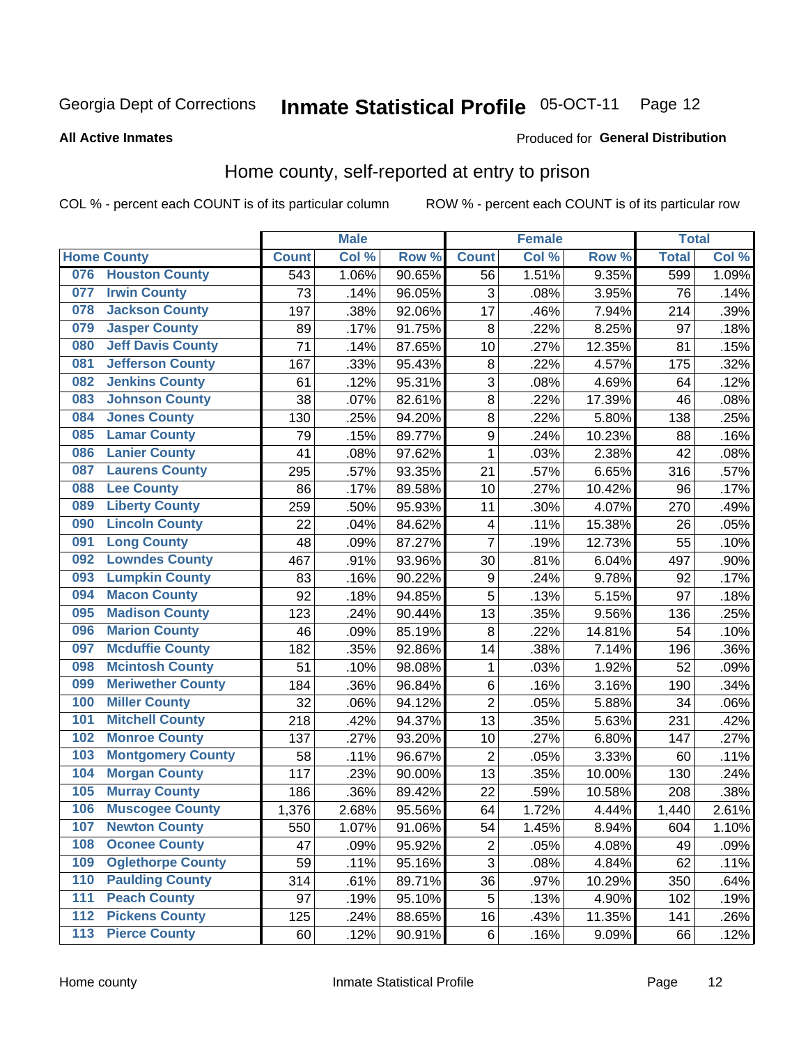Georgia Dept of Corrections **Inmate Statistical Profile** 05-OCT-11

**All Active Inmates**

Produced for **General Distribution**

## Home county, self-reported at entry to prison

COL % - percent each COUNT is of its particular column    ROW % - percent each COUNT is of its particular row

| Home County | | Male | | | Female | | | Total | |
|---|---|---|---|---|---|---|---|---|---|
| | | Count | Col % | Row % | Count | Col % | Row % | Total | Col % |
| 076 | Houston County | 543 | 1.06% | 90.65% | 56 | 1.51% | 9.35% | 599 | 1.09% |
| 077 | Irwin County | 73 | .14% | 96.05% | 3 | .08% | 3.95% | 76 | .14% |
| 078 | Jackson County | 197 | .38% | 92.06% | 17 | .46% | 7.94% | 214 | .39% |
| 079 | Jasper County | 89 | .17% | 91.75% | 8 | .22% | 8.25% | 97 | .18% |
| 080 | Jeff Davis County | 71 | .14% | 87.65% | 10 | .27% | 12.35% | 81 | .15% |
| 081 | Jefferson County | 167 | .33% | 95.43% | 8 | .22% | 4.57% | 175 | .32% |
| 082 | Jenkins County | 61 | .12% | 95.31% | 3 | .08% | 4.69% | 64 | .12% |
| 083 | Johnson County | 38 | .07% | 82.61% | 8 | .22% | 17.39% | 46 | .08% |
| 084 | Jones County | 130 | .25% | 94.20% | 8 | .22% | 5.80% | 138 | .25% |
| 085 | Lamar County | 79 | .15% | 89.77% | 9 | .24% | 10.23% | 88 | .16% |
| 086 | Lanier County | 41 | .08% | 97.62% | 1 | .03% | 2.38% | 42 | .08% |
| 087 | Laurens County | 295 | .57% | 93.35% | 21 | .57% | 6.65% | 316 | .57% |
| 088 | Lee County | 86 | .17% | 89.58% | 10 | .27% | 10.42% | 96 | .17% |
| 089 | Liberty County | 259 | .50% | 95.93% | 11 | .30% | 4.07% | 270 | .49% |
| 090 | Lincoln County | 22 | .04% | 84.62% | 4 | .11% | 15.38% | 26 | .05% |
| 091 | Long County | 48 | .09% | 87.27% | 7 | .19% | 12.73% | 55 | .10% |
| 092 | Lowndes County | 467 | .91% | 93.96% | 30 | .81% | 6.04% | 497 | .90% |
| 093 | Lumpkin County | 83 | .16% | 90.22% | 9 | .24% | 9.78% | 92 | .17% |
| 094 | Macon County | 92 | .18% | 94.85% | 5 | .13% | 5.15% | 97 | .18% |
| 095 | Madison County | 123 | .24% | 90.44% | 13 | .35% | 9.56% | 136 | .25% |
| 096 | Marion County | 46 | .09% | 85.19% | 8 | .22% | 14.81% | 54 | .10% |
| 097 | Mcduffie County | 182 | .35% | 92.86% | 14 | .38% | 7.14% | 196 | .36% |
| 098 | Mcintosh County | 51 | .10% | 98.08% | 1 | .03% | 1.92% | 52 | .09% |
| 099 | Meriwether County | 184 | .36% | 96.84% | 6 | .16% | 3.16% | 190 | .34% |
| 100 | Miller County | 32 | .06% | 94.12% | 2 | .05% | 5.88% | 34 | .06% |
| 101 | Mitchell County | 218 | .42% | 94.37% | 13 | .35% | 5.63% | 231 | .42% |
| 102 | Monroe County | 137 | .27% | 93.20% | 10 | .27% | 6.80% | 147 | .27% |
| 103 | Montgomery County | 58 | .11% | 96.67% | 2 | .05% | 3.33% | 60 | .11% |
| 104 | Morgan County | 117 | .23% | 90.00% | 13 | .35% | 10.00% | 130 | .24% |
| 105 | Murray County | 186 | .36% | 89.42% | 22 | .59% | 10.58% | 208 | .38% |
| 106 | Muscogee County | 1,376 | 2.68% | 95.56% | 64 | 1.72% | 4.44% | 1,440 | 2.61% |
| 107 | Newton County | 550 | 1.07% | 91.06% | 54 | 1.45% | 8.94% | 604 | 1.10% |
| 108 | Oconee County | 47 | .09% | 95.92% | 2 | .05% | 4.08% | 49 | .09% |
| 109 | Oglethorpe County | 59 | .11% | 95.16% | 3 | .08% | 4.84% | 62 | .11% |
| 110 | Paulding County | 314 | .61% | 89.71% | 36 | .97% | 10.29% | 350 | .64% |
| 111 | Peach County | 97 | .19% | 95.10% | 5 | .13% | 4.90% | 102 | .19% |
| 112 | Pickens County | 125 | .24% | 88.65% | 16 | .43% | 11.35% | 141 | .26% |
| 113 | Pierce County | 60 | .12% | 90.91% | 6 | .16% | 9.09% | 66 | .12% |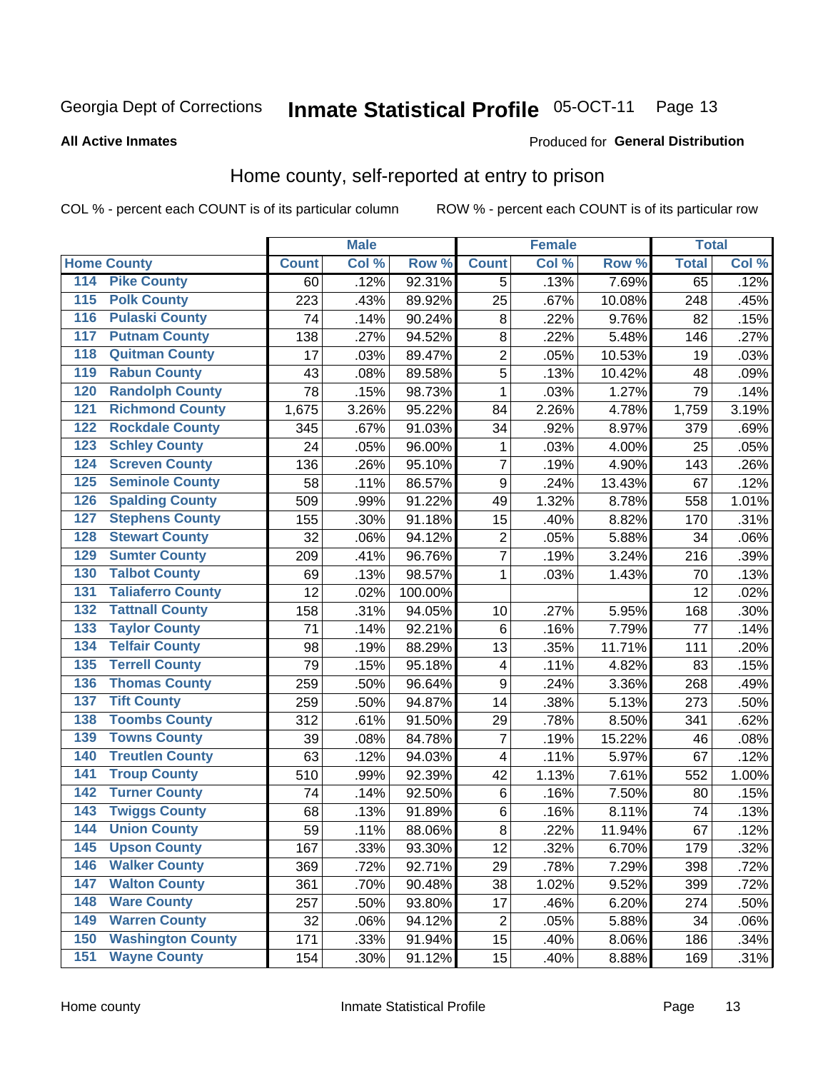Georgia Dept of Corrections **Inmate Statistical Profile** 05-OCT-11

**All Active Inmates**

Produced for **General Distribution**

## Home county, self-reported at entry to prison

COL % - percent each COUNT is of its particular column ROW % - percent each COUNT is of its particular row

| Home County | | Male | | | Female | | | Total | |
|---|---|---|---|---|---|---|---|---|---|
| | | Count | Col % | Row % | Count | Col % | Row % | Total | Col % |
| 114 | Pike County | 60 | .12% | 92.31% | 5 | .13% | 7.69% | 65 | .12% |
| 115 | Polk County | 223 | .43% | 89.92% | 25 | .67% | 10.08% | 248 | .45% |
| 116 | Pulaski County | 74 | .14% | 90.24% | 8 | .22% | 9.76% | 82 | .15% |
| 117 | Putnam County | 138 | .27% | 94.52% | 8 | .22% | 5.48% | 146 | .27% |
| 118 | Quitman County | 17 | .03% | 89.47% | 2 | .05% | 10.53% | 19 | .03% |
| 119 | Rabun County | 43 | .08% | 89.58% | 5 | .13% | 10.42% | 48 | .09% |
| 120 | Randolph County | 78 | .15% | 98.73% | 1 | .03% | 1.27% | 79 | .14% |
| 121 | Richmond County | 1,675 | 3.26% | 95.22% | 84 | 2.26% | 4.78% | 1,759 | 3.19% |
| 122 | Rockdale County | 345 | .67% | 91.03% | 34 | .92% | 8.97% | 379 | .69% |
| 123 | Schley County | 24 | .05% | 96.00% | 1 | .03% | 4.00% | 25 | .05% |
| 124 | Screven County | 136 | .26% | 95.10% | 7 | .19% | 4.90% | 143 | .26% |
| 125 | Seminole County | 58 | .11% | 86.57% | 9 | .24% | 13.43% | 67 | .12% |
| 126 | Spalding County | 509 | .99% | 91.22% | 49 | 1.32% | 8.78% | 558 | 1.01% |
| 127 | Stephens County | 155 | .30% | 91.18% | 15 | .40% | 8.82% | 170 | .31% |
| 128 | Stewart County | 32 | .06% | 94.12% | 2 | .05% | 5.88% | 34 | .06% |
| 129 | Sumter County | 209 | .41% | 96.76% | 7 | .19% | 3.24% | 216 | .39% |
| 130 | Talbot County | 69 | .13% | 98.57% | 1 | .03% | 1.43% | 70 | .13% |
| 131 | Taliaferro County | 12 | .02% | 100.00% | | | | 12 | .02% |
| 132 | Tattnall County | 158 | .31% | 94.05% | 10 | .27% | 5.95% | 168 | .30% |
| 133 | Taylor County | 71 | .14% | 92.21% | 6 | .16% | 7.79% | 77 | .14% |
| 134 | Telfair County | 98 | .19% | 88.29% | 13 | .35% | 11.71% | 111 | .20% |
| 135 | Terrell County | 79 | .15% | 95.18% | 4 | .11% | 4.82% | 83 | .15% |
| 136 | Thomas County | 259 | .50% | 96.64% | 9 | .24% | 3.36% | 268 | .49% |
| 137 | Tift County | 259 | .50% | 94.87% | 14 | .38% | 5.13% | 273 | .50% |
| 138 | Toombs County | 312 | .61% | 91.50% | 29 | .78% | 8.50% | 341 | .62% |
| 139 | Towns County | 39 | .08% | 84.78% | 7 | .19% | 15.22% | 46 | .08% |
| 140 | Treutlen County | 63 | .12% | 94.03% | 4 | .11% | 5.97% | 67 | .12% |
| 141 | Troup County | 510 | .99% | 92.39% | 42 | 1.13% | 7.61% | 552 | 1.00% |
| 142 | Turner County | 74 | .14% | 92.50% | 6 | .16% | 7.50% | 80 | .15% |
| 143 | Twiggs County | 68 | .13% | 91.89% | 6 | .16% | 8.11% | 74 | .13% |
| 144 | Union County | 59 | .11% | 88.06% | 8 | .22% | 11.94% | 67 | .12% |
| 145 | Upson County | 167 | .33% | 93.30% | 12 | .32% | 6.70% | 179 | .32% |
| 146 | Walker County | 369 | .72% | 92.71% | 29 | .78% | 7.29% | 398 | .72% |
| 147 | Walton County | 361 | .70% | 90.48% | 38 | 1.02% | 9.52% | 399 | .72% |
| 148 | Ware County | 257 | .50% | 93.80% | 17 | .46% | 6.20% | 274 | .50% |
| 149 | Warren County | 32 | .06% | 94.12% | 2 | .05% | 5.88% | 34 | .06% |
| 150 | Washington County | 171 | .33% | 91.94% | 15 | .40% | 8.06% | 186 | .34% |
| 151 | Wayne County | 154 | .30% | 91.12% | 15 | .40% | 8.88% | 169 | .31% |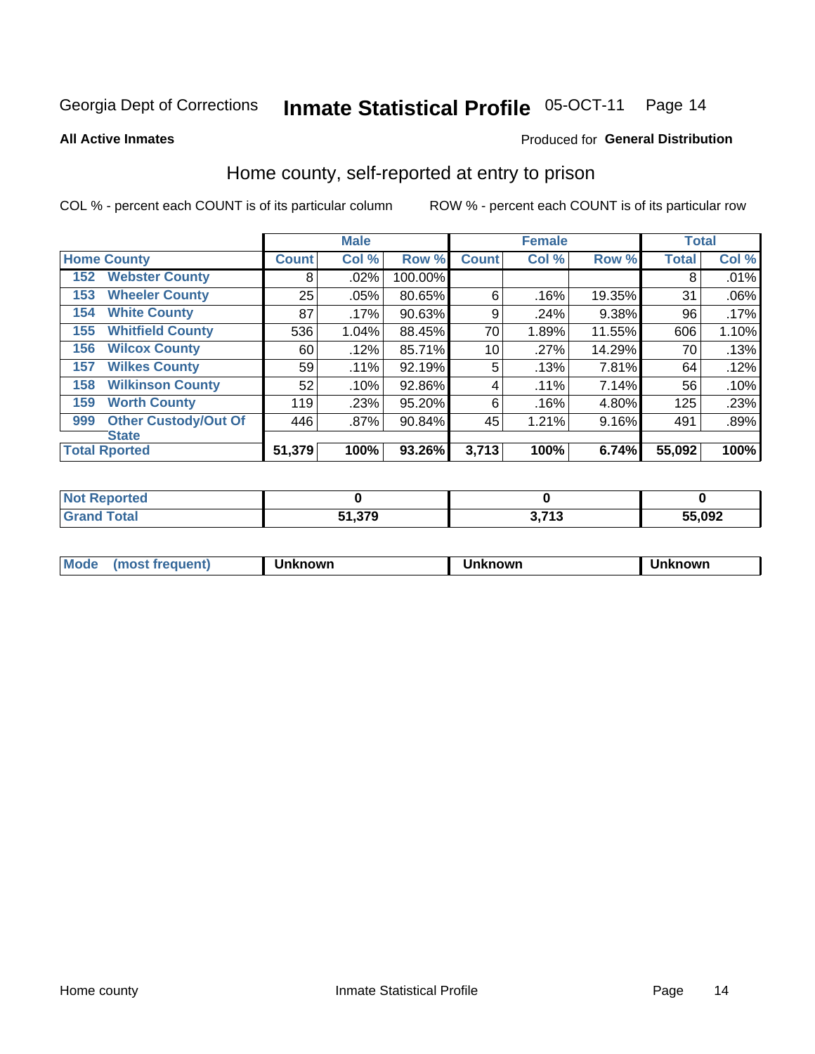Georgia Dept of Corrections **Inmate Statistical Profile** 05-OCT-11

**All Active Inmates**

Produced for **General Distribution**

## Home county, self-reported at entry to prison

COL % - percent each COUNT is of its particular column

ROW % - percent each COUNT is of its particular row

| | | Male | | | Female | | | Total | |
|---|---|---|---|---|---|---|---|---|---|
| **Home County** | | **Count** | **Col %** | **Row %** | **Count** | **Col %** | **Row %** | **Total** | **Col %** |
| 152 | Webster County | 8 | .02% | 100.00% | | | | 8 | .01% |
| 153 | Wheeler County | 25 | .05% | 80.65% | 6 | .16% | 19.35% | 31 | .06% |
| 154 | White County | 87 | .17% | 90.63% | 9 | .24% | 9.38% | 96 | .17% |
| 155 | Whitfield County | 536 | 1.04% | 88.45% | 70 | 1.89% | 11.55% | 606 | 1.10% |
| 156 | Wilcox County | 60 | .12% | 85.71% | 10 | .27% | 14.29% | 70 | .13% |
| 157 | Wilkes County | 59 | .11% | 92.19% | 5 | .13% | 7.81% | 64 | .12% |
| 158 | Wilkinson County | 52 | .10% | 92.86% | 4 | .11% | 7.14% | 56 | .10% |
| 159 | Worth County | 119 | .23% | 95.20% | 6 | .16% | 4.80% | 125 | .23% |
| 999 | Other Custody/Out Of State | 446 | .87% | 90.84% | 45 | 1.21% | 9.16% | 491 | .89% |
| **Total Rported** | | **51,379** | **100%** | **93.26%** | **3,713** | **100%** | **6.74%** | **55,092** | **100%** |

| | Male | Female | Total |
|---|---|---|---|
| Not Reported | 0 | 0 | 0 |
| Grand Total | 51,379 | 3,713 | 55,092 |

| | Male | Female | Total |
|---|---|---|---|
| Mode (most frequent) | Unknown | Unknown | Unknown |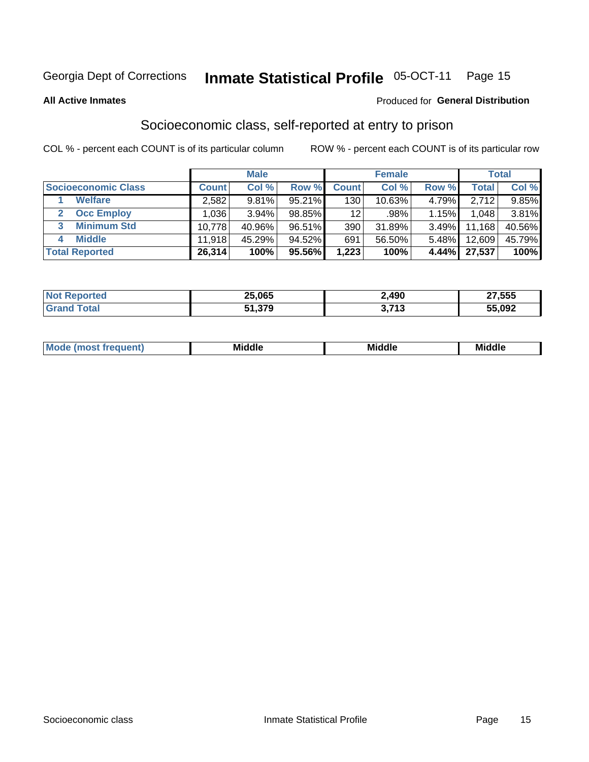Georgia Dept of Corrections **Inmate Statistical Profile** 05-OCT-11

**All Active Inmates**

Produced for **General Distribution**

## Socioeconomic class, self-reported at entry to prison

COL % - percent each COUNT is of its particular column ROW % - percent each COUNT is of its particular row

| | Male | | | Female | | | Total | |
|---|---|---|---|---|---|---|---|---|
| **Socioeconomic Class** | **Count** | **Col %** | **Row %** | **Count** | **Col %** | **Row %** | **Total** | **Col %** |
| 1 **Welfare** | 2,582 | 9.81% | 95.21% | 130 | 10.63% | 4.79% | 2,712 | 9.85% |
| 2 **Occ Employ** | 1,036 | 3.94% | 98.85% | 12 | .98% | 1.15% | 1,048 | 3.81% |
| 3 **Minimum Std** | 10,778 | 40.96% | 96.51% | 390 | 31.89% | 3.49% | 11,168 | 40.56% |
| 4 **Middle** | 11,918 | 45.29% | 94.52% | 691 | 56.50% | 5.48% | 12,609 | 45.79% |
| **Total Reported** | **26,314** | **100%** | **95.56%** | **1,223** | **100%** | **4.44%** | **27,537** | **100%** |

| | Male | Female | Total |
|---|---|---|---|
| **Not Reported** | **25,065** | **2,490** | **27,555** |
| **Grand Total** | **51,379** | **3,713** | **55,092** |

| | Male | Female | Total |
|---|---|---|---|
| **Mode (most frequent)** | **Middle** | **Middle** | **Middle** |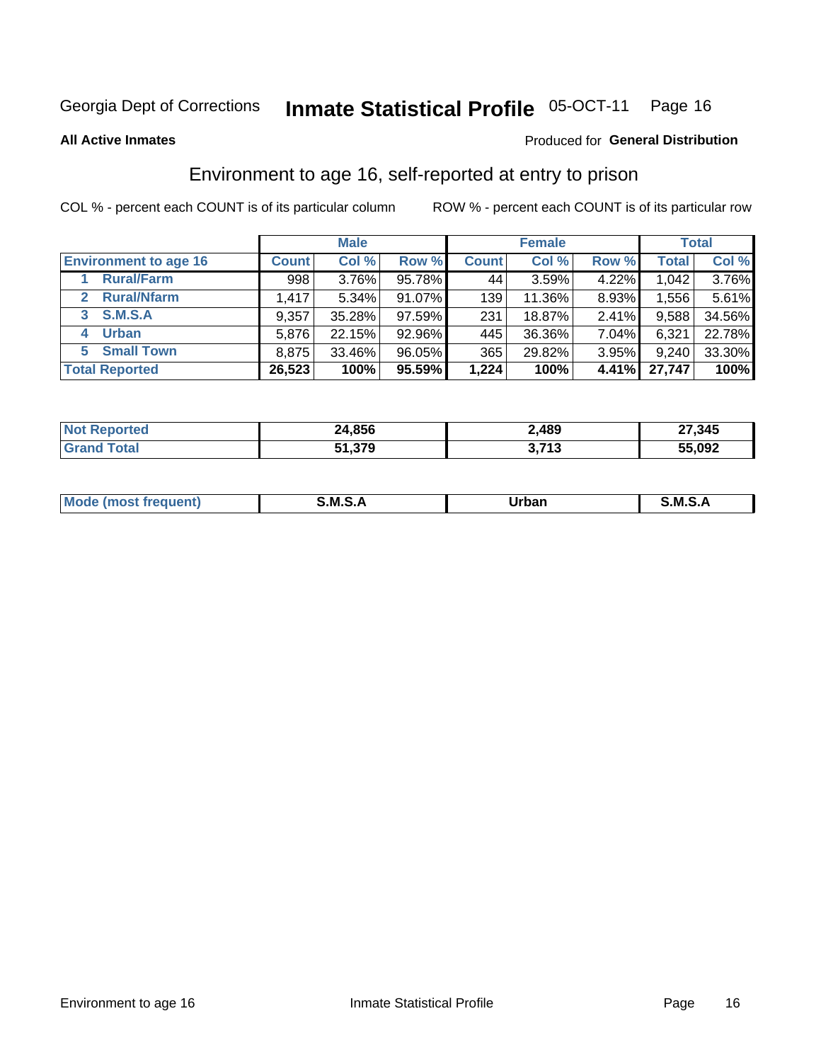Georgia Dept of Corrections **Inmate Statistical Profile** 05-OCT-11

**All Active Inmates**

Produced for **General Distribution**

## Environment to age 16, self-reported at entry to prison

COL % - percent each COUNT is of its particular column    ROW % - percent each COUNT is of its particular row

| | Male | | | Female | | | Total | |
|---|---|---|---|---|---|---|---|---|
| **Environment to age 16** | **Count** | **Col %** | **Row %** | **Count** | **Col %** | **Row %** | **Total** | **Col %** |
| **1 Rural/Farm** | 998 | 3.76% | 95.78% | 44 | 3.59% | 4.22% | 1,042 | 3.76% |
| **2 Rural/Nfarm** | 1,417 | 5.34% | 91.07% | 139 | 11.36% | 8.93% | 1,556 | 5.61% |
| **3 S.M.S.A** | 9,357 | 35.28% | 97.59% | 231 | 18.87% | 2.41% | 9,588 | 34.56% |
| **4 Urban** | 5,876 | 22.15% | 92.96% | 445 | 36.36% | 7.04% | 6,321 | 22.78% |
| **5 Small Town** | 8,875 | 33.46% | 96.05% | 365 | 29.82% | 3.95% | 9,240 | 33.30% |
| **Total Reported** | **26,523** | **100%** | **95.59%** | **1,224** | **100%** | **4.41%** | **27,747** | **100%** |

| | Male | Female | Total |
|---|---|---|---|
| **Not Reported** | **24,856** | **2,489** | **27,345** |
| **Grand Total** | **51,379** | **3,713** | **55,092** |

| | Male | Female | Total |
|---|---|---|---|
| **Mode (most frequent)** | **S.M.S.A** | **Urban** | **S.M.S.A** |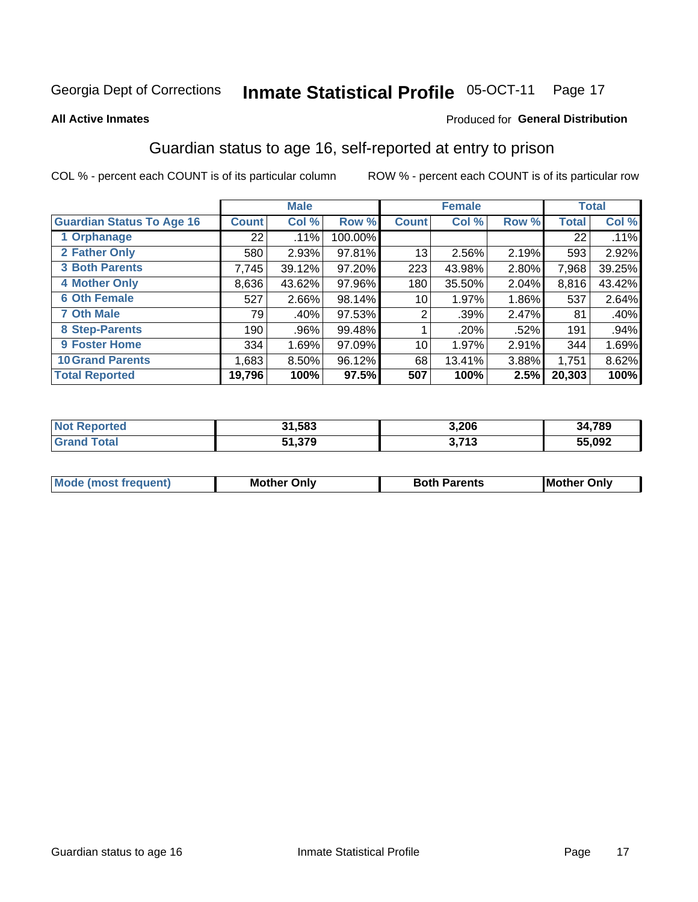Georgia Dept of Corrections **Inmate Statistical Profile** 05-OCT-11

**All Active Inmates**

Produced for **General Distribution**

## Guardian status to age 16, self-reported at entry to prison

COL % - percent each COUNT is of its particular column ROW % - percent each COUNT is of its particular row

| | Male | | | Female | | | Total | |
|---|---|---|---|---|---|---|---|---|
| **Guardian Status To Age 16** | **Count** | **Col %** | **Row %** | **Count** | **Col %** | **Row %** | **Total** | **Col %** |
| **1 Orphanage** | 22 | .11% | 100.00% | | | | 22 | .11% |
| **2 Father Only** | 580 | 2.93% | 97.81% | 13 | 2.56% | 2.19% | 593 | 2.92% |
| **3 Both Parents** | 7,745 | 39.12% | 97.20% | 223 | 43.98% | 2.80% | 7,968 | 39.25% |
| **4 Mother Only** | 8,636 | 43.62% | 97.96% | 180 | 35.50% | 2.04% | 8,816 | 43.42% |
| **6 Oth Female** | 527 | 2.66% | 98.14% | 10 | 1.97% | 1.86% | 537 | 2.64% |
| **7 Oth Male** | 79 | .40% | 97.53% | 2 | .39% | 2.47% | 81 | .40% |
| **8 Step-Parents** | 190 | .96% | 99.48% | 1 | .20% | .52% | 191 | .94% |
| **9 Foster Home** | 334 | 1.69% | 97.09% | 10 | 1.97% | 2.91% | 344 | 1.69% |
| **10 Grand Parents** | 1,683 | 8.50% | 96.12% | 68 | 13.41% | 3.88% | 1,751 | 8.62% |
| **Total Reported** | **19,796** | **100%** | **97.5%** | **507** | **100%** | **2.5%** | **20,303** | **100%** |

| | Male | Female | Total |
|---|---|---|---|
| **Not Reported** | **31,583** | **3,206** | **34,789** |
| **Grand Total** | **51,379** | **3,713** | **55,092** |

| | Male | Female | Total |
|---|---|---|---|
| **Mode (most frequent)** | **Mother Only** | **Both Parents** | **Mother Only** |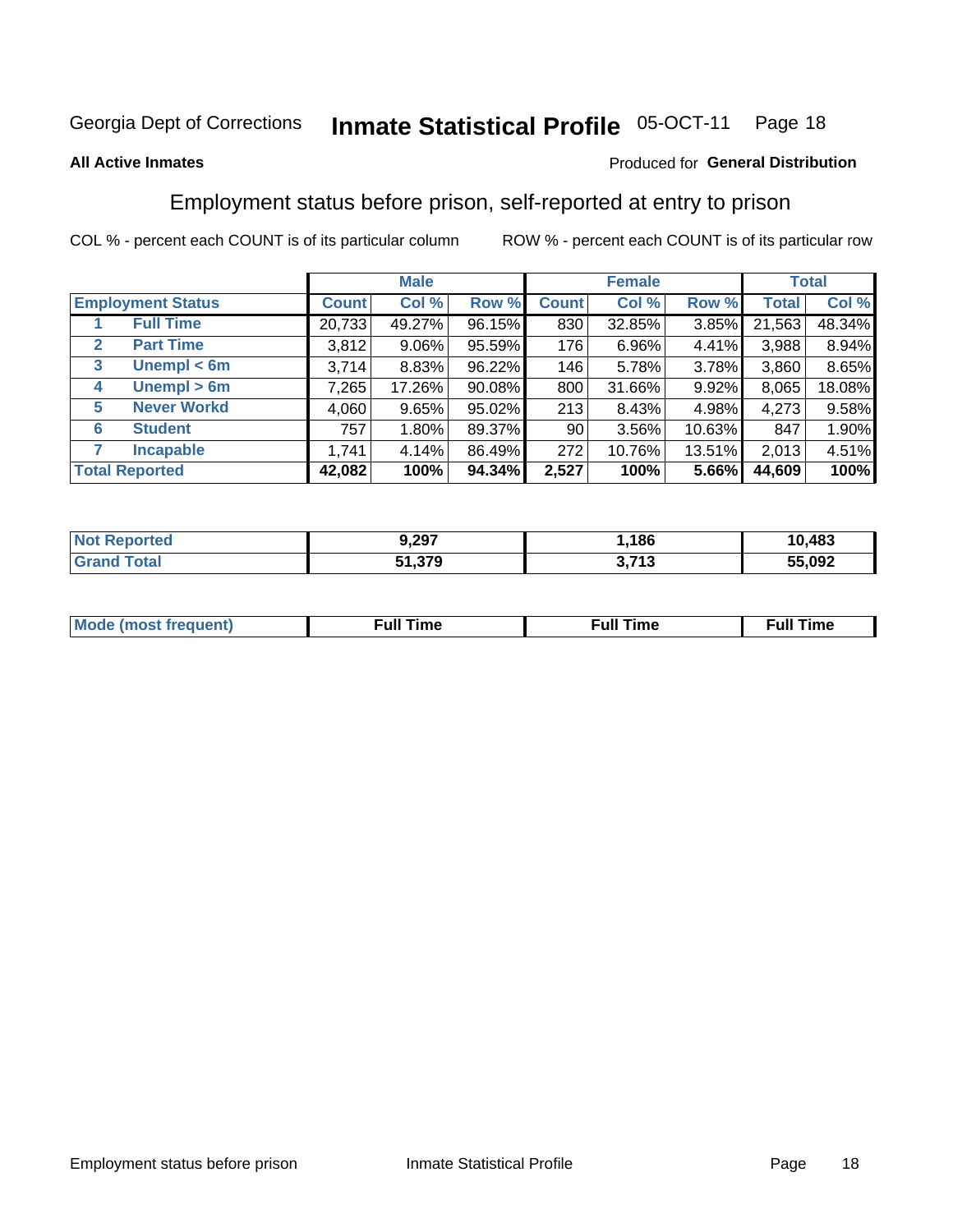Georgia Dept of Corrections **Inmate Statistical Profile** 05-OCT-11

**All Active Inmates**

Produced for **General Distribution**

## Employment status before prison, self-reported at entry to prison

COL % - percent each COUNT is of its particular column ROW % - percent each COUNT is of its particular row

| | | Male | | | Female | | | Total | |
|---|---|---|---|---|---|---|---|---|---|
| **Employment Status** | | **Count** | **Col %** | **Row %** | **Count** | **Col %** | **Row %** | **Total** | **Col %** |
| 1 | **Full Time** | 20,733 | 49.27% | 96.15% | 830 | 32.85% | 3.85% | 21,563 | 48.34% |
| 2 | **Part Time** | 3,812 | 9.06% | 95.59% | 176 | 6.96% | 4.41% | 3,988 | 8.94% |
| 3 | **Unempl < 6m** | 3,714 | 8.83% | 96.22% | 146 | 5.78% | 3.78% | 3,860 | 8.65% |
| 4 | **Unempl > 6m** | 7,265 | 17.26% | 90.08% | 800 | 31.66% | 9.92% | 8,065 | 18.08% |
| 5 | **Never Workd** | 4,060 | 9.65% | 95.02% | 213 | 8.43% | 4.98% | 4,273 | 9.58% |
| 6 | **Student** | 757 | 1.80% | 89.37% | 90 | 3.56% | 10.63% | 847 | 1.90% |
| 7 | **Incapable** | 1,741 | 4.14% | 86.49% | 272 | 10.76% | 13.51% | 2,013 | 4.51% |
| **Total Reported** | | **42,082** | **100%** | **94.34%** | **2,527** | **100%** | **5.66%** | **44,609** | **100%** |

| | | | |
|---|---|---|---|
| **Not Reported** | **9,297** | **1,186** | **10,483** |
| **Grand Total** | **51,379** | **3,713** | **55,092** |

| | | | |
|---|---|---|---|
| **Mode (most frequent)** | **Full Time** | **Full Time** | **Full Time** |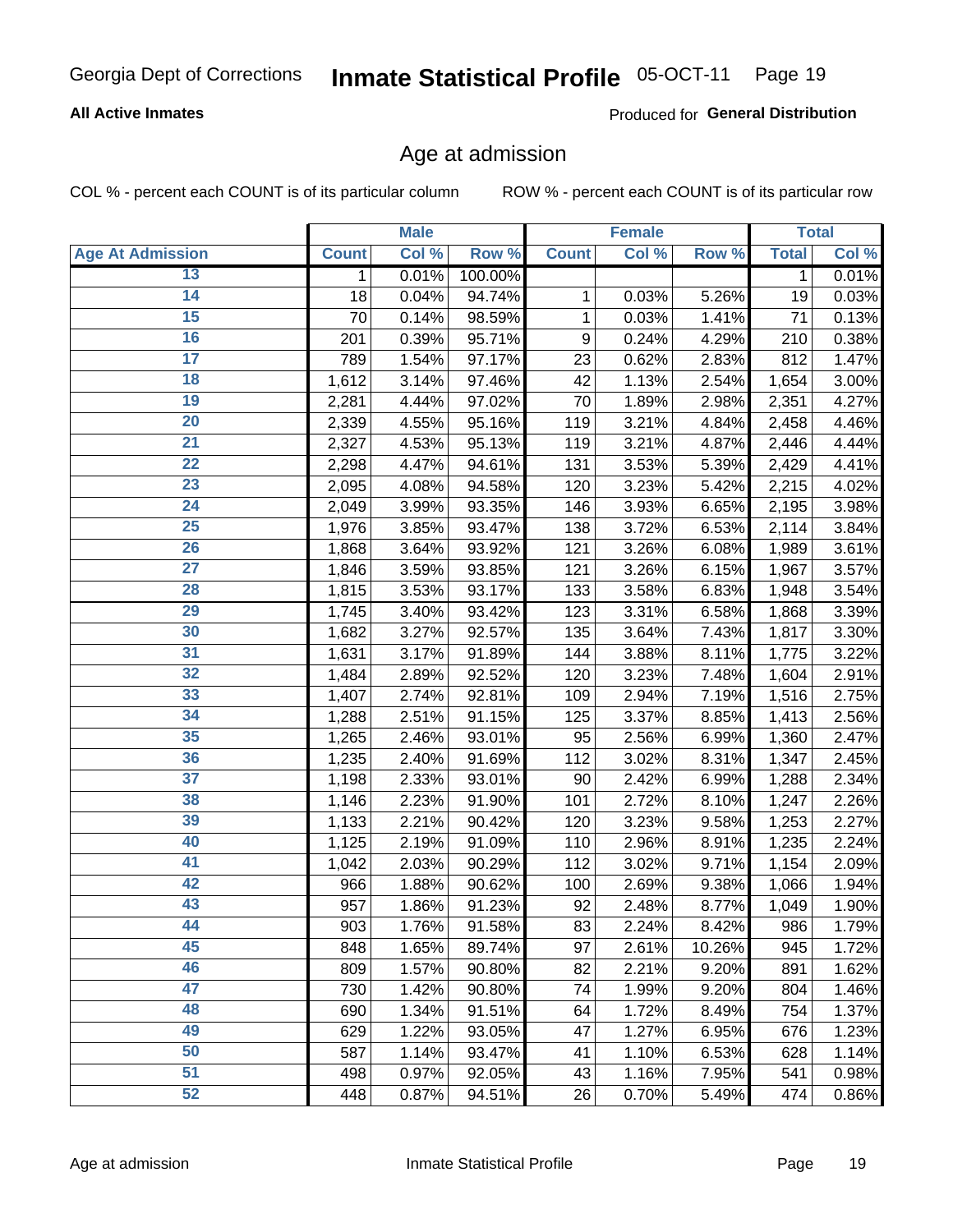Georgia Dept of Corrections **Inmate Statistical Profile** 05-OCT-11

**All Active Inmates**

Produced for **General Distribution**

## Age at admission

COL % - percent each COUNT is of its particular column

ROW % - percent each COUNT is of its particular row

| | Male | | | Female | | | Total | |
|---|---|---|---|---|---|---|---|---|
| **Age At Admission** | **Count** | **Col %** | **Row %** | **Count** | **Col %** | **Row %** | **Total** | **Col %** |
| 13 | 1 | 0.01% | 100.00% | | | | 1 | 0.01% |
| 14 | 18 | 0.04% | 94.74% | 1 | 0.03% | 5.26% | 19 | 0.03% |
| 15 | 70 | 0.14% | 98.59% | 1 | 0.03% | 1.41% | 71 | 0.13% |
| 16 | 201 | 0.39% | 95.71% | 9 | 0.24% | 4.29% | 210 | 0.38% |
| 17 | 789 | 1.54% | 97.17% | 23 | 0.62% | 2.83% | 812 | 1.47% |
| 18 | 1,612 | 3.14% | 97.46% | 42 | 1.13% | 2.54% | 1,654 | 3.00% |
| 19 | 2,281 | 4.44% | 97.02% | 70 | 1.89% | 2.98% | 2,351 | 4.27% |
| 20 | 2,339 | 4.55% | 95.16% | 119 | 3.21% | 4.84% | 2,458 | 4.46% |
| 21 | 2,327 | 4.53% | 95.13% | 119 | 3.21% | 4.87% | 2,446 | 4.44% |
| 22 | 2,298 | 4.47% | 94.61% | 131 | 3.53% | 5.39% | 2,429 | 4.41% |
| 23 | 2,095 | 4.08% | 94.58% | 120 | 3.23% | 5.42% | 2,215 | 4.02% |
| 24 | 2,049 | 3.99% | 93.35% | 146 | 3.93% | 6.65% | 2,195 | 3.98% |
| 25 | 1,976 | 3.85% | 93.47% | 138 | 3.72% | 6.53% | 2,114 | 3.84% |
| 26 | 1,868 | 3.64% | 93.92% | 121 | 3.26% | 6.08% | 1,989 | 3.61% |
| 27 | 1,846 | 3.59% | 93.85% | 121 | 3.26% | 6.15% | 1,967 | 3.57% |
| 28 | 1,815 | 3.53% | 93.17% | 133 | 3.58% | 6.83% | 1,948 | 3.54% |
| 29 | 1,745 | 3.40% | 93.42% | 123 | 3.31% | 6.58% | 1,868 | 3.39% |
| 30 | 1,682 | 3.27% | 92.57% | 135 | 3.64% | 7.43% | 1,817 | 3.30% |
| 31 | 1,631 | 3.17% | 91.89% | 144 | 3.88% | 8.11% | 1,775 | 3.22% |
| 32 | 1,484 | 2.89% | 92.52% | 120 | 3.23% | 7.48% | 1,604 | 2.91% |
| 33 | 1,407 | 2.74% | 92.81% | 109 | 2.94% | 7.19% | 1,516 | 2.75% |
| 34 | 1,288 | 2.51% | 91.15% | 125 | 3.37% | 8.85% | 1,413 | 2.56% |
| 35 | 1,265 | 2.46% | 93.01% | 95 | 2.56% | 6.99% | 1,360 | 2.47% |
| 36 | 1,235 | 2.40% | 91.69% | 112 | 3.02% | 8.31% | 1,347 | 2.45% |
| 37 | 1,198 | 2.33% | 93.01% | 90 | 2.42% | 6.99% | 1,288 | 2.34% |
| 38 | 1,146 | 2.23% | 91.90% | 101 | 2.72% | 8.10% | 1,247 | 2.26% |
| 39 | 1,133 | 2.21% | 90.42% | 120 | 3.23% | 9.58% | 1,253 | 2.27% |
| 40 | 1,125 | 2.19% | 91.09% | 110 | 2.96% | 8.91% | 1,235 | 2.24% |
| 41 | 1,042 | 2.03% | 90.29% | 112 | 3.02% | 9.71% | 1,154 | 2.09% |
| 42 | 966 | 1.88% | 90.62% | 100 | 2.69% | 9.38% | 1,066 | 1.94% |
| 43 | 957 | 1.86% | 91.23% | 92 | 2.48% | 8.77% | 1,049 | 1.90% |
| 44 | 903 | 1.76% | 91.58% | 83 | 2.24% | 8.42% | 986 | 1.79% |
| 45 | 848 | 1.65% | 89.74% | 97 | 2.61% | 10.26% | 945 | 1.72% |
| 46 | 809 | 1.57% | 90.80% | 82 | 2.21% | 9.20% | 891 | 1.62% |
| 47 | 730 | 1.42% | 90.80% | 74 | 1.99% | 9.20% | 804 | 1.46% |
| 48 | 690 | 1.34% | 91.51% | 64 | 1.72% | 8.49% | 754 | 1.37% |
| 49 | 629 | 1.22% | 93.05% | 47 | 1.27% | 6.95% | 676 | 1.23% |
| 50 | 587 | 1.14% | 93.47% | 41 | 1.10% | 6.53% | 628 | 1.14% |
| 51 | 498 | 0.97% | 92.05% | 43 | 1.16% | 7.95% | 541 | 0.98% |
| 52 | 448 | 0.87% | 94.51% | 26 | 0.70% | 5.49% | 474 | 0.86% |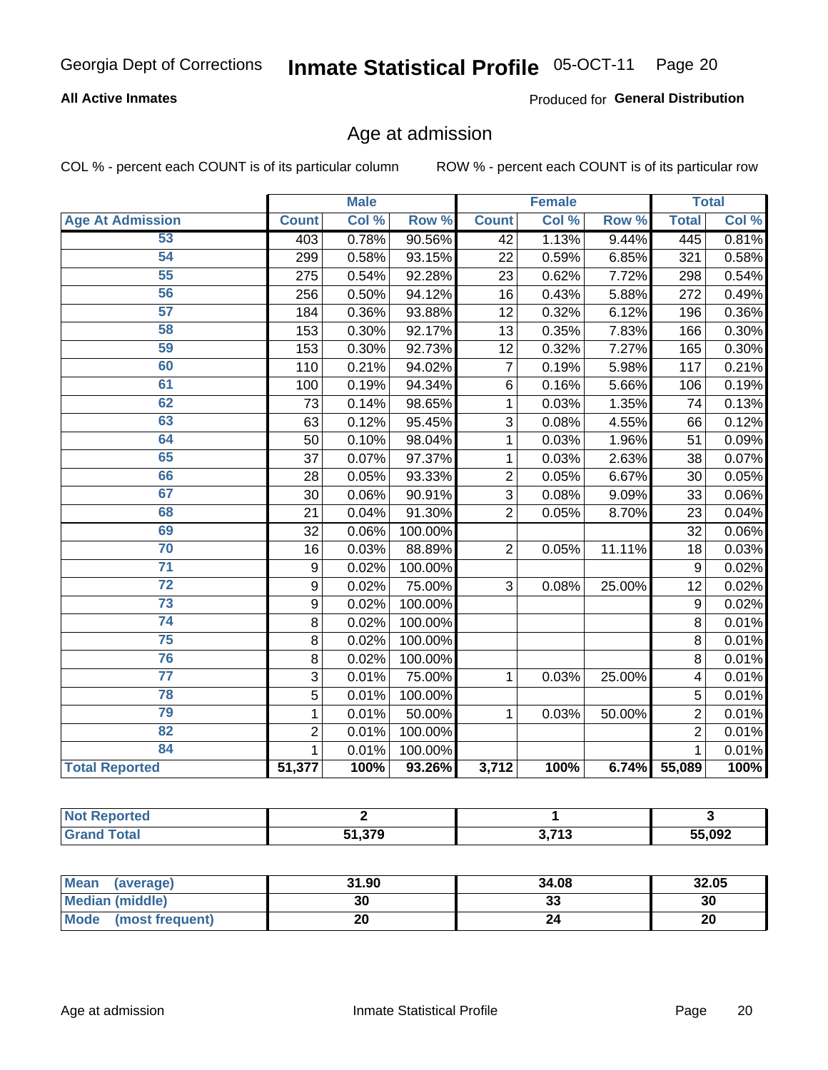Georgia Dept of Corrections **Inmate Statistical Profile** 05-OCT-11

**All Active Inmates**

Produced for **General Distribution**

## Age at admission

COL % - percent each COUNT is of its particular column

ROW % - percent each COUNT is of its particular row

| | Male | | | Female | | | Total | |
|---|---|---|---|---|---|---|---|---|
| **Age At Admission** | **Count** | **Col %** | **Row %** | **Count** | **Col %** | **Row %** | **Total** | **Col %** |
| 53 | 403 | 0.78% | 90.56% | 42 | 1.13% | 9.44% | 445 | 0.81% |
| 54 | 299 | 0.58% | 93.15% | 22 | 0.59% | 6.85% | 321 | 0.58% |
| 55 | 275 | 0.54% | 92.28% | 23 | 0.62% | 7.72% | 298 | 0.54% |
| 56 | 256 | 0.50% | 94.12% | 16 | 0.43% | 5.88% | 272 | 0.49% |
| 57 | 184 | 0.36% | 93.88% | 12 | 0.32% | 6.12% | 196 | 0.36% |
| 58 | 153 | 0.30% | 92.17% | 13 | 0.35% | 7.83% | 166 | 0.30% |
| 59 | 153 | 0.30% | 92.73% | 12 | 0.32% | 7.27% | 165 | 0.30% |
| 60 | 110 | 0.21% | 94.02% | 7 | 0.19% | 5.98% | 117 | 0.21% |
| 61 | 100 | 0.19% | 94.34% | 6 | 0.16% | 5.66% | 106 | 0.19% |
| 62 | 73 | 0.14% | 98.65% | 1 | 0.03% | 1.35% | 74 | 0.13% |
| 63 | 63 | 0.12% | 95.45% | 3 | 0.08% | 4.55% | 66 | 0.12% |
| 64 | 50 | 0.10% | 98.04% | 1 | 0.03% | 1.96% | 51 | 0.09% |
| 65 | 37 | 0.07% | 97.37% | 1 | 0.03% | 2.63% | 38 | 0.07% |
| 66 | 28 | 0.05% | 93.33% | 2 | 0.05% | 6.67% | 30 | 0.05% |
| 67 | 30 | 0.06% | 90.91% | 3 | 0.08% | 9.09% | 33 | 0.06% |
| 68 | 21 | 0.04% | 91.30% | 2 | 0.05% | 8.70% | 23 | 0.04% |
| 69 | 32 | 0.06% | 100.00% | | | | 32 | 0.06% |
| 70 | 16 | 0.03% | 88.89% | 2 | 0.05% | 11.11% | 18 | 0.03% |
| 71 | 9 | 0.02% | 100.00% | | | | 9 | 0.02% |
| 72 | 9 | 0.02% | 75.00% | 3 | 0.08% | 25.00% | 12 | 0.02% |
| 73 | 9 | 0.02% | 100.00% | | | | 9 | 0.02% |
| 74 | 8 | 0.02% | 100.00% | | | | 8 | 0.01% |
| 75 | 8 | 0.02% | 100.00% | | | | 8 | 0.01% |
| 76 | 8 | 0.02% | 100.00% | | | | 8 | 0.01% |
| 77 | 3 | 0.01% | 75.00% | 1 | 0.03% | 25.00% | 4 | 0.01% |
| 78 | 5 | 0.01% | 100.00% | | | | 5 | 0.01% |
| 79 | 1 | 0.01% | 50.00% | 1 | 0.03% | 50.00% | 2 | 0.01% |
| 82 | 2 | 0.01% | 100.00% | | | | 2 | 0.01% |
| 84 | 1 | 0.01% | 100.00% | | | | 1 | 0.01% |
| **Total Reported** | **51,377** | **100%** | **93.26%** | **3,712** | **100%** | **6.74%** | **55,089** | **100%** |

| | Male | Female | Total |
|---|---|---|---|
| **Not Reported** | **2** | **1** | **3** |
| **Grand Total** | **51,379** | **3,713** | **55,092** |

| | Male | Female | Total |
|---|---|---|---|
| **Mean (average)** | **31.90** | **34.08** | **32.05** |
| **Median (middle)** | **30** | **33** | **30** |
| **Mode (most frequent)** | **20** | **24** | **20** |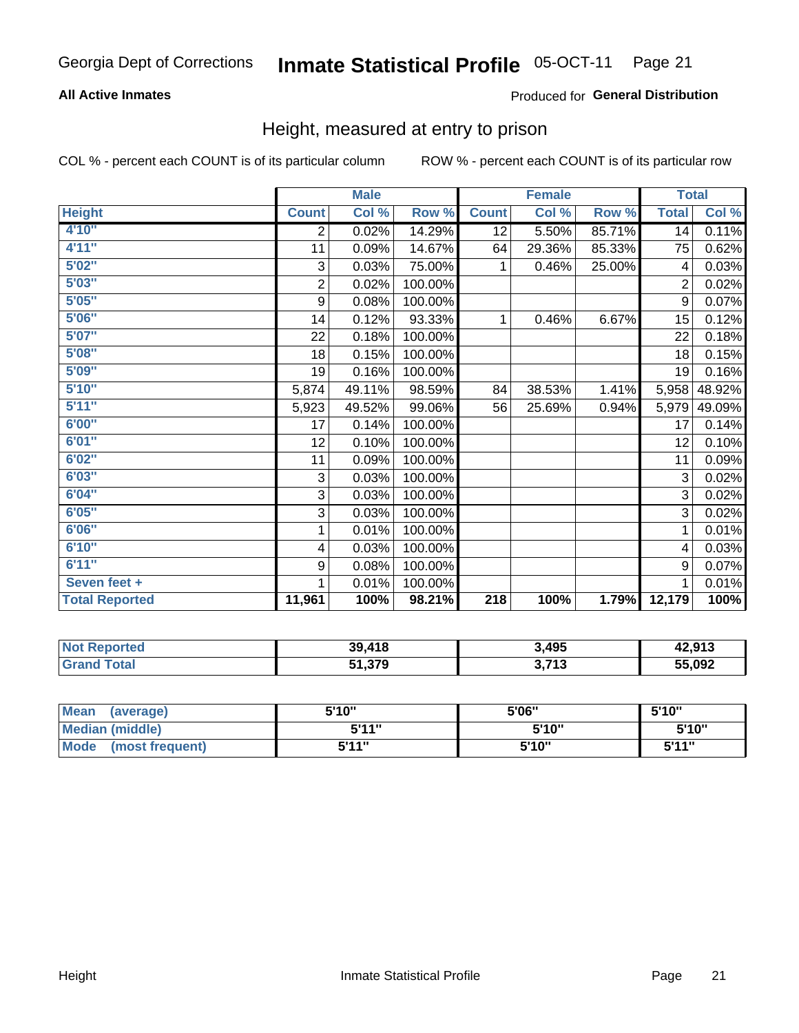Georgia Dept of Corrections **Inmate Statistical Profile** 05-OCT-11

**All Active Inmates**

Produced for **General Distribution**

## Height, measured at entry to prison

COL % - percent each COUNT is of its particular column    ROW % - percent each COUNT is of its particular row

| | Male | | | Female | | | Total | |
|---|---|---|---|---|---|---|---|---|
| **Height** | **Count** | **Col %** | **Row %** | **Count** | **Col %** | **Row %** | **Total** | **Col %** |
| 4'10" | 2 | 0.02% | 14.29% | 12 | 5.50% | 85.71% | 14 | 0.11% |
| 4'11" | 11 | 0.09% | 14.67% | 64 | 29.36% | 85.33% | 75 | 0.62% |
| 5'02" | 3 | 0.03% | 75.00% | 1 | 0.46% | 25.00% | 4 | 0.03% |
| 5'03" | 2 | 0.02% | 100.00% | | | | 2 | 0.02% |
| 5'05" | 9 | 0.08% | 100.00% | | | | 9 | 0.07% |
| 5'06" | 14 | 0.12% | 93.33% | 1 | 0.46% | 6.67% | 15 | 0.12% |
| 5'07" | 22 | 0.18% | 100.00% | | | | 22 | 0.18% |
| 5'08" | 18 | 0.15% | 100.00% | | | | 18 | 0.15% |
| 5'09" | 19 | 0.16% | 100.00% | | | | 19 | 0.16% |
| 5'10" | 5,874 | 49.11% | 98.59% | 84 | 38.53% | 1.41% | 5,958 | 48.92% |
| 5'11" | 5,923 | 49.52% | 99.06% | 56 | 25.69% | 0.94% | 5,979 | 49.09% |
| 6'00" | 17 | 0.14% | 100.00% | | | | 17 | 0.14% |
| 6'01" | 12 | 0.10% | 100.00% | | | | 12 | 0.10% |
| 6'02" | 11 | 0.09% | 100.00% | | | | 11 | 0.09% |
| 6'03" | 3 | 0.03% | 100.00% | | | | 3 | 0.02% |
| 6'04" | 3 | 0.03% | 100.00% | | | | 3 | 0.02% |
| 6'05" | 3 | 0.03% | 100.00% | | | | 3 | 0.02% |
| 6'06" | 1 | 0.01% | 100.00% | | | | 1 | 0.01% |
| 6'10" | 4 | 0.03% | 100.00% | | | | 4 | 0.03% |
| 6'11" | 9 | 0.08% | 100.00% | | | | 9 | 0.07% |
| Seven feet + | 1 | 0.01% | 100.00% | | | | 1 | 0.01% |
| **Total Reported** | **11,961** | **100%** | **98.21%** | **218** | **100%** | **1.79%** | **12,179** | **100%** |

| | Male | Female | Total |
|---|---|---|---|
| **Not Reported** | **39,418** | **3,495** | **42,913** |
| **Grand Total** | **51,379** | **3,713** | **55,092** |

| | Male | Female | Total |
|---|---|---|---|
| **Mean (average)** | **5'10"** | **5'06"** | **5'10"** |
| **Median (middle)** | **5'11"** | **5'10"** | **5'10"** |
| **Mode (most frequent)** | **5'11"** | **5'10"** | **5'11"** |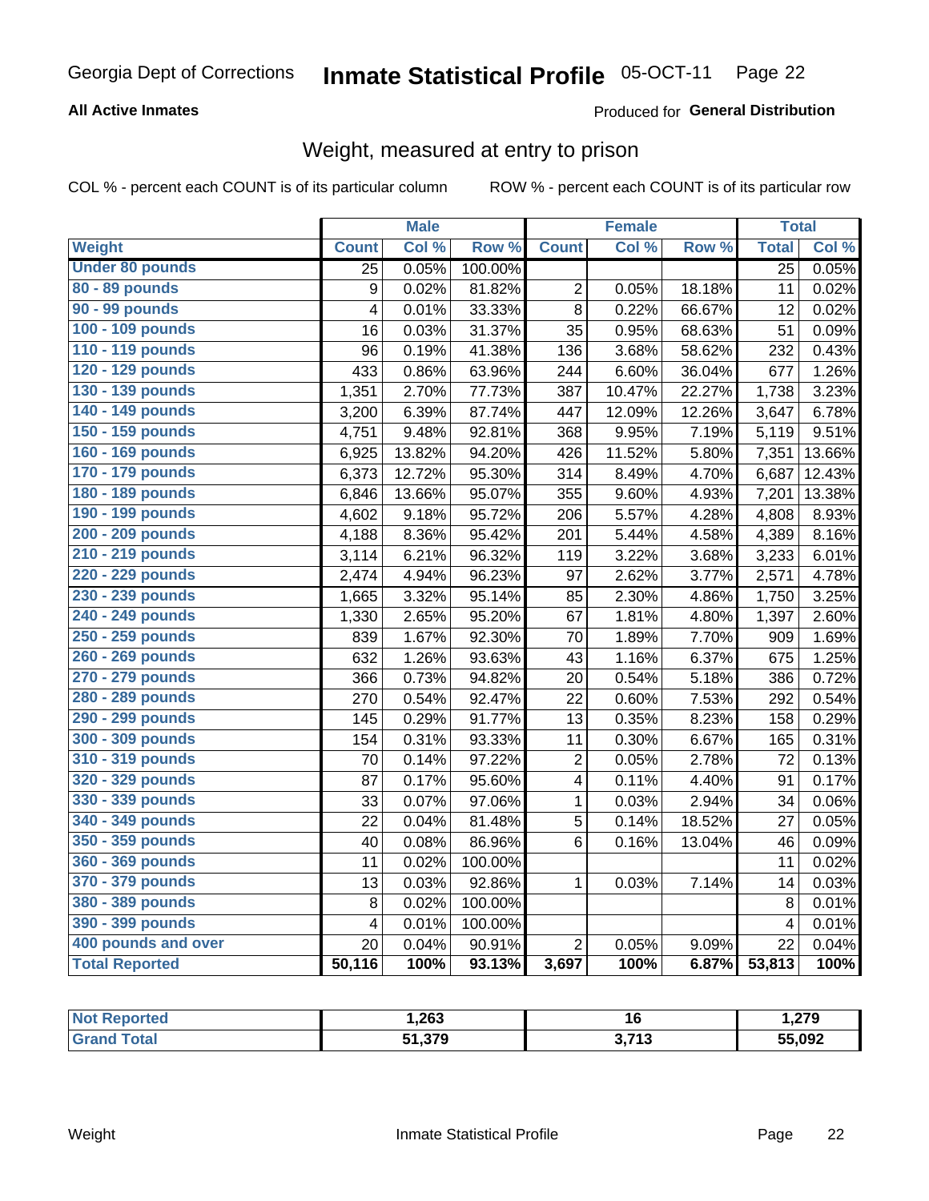# Georgia Dept of Corrections — Inmate Statistical Profile 05-OCT-11

**All Active Inmates** — Produced for **General Distribution**

## Weight, measured at entry to prison

COL % - percent each COUNT is of its particular column     ROW % - percent each COUNT is of its particular row

| | Male | | | Female | | | Total | |
|---|---|---|---|---|---|---|---|---|
| Weight | Count | Col % | Row % | Count | Col % | Row % | Total | Col % |
| Under 80 pounds | 25 | 0.05% | 100.00% | | | | 25 | 0.05% |
| 80 - 89 pounds | 9 | 0.02% | 81.82% | 2 | 0.05% | 18.18% | 11 | 0.02% |
| 90 - 99 pounds | 4 | 0.01% | 33.33% | 8 | 0.22% | 66.67% | 12 | 0.02% |
| 100 - 109 pounds | 16 | 0.03% | 31.37% | 35 | 0.95% | 68.63% | 51 | 0.09% |
| 110 - 119 pounds | 96 | 0.19% | 41.38% | 136 | 3.68% | 58.62% | 232 | 0.43% |
| 120 - 129 pounds | 433 | 0.86% | 63.96% | 244 | 6.60% | 36.04% | 677 | 1.26% |
| 130 - 139 pounds | 1,351 | 2.70% | 77.73% | 387 | 10.47% | 22.27% | 1,738 | 3.23% |
| 140 - 149 pounds | 3,200 | 6.39% | 87.74% | 447 | 12.09% | 12.26% | 3,647 | 6.78% |
| 150 - 159 pounds | 4,751 | 9.48% | 92.81% | 368 | 9.95% | 7.19% | 5,119 | 9.51% |
| 160 - 169 pounds | 6,925 | 13.82% | 94.20% | 426 | 11.52% | 5.80% | 7,351 | 13.66% |
| 170 - 179 pounds | 6,373 | 12.72% | 95.30% | 314 | 8.49% | 4.70% | 6,687 | 12.43% |
| 180 - 189 pounds | 6,846 | 13.66% | 95.07% | 355 | 9.60% | 4.93% | 7,201 | 13.38% |
| 190 - 199 pounds | 4,602 | 9.18% | 95.72% | 206 | 5.57% | 4.28% | 4,808 | 8.93% |
| 200 - 209 pounds | 4,188 | 8.36% | 95.42% | 201 | 5.44% | 4.58% | 4,389 | 8.16% |
| 210 - 219 pounds | 3,114 | 6.21% | 96.32% | 119 | 3.22% | 3.68% | 3,233 | 6.01% |
| 220 - 229 pounds | 2,474 | 4.94% | 96.23% | 97 | 2.62% | 3.77% | 2,571 | 4.78% |
| 230 - 239 pounds | 1,665 | 3.32% | 95.14% | 85 | 2.30% | 4.86% | 1,750 | 3.25% |
| 240 - 249 pounds | 1,330 | 2.65% | 95.20% | 67 | 1.81% | 4.80% | 1,397 | 2.60% |
| 250 - 259 pounds | 839 | 1.67% | 92.30% | 70 | 1.89% | 7.70% | 909 | 1.69% |
| 260 - 269 pounds | 632 | 1.26% | 93.63% | 43 | 1.16% | 6.37% | 675 | 1.25% |
| 270 - 279 pounds | 366 | 0.73% | 94.82% | 20 | 0.54% | 5.18% | 386 | 0.72% |
| 280 - 289 pounds | 270 | 0.54% | 92.47% | 22 | 0.60% | 7.53% | 292 | 0.54% |
| 290 - 299 pounds | 145 | 0.29% | 91.77% | 13 | 0.35% | 8.23% | 158 | 0.29% |
| 300 - 309 pounds | 154 | 0.31% | 93.33% | 11 | 0.30% | 6.67% | 165 | 0.31% |
| 310 - 319 pounds | 70 | 0.14% | 97.22% | 2 | 0.05% | 2.78% | 72 | 0.13% |
| 320 - 329 pounds | 87 | 0.17% | 95.60% | 4 | 0.11% | 4.40% | 91 | 0.17% |
| 330 - 339 pounds | 33 | 0.07% | 97.06% | 1 | 0.03% | 2.94% | 34 | 0.06% |
| 340 - 349 pounds | 22 | 0.04% | 81.48% | 5 | 0.14% | 18.52% | 27 | 0.05% |
| 350 - 359 pounds | 40 | 0.08% | 86.96% | 6 | 0.16% | 13.04% | 46 | 0.09% |
| 360 - 369 pounds | 11 | 0.02% | 100.00% | | | | 11 | 0.02% |
| 370 - 379 pounds | 13 | 0.03% | 92.86% | 1 | 0.03% | 7.14% | 14 | 0.03% |
| 380 - 389 pounds | 8 | 0.02% | 100.00% | | | | 8 | 0.01% |
| 390 - 399 pounds | 4 | 0.01% | 100.00% | | | | 4 | 0.01% |
| 400 pounds and over | 20 | 0.04% | 90.91% | 2 | 0.05% | 9.09% | 22 | 0.04% |
| **Total Reported** | **50,116** | **100%** | **93.13%** | **3,697** | **100%** | **6.87%** | **53,813** | **100%** |

| | Male | Female | Total |
|---|---|---|---|
| Not Reported | 1,263 | 16 | 1,279 |
| Grand Total | 51,379 | 3,713 | 55,092 |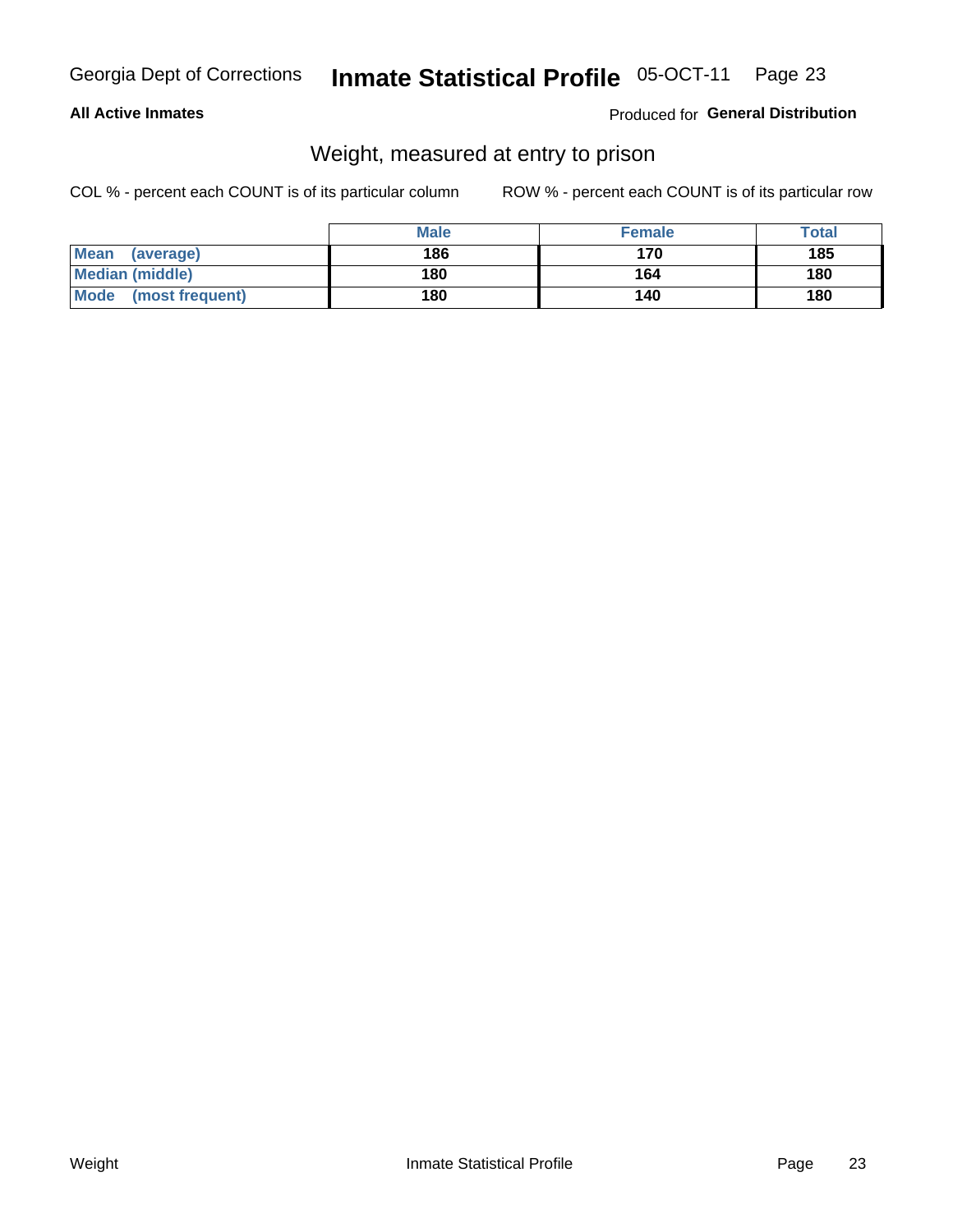Georgia Dept of Corrections **Inmate Statistical Profile** 05-OCT-11

**All Active Inmates**

Produced for **General Distribution**

## Weight, measured at entry to prison

COL % - percent each COUNT is of its particular column ROW % - percent each COUNT is of its particular row

| | Male | Female | Total |
|---|---|---|---|
| **Mean (average)** | **186** | **170** | **185** |
| **Median (middle)** | **180** | **164** | **180** |
| **Mode (most frequent)** | **180** | **140** | **180** |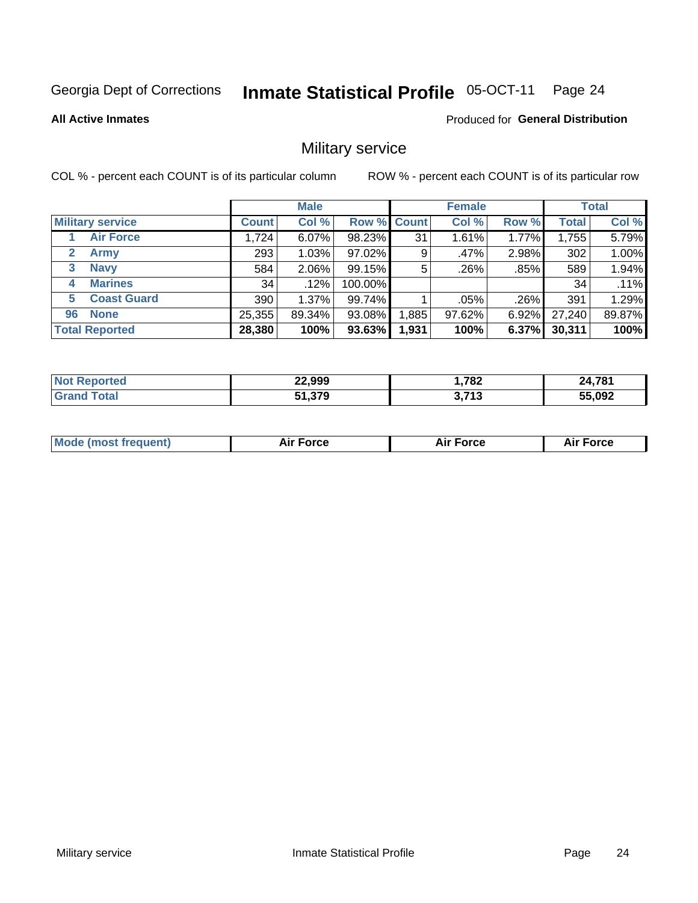Georgia Dept of Corrections **Inmate Statistical Profile** 05-OCT-11

**All Active Inmates**

Produced for **General Distribution**

## Military service

COL % - percent each COUNT is of its particular column

ROW % - percent each COUNT is of its particular row

| | | Male | | | Female | | | Total | |
|---|---|---|---|---|---|---|---|---|---|
| **Military service** | | **Count** | **Col %** | **Row %** | **Count** | **Col %** | **Row %** | **Total** | **Col %** |
| 1 | Air Force | 1,724 | 6.07% | 98.23% | 31 | 1.61% | 1.77% | 1,755 | 5.79% |
| 2 | Army | 293 | 1.03% | 97.02% | 9 | .47% | 2.98% | 302 | 1.00% |
| 3 | Navy | 584 | 2.06% | 99.15% | 5 | .26% | .85% | 589 | 1.94% |
| 4 | Marines | 34 | .12% | 100.00% | | | | 34 | .11% |
| 5 | Coast Guard | 390 | 1.37% | 99.74% | 1 | .05% | .26% | 391 | 1.29% |
| 96 | None | 25,355 | 89.34% | 93.08% | 1,885 | 97.62% | 6.92% | 27,240 | 89.87% |
| **Total Reported** | | **28,380** | **100%** | **93.63%** | **1,931** | **100%** | **6.37%** | **30,311** | **100%** |

| | Male | Female | Total |
|---|---|---|---|
| **Not Reported** | **22,999** | **1,782** | **24,781** |
| **Grand Total** | **51,379** | **3,713** | **55,092** |

| | Male | Female | Total |
|---|---|---|---|
| **Mode (most frequent)** | **Air Force** | **Air Force** | **Air Force** |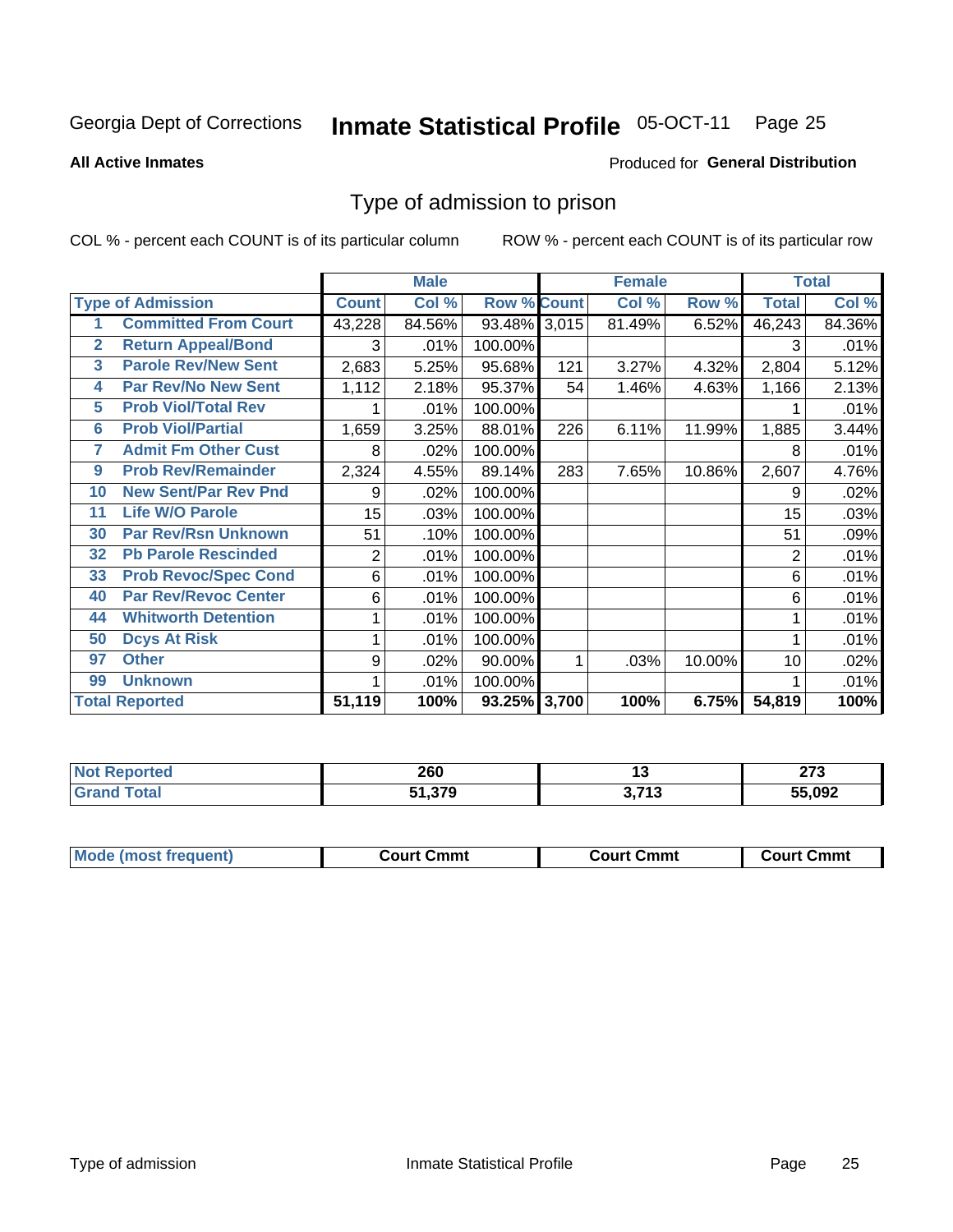Georgia Dept of Corrections **Inmate Statistical Profile** 05-OCT-11 Page 25

**All Active Inmates**

Produced for **General Distribution**

## Type of admission to prison

COL % - percent each COUNT is of its particular column

ROW % - percent each COUNT is of its particular row

| | | Male | | | Female | | | Total | |
|---|---|---|---|---|---|---|---|---|---|
| **Type of Admission** | | **Count** | **Col %** | **Row %** | **Count** | **Col %** | **Row %** | **Total** | **Col %** |
| 1 | Committed From Court | 43,228 | 84.56% | 93.48% | 3,015 | 81.49% | 6.52% | 46,243 | 84.36% |
| 2 | Return Appeal/Bond | 3 | .01% | 100.00% | | | | 3 | .01% |
| 3 | Parole Rev/New Sent | 2,683 | 5.25% | 95.68% | 121 | 3.27% | 4.32% | 2,804 | 5.12% |
| 4 | Par Rev/No New Sent | 1,112 | 2.18% | 95.37% | 54 | 1.46% | 4.63% | 1,166 | 2.13% |
| 5 | Prob Viol/Total Rev | 1 | .01% | 100.00% | | | | 1 | .01% |
| 6 | Prob Viol/Partial | 1,659 | 3.25% | 88.01% | 226 | 6.11% | 11.99% | 1,885 | 3.44% |
| 7 | Admit Fm Other Cust | 8 | .02% | 100.00% | | | | 8 | .01% |
| 9 | Prob Rev/Remainder | 2,324 | 4.55% | 89.14% | 283 | 7.65% | 10.86% | 2,607 | 4.76% |
| 10 | New Sent/Par Rev Pnd | 9 | .02% | 100.00% | | | | 9 | .02% |
| 11 | Life W/O Parole | 15 | .03% | 100.00% | | | | 15 | .03% |
| 30 | Par Rev/Rsn Unknown | 51 | .10% | 100.00% | | | | 51 | .09% |
| 32 | Pb Parole Rescinded | 2 | .01% | 100.00% | | | | 2 | .01% |
| 33 | Prob Revoc/Spec Cond | 6 | .01% | 100.00% | | | | 6 | .01% |
| 40 | Par Rev/Revoc Center | 6 | .01% | 100.00% | | | | 6 | .01% |
| 44 | Whitworth Detention | 1 | .01% | 100.00% | | | | 1 | .01% |
| 50 | Dcys At Risk | 1 | .01% | 100.00% | | | | 1 | .01% |
| 97 | Other | 9 | .02% | 90.00% | 1 | .03% | 10.00% | 10 | .02% |
| 99 | Unknown | 1 | .01% | 100.00% | | | | 1 | .01% |
| **Total Reported** | | **51,119** | **100%** | **93.25%** | **3,700** | **100%** | **6.75%** | **54,819** | **100%** |

| | Male | Female | Total |
|---|---|---|---|
| **Not Reported** | **260** | **13** | **273** |
| **Grand Total** | **51,379** | **3,713** | **55,092** |

| | Male | Female | Total |
|---|---|---|---|
| **Mode (most frequent)** | **Court Cmmt** | **Court Cmmt** | **Court Cmmt** |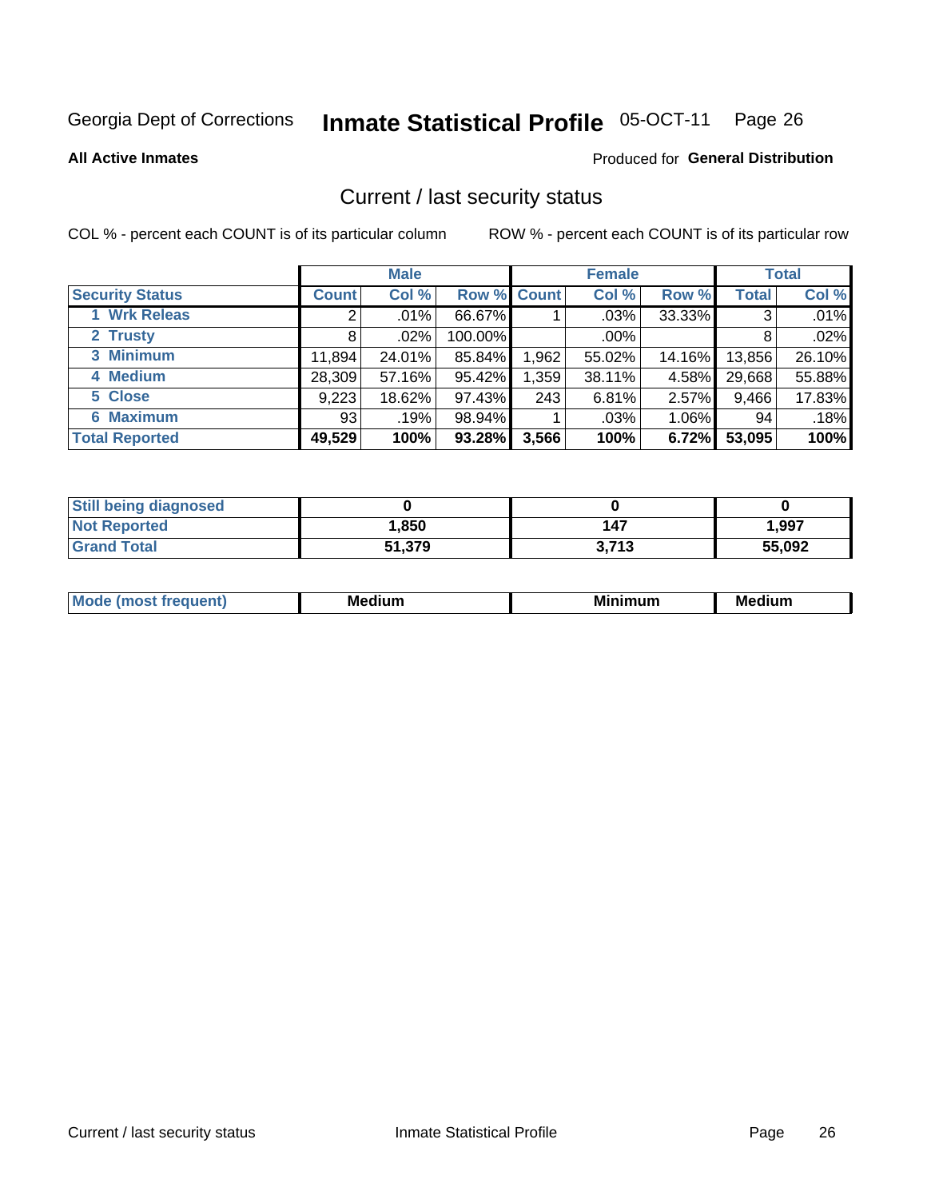Georgia Dept of Corrections **Inmate Statistical Profile** 05-OCT-11

**All Active Inmates**

Produced for **General Distribution**

## Current / last security status

COL % - percent each COUNT is of its particular column

ROW % - percent each COUNT is of its particular row

| | Male | | | Female | | | Total | |
|---|---|---|---|---|---|---|---|---|
| **Security Status** | **Count** | **Col %** | **Row %** | **Count** | **Col %** | **Row %** | **Total** | **Col %** |
| 1 Wrk Releas | 2 | .01% | 66.67% | 1 | .03% | 33.33% | 3 | .01% |
| 2 Trusty | 8 | .02% | 100.00% | | .00% | | 8 | .02% |
| 3 Minimum | 11,894 | 24.01% | 85.84% | 1,962 | 55.02% | 14.16% | 13,856 | 26.10% |
| 4 Medium | 28,309 | 57.16% | 95.42% | 1,359 | 38.11% | 4.58% | 29,668 | 55.88% |
| 5 Close | 9,223 | 18.62% | 97.43% | 243 | 6.81% | 2.57% | 9,466 | 17.83% |
| 6 Maximum | 93 | .19% | 98.94% | 1 | .03% | 1.06% | 94 | .18% |
| **Total Reported** | **49,529** | **100%** | **93.28%** | **3,566** | **100%** | **6.72%** | **53,095** | **100%** |

| | | | |
|---|---|---|---|
| Still being diagnosed | **0** | **0** | **0** |
| Not Reported | **1,850** | **147** | **1,997** |
| Grand Total | **51,379** | **3,713** | **55,092** |

| | | | |
|---|---|---|---|
| Mode (most frequent) | **Medium** | **Minimum** | **Medium** |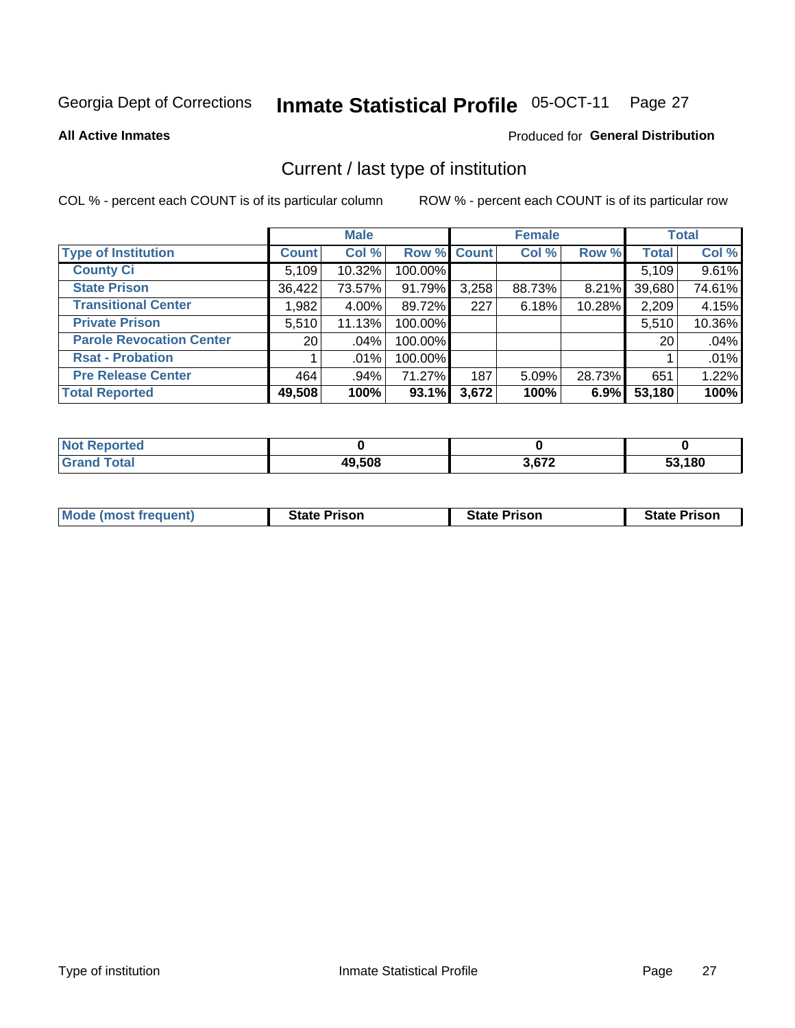Georgia Dept of Corrections **Inmate Statistical Profile** 05-OCT-11

**All Active Inmates**

Produced for **General Distribution**

## Current / last type of institution

COL % - percent each COUNT is of its particular column ROW % - percent each COUNT is of its particular row

| | Male | | | Female | | | Total | |
|---|---|---|---|---|---|---|---|---|
| **Type of Institution** | **Count** | **Col %** | **Row %** | **Count** | **Col %** | **Row %** | **Total** | **Col %** |
| **County Ci** | 5,109 | 10.32% | 100.00% | | | | 5,109 | 9.61% |
| **State Prison** | 36,422 | 73.57% | 91.79% | 3,258 | 88.73% | 8.21% | 39,680 | 74.61% |
| **Transitional Center** | 1,982 | 4.00% | 89.72% | 227 | 6.18% | 10.28% | 2,209 | 4.15% |
| **Private Prison** | 5,510 | 11.13% | 100.00% | | | | 5,510 | 10.36% |
| **Parole Revocation Center** | 20 | .04% | 100.00% | | | | 20 | .04% |
| **Rsat - Probation** | 1 | .01% | 100.00% | | | | 1 | .01% |
| **Pre Release Center** | 464 | .94% | 71.27% | 187 | 5.09% | 28.73% | 651 | 1.22% |
| **Total Reported** | **49,508** | **100%** | **93.1%** | **3,672** | **100%** | **6.9%** | **53,180** | **100%** |

| | Male | Female | Total |
|---|---|---|---|
| **Not Reported** | **0** | **0** | **0** |
| **Grand Total** | **49,508** | **3,672** | **53,180** |

| | Male | Female | Total |
|---|---|---|---|
| **Mode (most frequent)** | **State Prison** | **State Prison** | **State Prison** |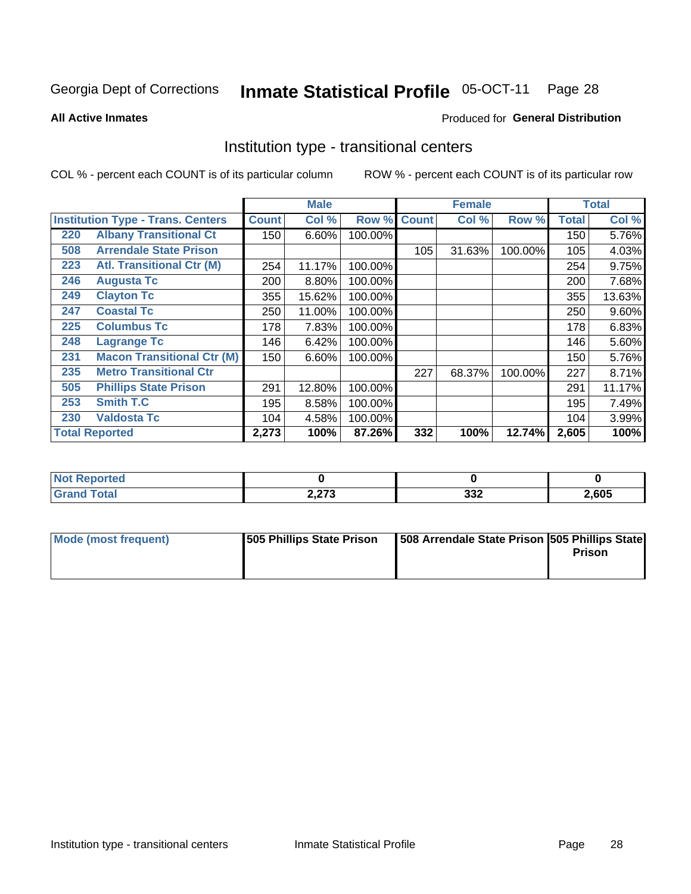Georgia Dept of Corrections **Inmate Statistical Profile** 05-OCT-11 Page 28

**All Active Inmates**

Produced for **General Distribution**

## Institution type - transitional centers

COL % - percent each COUNT is of its particular column

ROW % - percent each COUNT is of its particular row

| | | Male | | | Female | | | Total | |
|---|---|---|---|---|---|---|---|---|---|
| **Institution Type - Trans. Centers** | | **Count** | **Col %** | **Row %** | **Count** | **Col %** | **Row %** | **Total** | **Col %** |
| 220 | Albany Transitional Ct | 150 | 6.60% | 100.00% | | | | 150 | 5.76% |
| 508 | Arrendale State Prison | | | | 105 | 31.63% | 100.00% | 105 | 4.03% |
| 223 | Atl. Transitional Ctr (M) | 254 | 11.17% | 100.00% | | | | 254 | 9.75% |
| 246 | Augusta Tc | 200 | 8.80% | 100.00% | | | | 200 | 7.68% |
| 249 | Clayton Tc | 355 | 15.62% | 100.00% | | | | 355 | 13.63% |
| 247 | Coastal Tc | 250 | 11.00% | 100.00% | | | | 250 | 9.60% |
| 225 | Columbus Tc | 178 | 7.83% | 100.00% | | | | 178 | 6.83% |
| 248 | Lagrange Tc | 146 | 6.42% | 100.00% | | | | 146 | 5.60% |
| 231 | Macon Transitional Ctr (M) | 150 | 6.60% | 100.00% | | | | 150 | 5.76% |
| 235 | Metro Transitional Ctr | | | | 227 | 68.37% | 100.00% | 227 | 8.71% |
| 505 | Phillips State Prison | 291 | 12.80% | 100.00% | | | | 291 | 11.17% |
| 253 | Smith T.C | 195 | 8.58% | 100.00% | | | | 195 | 7.49% |
| 230 | Valdosta Tc | 104 | 4.58% | 100.00% | | | | 104 | 3.99% |
| **Total Reported** | | **2,273** | **100%** | **87.26%** | **332** | **100%** | **12.74%** | **2,605** | **100%** |

| | Male | Female | Total |
|---|---|---|---|
| **Not Reported** | **0** | **0** | **0** |
| **Grand Total** | **2,273** | **332** | **2,605** |

| | Male | Female | Total |
|---|---|---|---|
| **Mode (most frequent)** | **505 Phillips State Prison** | **508 Arrendale State Prison** | **505 Phillips State Prison** |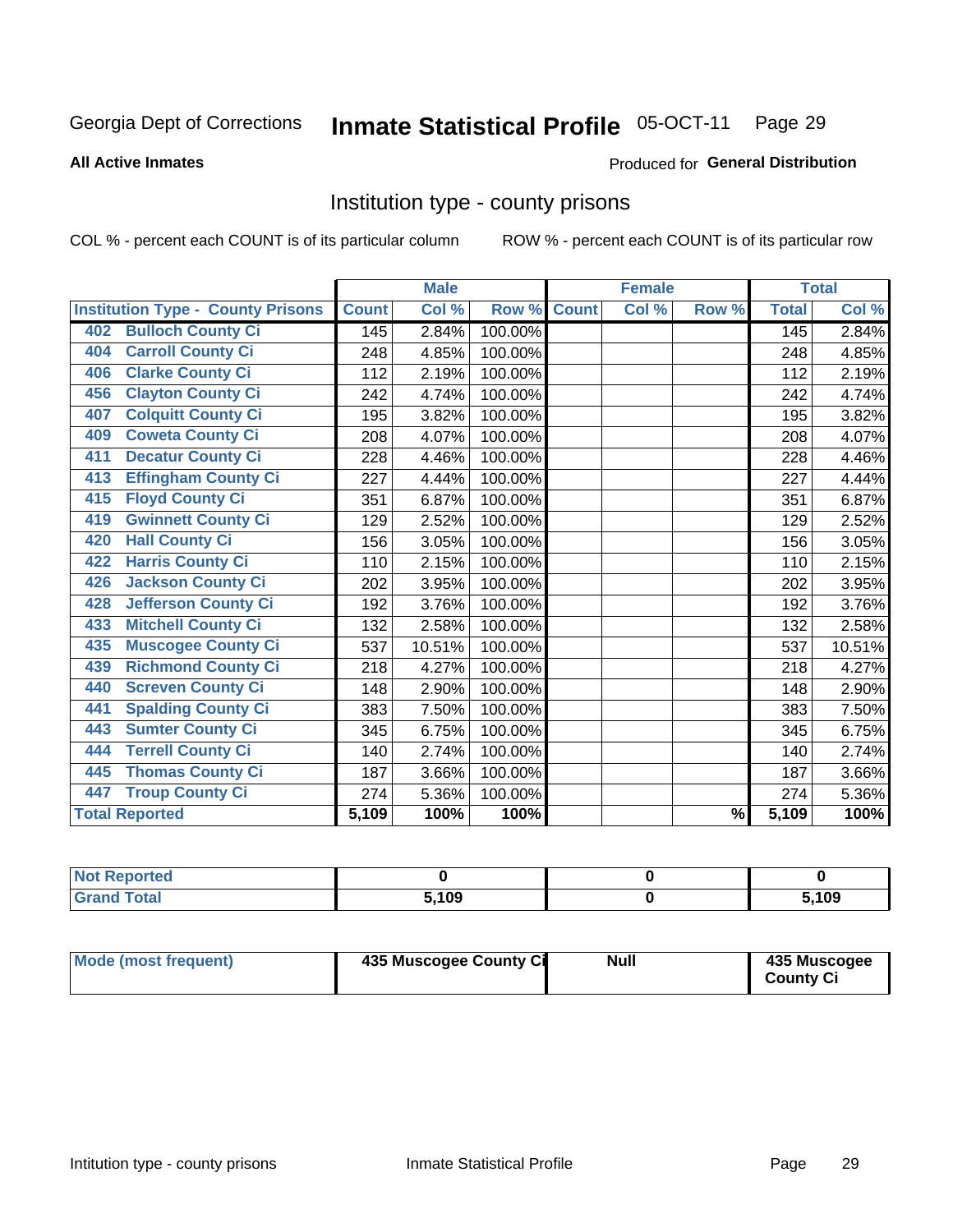Georgia Dept of Corrections **Inmate Statistical Profile** 05-OCT-11 Page 29

**All Active Inmates**

Produced for **General Distribution**

## Institution type - county prisons

COL % - percent each COUNT is of its particular column ROW % - percent each COUNT is of its particular row

| | Male | | | Female | | | Total | |
|---|---|---|---|---|---|---|---|---|
| Institution Type - County Prisons | Count | Col % | Row % | Count | Col % | Row % | Total | Col % |
| 402 Bulloch County Ci | 145 | 2.84% | 100.00% | | | | 145 | 2.84% |
| 404 Carroll County Ci | 248 | 4.85% | 100.00% | | | | 248 | 4.85% |
| 406 Clarke County Ci | 112 | 2.19% | 100.00% | | | | 112 | 2.19% |
| 456 Clayton County Ci | 242 | 4.74% | 100.00% | | | | 242 | 4.74% |
| 407 Colquitt County Ci | 195 | 3.82% | 100.00% | | | | 195 | 3.82% |
| 409 Coweta County Ci | 208 | 4.07% | 100.00% | | | | 208 | 4.07% |
| 411 Decatur County Ci | 228 | 4.46% | 100.00% | | | | 228 | 4.46% |
| 413 Effingham County Ci | 227 | 4.44% | 100.00% | | | | 227 | 4.44% |
| 415 Floyd County Ci | 351 | 6.87% | 100.00% | | | | 351 | 6.87% |
| 419 Gwinnett County Ci | 129 | 2.52% | 100.00% | | | | 129 | 2.52% |
| 420 Hall County Ci | 156 | 3.05% | 100.00% | | | | 156 | 3.05% |
| 422 Harris County Ci | 110 | 2.15% | 100.00% | | | | 110 | 2.15% |
| 426 Jackson County Ci | 202 | 3.95% | 100.00% | | | | 202 | 3.95% |
| 428 Jefferson County Ci | 192 | 3.76% | 100.00% | | | | 192 | 3.76% |
| 433 Mitchell County Ci | 132 | 2.58% | 100.00% | | | | 132 | 2.58% |
| 435 Muscogee County Ci | 537 | 10.51% | 100.00% | | | | 537 | 10.51% |
| 439 Richmond County Ci | 218 | 4.27% | 100.00% | | | | 218 | 4.27% |
| 440 Screven County Ci | 148 | 2.90% | 100.00% | | | | 148 | 2.90% |
| 441 Spalding County Ci | 383 | 7.50% | 100.00% | | | | 383 | 7.50% |
| 443 Sumter County Ci | 345 | 6.75% | 100.00% | | | | 345 | 6.75% |
| 444 Terrell County Ci | 140 | 2.74% | 100.00% | | | | 140 | 2.74% |
| 445 Thomas County Ci | 187 | 3.66% | 100.00% | | | | 187 | 3.66% |
| 447 Troup County Ci | 274 | 5.36% | 100.00% | | | | 274 | 5.36% |
| **Total Reported** | **5,109** | **100%** | **100%** | | | **%** | **5,109** | **100%** |

| | | | |
|---|---|---|---|
| Not Reported | 0 | 0 | 0 |
| Grand Total | 5,109 | 0 | 5,109 |

| | | | |
|---|---|---|---|
| Mode (most frequent) | 435 Muscogee County Ci | Null | 435 Muscogee County Ci |

Intitution type - county prisons Inmate Statistical Profile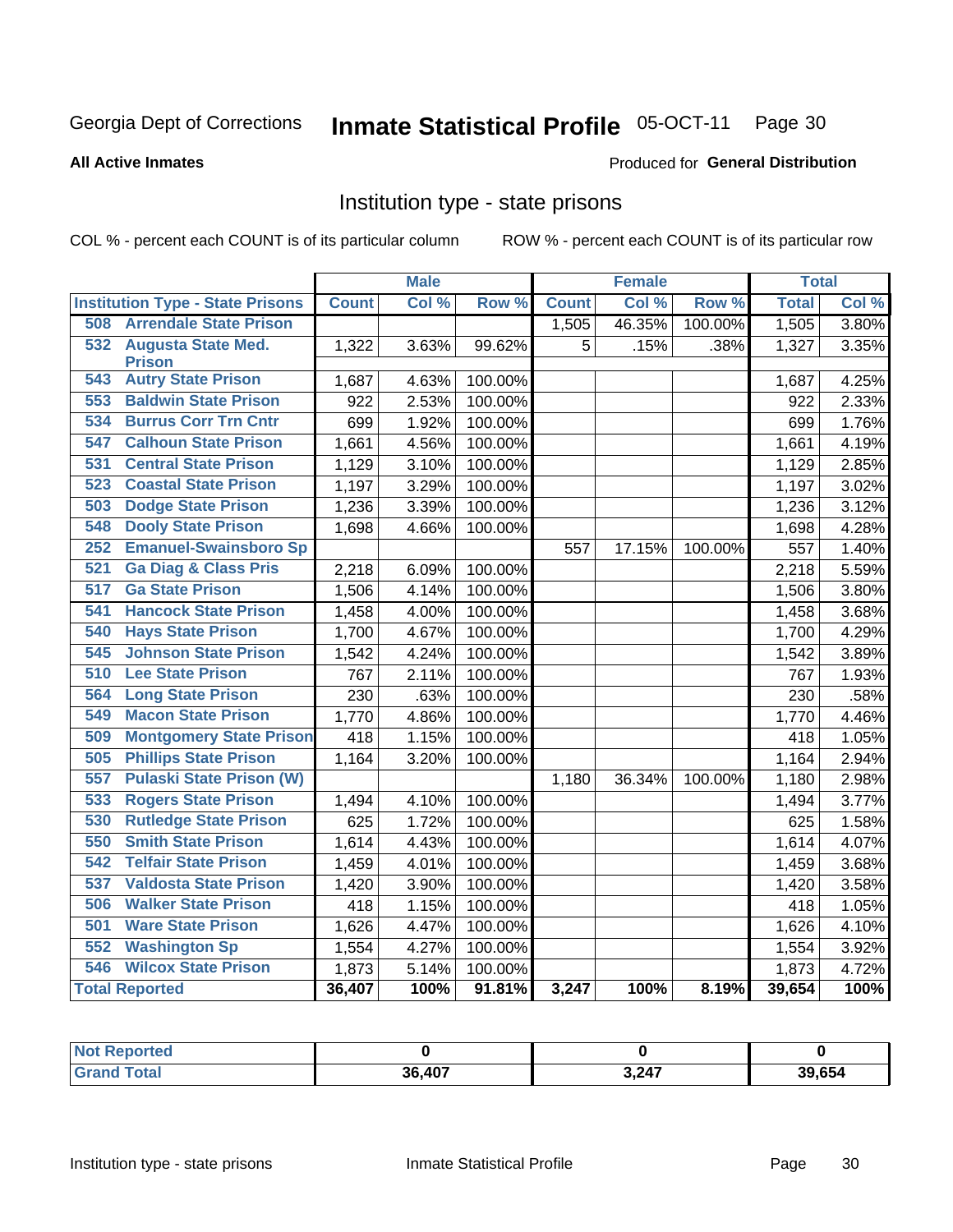Georgia Dept of Corrections **Inmate Statistical Profile** 05-OCT-11 Page 30

**All Active Inmates**

Produced for **General Distribution**

## Institution type - state prisons

COL % - percent each COUNT is of its particular column

ROW % - percent each COUNT is of its particular row

| | Male | | | Female | | | Total | |
|---|---|---|---|---|---|---|---|---|
| **Institution Type - State Prisons** | **Count** | **Col %** | **Row %** | **Count** | **Col %** | **Row %** | **Total** | **Col %** |
| **508 Arrendale State Prison** | | | | 1,505 | 46.35% | 100.00% | 1,505 | 3.80% |
| **532 Augusta State Med. Prison** | 1,322 | 3.63% | 99.62% | 5 | .15% | .38% | 1,327 | 3.35% |
| **543 Autry State Prison** | 1,687 | 4.63% | 100.00% | | | | 1,687 | 4.25% |
| **553 Baldwin State Prison** | 922 | 2.53% | 100.00% | | | | 922 | 2.33% |
| **534 Burrus Corr Trn Cntr** | 699 | 1.92% | 100.00% | | | | 699 | 1.76% |
| **547 Calhoun State Prison** | 1,661 | 4.56% | 100.00% | | | | 1,661 | 4.19% |
| **531 Central State Prison** | 1,129 | 3.10% | 100.00% | | | | 1,129 | 2.85% |
| **523 Coastal State Prison** | 1,197 | 3.29% | 100.00% | | | | 1,197 | 3.02% |
| **503 Dodge State Prison** | 1,236 | 3.39% | 100.00% | | | | 1,236 | 3.12% |
| **548 Dooly State Prison** | 1,698 | 4.66% | 100.00% | | | | 1,698 | 4.28% |
| **252 Emanuel-Swainsboro Sp** | | | | 557 | 17.15% | 100.00% | 557 | 1.40% |
| **521 Ga Diag & Class Pris** | 2,218 | 6.09% | 100.00% | | | | 2,218 | 5.59% |
| **517 Ga State Prison** | 1,506 | 4.14% | 100.00% | | | | 1,506 | 3.80% |
| **541 Hancock State Prison** | 1,458 | 4.00% | 100.00% | | | | 1,458 | 3.68% |
| **540 Hays State Prison** | 1,700 | 4.67% | 100.00% | | | | 1,700 | 4.29% |
| **545 Johnson State Prison** | 1,542 | 4.24% | 100.00% | | | | 1,542 | 3.89% |
| **510 Lee State Prison** | 767 | 2.11% | 100.00% | | | | 767 | 1.93% |
| **564 Long State Prison** | 230 | .63% | 100.00% | | | | 230 | .58% |
| **549 Macon State Prison** | 1,770 | 4.86% | 100.00% | | | | 1,770 | 4.46% |
| **509 Montgomery State Prison** | 418 | 1.15% | 100.00% | | | | 418 | 1.05% |
| **505 Phillips State Prison** | 1,164 | 3.20% | 100.00% | | | | 1,164 | 2.94% |
| **557 Pulaski State Prison (W)** | | | | 1,180 | 36.34% | 100.00% | 1,180 | 2.98% |
| **533 Rogers State Prison** | 1,494 | 4.10% | 100.00% | | | | 1,494 | 3.77% |
| **530 Rutledge State Prison** | 625 | 1.72% | 100.00% | | | | 625 | 1.58% |
| **550 Smith State Prison** | 1,614 | 4.43% | 100.00% | | | | 1,614 | 4.07% |
| **542 Telfair State Prison** | 1,459 | 4.01% | 100.00% | | | | 1,459 | 3.68% |
| **537 Valdosta State Prison** | 1,420 | 3.90% | 100.00% | | | | 1,420 | 3.58% |
| **506 Walker State Prison** | 418 | 1.15% | 100.00% | | | | 418 | 1.05% |
| **501 Ware State Prison** | 1,626 | 4.47% | 100.00% | | | | 1,626 | 4.10% |
| **552 Washington Sp** | 1,554 | 4.27% | 100.00% | | | | 1,554 | 3.92% |
| **546 Wilcox State Prison** | 1,873 | 5.14% | 100.00% | | | | 1,873 | 4.72% |
| **Total Reported** | **36,407** | **100%** | **91.81%** | **3,247** | **100%** | **8.19%** | **39,654** | **100%** |

| | Male | Female | Total |
|---|---|---|---|
| **Not Reported** | **0** | **0** | **0** |
| **Grand Total** | **36,407** | **3,247** | **39,654** |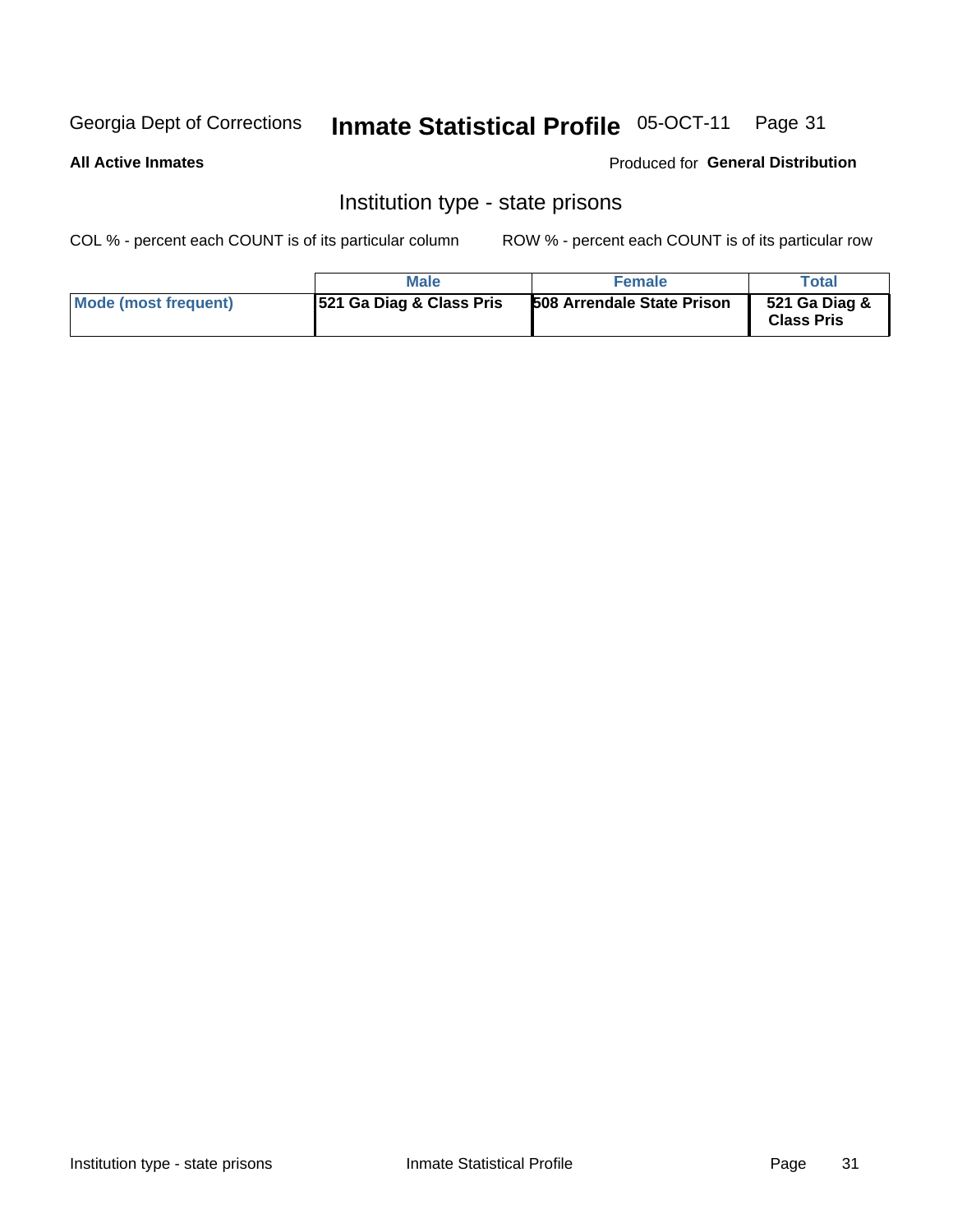Georgia Dept of Corrections **Inmate Statistical Profile** 05-OCT-11

**All Active Inmates**

Produced for **General Distribution**

## Institution type - state prisons

COL % - percent each COUNT is of its particular column  ROW % - percent each COUNT is of its particular row

| | Male | Female | Total |
|---|---|---|---|
| **Mode (most frequent)** | **521 Ga Diag & Class Pris** | **508 Arrendale State Prison** | **521 Ga Diag & Class Pris** |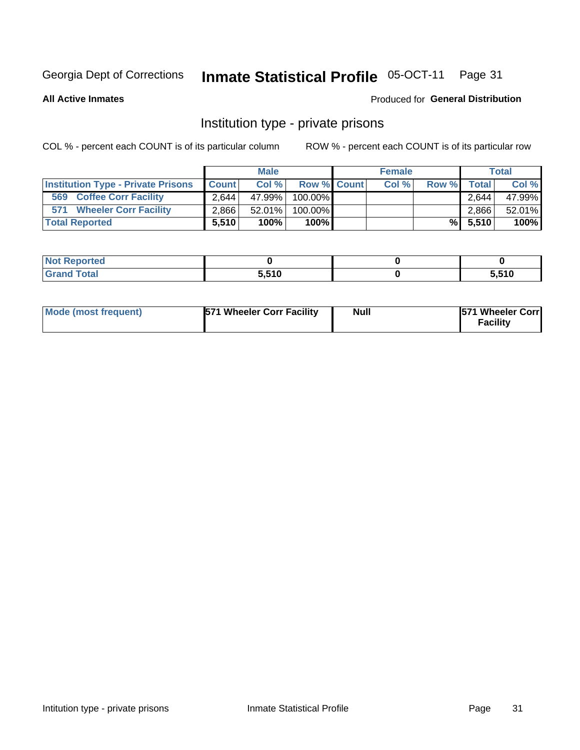Georgia Dept of Corrections **Inmate Statistical Profile** 05-OCT-11

**All Active Inmates**

Produced for **General Distribution**

## Institution type - private prisons

COL % - percent each COUNT is of its particular column

ROW % - percent each COUNT is of its particular row

| | Male | | | Female | | | Total | |
|---|---|---|---|---|---|---|---|---|
| Institution Type - Private Prisons | Count | Col % | Row % | Count | Col % | Row % | Total | Col % |
| 569 Coffee Corr Facility | 2,644 | 47.99% | 100.00% | | | | 2,644 | 47.99% |
| 571 Wheeler Corr Facility | 2,866 | 52.01% | 100.00% | | | | 2,866 | 52.01% |
| **Total Reported** | **5,510** | **100%** | **100%** | | | **%** | **5,510** | **100%** |

| | Male | Female | Total |
|---|---|---|---|
| Not Reported | 0 | 0 | 0 |
| Grand Total | 5,510 | 0 | 5,510 |

| | Male | Female | Total |
|---|---|---|---|
| Mode (most frequent) | 571 Wheeler Corr Facility | Null | 571 Wheeler Corr Facility |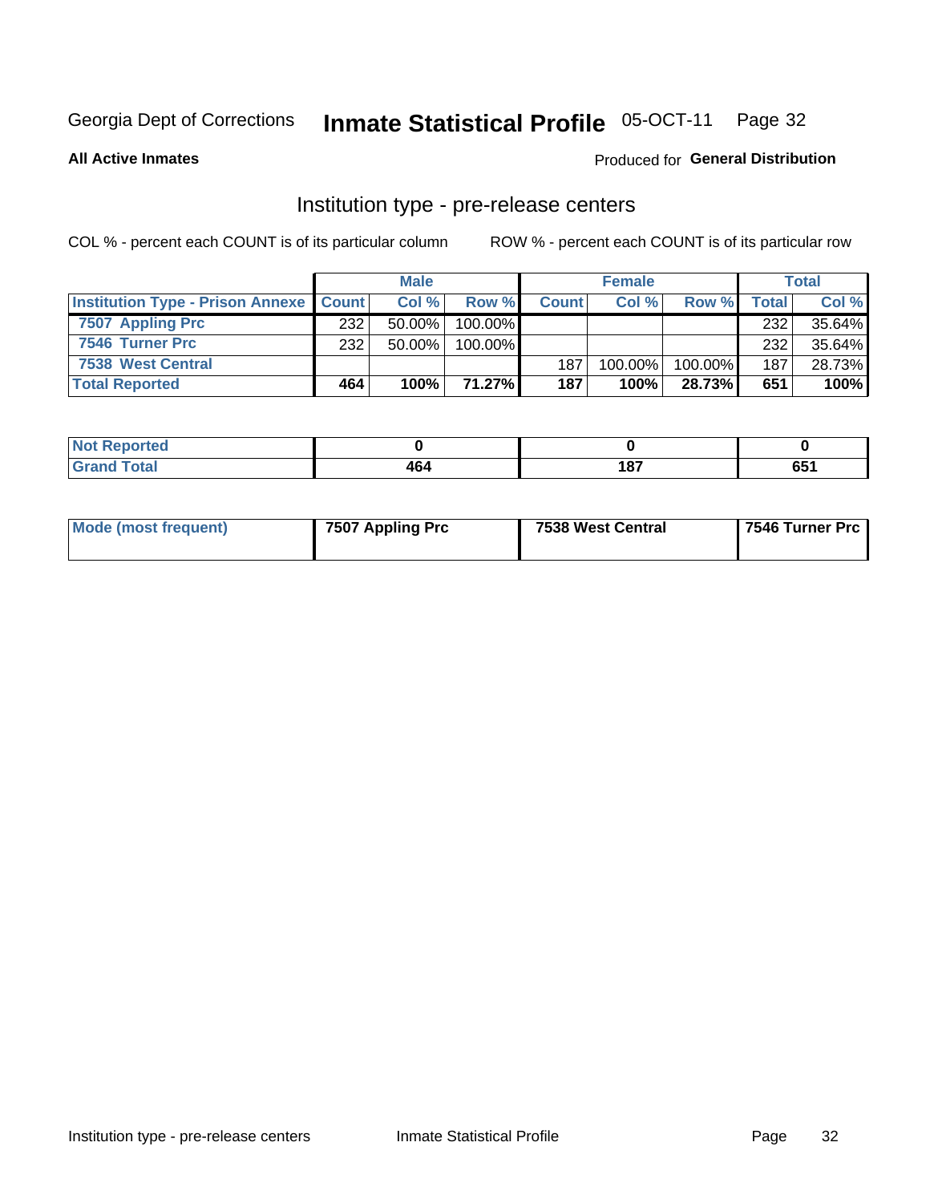Georgia Dept of Corrections **Inmate Statistical Profile** 05-OCT-11

**All Active Inmates**

Produced for **General Distribution**

## Institution type - pre-release centers

COL % - percent each COUNT is of its particular column ROW % - percent each COUNT is of its particular row

| | Male | | | Female | | | Total | |
|---|---|---|---|---|---|---|---|---|
| **Institution Type - Prison Annexe** | **Count** | **Col %** | **Row %** | **Count** | **Col %** | **Row %** | **Total** | **Col %** |
| **7507 Appling Prc** | 232 | 50.00% | 100.00% | | | | 232 | 35.64% |
| **7546 Turner Prc** | 232 | 50.00% | 100.00% | | | | 232 | 35.64% |
| **7538 West Central** | | | | 187 | 100.00% | 100.00% | 187 | 28.73% |
| **Total Reported** | **464** | **100%** | **71.27%** | **187** | **100%** | **28.73%** | **651** | **100%** |

| | | | |
|---|---|---|---|
| **Not Reported** | **0** | **0** | **0** |
| **Grand Total** | **464** | **187** | **651** |

| | | | |
|---|---|---|---|
| **Mode (most frequent)** | **7507 Appling Prc** | **7538 West Central** | **7546 Turner Prc** |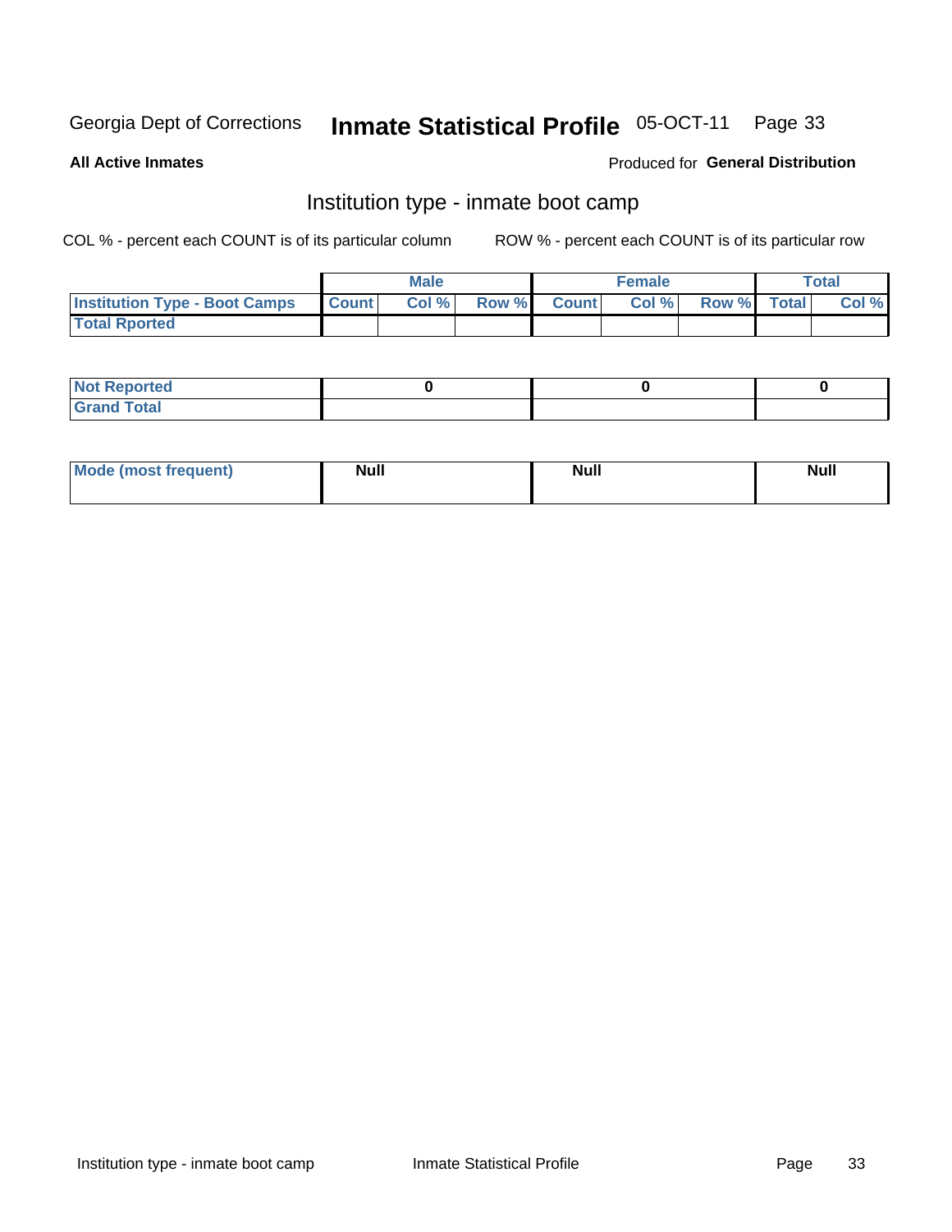Georgia Dept of Corrections **Inmate Statistical Profile** 05-OCT-11

**All Active Inmates**

Produced for **General Distribution**

## Institution type - inmate boot camp

COL % - percent each COUNT is of its particular column

ROW % - percent each COUNT is of its particular row

| | Male | | | Female | | | Total | |
|---|---|---|---|---|---|---|---|---|
| **Institution Type - Boot Camps** | **Count** | **Col %** | **Row %** | **Count** | **Col %** | **Row %** | **Total** | **Col %** |
| **Total Rported** | | | | | | | | |

| | Male | Female | Total |
|---|---|---|---|
| **Not Reported** | **0** | **0** | **0** |
| **Grand Total** | | | |

| | Male | Female | Total |
|---|---|---|---|
| **Mode (most frequent)** | **Null** | **Null** | **Null** |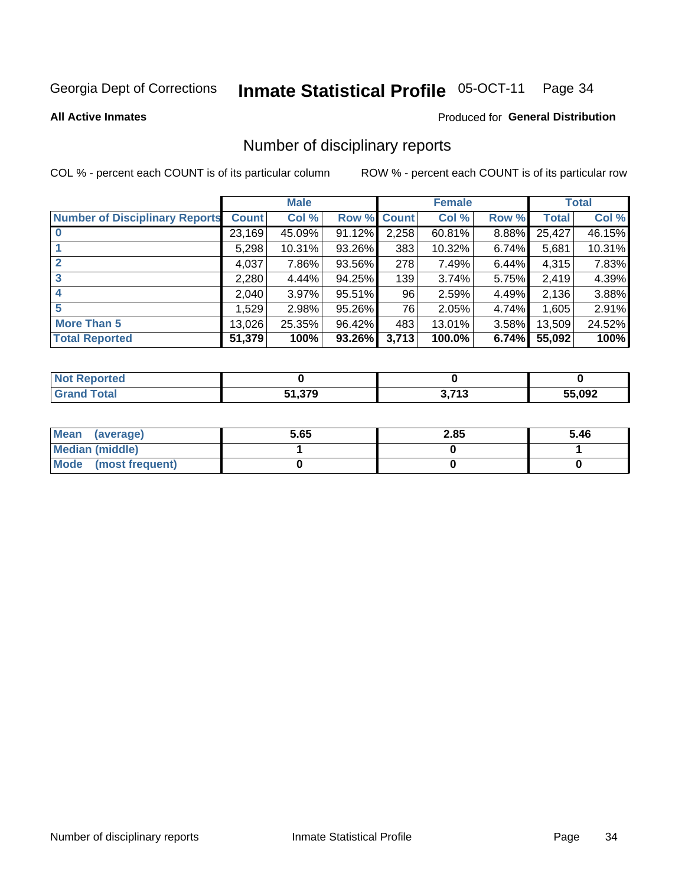Georgia Dept of Corrections **Inmate Statistical Profile** 05-OCT-11

**All Active Inmates**

Produced for **General Distribution**

# Number of disciplinary reports

COL % - percent each COUNT is of its particular column ROW % - percent each COUNT is of its particular row

| | Male | | | Female | | | Total | |
|---|---|---|---|---|---|---|---|---|
| **Number of Disciplinary Reports** | **Count** | **Col %** | **Row %** | **Count** | **Col %** | **Row %** | **Total** | **Col %** |
| **0** | 23,169 | 45.09% | 91.12% | 2,258 | 60.81% | 8.88% | 25,427 | 46.15% |
| **1** | 5,298 | 10.31% | 93.26% | 383 | 10.32% | 6.74% | 5,681 | 10.31% |
| **2** | 4,037 | 7.86% | 93.56% | 278 | 7.49% | 6.44% | 4,315 | 7.83% |
| **3** | 2,280 | 4.44% | 94.25% | 139 | 3.74% | 5.75% | 2,419 | 4.39% |
| **4** | 2,040 | 3.97% | 95.51% | 96 | 2.59% | 4.49% | 2,136 | 3.88% |
| **5** | 1,529 | 2.98% | 95.26% | 76 | 2.05% | 4.74% | 1,605 | 2.91% |
| **More Than 5** | 13,026 | 25.35% | 96.42% | 483 | 13.01% | 3.58% | 13,509 | 24.52% |
| **Total Reported** | **51,379** | **100%** | **93.26%** | **3,713** | **100.0%** | **6.74%** | **55,092** | **100%** |

| | Male | Female | Total |
|---|---|---|---|
| **Not Reported** | **0** | **0** | **0** |
| **Grand Total** | **51,379** | **3,713** | **55,092** |

| | Male | Female | Total |
|---|---|---|---|
| **Mean (average)** | **5.65** | **2.85** | **5.46** |
| **Median (middle)** | **1** | **0** | **1** |
| **Mode (most frequent)** | **0** | **0** | **0** |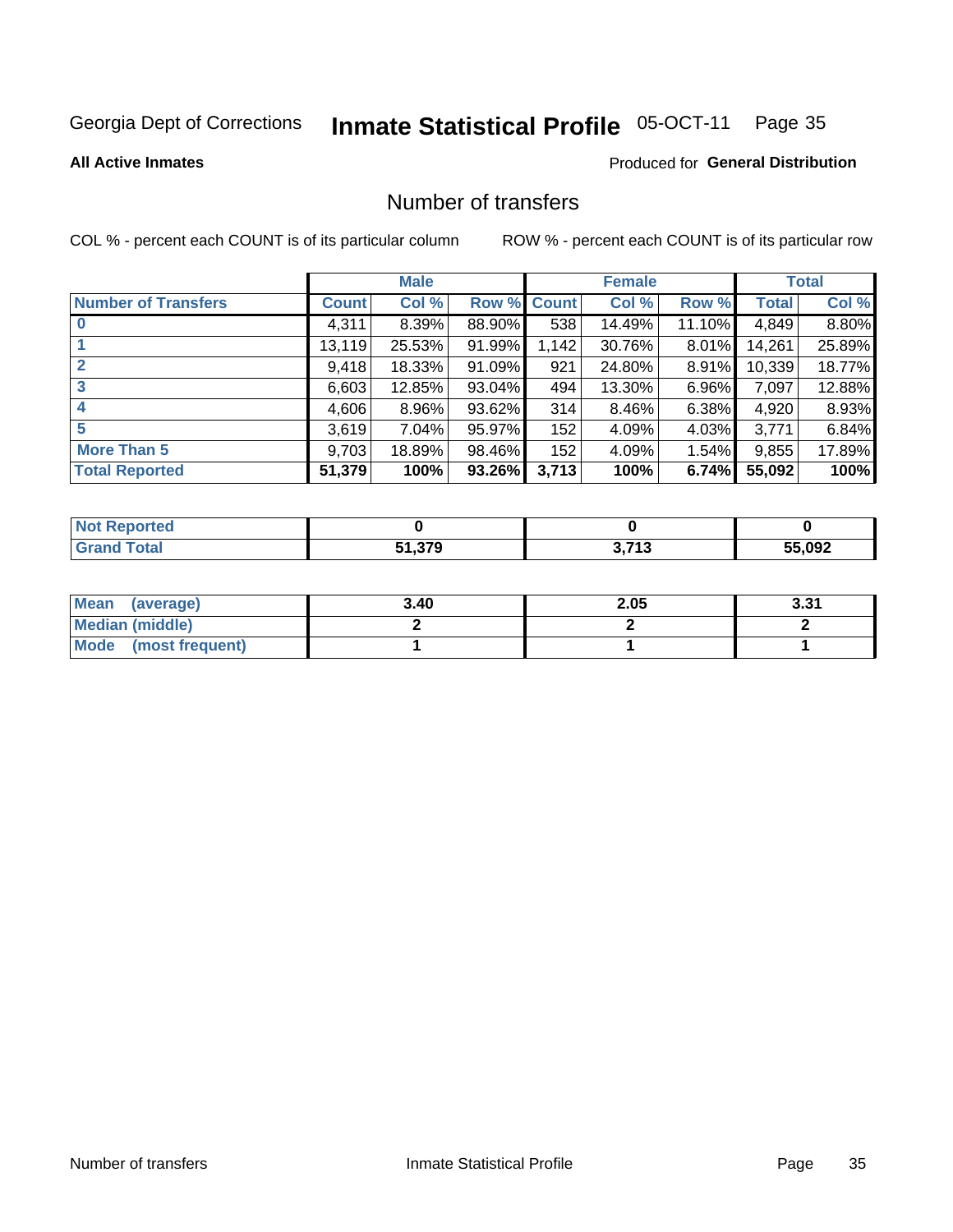Georgia Dept of Corrections **Inmate Statistical Profile** 05-OCT-11

**All Active Inmates**

Produced for **General Distribution**

## Number of transfers

COL % - percent each COUNT is of its particular column ROW % - percent each COUNT is of its particular row

| | Male | | | Female | | | Total | |
|---|---|---|---|---|---|---|---|---|
| **Number of Transfers** | **Count** | **Col %** | **Row %** | **Count** | **Col %** | **Row %** | **Total** | **Col %** |
| **0** | 4,311 | 8.39% | 88.90% | 538 | 14.49% | 11.10% | 4,849 | 8.80% |
| **1** | 13,119 | 25.53% | 91.99% | 1,142 | 30.76% | 8.01% | 14,261 | 25.89% |
| **2** | 9,418 | 18.33% | 91.09% | 921 | 24.80% | 8.91% | 10,339 | 18.77% |
| **3** | 6,603 | 12.85% | 93.04% | 494 | 13.30% | 6.96% | 7,097 | 12.88% |
| **4** | 4,606 | 8.96% | 93.62% | 314 | 8.46% | 6.38% | 4,920 | 8.93% |
| **5** | 3,619 | 7.04% | 95.97% | 152 | 4.09% | 4.03% | 3,771 | 6.84% |
| **More Than 5** | 9,703 | 18.89% | 98.46% | 152 | 4.09% | 1.54% | 9,855 | 17.89% |
| **Total Reported** | **51,379** | **100%** | **93.26%** | **3,713** | **100%** | **6.74%** | **55,092** | **100%** |

| | Male | Female | Total |
|---|---|---|---|
| **Not Reported** | **0** | **0** | **0** |
| **Grand Total** | **51,379** | **3,713** | **55,092** |

| | Male | Female | Total |
|---|---|---|---|
| **Mean (average)** | **3.40** | **2.05** | **3.31** |
| **Median (middle)** | **2** | **2** | **2** |
| **Mode (most frequent)** | **1** | **1** | **1** |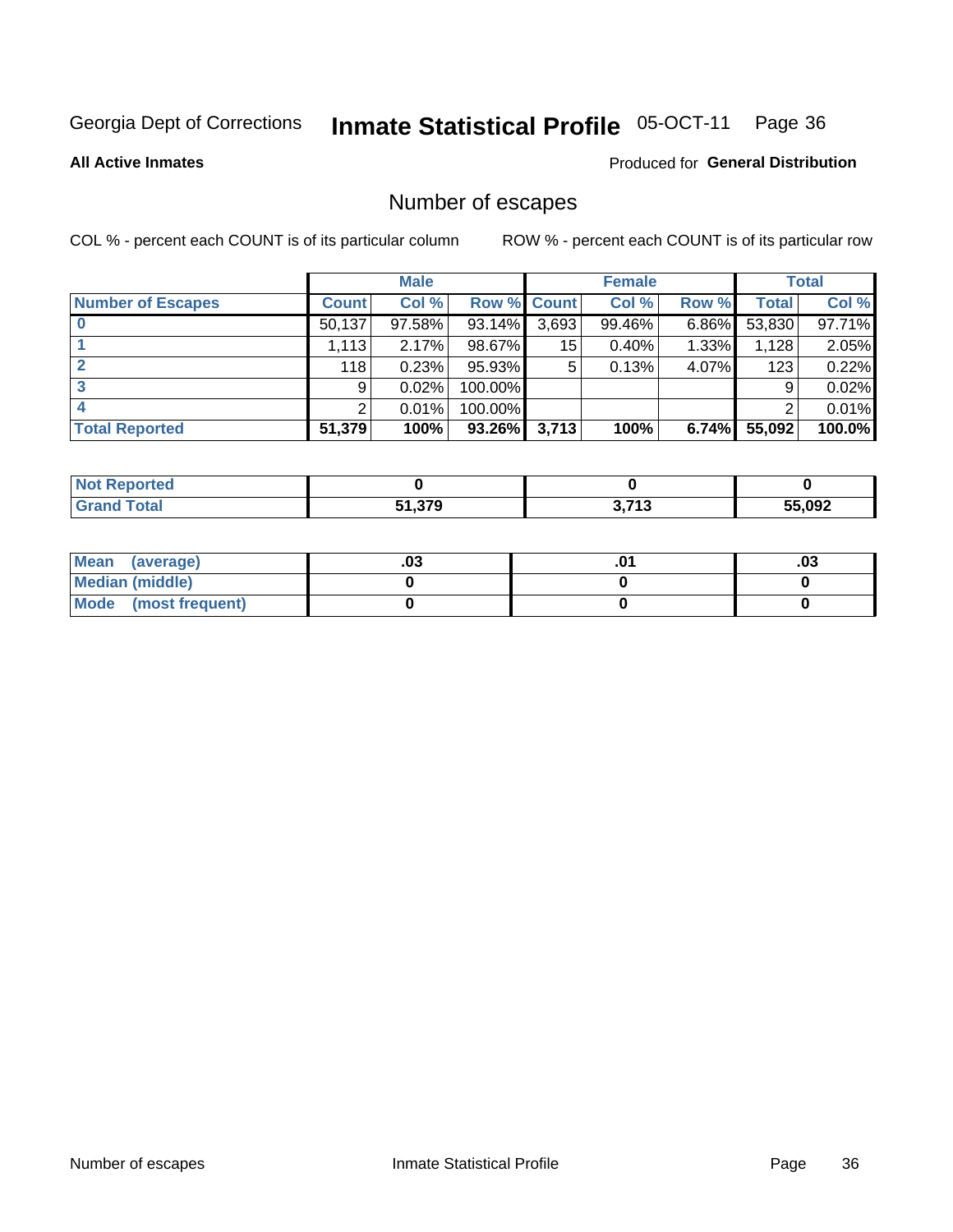Georgia Dept of Corrections **Inmate Statistical Profile** 05-OCT-11 Page 36

**All Active Inmates**

Produced for **General Distribution**

## Number of escapes

COL % - percent each COUNT is of its particular column

ROW % - percent each COUNT is of its particular row

| | Male | | | Female | | | Total | |
|---|---|---|---|---|---|---|---|---|
| **Number of Escapes** | **Count** | **Col %** | **Row %** | **Count** | **Col %** | **Row %** | **Total** | **Col %** |
| **0** | 50,137 | 97.58% | 93.14% | 3,693 | 99.46% | 6.86% | 53,830 | 97.71% |
| **1** | 1,113 | 2.17% | 98.67% | 15 | 0.40% | 1.33% | 1,128 | 2.05% |
| **2** | 118 | 0.23% | 95.93% | 5 | 0.13% | 4.07% | 123 | 0.22% |
| **3** | 9 | 0.02% | 100.00% | | | | 9 | 0.02% |
| **4** | 2 | 0.01% | 100.00% | | | | 2 | 0.01% |
| **Total Reported** | **51,379** | **100%** | **93.26%** | **3,713** | **100%** | **6.74%** | **55,092** | **100.0%** |

| | Male | Female | Total |
|---|---|---|---|
| **Not Reported** | **0** | **0** | **0** |
| **Grand Total** | **51,379** | **3,713** | **55,092** |

| | Male | Female | Total |
|---|---|---|---|
| **Mean (average)** | **.03** | **.01** | **.03** |
| **Median (middle)** | **0** | **0** | **0** |
| **Mode (most frequent)** | **0** | **0** | **0** |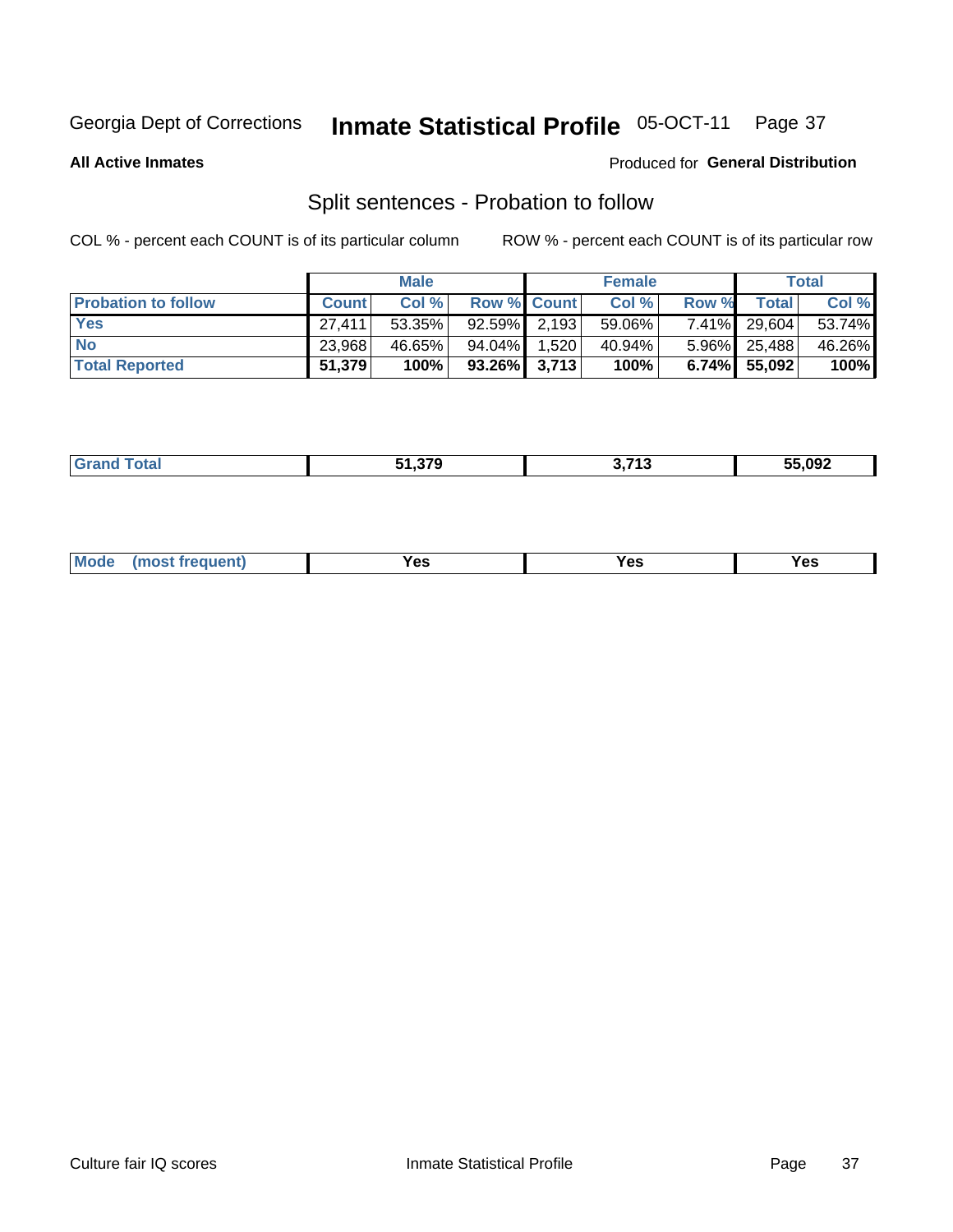Georgia Dept of Corrections **Inmate Statistical Profile** 05-OCT-11

**All Active Inmates**

Produced for **General Distribution**

## Split sentences - Probation to follow

COL % - percent each COUNT is of its particular column

ROW % - percent each COUNT is of its particular row

| | Male | | | Female | | | Total | |
|---|---|---|---|---|---|---|---|---|
| **Probation to follow** | **Count** | **Col %** | **Row %** | **Count** | **Col %** | **Row %** | **Total** | **Col %** |
| **Yes** | 27,411 | 53.35% | 92.59% | 2,193 | 59.06% | 7.41% | 29,604 | 53.74% |
| **No** | 23,968 | 46.65% | 94.04% | 1,520 | 40.94% | 5.96% | 25,488 | 46.26% |
| **Total Reported** | **51,379** | **100%** | **93.26%** | **3,713** | **100%** | **6.74%** | **55,092** | **100%** |

| | Male | Female | Total |
|---|---|---|---|
| **Grand Total** | **51,379** | **3,713** | **55,092** |

| | Male | Female | Total |
|---|---|---|---|
| **Mode (most frequent)** | **Yes** | **Yes** | **Yes** |

Culture fair IQ scores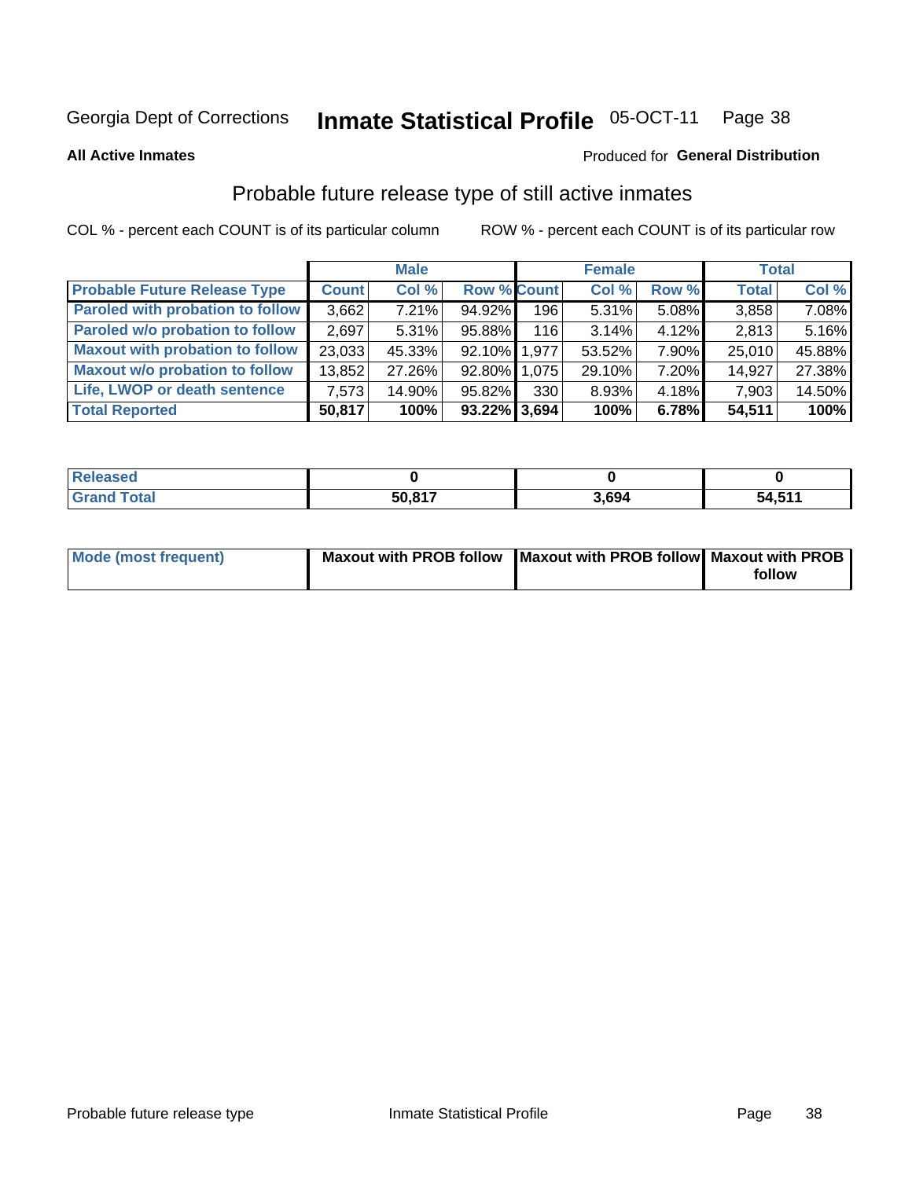Georgia Dept of Corrections **Inmate Statistical Profile** 05-OCT-11

**All Active Inmates**

Produced for **General Distribution**

## Probable future release type of still active inmates

COL % - percent each COUNT is of its particular column

ROW % - percent each COUNT is of its particular row

| | Male | | | Female | | | Total | |
|---|---|---|---|---|---|---|---|---|
| **Probable Future Release Type** | **Count** | **Col %** | **Row %** | **Count** | **Col %** | **Row %** | **Total** | **Col %** |
| **Paroled with probation to follow** | 3,662 | 7.21% | 94.92% | 196 | 5.31% | 5.08% | 3,858 | 7.08% |
| **Paroled w/o probation to follow** | 2,697 | 5.31% | 95.88% | 116 | 3.14% | 4.12% | 2,813 | 5.16% |
| **Maxout with probation to follow** | 23,033 | 45.33% | 92.10% | 1,977 | 53.52% | 7.90% | 25,010 | 45.88% |
| **Maxout w/o probation to follow** | 13,852 | 27.26% | 92.80% | 1,075 | 29.10% | 7.20% | 14,927 | 27.38% |
| **Life, LWOP or death sentence** | 7,573 | 14.90% | 95.82% | 330 | 8.93% | 4.18% | 7,903 | 14.50% |
| **Total Reported** | **50,817** | **100%** | **93.22%** | **3,694** | **100%** | **6.78%** | **54,511** | **100%** |

| | Male | Female | Total |
|---|---|---|---|
| **Released** | **0** | **0** | **0** |
| **Grand Total** | **50,817** | **3,694** | **54,511** |

| | Male | Female | Total |
|---|---|---|---|
| **Mode (most frequent)** | **Maxout with PROB follow** | **Maxout with PROB follow** | **Maxout with PROB follow** |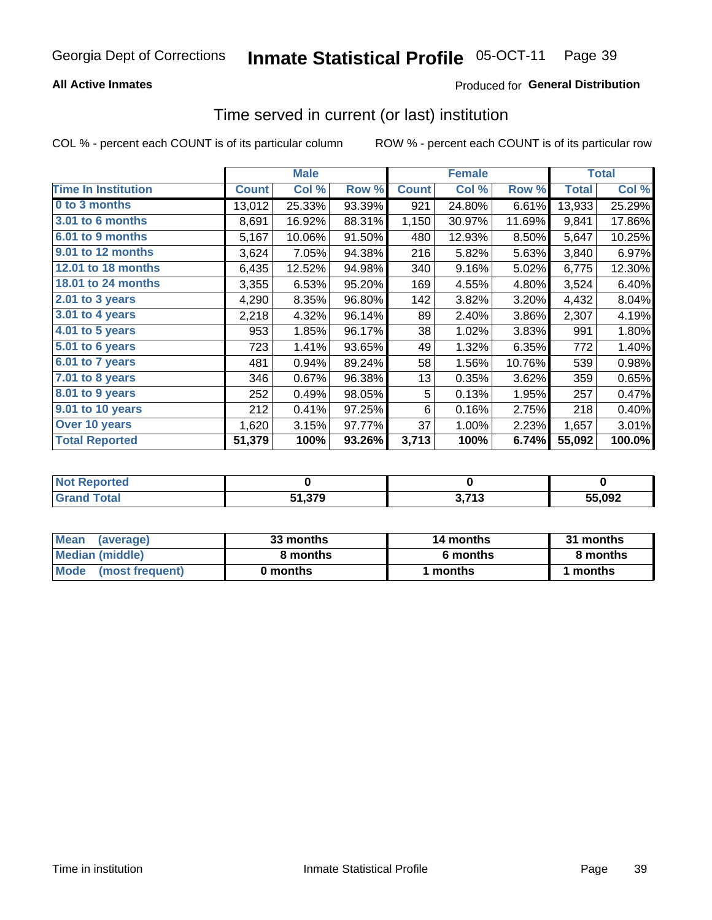Georgia Dept of Corrections **Inmate Statistical Profile** 05-OCT-11

**All Active Inmates**

Produced for **General Distribution**

## Time served in current (or last) institution

COL % - percent each COUNT is of its particular column

ROW % - percent each COUNT is of its particular row

| | Male | | | Female | | | Total | |
|---|---|---|---|---|---|---|---|---|
| **Time In Institution** | **Count** | **Col %** | **Row %** | **Count** | **Col %** | **Row %** | **Total** | **Col %** |
| **0 to 3 months** | 13,012 | 25.33% | 93.39% | 921 | 24.80% | 6.61% | 13,933 | 25.29% |
| **3.01 to 6 months** | 8,691 | 16.92% | 88.31% | 1,150 | 30.97% | 11.69% | 9,841 | 17.86% |
| **6.01 to 9 months** | 5,167 | 10.06% | 91.50% | 480 | 12.93% | 8.50% | 5,647 | 10.25% |
| **9.01 to 12 months** | 3,624 | 7.05% | 94.38% | 216 | 5.82% | 5.63% | 3,840 | 6.97% |
| **12.01 to 18 months** | 6,435 | 12.52% | 94.98% | 340 | 9.16% | 5.02% | 6,775 | 12.30% |
| **18.01 to 24 months** | 3,355 | 6.53% | 95.20% | 169 | 4.55% | 4.80% | 3,524 | 6.40% |
| **2.01 to 3 years** | 4,290 | 8.35% | 96.80% | 142 | 3.82% | 3.20% | 4,432 | 8.04% |
| **3.01 to 4 years** | 2,218 | 4.32% | 96.14% | 89 | 2.40% | 3.86% | 2,307 | 4.19% |
| **4.01 to 5 years** | 953 | 1.85% | 96.17% | 38 | 1.02% | 3.83% | 991 | 1.80% |
| **5.01 to 6 years** | 723 | 1.41% | 93.65% | 49 | 1.32% | 6.35% | 772 | 1.40% |
| **6.01 to 7 years** | 481 | 0.94% | 89.24% | 58 | 1.56% | 10.76% | 539 | 0.98% |
| **7.01 to 8 years** | 346 | 0.67% | 96.38% | 13 | 0.35% | 3.62% | 359 | 0.65% |
| **8.01 to 9 years** | 252 | 0.49% | 98.05% | 5 | 0.13% | 1.95% | 257 | 0.47% |
| **9.01 to 10 years** | 212 | 0.41% | 97.25% | 6 | 0.16% | 2.75% | 218 | 0.40% |
| **Over 10 years** | 1,620 | 3.15% | 97.77% | 37 | 1.00% | 2.23% | 1,657 | 3.01% |
| **Total Reported** | **51,379** | **100%** | **93.26%** | **3,713** | **100%** | **6.74%** | **55,092** | **100.0%** |

| | Male | Female | Total |
|---|---|---|---|
| **Not Reported** | **0** | **0** | **0** |
| **Grand Total** | **51,379** | **3,713** | **55,092** |

| | Male | Female | Total |
|---|---|---|---|
| **Mean (average)** | **33 months** | **14 months** | **31 months** |
| **Median (middle)** | **8 months** | **6 months** | **8 months** |
| **Mode (most frequent)** | **0 months** | **1 months** | **1 months** |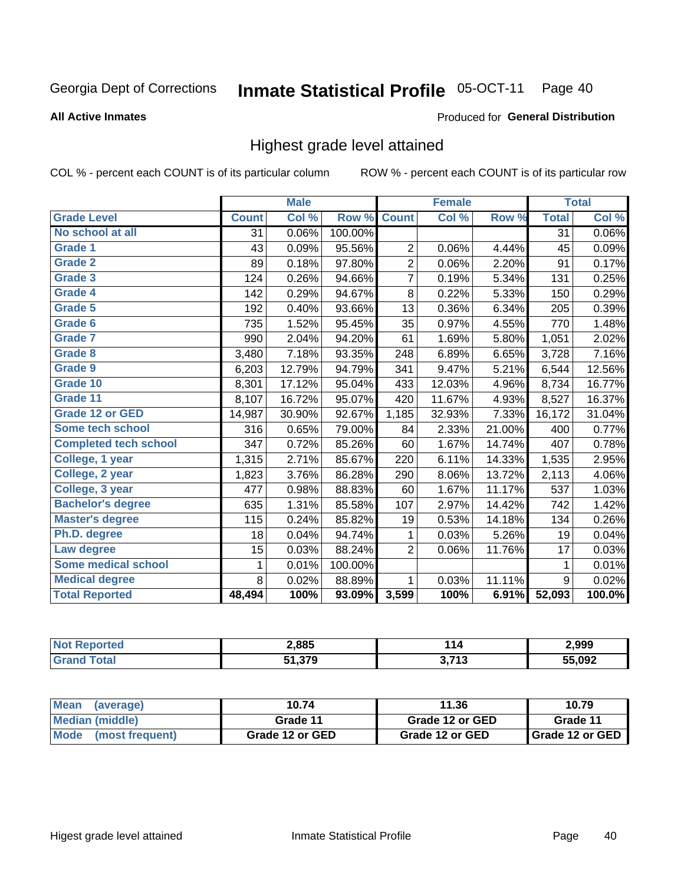Georgia Dept of Corrections **Inmate Statistical Profile** 05-OCT-11 Page 40

**All Active Inmates**

Produced for **General Distribution**

## Highest grade level attained

COL % - percent each COUNT is of its particular column ROW % - percent each COUNT is of its particular row

| | Male | | | Female | | | Total | |
|---|---|---|---|---|---|---|---|---|
| Grade Level | Count | Col % | Row % | Count | Col % | Row % | Total | Col % |
| No school at all | 31 | 0.06% | 100.00% | | | | 31 | 0.06% |
| Grade 1 | 43 | 0.09% | 95.56% | 2 | 0.06% | 4.44% | 45 | 0.09% |
| Grade 2 | 89 | 0.18% | 97.80% | 2 | 0.06% | 2.20% | 91 | 0.17% |
| Grade 3 | 124 | 0.26% | 94.66% | 7 | 0.19% | 5.34% | 131 | 0.25% |
| Grade 4 | 142 | 0.29% | 94.67% | 8 | 0.22% | 5.33% | 150 | 0.29% |
| Grade 5 | 192 | 0.40% | 93.66% | 13 | 0.36% | 6.34% | 205 | 0.39% |
| Grade 6 | 735 | 1.52% | 95.45% | 35 | 0.97% | 4.55% | 770 | 1.48% |
| Grade 7 | 990 | 2.04% | 94.20% | 61 | 1.69% | 5.80% | 1,051 | 2.02% |
| Grade 8 | 3,480 | 7.18% | 93.35% | 248 | 6.89% | 6.65% | 3,728 | 7.16% |
| Grade 9 | 6,203 | 12.79% | 94.79% | 341 | 9.47% | 5.21% | 6,544 | 12.56% |
| Grade 10 | 8,301 | 17.12% | 95.04% | 433 | 12.03% | 4.96% | 8,734 | 16.77% |
| Grade 11 | 8,107 | 16.72% | 95.07% | 420 | 11.67% | 4.93% | 8,527 | 16.37% |
| Grade 12 or GED | 14,987 | 30.90% | 92.67% | 1,185 | 32.93% | 7.33% | 16,172 | 31.04% |
| Some tech school | 316 | 0.65% | 79.00% | 84 | 2.33% | 21.00% | 400 | 0.77% |
| Completed tech school | 347 | 0.72% | 85.26% | 60 | 1.67% | 14.74% | 407 | 0.78% |
| College, 1 year | 1,315 | 2.71% | 85.67% | 220 | 6.11% | 14.33% | 1,535 | 2.95% |
| College, 2 year | 1,823 | 3.76% | 86.28% | 290 | 8.06% | 13.72% | 2,113 | 4.06% |
| College, 3 year | 477 | 0.98% | 88.83% | 60 | 1.67% | 11.17% | 537 | 1.03% |
| Bachelor's degree | 635 | 1.31% | 85.58% | 107 | 2.97% | 14.42% | 742 | 1.42% |
| Master's degree | 115 | 0.24% | 85.82% | 19 | 0.53% | 14.18% | 134 | 0.26% |
| Ph.D. degree | 18 | 0.04% | 94.74% | 1 | 0.03% | 5.26% | 19 | 0.04% |
| Law degree | 15 | 0.03% | 88.24% | 2 | 0.06% | 11.76% | 17 | 0.03% |
| Some medical school | 1 | 0.01% | 100.00% | | | | 1 | 0.01% |
| Medical degree | 8 | 0.02% | 88.89% | 1 | 0.03% | 11.11% | 9 | 0.02% |
| **Total Reported** | **48,494** | **100%** | **93.09%** | **3,599** | **100%** | **6.91%** | **52,093** | **100.0%** |

| | Male | Female | Total |
|---|---|---|---|
| Not Reported | 2,885 | 114 | 2,999 |
| Grand Total | 51,379 | 3,713 | 55,092 |

| | Male | Female | Total |
|---|---|---|---|
| Mean (average) | 10.74 | 11.36 | 10.79 |
| Median (middle) | Grade 11 | Grade 12 or GED | Grade 11 |
| Mode (most frequent) | Grade 12 or GED | Grade 12 or GED | Grade 12 or GED |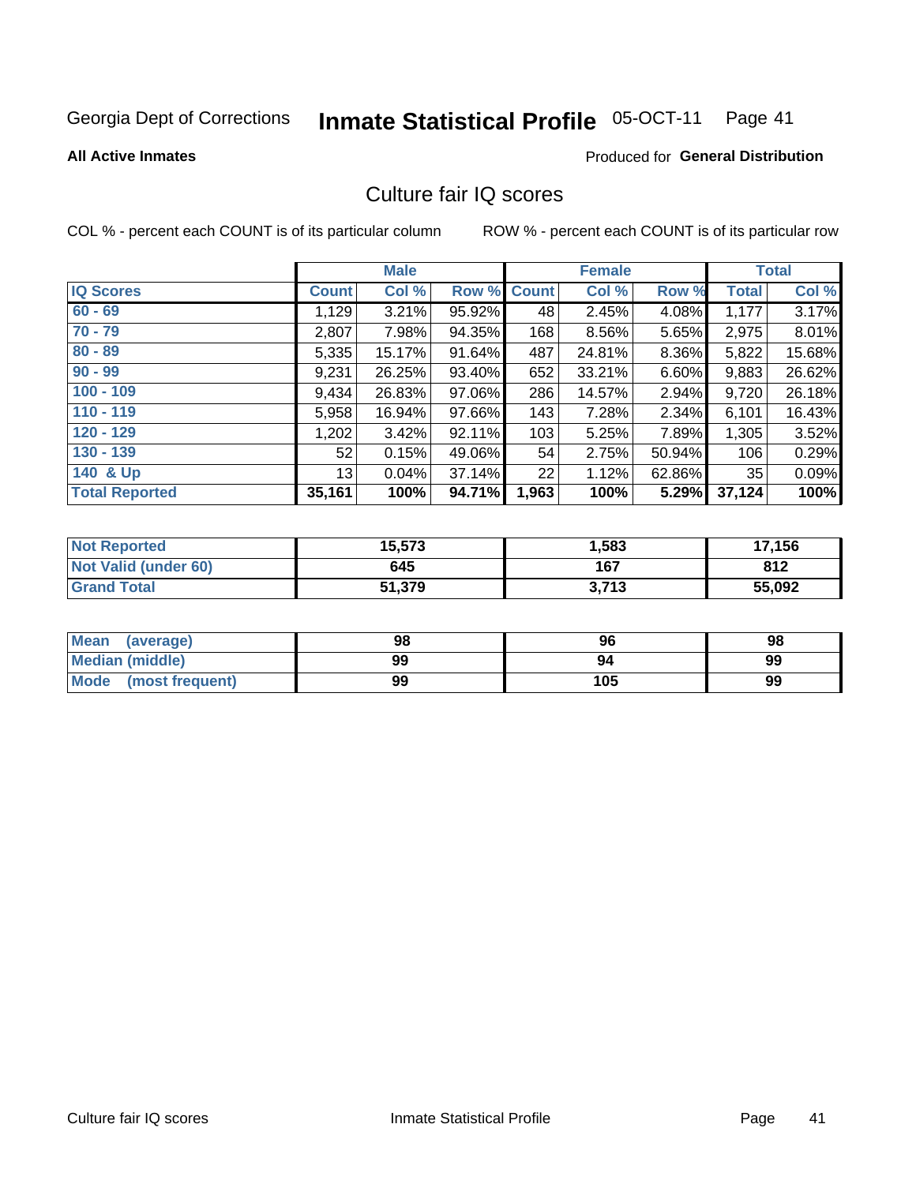Georgia Dept of Corrections **Inmate Statistical Profile** 05-OCT-11

**All Active Inmates**

Produced for **General Distribution**

## Culture fair IQ scores

COL % - percent each COUNT is of its particular column

ROW % - percent each COUNT is of its particular row

| | Male | | | Female | | | Total | |
|---|---|---|---|---|---|---|---|---|
| **IQ Scores** | **Count** | **Col %** | **Row %** | **Count** | **Col %** | **Row %** | **Total** | **Col %** |
| **60 - 69** | 1,129 | 3.21% | 95.92% | 48 | 2.45% | 4.08% | 1,177 | 3.17% |
| **70 - 79** | 2,807 | 7.98% | 94.35% | 168 | 8.56% | 5.65% | 2,975 | 8.01% |
| **80 - 89** | 5,335 | 15.17% | 91.64% | 487 | 24.81% | 8.36% | 5,822 | 15.68% |
| **90 - 99** | 9,231 | 26.25% | 93.40% | 652 | 33.21% | 6.60% | 9,883 | 26.62% |
| **100 - 109** | 9,434 | 26.83% | 97.06% | 286 | 14.57% | 2.94% | 9,720 | 26.18% |
| **110 - 119** | 5,958 | 16.94% | 97.66% | 143 | 7.28% | 2.34% | 6,101 | 16.43% |
| **120 - 129** | 1,202 | 3.42% | 92.11% | 103 | 5.25% | 7.89% | 1,305 | 3.52% |
| **130 - 139** | 52 | 0.15% | 49.06% | 54 | 2.75% | 50.94% | 106 | 0.29% |
| **140 & Up** | 13 | 0.04% | 37.14% | 22 | 1.12% | 62.86% | 35 | 0.09% |
| **Total Reported** | **35,161** | **100%** | **94.71%** | **1,963** | **100%** | **5.29%** | **37,124** | **100%** |

| | Male | Female | Total |
|---|---|---|---|
| **Not Reported** | **15,573** | **1,583** | **17,156** |
| **Not Valid (under 60)** | **645** | **167** | **812** |
| **Grand Total** | **51,379** | **3,713** | **55,092** |

| | Male | Female | Total |
|---|---|---|---|
| **Mean (average)** | **98** | **96** | **98** |
| **Median (middle)** | **99** | **94** | **99** |
| **Mode (most frequent)** | **99** | **105** | **99** |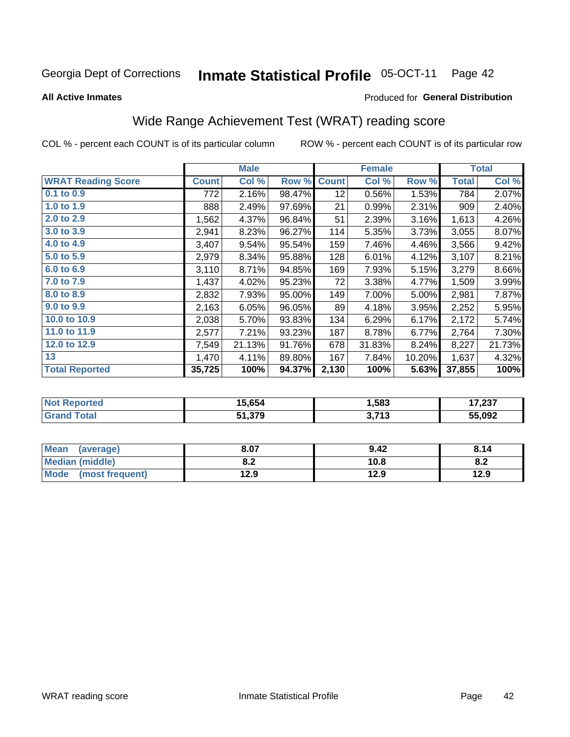Georgia Dept of Corrections **Inmate Statistical Profile** 05-OCT-11

**All Active Inmates**

Produced for **General Distribution**

## Wide Range Achievement Test (WRAT) reading score

COL % - percent each COUNT is of its particular column ROW % - percent each COUNT is of its particular row

| | Male | | | Female | | | Total | |
|---|---|---|---|---|---|---|---|---|
| **WRAT Reading Score** | **Count** | **Col %** | **Row %** | **Count** | **Col %** | **Row %** | **Total** | **Col %** |
| 0.1 to 0.9 | 772 | 2.16% | 98.47% | 12 | 0.56% | 1.53% | 784 | 2.07% |
| 1.0 to 1.9 | 888 | 2.49% | 97.69% | 21 | 0.99% | 2.31% | 909 | 2.40% |
| 2.0 to 2.9 | 1,562 | 4.37% | 96.84% | 51 | 2.39% | 3.16% | 1,613 | 4.26% |
| 3.0 to 3.9 | 2,941 | 8.23% | 96.27% | 114 | 5.35% | 3.73% | 3,055 | 8.07% |
| 4.0 to 4.9 | 3,407 | 9.54% | 95.54% | 159 | 7.46% | 4.46% | 3,566 | 9.42% |
| 5.0 to 5.9 | 2,979 | 8.34% | 95.88% | 128 | 6.01% | 4.12% | 3,107 | 8.21% |
| 6.0 to 6.9 | 3,110 | 8.71% | 94.85% | 169 | 7.93% | 5.15% | 3,279 | 8.66% |
| 7.0 to 7.9 | 1,437 | 4.02% | 95.23% | 72 | 3.38% | 4.77% | 1,509 | 3.99% |
| 8.0 to 8.9 | 2,832 | 7.93% | 95.00% | 149 | 7.00% | 5.00% | 2,981 | 7.87% |
| 9.0 to 9.9 | 2,163 | 6.05% | 96.05% | 89 | 4.18% | 3.95% | 2,252 | 5.95% |
| 10.0 to 10.9 | 2,038 | 5.70% | 93.83% | 134 | 6.29% | 6.17% | 2,172 | 5.74% |
| 11.0 to 11.9 | 2,577 | 7.21% | 93.23% | 187 | 8.78% | 6.77% | 2,764 | 7.30% |
| 12.0 to 12.9 | 7,549 | 21.13% | 91.76% | 678 | 31.83% | 8.24% | 8,227 | 21.73% |
| 13 | 1,470 | 4.11% | 89.80% | 167 | 7.84% | 10.20% | 1,637 | 4.32% |
| **Total Reported** | **35,725** | **100%** | **94.37%** | **2,130** | **100%** | **5.63%** | **37,855** | **100%** |

| | Male | Female | Total |
|---|---|---|---|
| Not Reported | 15,654 | 1,583 | 17,237 |
| Grand Total | 51,379 | 3,713 | 55,092 |

| | Male | Female | Total |
|---|---|---|---|
| Mean (average) | 8.07 | 9.42 | 8.14 |
| Median (middle) | 8.2 | 10.8 | 8.2 |
| Mode (most frequent) | 12.9 | 12.9 | 12.9 |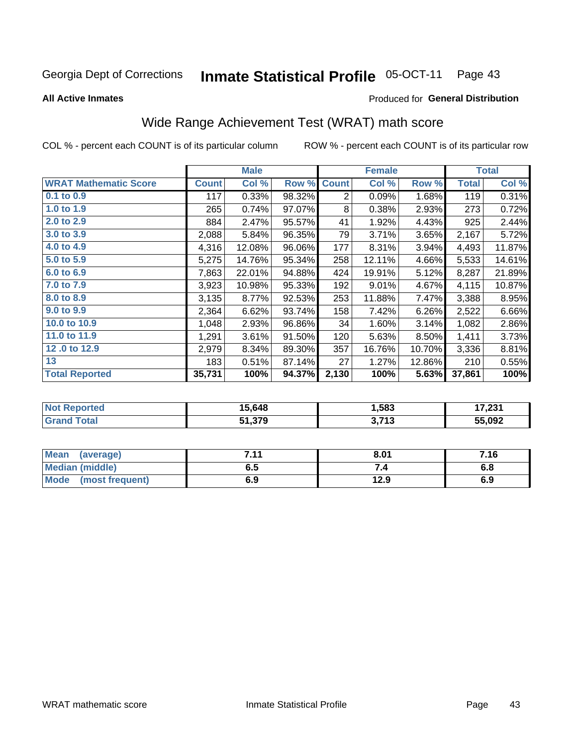Georgia Dept of Corrections **Inmate Statistical Profile** 05-OCT-11 Page 43

**All Active Inmates**

Produced for **General Distribution**

## Wide Range Achievement Test (WRAT) math score

COL % - percent each COUNT is of its particular column ROW % - percent each COUNT is of its particular row

| | Male | | | Female | | | Total | |
|---|---|---|---|---|---|---|---|---|
| **WRAT Mathematic Score** | **Count** | **Col %** | **Row %** | **Count** | **Col %** | **Row %** | **Total** | **Col %** |
| 0.1 to 0.9 | 117 | 0.33% | 98.32% | 2 | 0.09% | 1.68% | 119 | 0.31% |
| 1.0 to 1.9 | 265 | 0.74% | 97.07% | 8 | 0.38% | 2.93% | 273 | 0.72% |
| 2.0 to 2.9 | 884 | 2.47% | 95.57% | 41 | 1.92% | 4.43% | 925 | 2.44% |
| 3.0 to 3.9 | 2,088 | 5.84% | 96.35% | 79 | 3.71% | 3.65% | 2,167 | 5.72% |
| 4.0 to 4.9 | 4,316 | 12.08% | 96.06% | 177 | 8.31% | 3.94% | 4,493 | 11.87% |
| 5.0 to 5.9 | 5,275 | 14.76% | 95.34% | 258 | 12.11% | 4.66% | 5,533 | 14.61% |
| 6.0 to 6.9 | 7,863 | 22.01% | 94.88% | 424 | 19.91% | 5.12% | 8,287 | 21.89% |
| 7.0 to 7.9 | 3,923 | 10.98% | 95.33% | 192 | 9.01% | 4.67% | 4,115 | 10.87% |
| 8.0 to 8.9 | 3,135 | 8.77% | 92.53% | 253 | 11.88% | 7.47% | 3,388 | 8.95% |
| 9.0 to 9.9 | 2,364 | 6.62% | 93.74% | 158 | 7.42% | 6.26% | 2,522 | 6.66% |
| 10.0 to 10.9 | 1,048 | 2.93% | 96.86% | 34 | 1.60% | 3.14% | 1,082 | 2.86% |
| 11.0 to 11.9 | 1,291 | 3.61% | 91.50% | 120 | 5.63% | 8.50% | 1,411 | 3.73% |
| 12 .0 to 12.9 | 2,979 | 8.34% | 89.30% | 357 | 16.76% | 10.70% | 3,336 | 8.81% |
| 13 | 183 | 0.51% | 87.14% | 27 | 1.27% | 12.86% | 210 | 0.55% |
| **Total Reported** | **35,731** | **100%** | **94.37%** | **2,130** | **100%** | **5.63%** | **37,861** | **100%** |

| | Male | Female | Total |
|---|---|---|---|
| **Not Reported** | **15,648** | **1,583** | **17,231** |
| **Grand Total** | **51,379** | **3,713** | **55,092** |

| | Male | Female | Total |
|---|---|---|---|
| **Mean (average)** | **7.11** | **8.01** | **7.16** |
| **Median (middle)** | **6.5** | **7.4** | **6.8** |
| **Mode (most frequent)** | **6.9** | **12.9** | **6.9** |

WRAT mathematic score Inmate Statistical Profile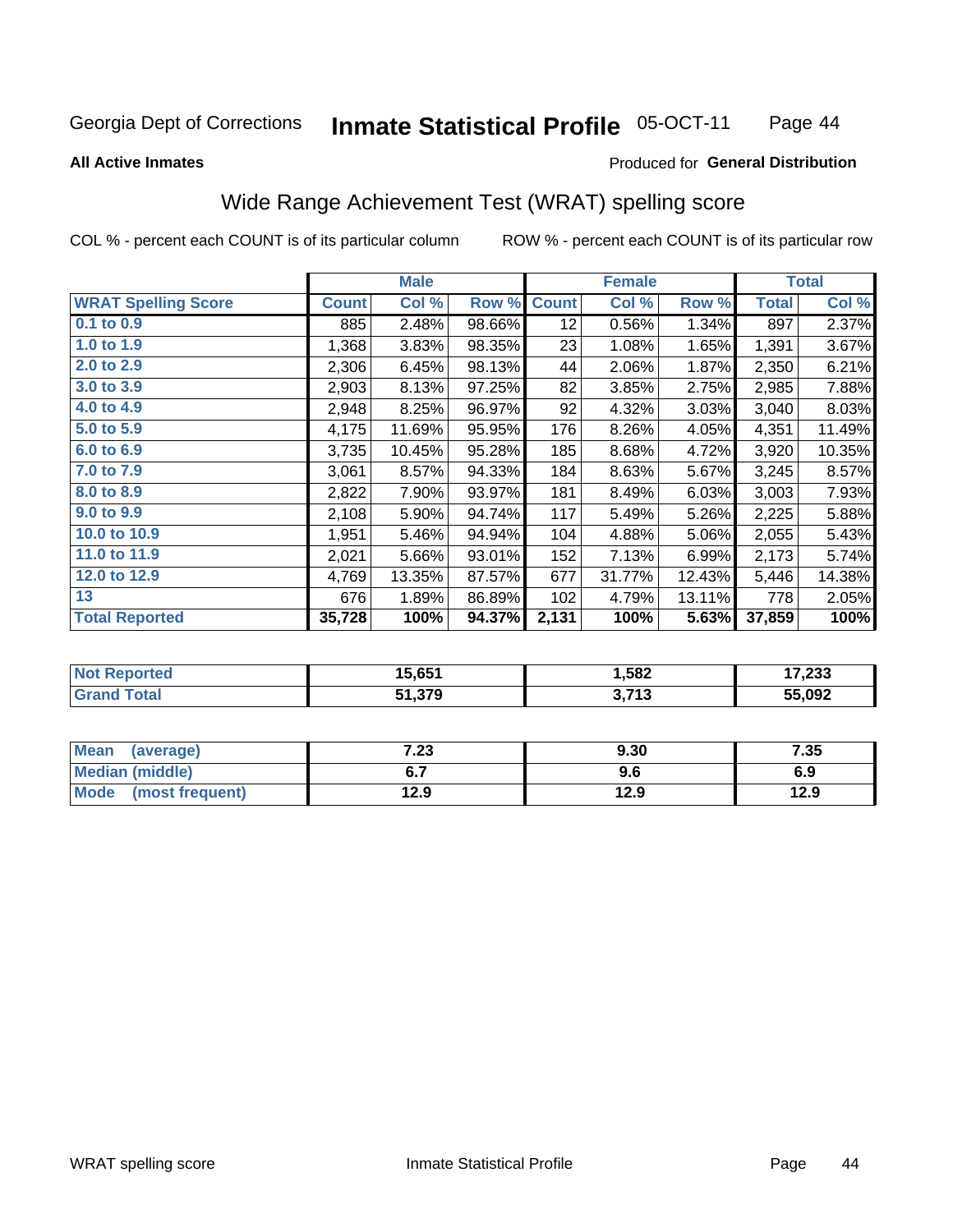Georgia Dept of Corrections **Inmate Statistical Profile** 05-OCT-11

**All Active Inmates**

Produced for **General Distribution**

## Wide Range Achievement Test (WRAT) spelling score

COL % - percent each COUNT is of its particular column ROW % - percent each COUNT is of its particular row

| | Male | | | Female | | | Total | |
|---|---|---|---|---|---|---|---|---|
| **WRAT Spelling Score** | **Count** | **Col %** | **Row %** | **Count** | **Col %** | **Row %** | **Total** | **Col %** |
| 0.1 to 0.9 | 885 | 2.48% | 98.66% | 12 | 0.56% | 1.34% | 897 | 2.37% |
| 1.0 to 1.9 | 1,368 | 3.83% | 98.35% | 23 | 1.08% | 1.65% | 1,391 | 3.67% |
| 2.0 to 2.9 | 2,306 | 6.45% | 98.13% | 44 | 2.06% | 1.87% | 2,350 | 6.21% |
| 3.0 to 3.9 | 2,903 | 8.13% | 97.25% | 82 | 3.85% | 2.75% | 2,985 | 7.88% |
| 4.0 to 4.9 | 2,948 | 8.25% | 96.97% | 92 | 4.32% | 3.03% | 3,040 | 8.03% |
| 5.0 to 5.9 | 4,175 | 11.69% | 95.95% | 176 | 8.26% | 4.05% | 4,351 | 11.49% |
| 6.0 to 6.9 | 3,735 | 10.45% | 95.28% | 185 | 8.68% | 4.72% | 3,920 | 10.35% |
| 7.0 to 7.9 | 3,061 | 8.57% | 94.33% | 184 | 8.63% | 5.67% | 3,245 | 8.57% |
| 8.0 to 8.9 | 2,822 | 7.90% | 93.97% | 181 | 8.49% | 6.03% | 3,003 | 7.93% |
| 9.0 to 9.9 | 2,108 | 5.90% | 94.74% | 117 | 5.49% | 5.26% | 2,225 | 5.88% |
| 10.0 to 10.9 | 1,951 | 5.46% | 94.94% | 104 | 4.88% | 5.06% | 2,055 | 5.43% |
| 11.0 to 11.9 | 2,021 | 5.66% | 93.01% | 152 | 7.13% | 6.99% | 2,173 | 5.74% |
| 12.0 to 12.9 | 4,769 | 13.35% | 87.57% | 677 | 31.77% | 12.43% | 5,446 | 14.38% |
| 13 | 676 | 1.89% | 86.89% | 102 | 4.79% | 13.11% | 778 | 2.05% |
| **Total Reported** | **35,728** | **100%** | **94.37%** | **2,131** | **100%** | **5.63%** | **37,859** | **100%** |

| | Male | Female | Total |
|---|---|---|---|
| Not Reported | 15,651 | 1,582 | 17,233 |
| Grand Total | 51,379 | 3,713 | 55,092 |

| | Male | Female | Total |
|---|---|---|---|
| Mean (average) | 7.23 | 9.30 | 7.35 |
| Median (middle) | 6.7 | 9.6 | 6.9 |
| Mode (most frequent) | 12.9 | 12.9 | 12.9 |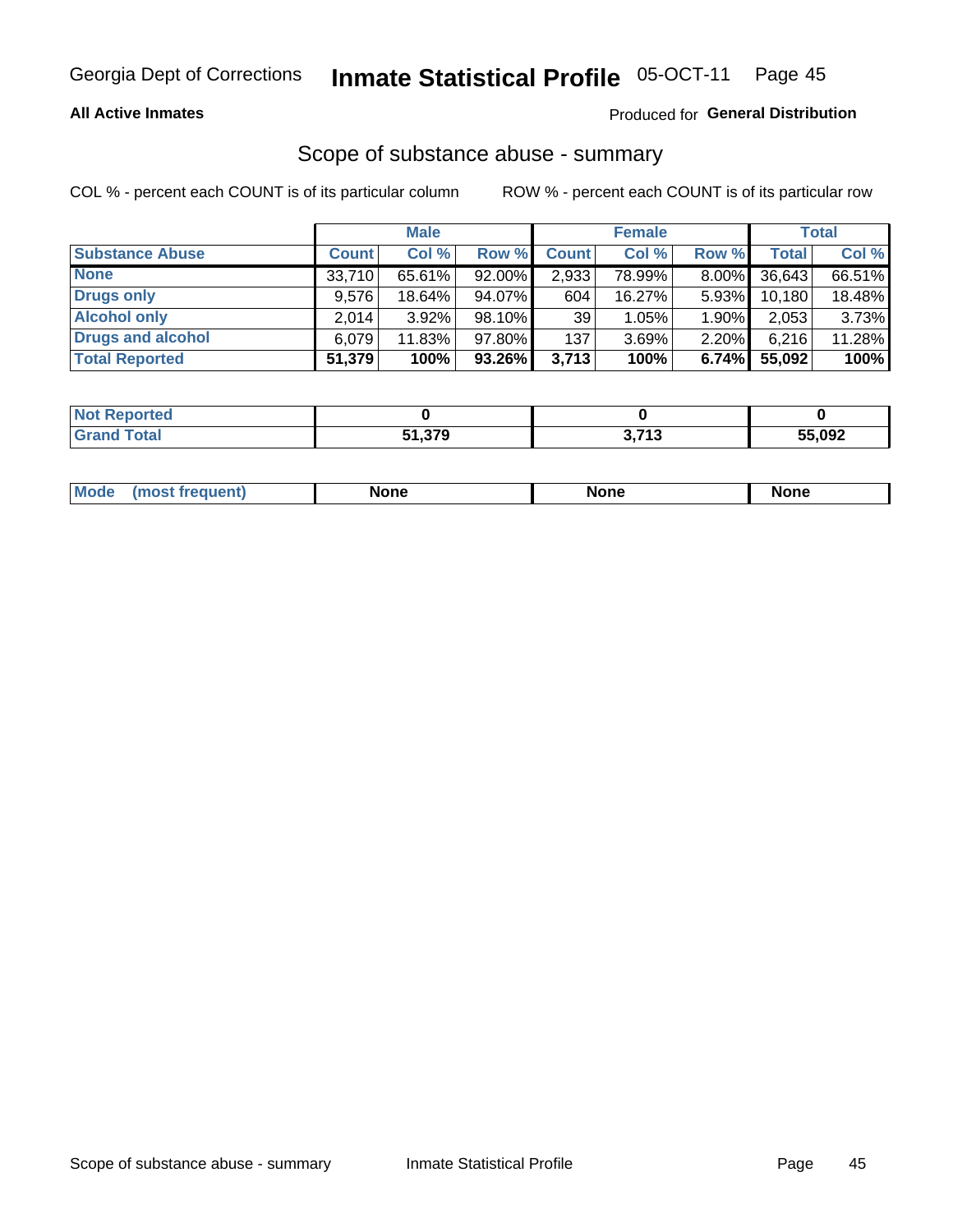Georgia Dept of Corrections **Inmate Statistical Profile** 05-OCT-11

**All Active Inmates**

Produced for **General Distribution**

## Scope of substance abuse - summary

COL % - percent each COUNT is of its particular column

ROW % - percent each COUNT is of its particular row

| | Male | | | Female | | | Total | |
|---|---|---|---|---|---|---|---|---|
| **Substance Abuse** | **Count** | **Col %** | **Row %** | **Count** | **Col %** | **Row %** | **Total** | **Col %** |
| **None** | 33,710 | 65.61% | 92.00% | 2,933 | 78.99% | 8.00% | 36,643 | 66.51% |
| **Drugs only** | 9,576 | 18.64% | 94.07% | 604 | 16.27% | 5.93% | 10,180 | 18.48% |
| **Alcohol only** | 2,014 | 3.92% | 98.10% | 39 | 1.05% | 1.90% | 2,053 | 3.73% |
| **Drugs and alcohol** | 6,079 | 11.83% | 97.80% | 137 | 3.69% | 2.20% | 6,216 | 11.28% |
| **Total Reported** | **51,379** | **100%** | **93.26%** | **3,713** | **100%** | **6.74%** | **55,092** | **100%** |

| | | | |
|---|---|---|---|
| **Not Reported** | **0** | **0** | **0** |
| **Grand Total** | **51,379** | **3,713** | **55,092** |

| | | | |
|---|---|---|---|
| **Mode (most frequent)** | **None** | **None** | **None** |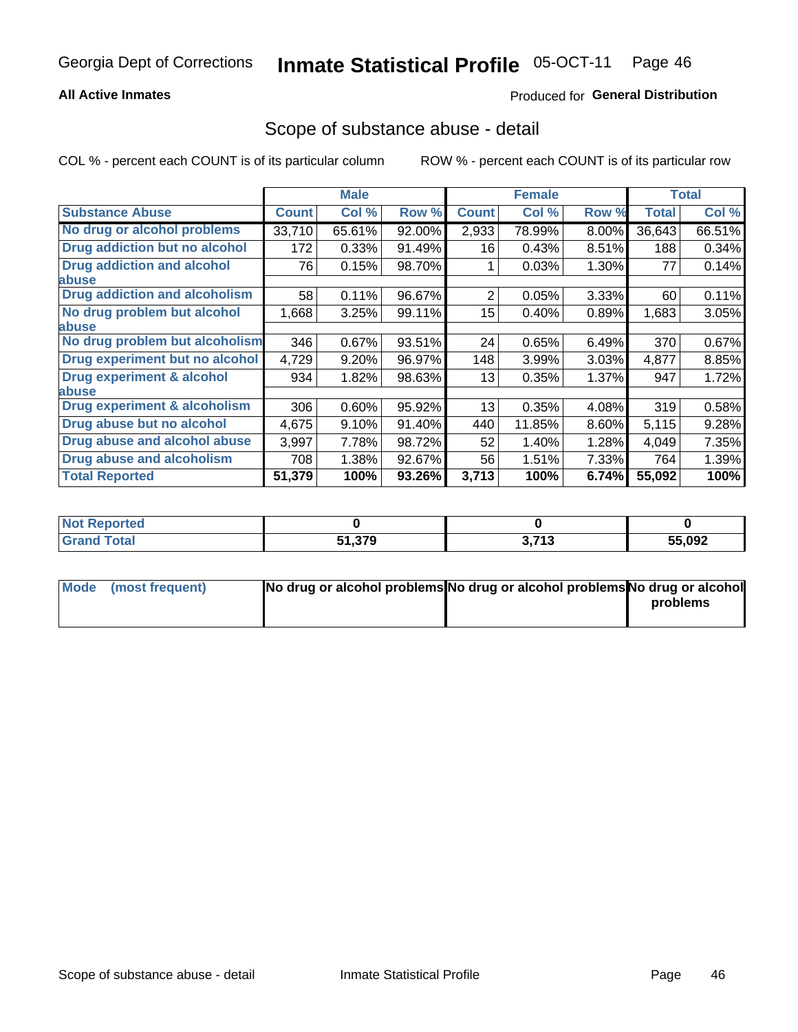Georgia Dept of Corrections **Inmate Statistical Profile** 05-OCT-11

**All Active Inmates** Produced for **General Distribution**

## Scope of substance abuse - detail

COL % - percent each COUNT is of its particular column ROW % - percent each COUNT is of its particular row

| | Male | | | Female | | | Total | |
|---|---|---|---|---|---|---|---|---|
| **Substance Abuse** | **Count** | **Col %** | **Row %** | **Count** | **Col %** | **Row %** | **Total** | **Col %** |
| **No drug or alcohol problems** | 33,710 | 65.61% | 92.00% | 2,933 | 78.99% | 8.00% | 36,643 | 66.51% |
| **Drug addiction but no alcohol** | 172 | 0.33% | 91.49% | 16 | 0.43% | 8.51% | 188 | 0.34% |
| **Drug addiction and alcohol abuse** | 76 | 0.15% | 98.70% | 1 | 0.03% | 1.30% | 77 | 0.14% |
| **Drug addiction and alcoholism** | 58 | 0.11% | 96.67% | 2 | 0.05% | 3.33% | 60 | 0.11% |
| **No drug problem but alcohol abuse** | 1,668 | 3.25% | 99.11% | 15 | 0.40% | 0.89% | 1,683 | 3.05% |
| **No drug problem but alcoholism** | 346 | 0.67% | 93.51% | 24 | 0.65% | 6.49% | 370 | 0.67% |
| **Drug experiment but no alcohol** | 4,729 | 9.20% | 96.97% | 148 | 3.99% | 3.03% | 4,877 | 8.85% |
| **Drug experiment & alcohol abuse** | 934 | 1.82% | 98.63% | 13 | 0.35% | 1.37% | 947 | 1.72% |
| **Drug experiment & alcoholism** | 306 | 0.60% | 95.92% | 13 | 0.35% | 4.08% | 319 | 0.58% |
| **Drug abuse but no alcohol** | 4,675 | 9.10% | 91.40% | 440 | 11.85% | 8.60% | 5,115 | 9.28% |
| **Drug abuse and alcohol abuse** | 3,997 | 7.78% | 98.72% | 52 | 1.40% | 1.28% | 4,049 | 7.35% |
| **Drug abuse and alcoholism** | 708 | 1.38% | 92.67% | 56 | 1.51% | 7.33% | 764 | 1.39% |
| **Total Reported** | **51,379** | **100%** | **93.26%** | **3,713** | **100%** | **6.74%** | **55,092** | **100%** |

| | Male | Female | Total |
|---|---|---|---|
| **Not Reported** | **0** | **0** | **0** |
| **Grand Total** | **51,379** | **3,713** | **55,092** |

| | Male | Female | Total |
|---|---|---|---|
| **Mode (most frequent)** | **No drug or alcohol problems** | **No drug or alcohol problems** | **No drug or alcohol problems** |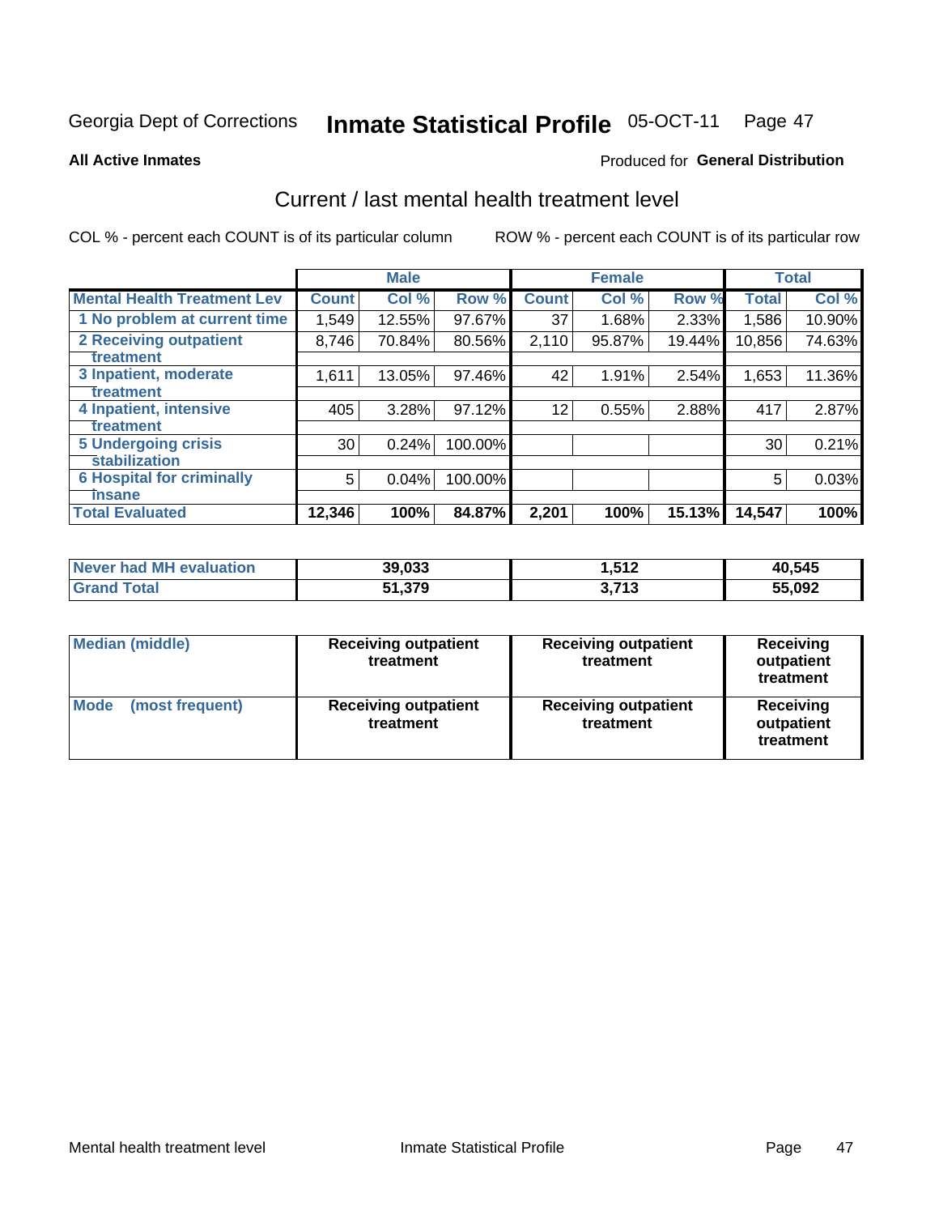Georgia Dept of Corrections **Inmate Statistical Profile** 05-OCT-11 Page 47

**All Active Inmates**

Produced for **General Distribution**

## Current / last mental health treatment level

COL % - percent each COUNT is of its particular column

ROW % - percent each COUNT is of its particular row

| | Male | | | Female | | | Total | |
|---|---|---|---|---|---|---|---|---|
| **Mental Health Treatment Lev** | **Count** | **Col %** | **Row %** | **Count** | **Col %** | **Row %** | **Total** | **Col %** |
| 1 No problem at current time | 1,549 | 12.55% | 97.67% | 37 | 1.68% | 2.33% | 1,586 | 10.90% |
| 2 Receiving outpatient treatment | 8,746 | 70.84% | 80.56% | 2,110 | 95.87% | 19.44% | 10,856 | 74.63% |
| 3 Inpatient, moderate treatment | 1,611 | 13.05% | 97.46% | 42 | 1.91% | 2.54% | 1,653 | 11.36% |
| 4 Inpatient, intensive treatment | 405 | 3.28% | 97.12% | 12 | 0.55% | 2.88% | 417 | 2.87% |
| 5 Undergoing crisis stabilization | 30 | 0.24% | 100.00% | | | | 30 | 0.21% |
| 6 Hospital for criminally insane | 5 | 0.04% | 100.00% | | | | 5 | 0.03% |
| **Total Evaluated** | **12,346** | **100%** | **84.87%** | **2,201** | **100%** | **15.13%** | **14,547** | **100%** |

| | Male | Female | Total |
|---|---|---|---|
| **Never had MH evaluation** | **39,033** | **1,512** | **40,545** |
| **Grand Total** | **51,379** | **3,713** | **55,092** |

| | Male | Female | Total |
|---|---|---|---|
| **Median (middle)** | **Receiving outpatient treatment** | **Receiving outpatient treatment** | **Receiving outpatient treatment** |
| **Mode (most frequent)** | **Receiving outpatient treatment** | **Receiving outpatient treatment** | **Receiving outpatient treatment** |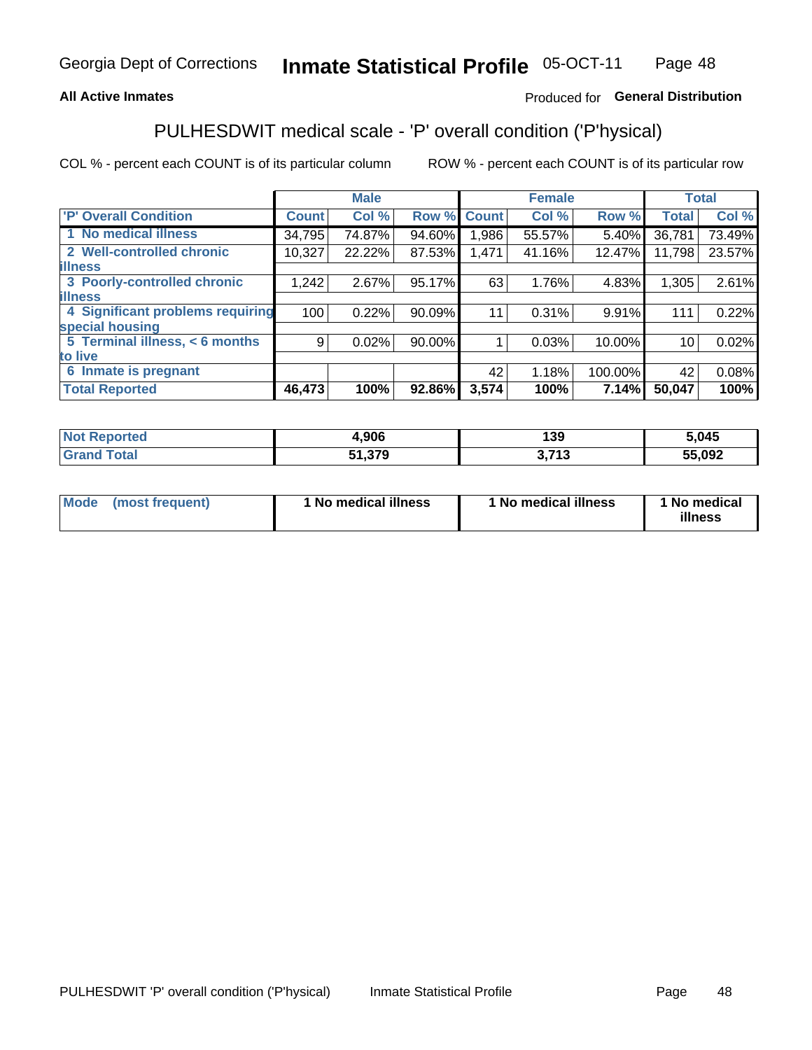Georgia Dept of Corrections **Inmate Statistical Profile** 05-OCT-11

**All Active Inmates**

Produced for **General Distribution**

## PULHESDWIT medical scale - 'P' overall condition ('P'hysical)

COL % - percent each COUNT is of its particular column

ROW % - percent each COUNT is of its particular row

| | Male | | | Female | | | Total | |
|---|---|---|---|---|---|---|---|---|
| **'P' Overall Condition** | **Count** | **Col %** | **Row %** | **Count** | **Col %** | **Row %** | **Total** | **Col %** |
| **1 No medical illness** | 34,795 | 74.87% | 94.60% | 1,986 | 55.57% | 5.40% | 36,781 | 73.49% |
| **2 Well-controlled chronic illness** | 10,327 | 22.22% | 87.53% | 1,471 | 41.16% | 12.47% | 11,798 | 23.57% |
| **3 Poorly-controlled chronic illness** | 1,242 | 2.67% | 95.17% | 63 | 1.76% | 4.83% | 1,305 | 2.61% |
| **4 Significant problems requiring special housing** | 100 | 0.22% | 90.09% | 11 | 0.31% | 9.91% | 111 | 0.22% |
| **5 Terminal illness, < 6 months to live** | 9 | 0.02% | 90.00% | 1 | 0.03% | 10.00% | 10 | 0.02% |
| **6 Inmate is pregnant** | | | | 42 | 1.18% | 100.00% | 42 | 0.08% |
| **Total Reported** | **46,473** | **100%** | **92.86%** | **3,574** | **100%** | **7.14%** | **50,047** | **100%** |

| | Male | Female | Total |
|---|---|---|---|
| **Not Reported** | **4,906** | **139** | **5,045** |
| **Grand Total** | **51,379** | **3,713** | **55,092** |

| | Male | Female | Total |
|---|---|---|---|
| **Mode (most frequent)** | **1 No medical illness** | **1 No medical illness** | **1 No medical illness** |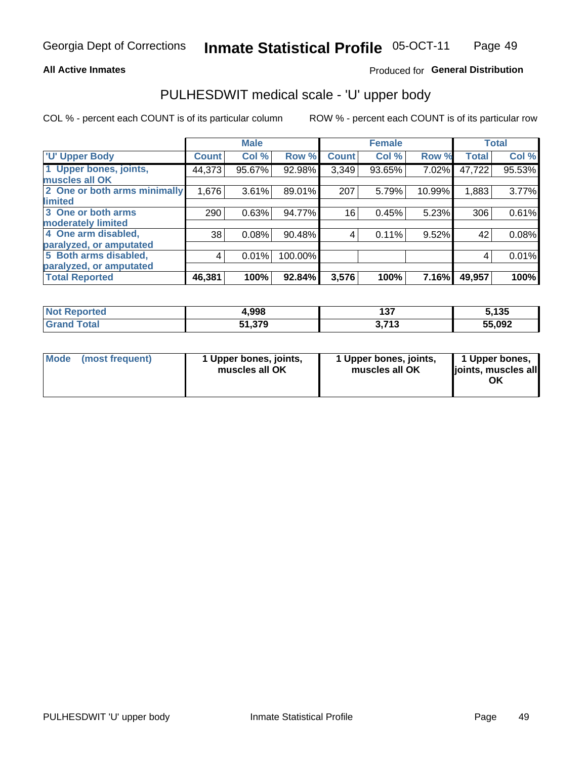Georgia Dept of Corrections **Inmate Statistical Profile** 05-OCT-11

**All Active Inmates**

Produced for **General Distribution**

## PULHESDWIT medical scale - 'U' upper body

COL % - percent each COUNT is of its particular column

ROW % - percent each COUNT is of its particular row

| | Male | | | Female | | | Total | |
|---|---|---|---|---|---|---|---|---|
| 'U' Upper Body | Count | Col % | Row % | Count | Col % | Row % | Total | Col % |
| 1 Upper bones, joints, muscles all OK | 44,373 | 95.67% | 92.98% | 3,349 | 93.65% | 7.02% | 47,722 | 95.53% |
| 2 One or both arms minimally limited | 1,676 | 3.61% | 89.01% | 207 | 5.79% | 10.99% | 1,883 | 3.77% |
| 3 One or both arms moderately limited | 290 | 0.63% | 94.77% | 16 | 0.45% | 5.23% | 306 | 0.61% |
| 4 One arm disabled, paralyzed, or amputated | 38 | 0.08% | 90.48% | 4 | 0.11% | 9.52% | 42 | 0.08% |
| 5 Both arms disabled, paralyzed, or amputated | 4 | 0.01% | 100.00% | | | | 4 | 0.01% |
| **Total Reported** | **46,381** | **100%** | **92.84%** | **3,576** | **100%** | **7.16%** | **49,957** | **100%** |

| | Male | Female | Total |
|---|---|---|---|
| Not Reported | 4,998 | 137 | 5,135 |
| Grand Total | 51,379 | 3,713 | 55,092 |

| | Male | Female | Total |
|---|---|---|---|
| Mode (most frequent) | 1 Upper bones, joints, muscles all OK | 1 Upper bones, joints, muscles all OK | 1 Upper bones, joints, muscles all OK |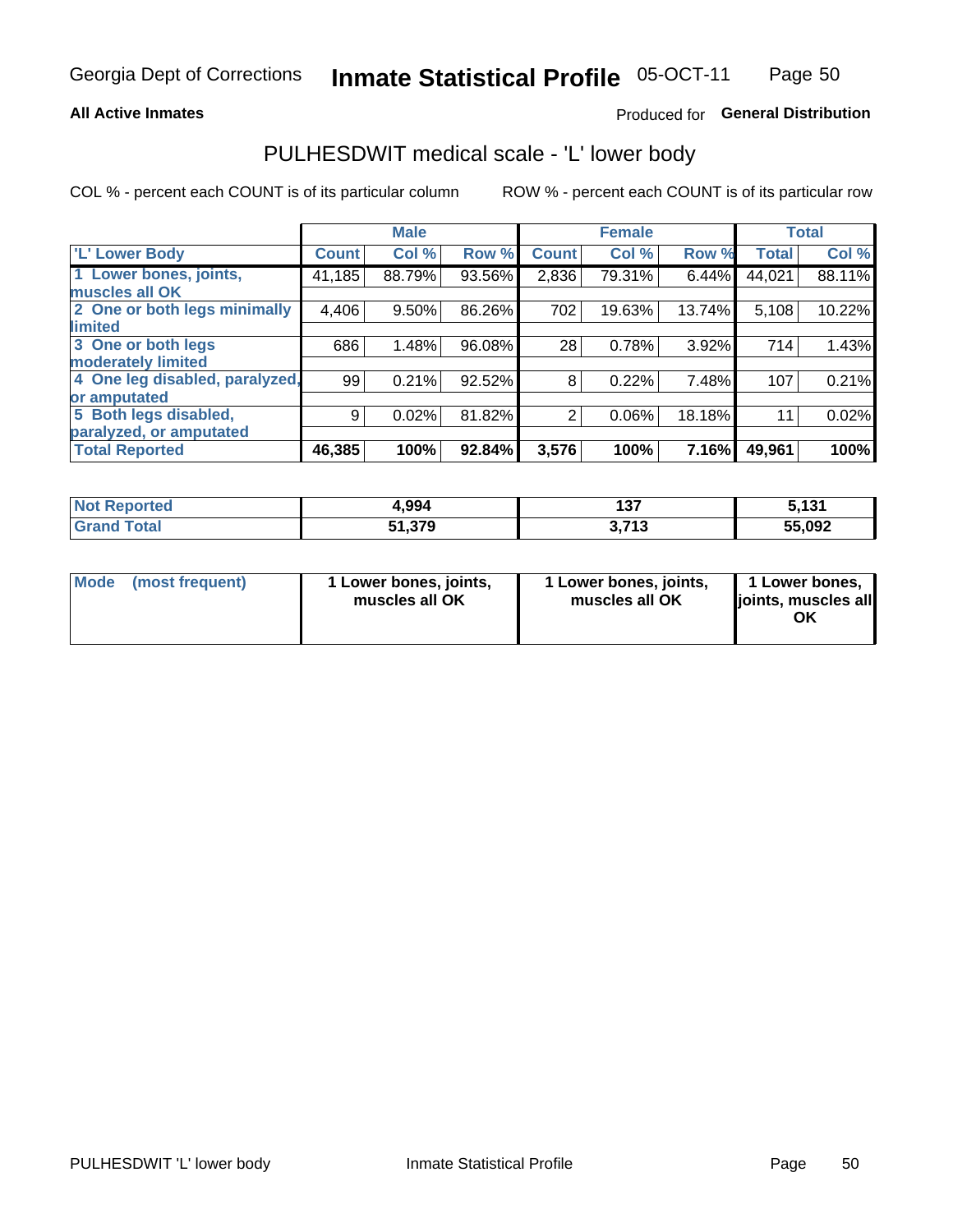Georgia Dept of Corrections **Inmate Statistical Profile** 05-OCT-11

**All Active Inmates**

Produced for **General Distribution**

# PULHESDWIT medical scale - 'L' lower body

COL % - percent each COUNT is of its particular column ROW % - percent each COUNT is of its particular row

| | Male | | | Female | | | Total | |
|---|---|---|---|---|---|---|---|---|
| 'L' Lower Body | Count | Col % | Row % | Count | Col % | Row % | Total | Col % |
| 1 Lower bones, joints, muscles all OK | 41,185 | 88.79% | 93.56% | 2,836 | 79.31% | 6.44% | 44,021 | 88.11% |
| 2 One or both legs minimally limited | 4,406 | 9.50% | 86.26% | 702 | 19.63% | 13.74% | 5,108 | 10.22% |
| 3 One or both legs moderately limited | 686 | 1.48% | 96.08% | 28 | 0.78% | 3.92% | 714 | 1.43% |
| 4 One leg disabled, paralyzed, or amputated | 99 | 0.21% | 92.52% | 8 | 0.22% | 7.48% | 107 | 0.21% |
| 5 Both legs disabled, paralyzed, or amputated | 9 | 0.02% | 81.82% | 2 | 0.06% | 18.18% | 11 | 0.02% |
| **Total Reported** | **46,385** | **100%** | **92.84%** | **3,576** | **100%** | **7.16%** | **49,961** | **100%** |

| | Male | Female | Total |
|---|---|---|---|
| **Not Reported** | **4,994** | **137** | **5,131** |
| **Grand Total** | **51,379** | **3,713** | **55,092** |

| | Male | Female | Total |
|---|---|---|---|
| **Mode (most frequent)** | **1 Lower bones, joints, muscles all OK** | **1 Lower bones, joints, muscles all OK** | **1 Lower bones, joints, muscles all OK** |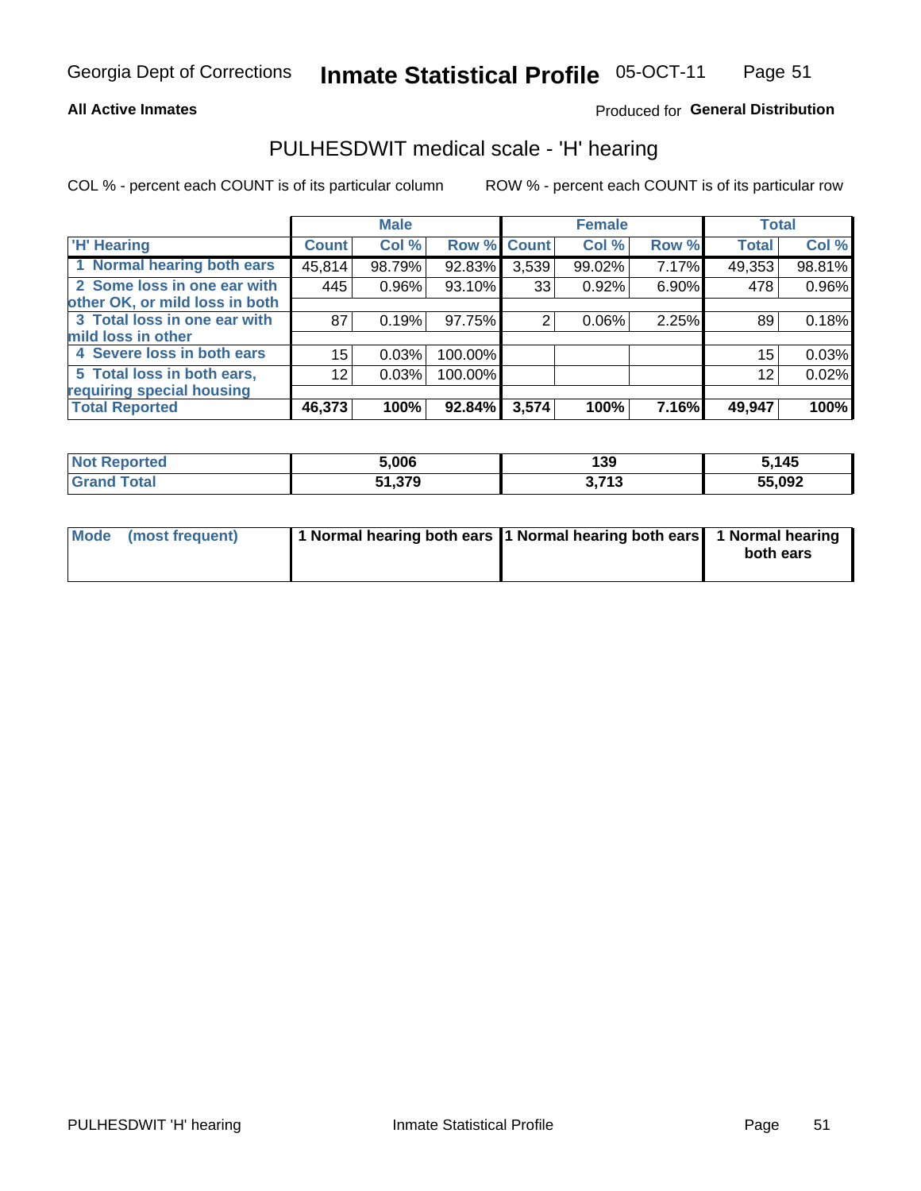**All Active Inmates**

Produced for **General Distribution**

# PULHESDWIT medical scale - 'H' hearing

COL % - percent each COUNT is of its particular column

ROW % - percent each COUNT is of its particular row

| | Male | | | Female | | | Total | |
|---|---|---|---|---|---|---|---|---|
| 'H' Hearing | Count | Col % | Row % | Count | Col % | Row % | Total | Col % |
| 1 Normal hearing both ears | 45,814 | 98.79% | 92.83% | 3,539 | 99.02% | 7.17% | 49,353 | 98.81% |
| 2 Some loss in one ear with other OK, or mild loss in both | 445 | 0.96% | 93.10% | 33 | 0.92% | 6.90% | 478 | 0.96% |
| 3 Total loss in one ear with mild loss in other | 87 | 0.19% | 97.75% | 2 | 0.06% | 2.25% | 89 | 0.18% |
| 4 Severe loss in both ears | 15 | 0.03% | 100.00% | | | | 15 | 0.03% |
| 5 Total loss in both ears, requiring special housing | 12 | 0.03% | 100.00% | | | | 12 | 0.02% |
| **Total Reported** | **46,373** | **100%** | **92.84%** | **3,574** | **100%** | **7.16%** | **49,947** | **100%** |

| | Male | Female | Total |
|---|---|---|---|
| Not Reported | 5,006 | 139 | 5,145 |
| Grand Total | 51,379 | 3,713 | 55,092 |

| | Male | Female | Total |
|---|---|---|---|
| Mode (most frequent) | 1 Normal hearing both ears | 1 Normal hearing both ears | 1 Normal hearing both ears |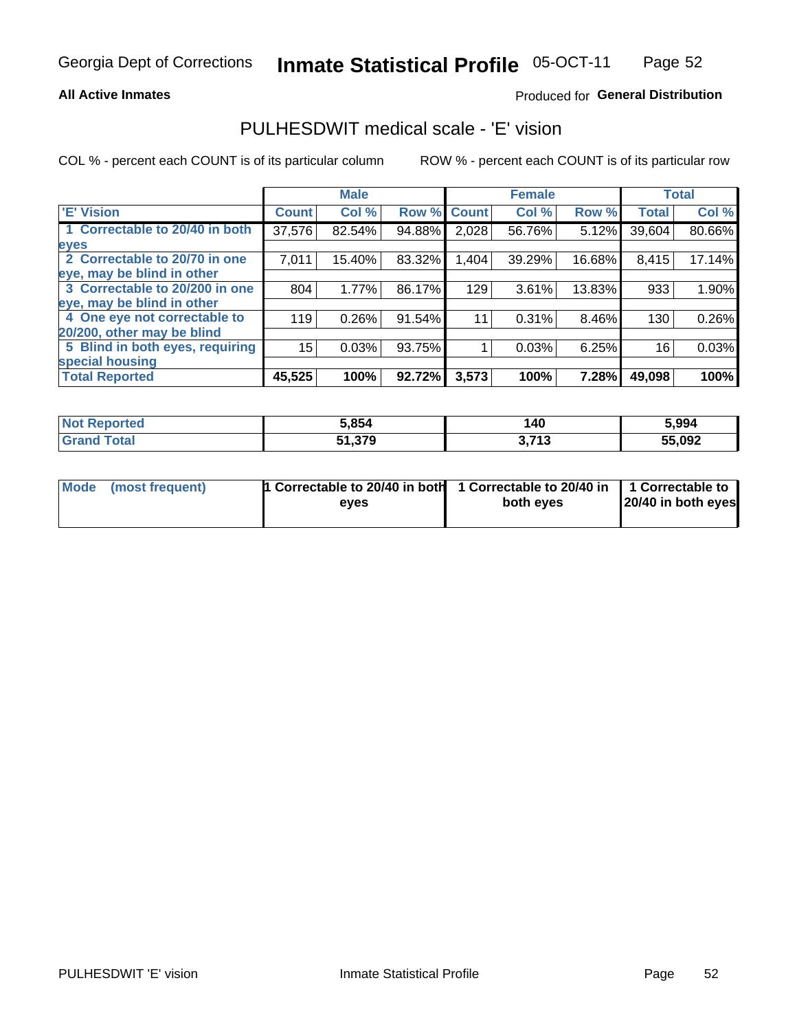Georgia Dept of Corrections **Inmate Statistical Profile** 05-OCT-11

**All Active Inmates**

Produced for **General Distribution**

## PULHESDWIT medical scale - 'E' vision

COL % - percent each COUNT is of its particular column

ROW % - percent each COUNT is of its particular row

| | Male | | | Female | | | Total | |
|---|---|---|---|---|---|---|---|---|
| 'E' Vision | Count | Col % | Row % | Count | Col % | Row % | Total | Col % |
| 1 Correctable to 20/40 in both eyes | 37,576 | 82.54% | 94.88% | 2,028 | 56.76% | 5.12% | 39,604 | 80.66% |
| 2 Correctable to 20/70 in one eye, may be blind in other | 7,011 | 15.40% | 83.32% | 1,404 | 39.29% | 16.68% | 8,415 | 17.14% |
| 3 Correctable to 20/200 in one eye, may be blind in other | 804 | 1.77% | 86.17% | 129 | 3.61% | 13.83% | 933 | 1.90% |
| 4 One eye not correctable to 20/200, other may be blind | 119 | 0.26% | 91.54% | 11 | 0.31% | 8.46% | 130 | 0.26% |
| 5 Blind in both eyes, requiring special housing | 15 | 0.03% | 93.75% | 1 | 0.03% | 6.25% | 16 | 0.03% |
| **Total Reported** | **45,525** | **100%** | **92.72%** | **3,573** | **100%** | **7.28%** | **49,098** | **100%** |

| | Male | Female | Total |
|---|---|---|---|
| Not Reported | **5,854** | **140** | **5,994** |
| Grand Total | **51,379** | **3,713** | **55,092** |

| | Male | Female | Total |
|---|---|---|---|
| Mode (most frequent) | **1 Correctable to 20/40 in both eyes** | **1 Correctable to 20/40 in both eyes** | **1 Correctable to 20/40 in both eyes** |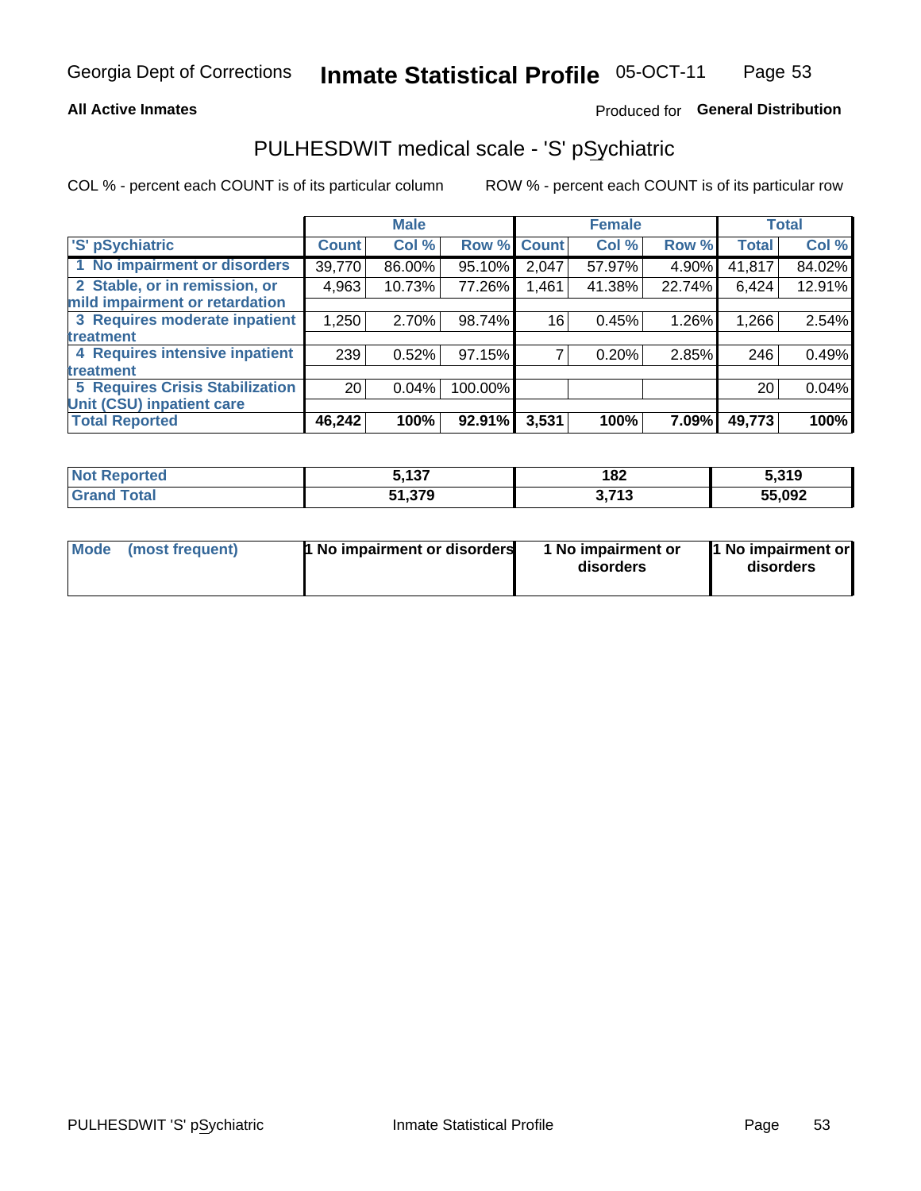Georgia Dept of Corrections **Inmate Statistical Profile** 05-OCT-11

**All Active Inmates** Produced for **General Distribution**

## PULHESDWIT medical scale - 'S' pSychiatric

COL % - percent each COUNT is of its particular column ROW % - percent each COUNT is of its particular row

| | Male | | | Female | | | Total | |
|---|---|---|---|---|---|---|---|---|
| 'S' pSychiatric | Count | Col % | Row % | Count | Col % | Row % | Total | Col % |
| 1 No impairment or disorders | 39,770 | 86.00% | 95.10% | 2,047 | 57.97% | 4.90% | 41,817 | 84.02% |
| 2 Stable, or in remission, or mild impairment or retardation | 4,963 | 10.73% | 77.26% | 1,461 | 41.38% | 22.74% | 6,424 | 12.91% |
| 3 Requires moderate inpatient treatment | 1,250 | 2.70% | 98.74% | 16 | 0.45% | 1.26% | 1,266 | 2.54% |
| 4 Requires intensive inpatient treatment | 239 | 0.52% | 97.15% | 7 | 0.20% | 2.85% | 246 | 0.49% |
| 5 Requires Crisis Stabilization Unit (CSU) inpatient care | 20 | 0.04% | 100.00% | | | | 20 | 0.04% |
| **Total Reported** | **46,242** | **100%** | **92.91%** | **3,531** | **100%** | **7.09%** | **49,773** | **100%** |

| | Male | Female | Total |
|---|---|---|---|
| Not Reported | 5,137 | 182 | 5,319 |
| Grand Total | 51,379 | 3,713 | 55,092 |

| | Male | Female | Total |
|---|---|---|---|
| Mode (most frequent) | 1 No impairment or disorders | 1 No impairment or disorders | 1 No impairment or disorders |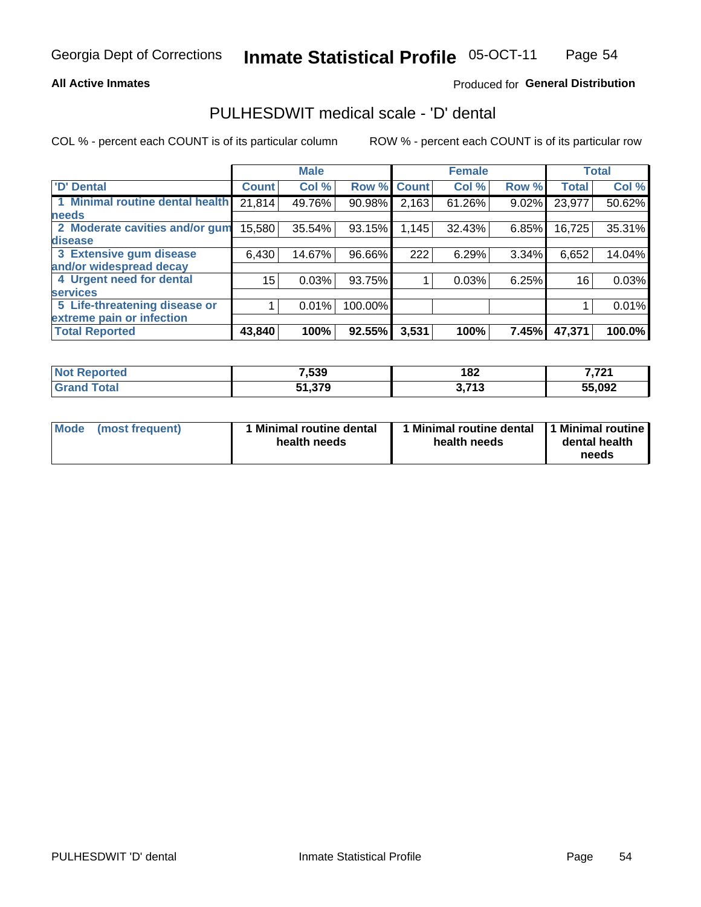**All Active Inmates**

Produced for **General Distribution**

## PULHESDWIT medical scale - 'D' dental

COL % - percent each COUNT is of its particular column

ROW % - percent each COUNT is of its particular row

| | Male | | | Female | | | Total | |
|---|---|---|---|---|---|---|---|---|
| 'D' Dental | Count | Col % | Row % | Count | Col % | Row % | Total | Col % |
| 1 Minimal routine dental health needs | 21,814 | 49.76% | 90.98% | 2,163 | 61.26% | 9.02% | 23,977 | 50.62% |
| 2 Moderate cavities and/or gum disease | 15,580 | 35.54% | 93.15% | 1,145 | 32.43% | 6.85% | 16,725 | 35.31% |
| 3 Extensive gum disease and/or widespread decay | 6,430 | 14.67% | 96.66% | 222 | 6.29% | 3.34% | 6,652 | 14.04% |
| 4 Urgent need for dental services | 15 | 0.03% | 93.75% | 1 | 0.03% | 6.25% | 16 | 0.03% |
| 5 Life-threatening disease or extreme pain or infection | 1 | 0.01% | 100.00% | | | | 1 | 0.01% |
| **Total Reported** | **43,840** | **100%** | **92.55%** | **3,531** | **100%** | **7.45%** | **47,371** | **100.0%** |

| | Male | Female | Total |
|---|---|---|---|
| Not Reported | 7,539 | 182 | 7,721 |
| Grand Total | 51,379 | 3,713 | 55,092 |

| | Male | Female | Total |
|---|---|---|---|
| Mode (most frequent) | 1 Minimal routine dental health needs | 1 Minimal routine dental health needs | 1 Minimal routine dental health needs |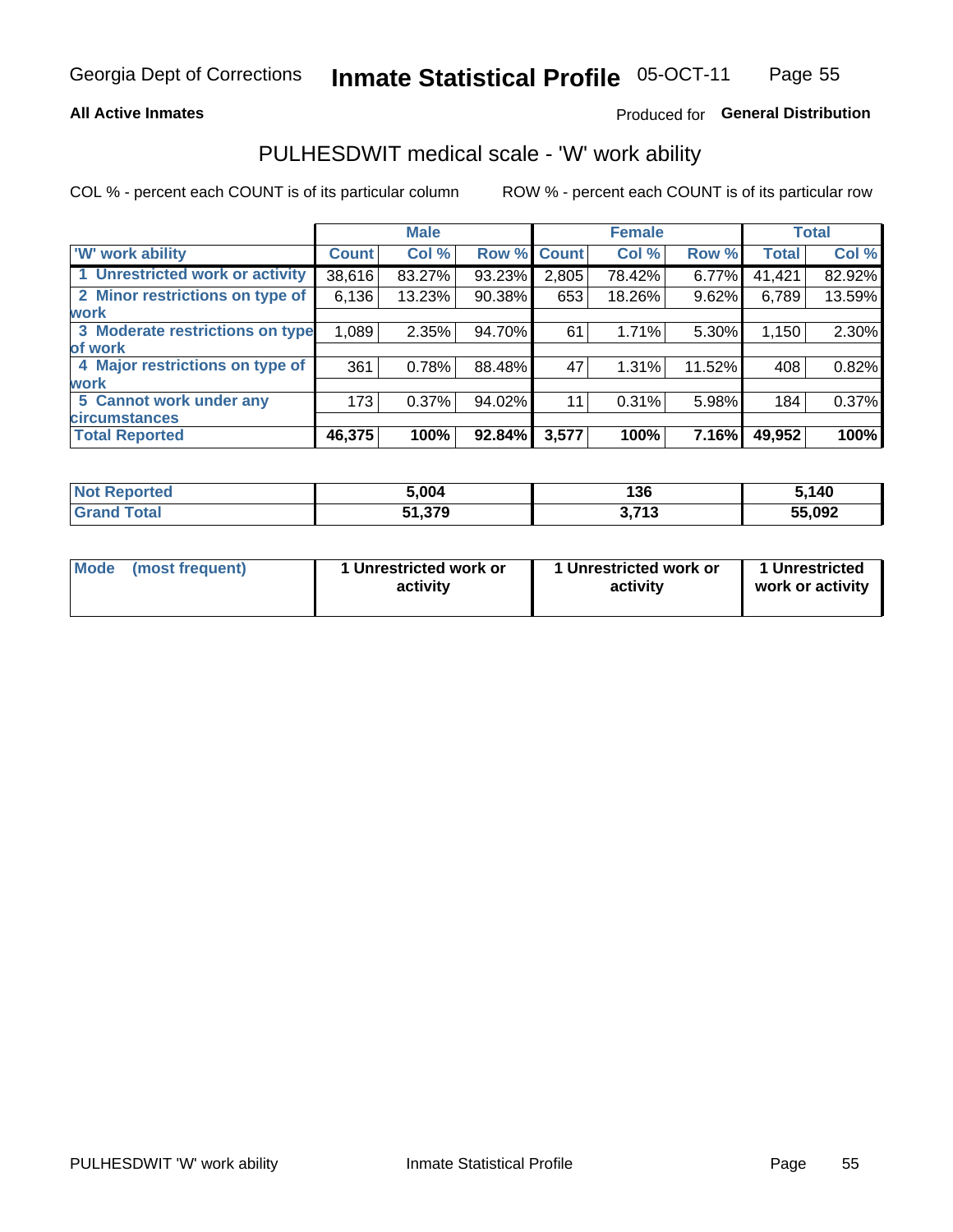Georgia Dept of Corrections **Inmate Statistical Profile** 05-OCT-11

**All Active Inmates**

Produced for **General Distribution**

## PULHESDWIT medical scale - 'W' work ability

COL % - percent each COUNT is of its particular column

ROW % - percent each COUNT is of its particular row

| | Male | | | Female | | | Total | |
|---|---|---|---|---|---|---|---|---|
| 'W' work ability | Count | Col % | Row % | Count | Col % | Row % | Total | Col % |
| 1 Unrestricted work or activity | 38,616 | 83.27% | 93.23% | 2,805 | 78.42% | 6.77% | 41,421 | 82.92% |
| 2 Minor restrictions on type of work | 6,136 | 13.23% | 90.38% | 653 | 18.26% | 9.62% | 6,789 | 13.59% |
| 3 Moderate restrictions on type of work | 1,089 | 2.35% | 94.70% | 61 | 1.71% | 5.30% | 1,150 | 2.30% |
| 4 Major restrictions on type of work | 361 | 0.78% | 88.48% | 47 | 1.31% | 11.52% | 408 | 0.82% |
| 5 Cannot work under any circumstances | 173 | 0.37% | 94.02% | 11 | 0.31% | 5.98% | 184 | 0.37% |
| **Total Reported** | **46,375** | **100%** | **92.84%** | **3,577** | **100%** | **7.16%** | **49,952** | **100%** |

| | Male | Female | Total |
|---|---|---|---|
| Not Reported | 5,004 | 136 | 5,140 |
| Grand Total | 51,379 | 3,713 | 55,092 |

| | Male | Female | Total |
|---|---|---|---|
| Mode (most frequent) | 1 Unrestricted work or activity | 1 Unrestricted work or activity | 1 Unrestricted work or activity |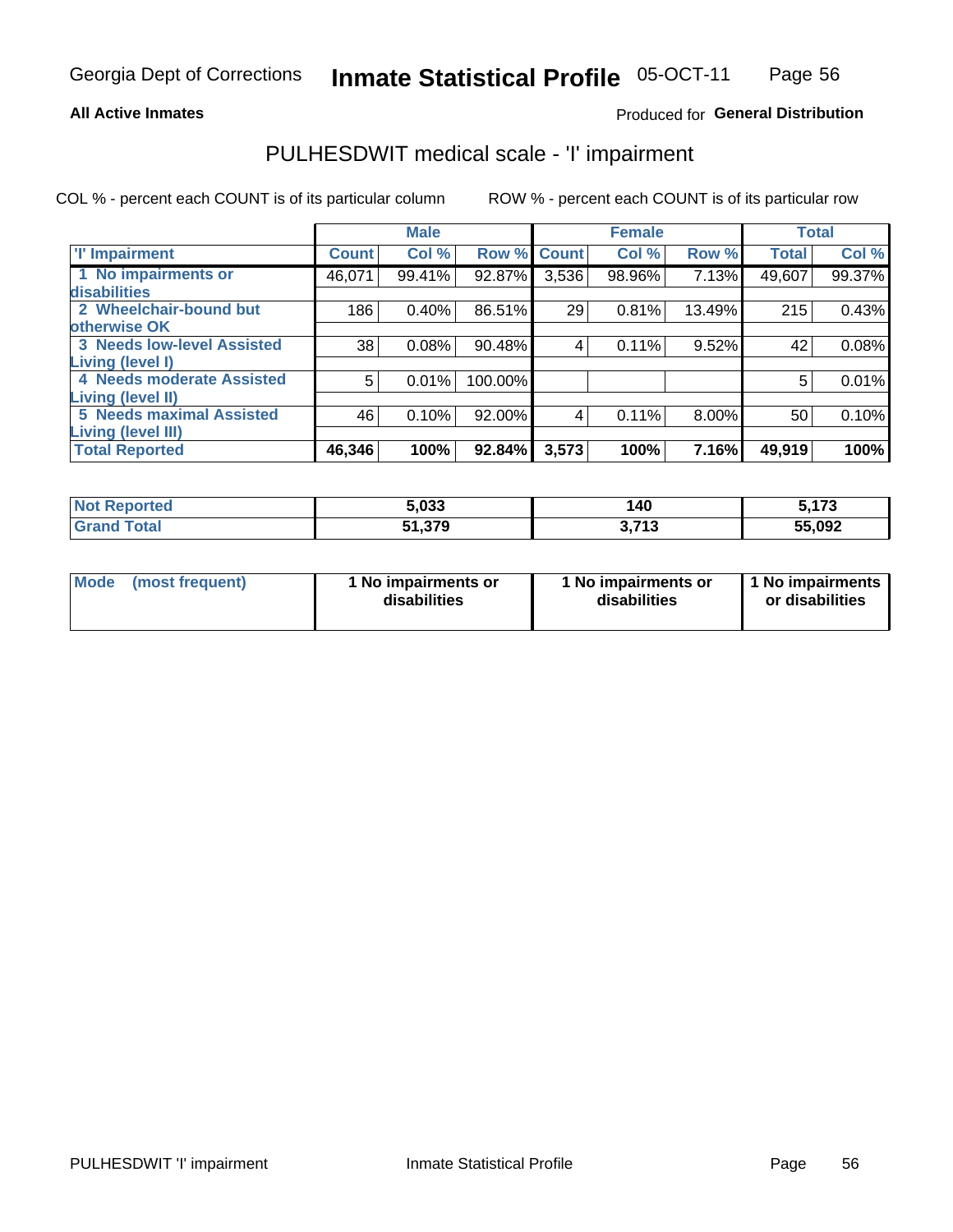Georgia Dept of Corrections **Inmate Statistical Profile** 05-OCT-11

**All Active Inmates**

Produced for **General Distribution**

## PULHESDWIT medical scale - 'I' impairment

COL % - percent each COUNT is of its particular column

ROW % - percent each COUNT is of its particular row

| | Male | | | Female | | | Total | |
|---|---|---|---|---|---|---|---|---|
| 'I' Impairment | Count | Col % | Row % | Count | Col % | Row % | Total | Col % |
| 1 No impairments or disabilities | 46,071 | 99.41% | 92.87% | 3,536 | 98.96% | 7.13% | 49,607 | 99.37% |
| 2 Wheelchair-bound but otherwise OK | 186 | 0.40% | 86.51% | 29 | 0.81% | 13.49% | 215 | 0.43% |
| 3 Needs low-level Assisted Living (level I) | 38 | 0.08% | 90.48% | 4 | 0.11% | 9.52% | 42 | 0.08% |
| 4 Needs moderate Assisted Living (level II) | 5 | 0.01% | 100.00% | | | | 5 | 0.01% |
| 5 Needs maximal Assisted Living (level III) | 46 | 0.10% | 92.00% | 4 | 0.11% | 8.00% | 50 | 0.10% |
| **Total Reported** | **46,346** | **100%** | **92.84%** | **3,573** | **100%** | **7.16%** | **49,919** | **100%** |

| | Male | Female | Total |
|---|---|---|---|
| Not Reported | 5,033 | 140 | 5,173 |
| Grand Total | 51,379 | 3,713 | 55,092 |

| | Male | Female | Total |
|---|---|---|---|
| Mode (most frequent) | 1 No impairments or disabilities | 1 No impairments or disabilities | 1 No impairments or disabilities |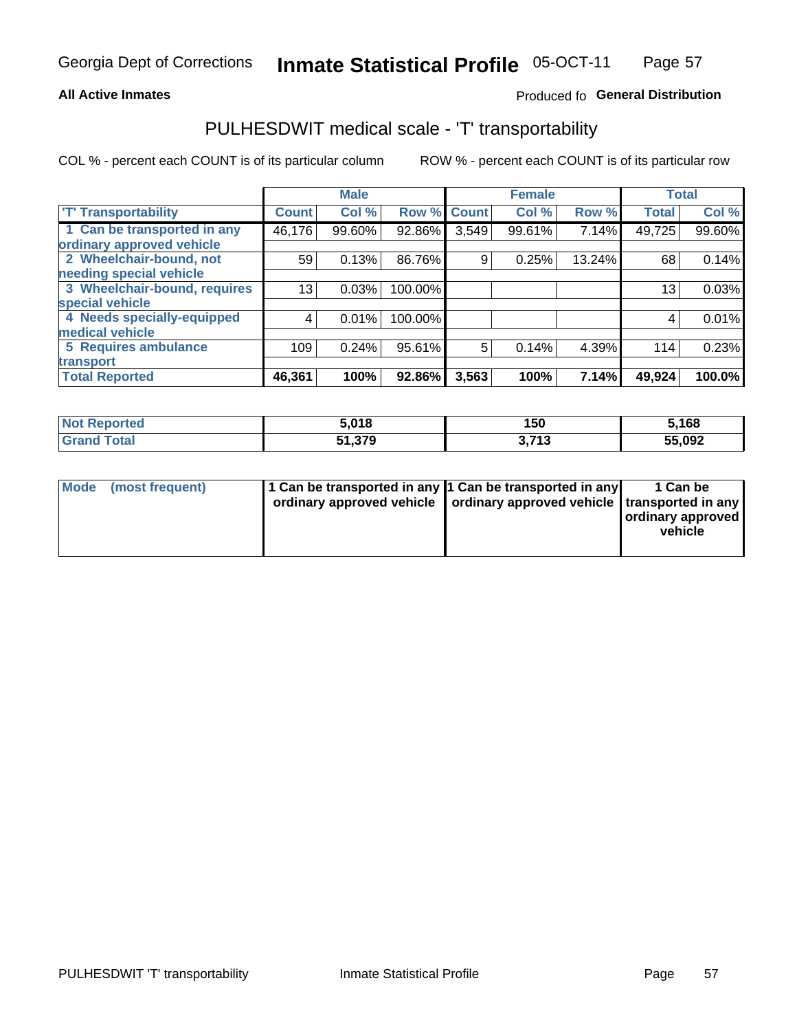Georgia Dept of Corrections **Inmate Statistical Profile** 05-OCT-11

**All Active Inmates**

Produced fo **General Distribution**

## PULHESDWIT medical scale - 'T' transportability

COL % - percent each COUNT is of its particular column

ROW % - percent each COUNT is of its particular row

| | Male | | | Female | | | Total | |
|---|---|---|---|---|---|---|---|---|
| 'T' Transportability | Count | Col % | Row % | Count | Col % | Row % | Total | Col % |
| 1 Can be transported in any ordinary approved vehicle | 46,176 | 99.60% | 92.86% | 3,549 | 99.61% | 7.14% | 49,725 | 99.60% |
| 2 Wheelchair-bound, not needing special vehicle | 59 | 0.13% | 86.76% | 9 | 0.25% | 13.24% | 68 | 0.14% |
| 3 Wheelchair-bound, requires special vehicle | 13 | 0.03% | 100.00% | | | | 13 | 0.03% |
| 4 Needs specially-equipped medical vehicle | 4 | 0.01% | 100.00% | | | | 4 | 0.01% |
| 5 Requires ambulance transport | 109 | 0.24% | 95.61% | 5 | 0.14% | 4.39% | 114 | 0.23% |
| **Total Reported** | **46,361** | **100%** | **92.86%** | **3,563** | **100%** | **7.14%** | **49,924** | **100.0%** |

| | Male | Female | Total |
|---|---|---|---|
| **Not Reported** | **5,018** | **150** | **5,168** |
| **Grand Total** | **51,379** | **3,713** | **55,092** |

| | Male | Female | Total |
|---|---|---|---|
| **Mode (most frequent)** | **1 Can be transported in any ordinary approved vehicle** | **1 Can be transported in any ordinary approved vehicle** | **1 Can be transported in any ordinary approved vehicle** |

PULHESDWIT 'T' transportability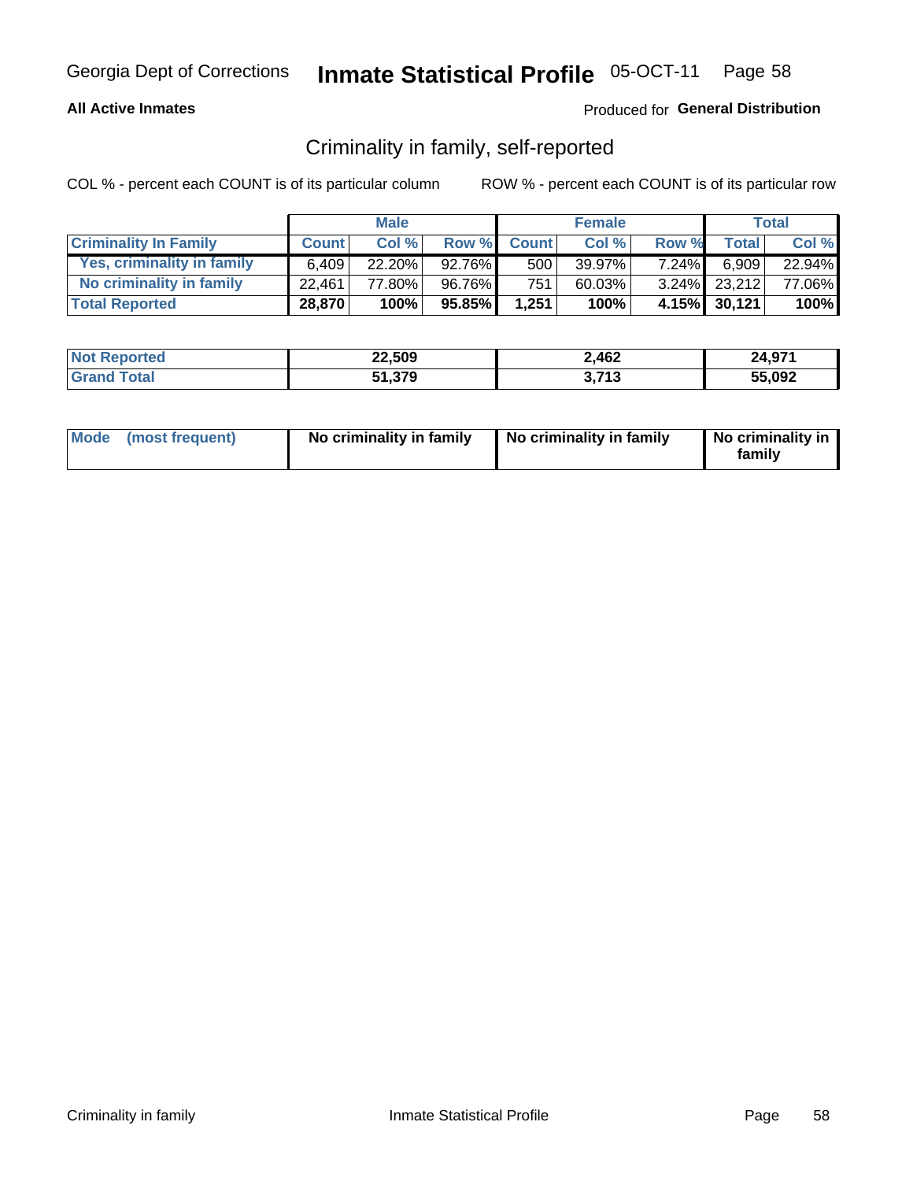Georgia Dept of Corrections **Inmate Statistical Profile** 05-OCT-11

**All Active Inmates**

Produced for **General Distribution**

## Criminality in family, self-reported

COL % - percent each COUNT is of its particular column ROW % - percent each COUNT is of its particular row

| | Male | | | Female | | | Total | |
|---|---|---|---|---|---|---|---|---|
| **Criminality In Family** | **Count** | **Col %** | **Row %** | **Count** | **Col %** | **Row %** | **Total** | **Col %** |
| Yes, criminality in family | 6,409 | 22.20% | 92.76% | 500 | 39.97% | 7.24% | 6,909 | 22.94% |
| No criminality in family | 22,461 | 77.80% | 96.76% | 751 | 60.03% | 3.24% | 23,212 | 77.06% |
| **Total Reported** | **28,870** | **100%** | **95.85%** | **1,251** | **100%** | **4.15%** | **30,121** | **100%** |

| | Male | Female | Total |
|---|---|---|---|
| **Not Reported** | **22,509** | **2,462** | **24,971** |
| **Grand Total** | **51,379** | **3,713** | **55,092** |

| | Male | Female | Total |
|---|---|---|---|
| **Mode (most frequent)** | **No criminality in family** | **No criminality in family** | **No criminality in family** |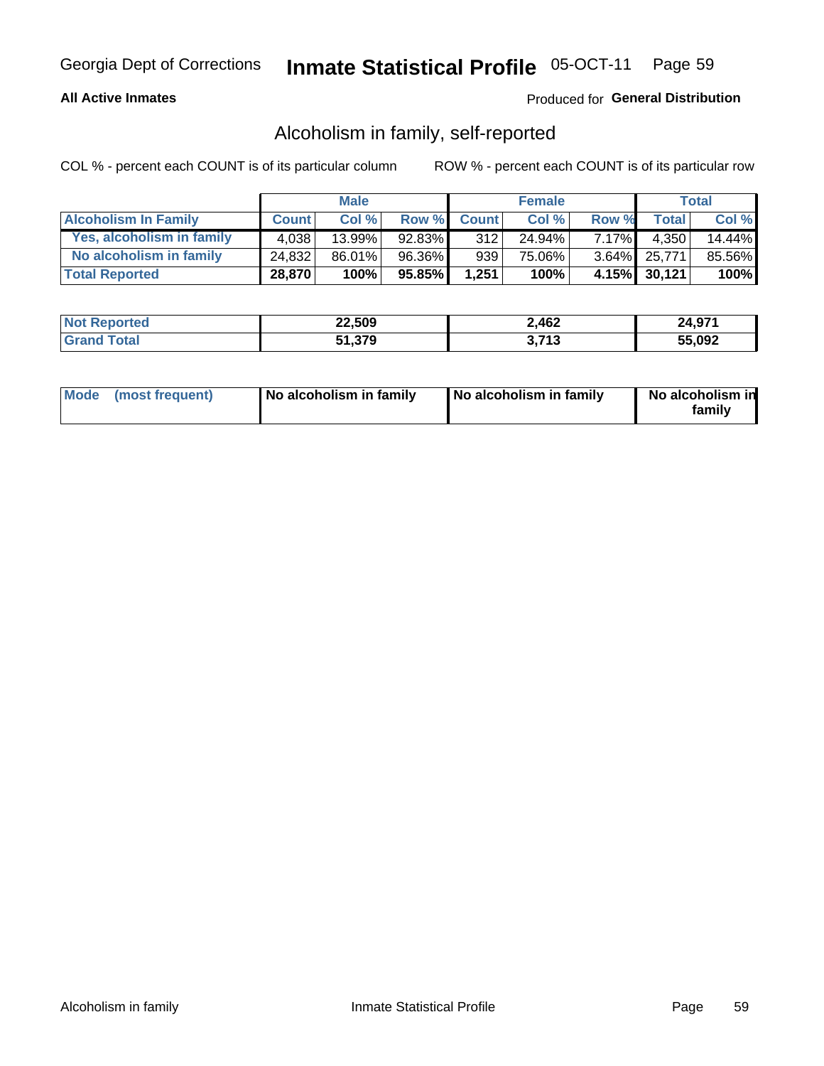Georgia Dept of Corrections **Inmate Statistical Profile** 05-OCT-11

**All Active Inmates**

Produced for **General Distribution**

## Alcoholism in family, self-reported

COL % - percent each COUNT is of its particular column ROW % - percent each COUNT is of its particular row

| | Male | | | Female | | | Total | |
|---|---|---|---|---|---|---|---|---|
| **Alcoholism In Family** | **Count** | **Col %** | **Row %** | **Count** | **Col %** | **Row %** | **Total** | **Col %** |
| **Yes, alcoholism in family** | 4,038 | 13.99% | 92.83% | 312 | 24.94% | 7.17% | 4,350 | 14.44% |
| **No alcoholism in family** | 24,832 | 86.01% | 96.36% | 939 | 75.06% | 3.64% | 25,771 | 85.56% |
| **Total Reported** | **28,870** | **100%** | **95.85%** | **1,251** | **100%** | **4.15%** | **30,121** | **100%** |

| | Male | Female | Total |
|---|---|---|---|
| **Not Reported** | **22,509** | **2,462** | **24,971** |
| **Grand Total** | **51,379** | **3,713** | **55,092** |

| | Male | Female | Total |
|---|---|---|---|
| **Mode (most frequent)** | **No alcoholism in family** | **No alcoholism in family** | **No alcoholism in family** |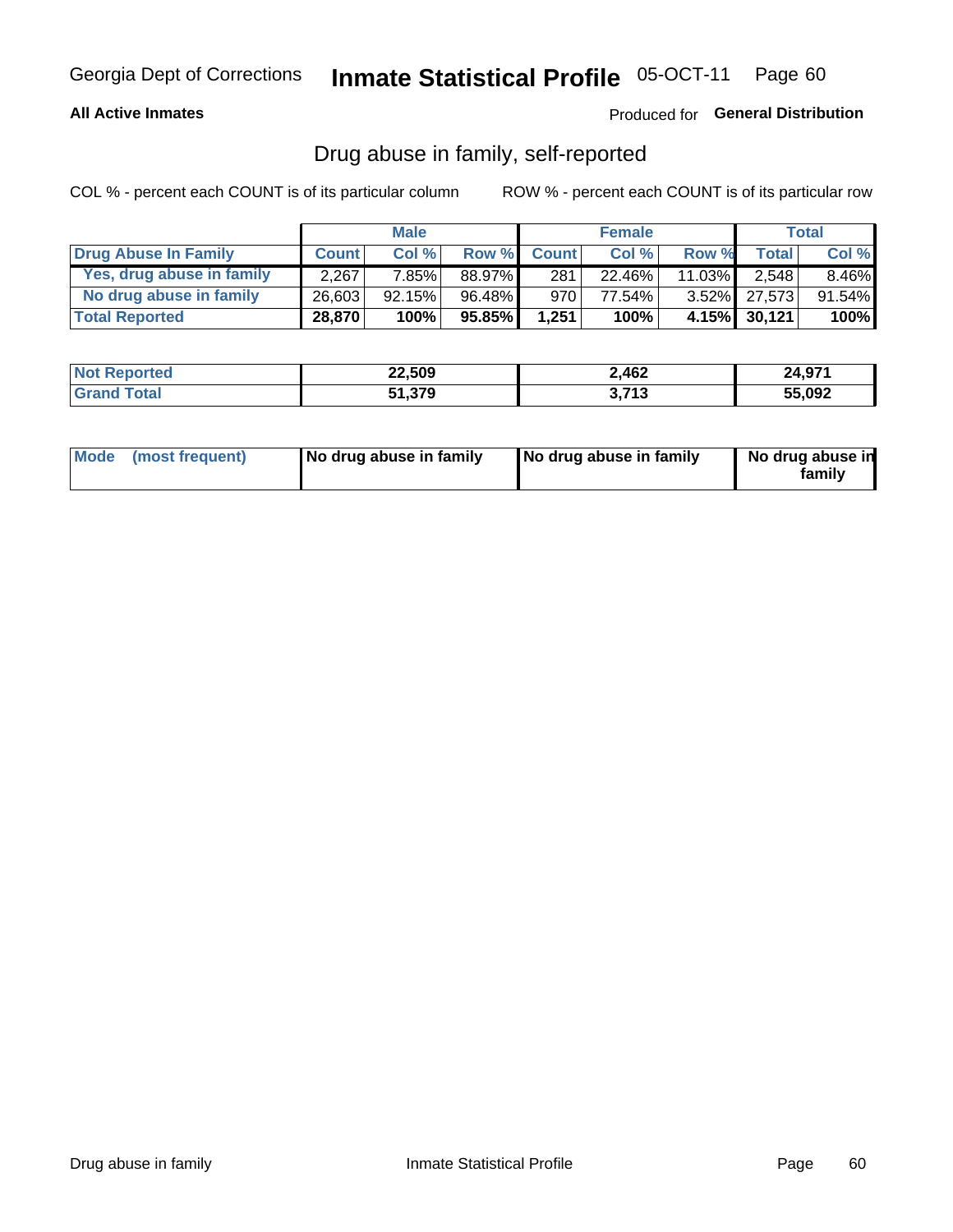Georgia Dept of Corrections **Inmate Statistical Profile** 05-OCT-11

**All Active Inmates**

Produced for **General Distribution**

## Drug abuse in family, self-reported

COL % - percent each COUNT is of its particular column     ROW % - percent each COUNT is of its particular row

| | Male | | | Female | | | Total | |
|---|---|---|---|---|---|---|---|---|
| **Drug Abuse In Family** | **Count** | **Col %** | **Row %** | **Count** | **Col %** | **Row %** | **Total** | **Col %** |
| **Yes, drug abuse in family** | 2,267 | 7.85% | 88.97% | 281 | 22.46% | 11.03% | 2,548 | 8.46% |
| **No drug abuse in family** | 26,603 | 92.15% | 96.48% | 970 | 77.54% | 3.52% | 27,573 | 91.54% |
| **Total Reported** | **28,870** | **100%** | **95.85%** | **1,251** | **100%** | **4.15%** | **30,121** | **100%** |

| | Male | Female | Total |
|---|---|---|---|
| **Not Reported** | **22,509** | **2,462** | **24,971** |
| **Grand Total** | **51,379** | **3,713** | **55,092** |

| | Male | Female | Total |
|---|---|---|---|
| **Mode (most frequent)** | **No drug abuse in family** | **No drug abuse in family** | **No drug abuse in family** |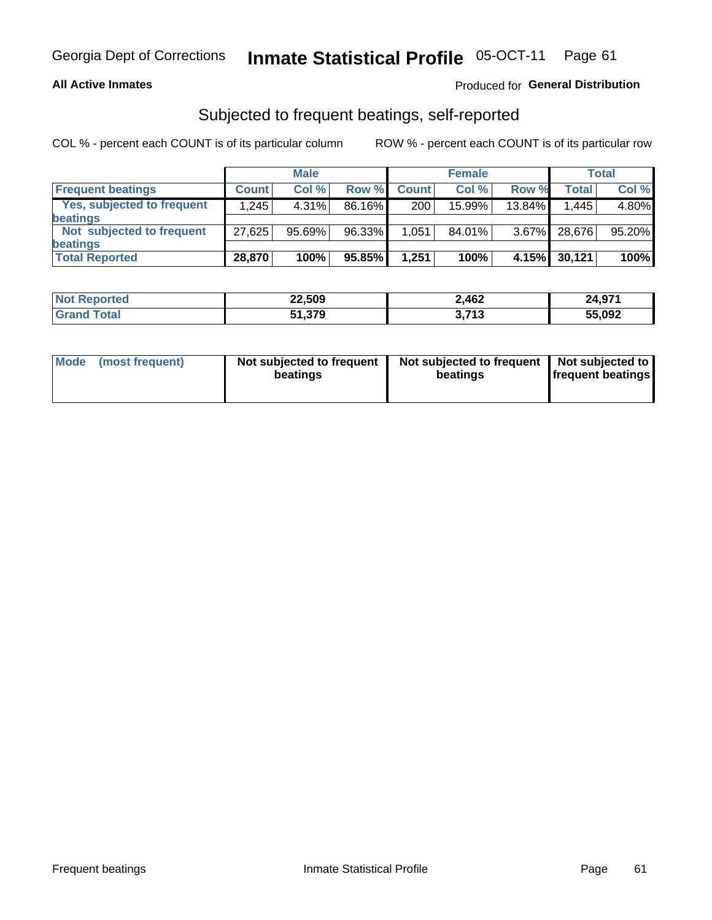Georgia Dept of Corrections **Inmate Statistical Profile** 05-OCT-11

**All Active Inmates**

Produced for **General Distribution**

## Subjected to frequent beatings, self-reported

COL % - percent each COUNT is of its particular column ROW % - percent each COUNT is of its particular row

| | Male | | | Female | | | Total | |
|---|---|---|---|---|---|---|---|---|
| **Frequent beatings** | **Count** | **Col %** | **Row %** | **Count** | **Col %** | **Row %** | **Total** | **Col %** |
| **Yes, subjected to frequent beatings** | 1,245 | 4.31% | 86.16% | 200 | 15.99% | 13.84% | 1,445 | 4.80% |
| **Not subjected to frequent beatings** | 27,625 | 95.69% | 96.33% | 1,051 | 84.01% | 3.67% | 28,676 | 95.20% |
| **Total Reported** | **28,870** | **100%** | **95.85%** | **1,251** | **100%** | **4.15%** | **30,121** | **100%** |

| | Male | Female | Total |
|---|---|---|---|
| **Not Reported** | **22,509** | **2,462** | **24,971** |
| **Grand Total** | **51,379** | **3,713** | **55,092** |

| | Male | Female | Total |
|---|---|---|---|
| **Mode (most frequent)** | **Not subjected to frequent beatings** | **Not subjected to frequent beatings** | **Not subjected to frequent beatings** |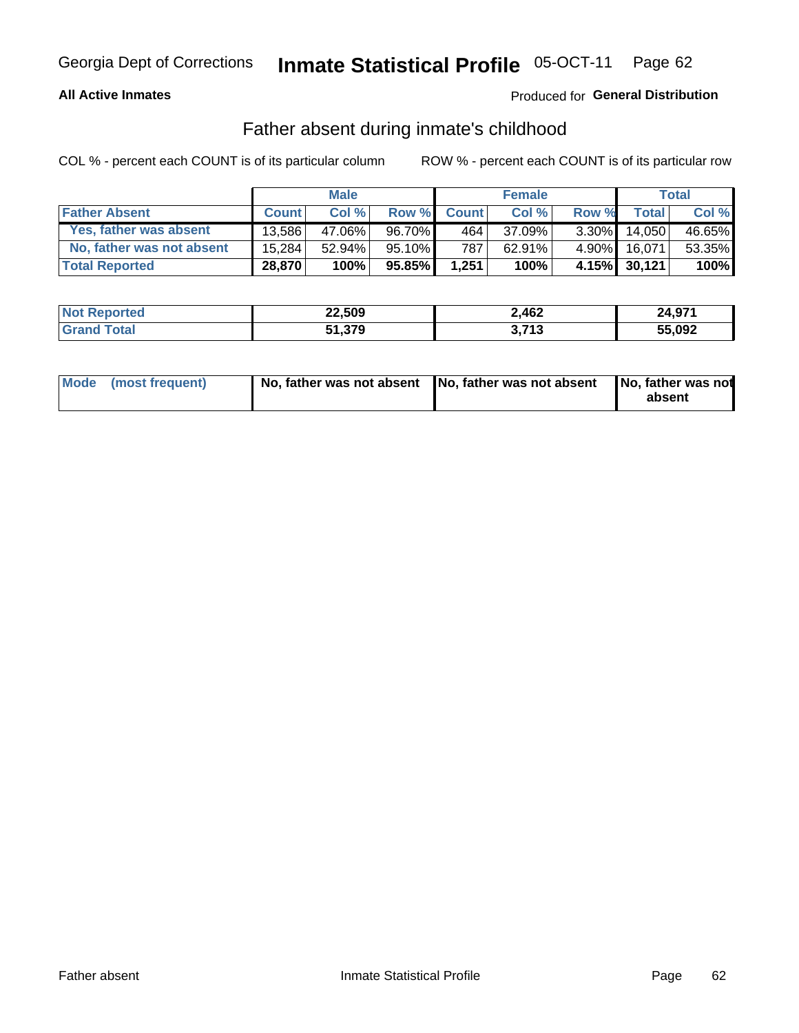Georgia Dept of Corrections **Inmate Statistical Profile** 05-OCT-11

**All Active Inmates**

Produced for **General Distribution**

## Father absent during inmate's childhood

COL % - percent each COUNT is of its particular column ROW % - percent each COUNT is of its particular row

| | Male | | | Female | | | Total | |
|---|---|---|---|---|---|---|---|---|
| **Father Absent** | **Count** | **Col %** | **Row %** | **Count** | **Col %** | **Row %** | **Total** | **Col %** |
| Yes, father was absent | 13,586 | 47.06% | 96.70% | 464 | 37.09% | 3.30% | 14,050 | 46.65% |
| No, father was not absent | 15,284 | 52.94% | 95.10% | 787 | 62.91% | 4.90% | 16,071 | 53.35% |
| **Total Reported** | **28,870** | **100%** | **95.85%** | **1,251** | **100%** | **4.15%** | **30,121** | **100%** |

| | Male | Female | Total |
|---|---|---|---|
| **Not Reported** | **22,509** | **2,462** | **24,971** |
| **Grand Total** | **51,379** | **3,713** | **55,092** |

| | Male | Female | Total |
|---|---|---|---|
| **Mode (most frequent)** | **No, father was not absent** | **No, father was not absent** | **No, father was not absent** |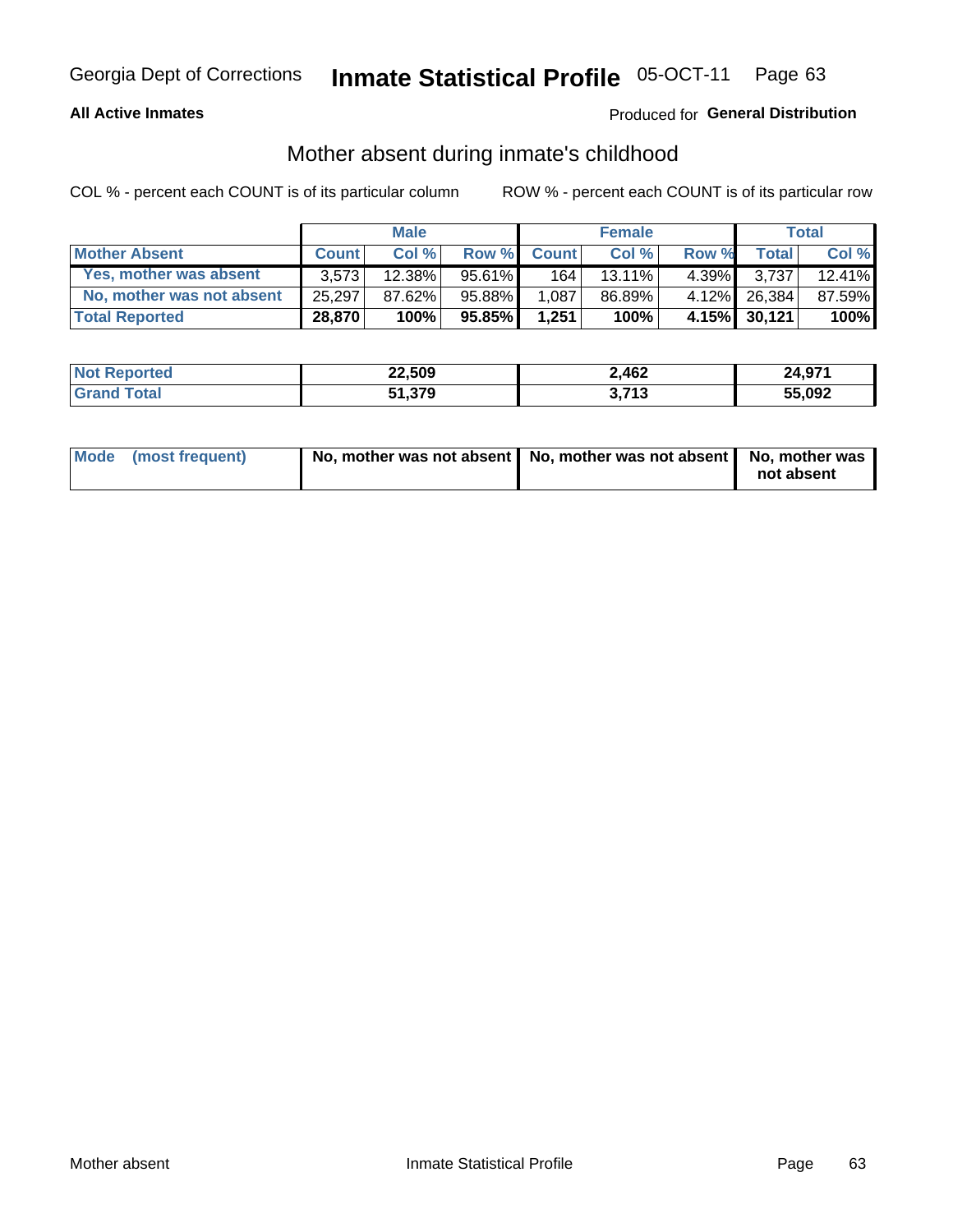Georgia Dept of Corrections **Inmate Statistical Profile** 05-OCT-11

**All Active Inmates**

Produced for **General Distribution**

## Mother absent during inmate's childhood

COL % - percent each COUNT is of its particular column ROW % - percent each COUNT is of its particular row

| | Male | | | Female | | | Total | |
|---|---|---|---|---|---|---|---|---|
| **Mother Absent** | **Count** | **Col %** | **Row %** | **Count** | **Col %** | **Row %** | **Total** | **Col %** |
| **Yes, mother was absent** | 3,573 | 12.38% | 95.61% | 164 | 13.11% | 4.39% | 3,737 | 12.41% |
| **No, mother was not absent** | 25,297 | 87.62% | 95.88% | 1,087 | 86.89% | 4.12% | 26,384 | 87.59% |
| **Total Reported** | **28,870** | **100%** | **95.85%** | **1,251** | **100%** | **4.15%** | **30,121** | **100%** |

| | Male | Female | Total |
|---|---|---|---|
| **Not Reported** | **22,509** | **2,462** | **24,971** |
| **Grand Total** | **51,379** | **3,713** | **55,092** |

| | Male | Female | Total |
|---|---|---|---|
| **Mode (most frequent)** | **No, mother was not absent** | **No, mother was not absent** | **No, mother was not absent** |

Mother absent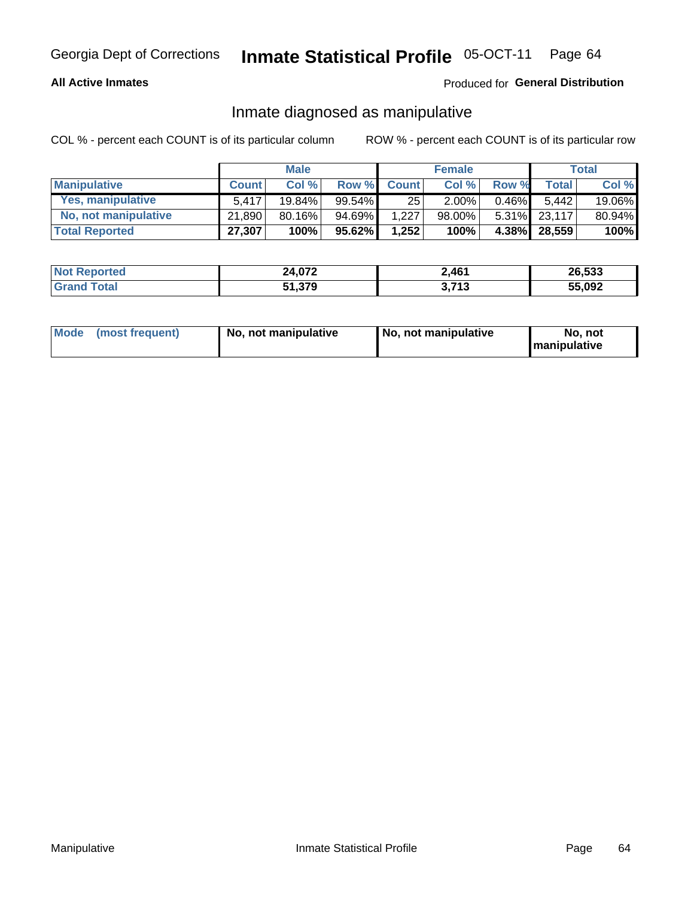Georgia Dept of Corrections **Inmate Statistical Profile** 05-OCT-11

**All Active Inmates**

Produced for **General Distribution**

## Inmate diagnosed as manipulative

COL % - percent each COUNT is of its particular column ROW % - percent each COUNT is of its particular row

| | Male | | | Female | | | Total | |
|---|---|---|---|---|---|---|---|---|
| **Manipulative** | **Count** | **Col %** | **Row %** | **Count** | **Col %** | **Row %** | **Total** | **Col %** |
| **Yes, manipulative** | 5,417 | 19.84% | 99.54% | 25 | 2.00% | 0.46% | 5,442 | 19.06% |
| **No, not manipulative** | 21,890 | 80.16% | 94.69% | 1,227 | 98.00% | 5.31% | 23,117 | 80.94% |
| **Total Reported** | **27,307** | **100%** | **95.62%** | **1,252** | **100%** | **4.38%** | **28,559** | **100%** |

| | Male | Female | Total |
|---|---|---|---|
| **Not Reported** | **24,072** | **2,461** | **26,533** |
| **Grand Total** | **51,379** | **3,713** | **55,092** |

| | Male | Female | Total |
|---|---|---|---|
| **Mode (most frequent)** | **No, not manipulative** | **No, not manipulative** | **No, not manipulative** |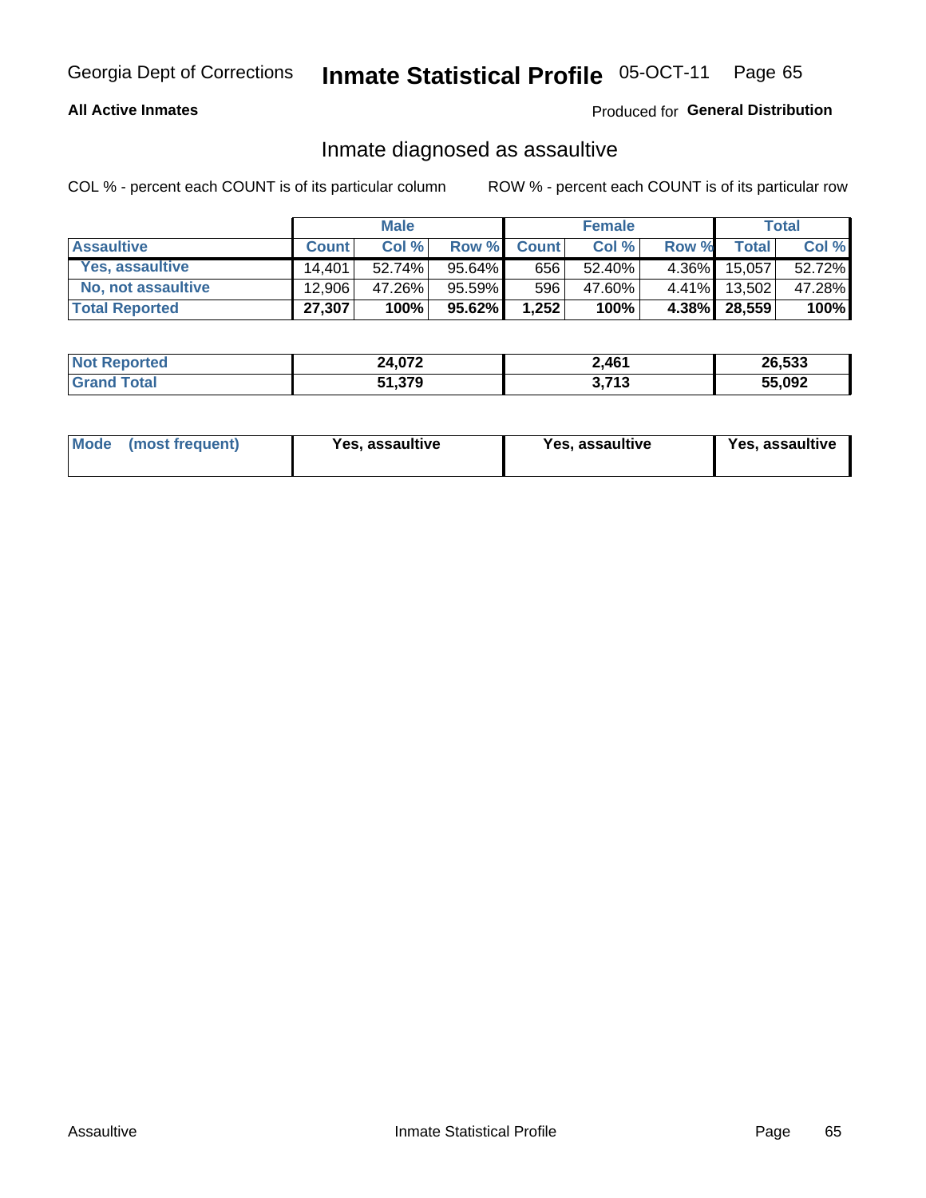## Inmate diagnosed as assaultive

**All Active Inmates** — Produced for **General Distribution**

COL % - percent each COUNT is of its particular column

ROW % - percent each COUNT is of its particular row

| | Male | | | Female | | | Total | |
|---|---|---|---|---|---|---|---|---|
| **Assaultive** | **Count** | **Col %** | **Row %** | **Count** | **Col %** | **Row %** | **Total** | **Col %** |
| Yes, assaultive | 14,401 | 52.74% | 95.64% | 656 | 52.40% | 4.36% | 15,057 | 52.72% |
| No, not assaultive | 12,906 | 47.26% | 95.59% | 596 | 47.60% | 4.41% | 13,502 | 47.28% |
| **Total Reported** | **27,307** | **100%** | **95.62%** | **1,252** | **100%** | **4.38%** | **28,559** | **100%** |

| | Male | Female | Total |
|---|---|---|---|
| Not Reported | 24,072 | 2,461 | 26,533 |
| Grand Total | 51,379 | 3,713 | 55,092 |

| | Male | Female | Total |
|---|---|---|---|
| Mode (most frequent) | Yes, assaultive | Yes, assaultive | Yes, assaultive |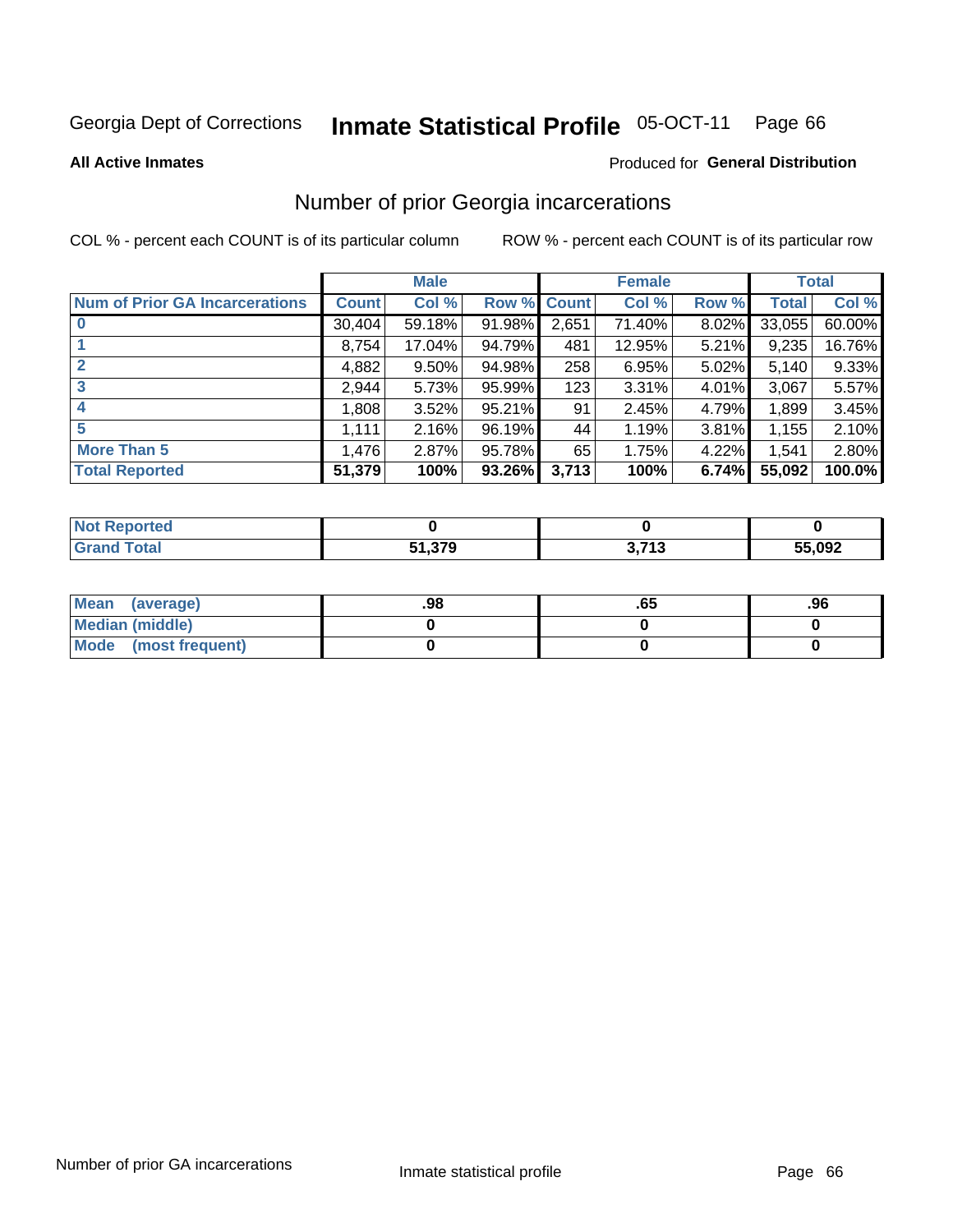Georgia Dept of Corrections **Inmate Statistical Profile** 05-OCT-11

**All Active Inmates**

Produced for **General Distribution**

## Number of prior Georgia incarcerations

COL % - percent each COUNT is of its particular column

ROW % - percent each COUNT is of its particular row

| | Male | | | Female | | | Total | |
|---|---|---|---|---|---|---|---|---|
| **Num of Prior GA Incarcerations** | **Count** | **Col %** | **Row %** | **Count** | **Col %** | **Row %** | **Total** | **Col %** |
| **0** | 30,404 | 59.18% | 91.98% | 2,651 | 71.40% | 8.02% | 33,055 | 60.00% |
| **1** | 8,754 | 17.04% | 94.79% | 481 | 12.95% | 5.21% | 9,235 | 16.76% |
| **2** | 4,882 | 9.50% | 94.98% | 258 | 6.95% | 5.02% | 5,140 | 9.33% |
| **3** | 2,944 | 5.73% | 95.99% | 123 | 3.31% | 4.01% | 3,067 | 5.57% |
| **4** | 1,808 | 3.52% | 95.21% | 91 | 2.45% | 4.79% | 1,899 | 3.45% |
| **5** | 1,111 | 2.16% | 96.19% | 44 | 1.19% | 3.81% | 1,155 | 2.10% |
| **More Than 5** | 1,476 | 2.87% | 95.78% | 65 | 1.75% | 4.22% | 1,541 | 2.80% |
| **Total Reported** | **51,379** | **100%** | **93.26%** | **3,713** | **100%** | **6.74%** | **55,092** | **100.0%** |

| | Male | Female | Total |
|---|---|---|---|
| **Not Reported** | **0** | **0** | **0** |
| **Grand Total** | **51,379** | **3,713** | **55,092** |

| | Male | Female | Total |
|---|---|---|---|
| **Mean (average)** | **.98** | **.65** | **.96** |
| **Median (middle)** | **0** | **0** | **0** |
| **Mode (most frequent)** | **0** | **0** | **0** |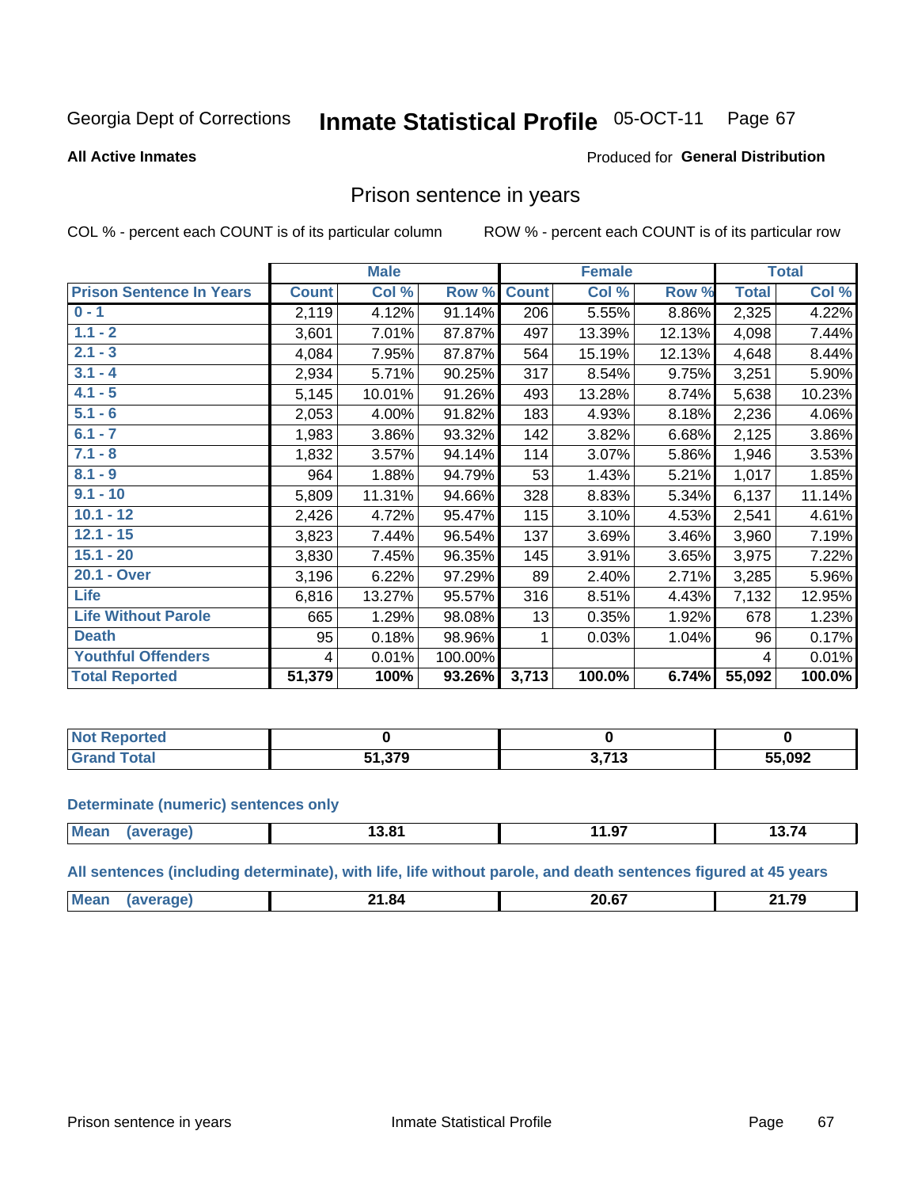Georgia Dept of Corrections **Inmate Statistical Profile** 05-OCT-11 Page 67

**All Active Inmates**

Produced for **General Distribution**

## Prison sentence in years

COL % - percent each COUNT is of its particular column ROW % - percent each COUNT is of its particular row

| | Male | | | Female | | | Total | |
|---|---|---|---|---|---|---|---|---|
| **Prison Sentence In Years** | **Count** | **Col %** | **Row %** | **Count** | **Col %** | **Row %** | **Total** | **Col %** |
| 0 - 1 | 2,119 | 4.12% | 91.14% | 206 | 5.55% | 8.86% | 2,325 | 4.22% |
| 1.1 - 2 | 3,601 | 7.01% | 87.87% | 497 | 13.39% | 12.13% | 4,098 | 7.44% |
| 2.1 - 3 | 4,084 | 7.95% | 87.87% | 564 | 15.19% | 12.13% | 4,648 | 8.44% |
| 3.1 - 4 | 2,934 | 5.71% | 90.25% | 317 | 8.54% | 9.75% | 3,251 | 5.90% |
| 4.1 - 5 | 5,145 | 10.01% | 91.26% | 493 | 13.28% | 8.74% | 5,638 | 10.23% |
| 5.1 - 6 | 2,053 | 4.00% | 91.82% | 183 | 4.93% | 8.18% | 2,236 | 4.06% |
| 6.1 - 7 | 1,983 | 3.86% | 93.32% | 142 | 3.82% | 6.68% | 2,125 | 3.86% |
| 7.1 - 8 | 1,832 | 3.57% | 94.14% | 114 | 3.07% | 5.86% | 1,946 | 3.53% |
| 8.1 - 9 | 964 | 1.88% | 94.79% | 53 | 1.43% | 5.21% | 1,017 | 1.85% |
| 9.1 - 10 | 5,809 | 11.31% | 94.66% | 328 | 8.83% | 5.34% | 6,137 | 11.14% |
| 10.1 - 12 | 2,426 | 4.72% | 95.47% | 115 | 3.10% | 4.53% | 2,541 | 4.61% |
| 12.1 - 15 | 3,823 | 7.44% | 96.54% | 137 | 3.69% | 3.46% | 3,960 | 7.19% |
| 15.1 - 20 | 3,830 | 7.45% | 96.35% | 145 | 3.91% | 3.65% | 3,975 | 7.22% |
| 20.1 - Over | 3,196 | 6.22% | 97.29% | 89 | 2.40% | 2.71% | 3,285 | 5.96% |
| Life | 6,816 | 13.27% | 95.57% | 316 | 8.51% | 4.43% | 7,132 | 12.95% |
| Life Without Parole | 665 | 1.29% | 98.08% | 13 | 0.35% | 1.92% | 678 | 1.23% |
| Death | 95 | 0.18% | 98.96% | 1 | 0.03% | 1.04% | 96 | 0.17% |
| Youthful Offenders | 4 | 0.01% | 100.00% | | | | 4 | 0.01% |
| **Total Reported** | **51,379** | **100%** | **93.26%** | **3,713** | **100.0%** | **6.74%** | **55,092** | **100.0%** |

| | | | |
|---|---|---|---|
| Not Reported | 0 | 0 | 0 |
| Grand Total | 51,379 | 3,713 | 55,092 |

**Determinate (numeric) sentences only**

| | | | |
|---|---|---|---|
| Mean (average) | 13.81 | 11.97 | 13.74 |

**All sentences (including determinate), with life, life without parole, and death sentences figured at 45 years**

| | | | |
|---|---|---|---|
| Mean (average) | 21.84 | 20.67 | 21.79 |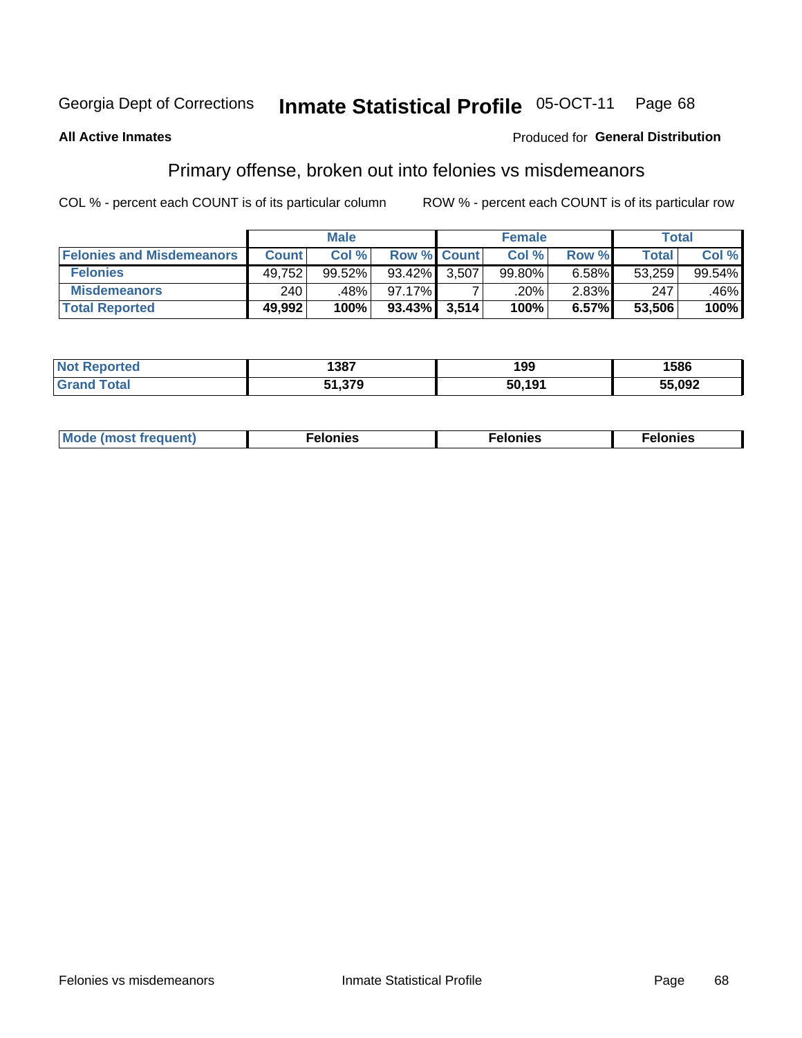Georgia Dept of Corrections **Inmate Statistical Profile** 05-OCT-11

**All Active Inmates**

Produced for **General Distribution**

## Primary offense, broken out into felonies vs misdemeanors

COL % - percent each COUNT is of its particular column ROW % - percent each COUNT is of its particular row

| | Male | | | Female | | | Total | |
|---|---|---|---|---|---|---|---|---|
| Felonies and Misdemeanors | Count | Col % | Row % | Count | Col % | Row % | Total | Col % |
| Felonies | 49,752 | 99.52% | 93.42% | 3,507 | 99.80% | 6.58% | 53,259 | 99.54% |
| Misdemeanors | 240 | .48% | 97.17% | 7 | .20% | 2.83% | 247 | .46% |
| **Total Reported** | **49,992** | **100%** | **93.43%** | **3,514** | **100%** | **6.57%** | **53,506** | **100%** |

| | Male | Female | Total |
|---|---|---|---|
| Not Reported | 1387 | 199 | 1586 |
| Grand Total | 51,379 | 50,191 | 55,092 |

| | Male | Female | Total |
|---|---|---|---|
| Mode (most frequent) | Felonies | Felonies | Felonies |

Felonies vs misdemeanors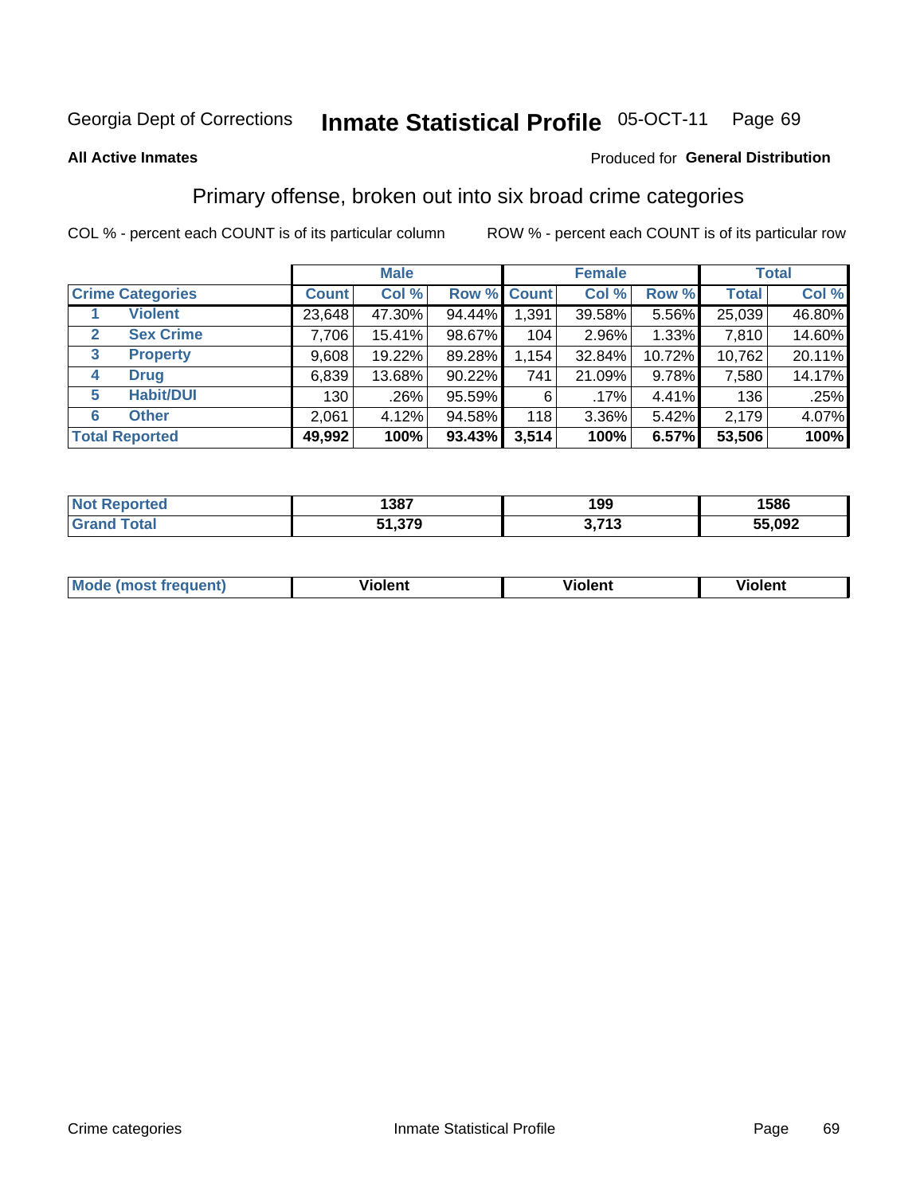Georgia Dept of Corrections **Inmate Statistical Profile** 05-OCT-11

**All Active Inmates**

Produced for **General Distribution**

## Primary offense, broken out into six broad crime categories

COL % - percent each COUNT is of its particular column

ROW % - percent each COUNT is of its particular row

| | | Male | | | Female | | | Total | |
|---|---|---|---|---|---|---|---|---|---|
| **Crime Categories** | | **Count** | **Col %** | **Row %** | **Count** | **Col %** | **Row %** | **Total** | **Col %** |
| 1 | **Violent** | 23,648 | 47.30% | 94.44% | 1,391 | 39.58% | 5.56% | 25,039 | 46.80% |
| 2 | **Sex Crime** | 7,706 | 15.41% | 98.67% | 104 | 2.96% | 1.33% | 7,810 | 14.60% |
| 3 | **Property** | 9,608 | 19.22% | 89.28% | 1,154 | 32.84% | 10.72% | 10,762 | 20.11% |
| 4 | **Drug** | 6,839 | 13.68% | 90.22% | 741 | 21.09% | 9.78% | 7,580 | 14.17% |
| 5 | **Habit/DUI** | 130 | .26% | 95.59% | 6 | .17% | 4.41% | 136 | .25% |
| 6 | **Other** | 2,061 | 4.12% | 94.58% | 118 | 3.36% | 5.42% | 2,179 | 4.07% |
| **Total Reported** | | **49,992** | **100%** | **93.43%** | **3,514** | **100%** | **6.57%** | **53,506** | **100%** |

| | Male | Female | Total |
|---|---|---|---|
| **Not Reported** | **1387** | **199** | **1586** |
| **Grand Total** | **51,379** | **3,713** | **55,092** |

| | Male | Female | Total |
|---|---|---|---|
| **Mode (most frequent)** | **Violent** | **Violent** | **Violent** |

Crime categories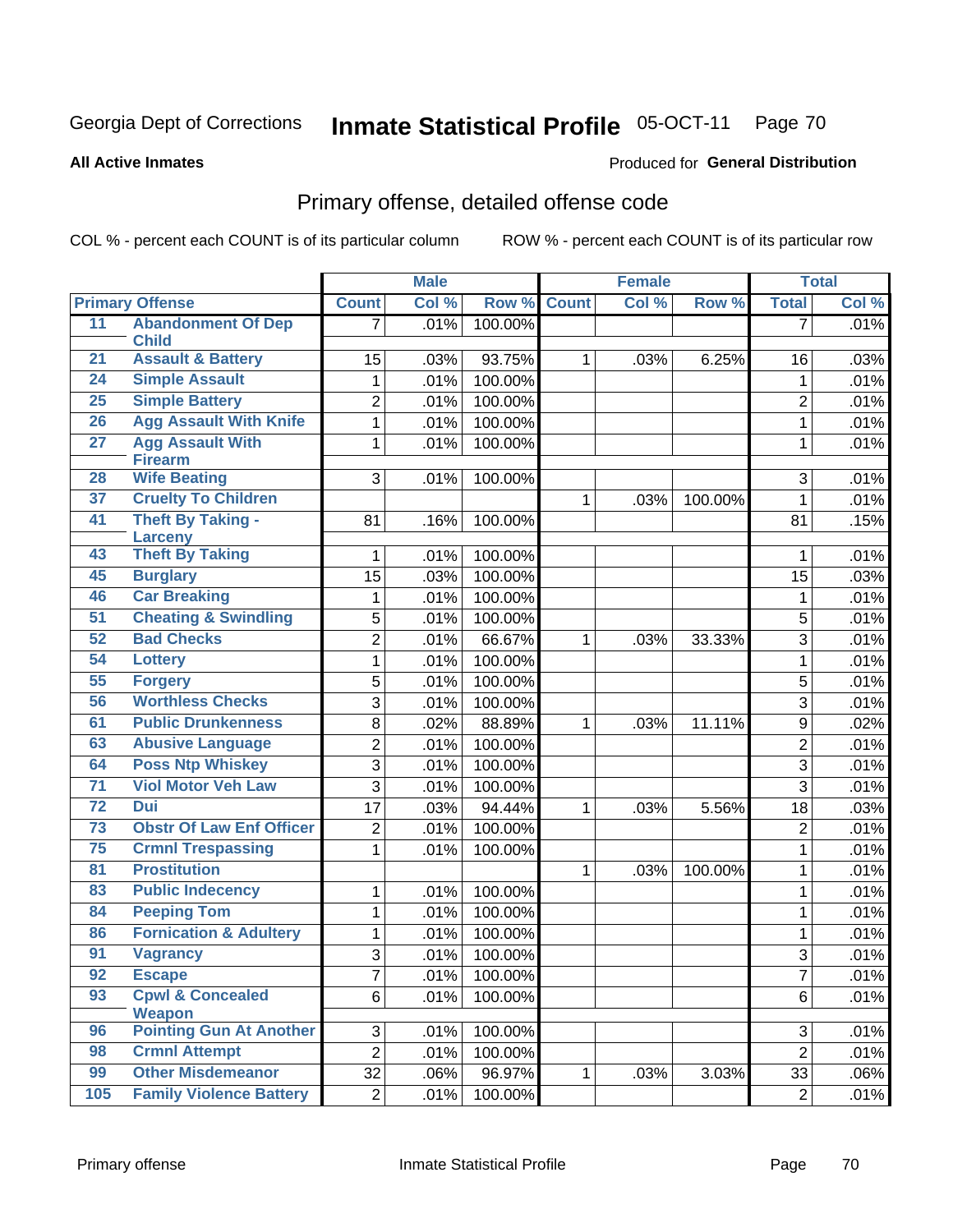Georgia Dept of Corrections **Inmate Statistical Profile** 05-OCT-11

**All Active Inmates**

Produced for **General Distribution**

## Primary offense, detailed offense code

COL % - percent each COUNT is of its particular column ROW % - percent each COUNT is of its particular row

| Primary Offense | | Male | | | Female | | | Total | |
|---|---|---|---|---|---|---|---|---|---|
| | | Count | Col % | Row % | Count | Col % | Row % | Total | Col % |
| 11 | Abandonment Of Dep Child | 7 | .01% | 100.00% | | | | 7 | .01% |
| 21 | Assault & Battery | 15 | .03% | 93.75% | 1 | .03% | 6.25% | 16 | .03% |
| 24 | Simple Assault | 1 | .01% | 100.00% | | | | 1 | .01% |
| 25 | Simple Battery | 2 | .01% | 100.00% | | | | 2 | .01% |
| 26 | Agg Assault With Knife | 1 | .01% | 100.00% | | | | 1 | .01% |
| 27 | Agg Assault With Firearm | 1 | .01% | 100.00% | | | | 1 | .01% |
| 28 | Wife Beating | 3 | .01% | 100.00% | | | | 3 | .01% |
| 37 | Cruelty To Children | | | | 1 | .03% | 100.00% | 1 | .01% |
| 41 | Theft By Taking - Larceny | 81 | .16% | 100.00% | | | | 81 | .15% |
| 43 | Theft By Taking | 1 | .01% | 100.00% | | | | 1 | .01% |
| 45 | Burglary | 15 | .03% | 100.00% | | | | 15 | .03% |
| 46 | Car Breaking | 1 | .01% | 100.00% | | | | 1 | .01% |
| 51 | Cheating & Swindling | 5 | .01% | 100.00% | | | | 5 | .01% |
| 52 | Bad Checks | 2 | .01% | 66.67% | 1 | .03% | 33.33% | 3 | .01% |
| 54 | Lottery | 1 | .01% | 100.00% | | | | 1 | .01% |
| 55 | Forgery | 5 | .01% | 100.00% | | | | 5 | .01% |
| 56 | Worthless Checks | 3 | .01% | 100.00% | | | | 3 | .01% |
| 61 | Public Drunkenness | 8 | .02% | 88.89% | 1 | .03% | 11.11% | 9 | .02% |
| 63 | Abusive Language | 2 | .01% | 100.00% | | | | 2 | .01% |
| 64 | Poss Ntp Whiskey | 3 | .01% | 100.00% | | | | 3 | .01% |
| 71 | Viol Motor Veh Law | 3 | .01% | 100.00% | | | | 3 | .01% |
| 72 | Dui | 17 | .03% | 94.44% | 1 | .03% | 5.56% | 18 | .03% |
| 73 | Obstr Of Law Enf Officer | 2 | .01% | 100.00% | | | | 2 | .01% |
| 75 | Crmnl Trespassing | 1 | .01% | 100.00% | | | | 1 | .01% |
| 81 | Prostitution | | | | 1 | .03% | 100.00% | 1 | .01% |
| 83 | Public Indecency | 1 | .01% | 100.00% | | | | 1 | .01% |
| 84 | Peeping Tom | 1 | .01% | 100.00% | | | | 1 | .01% |
| 86 | Fornication & Adultery | 1 | .01% | 100.00% | | | | 1 | .01% |
| 91 | Vagrancy | 3 | .01% | 100.00% | | | | 3 | .01% |
| 92 | Escape | 7 | .01% | 100.00% | | | | 7 | .01% |
| 93 | Cpwl & Concealed Weapon | 6 | .01% | 100.00% | | | | 6 | .01% |
| 96 | Pointing Gun At Another | 3 | .01% | 100.00% | | | | 3 | .01% |
| 98 | Crmnl Attempt | 2 | .01% | 100.00% | | | | 2 | .01% |
| 99 | Other Misdemeanor | 32 | .06% | 96.97% | 1 | .03% | 3.03% | 33 | .06% |
| 105 | Family Violence Battery | 2 | .01% | 100.00% | | | | 2 | .01% |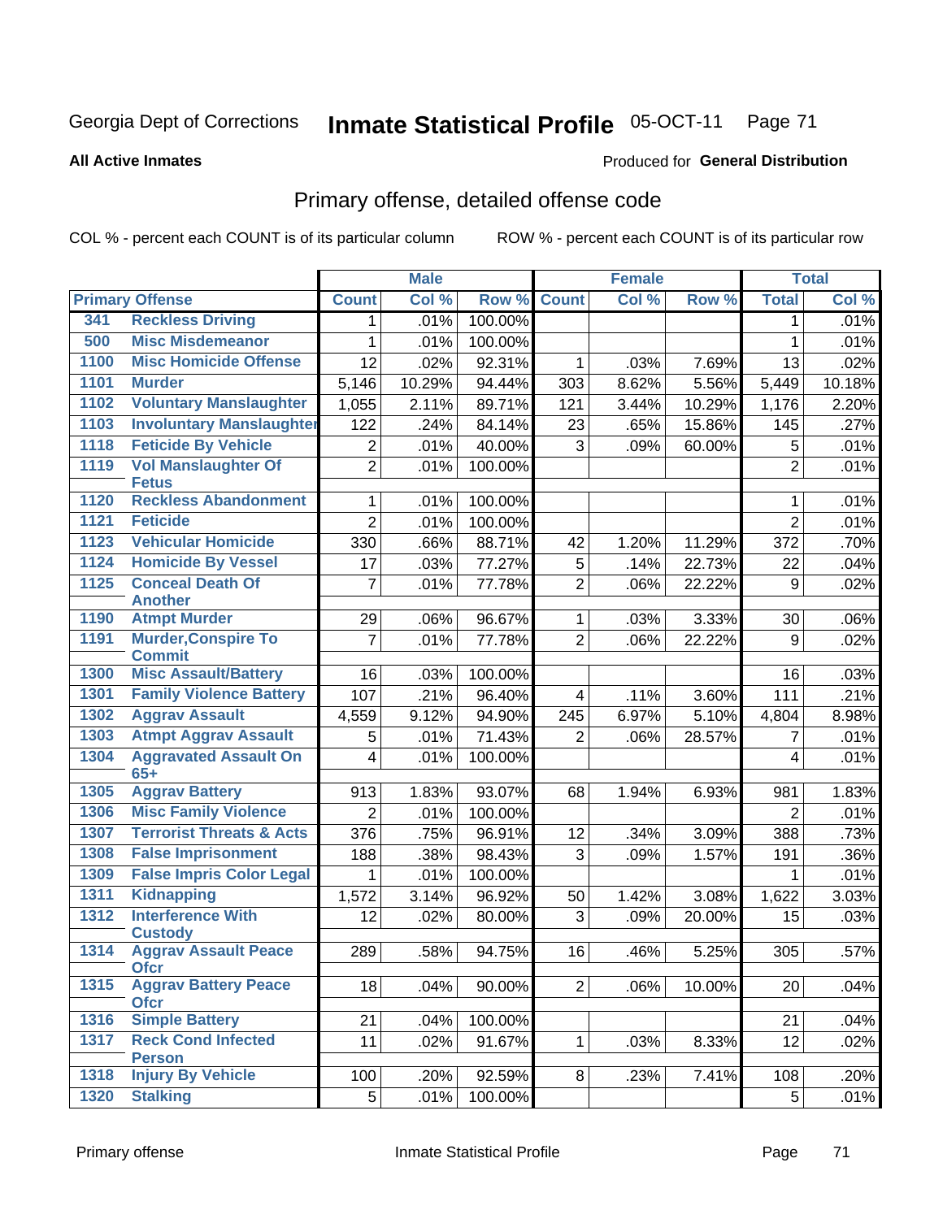Georgia Dept of Corrections **Inmate Statistical Profile** 05-OCT-11 Page 71

**All Active Inmates**

Produced for **General Distribution**

## Primary offense, detailed offense code

COL % - percent each COUNT is of its particular column

ROW % - percent each COUNT is of its particular row

| Primary Offense | | Male | | | Female | | | Total | |
|---|---|---|---|---|---|---|---|---|---|
| | | Count | Col % | Row % | Count | Col % | Row % | Total | Col % |
| 341 | Reckless Driving | 1 | .01% | 100.00% | | | | 1 | .01% |
| 500 | Misc Misdemeanor | 1 | .01% | 100.00% | | | | 1 | .01% |
| 1100 | Misc Homicide Offense | 12 | .02% | 92.31% | 1 | .03% | 7.69% | 13 | .02% |
| 1101 | Murder | 5,146 | 10.29% | 94.44% | 303 | 8.62% | 5.56% | 5,449 | 10.18% |
| 1102 | Voluntary Manslaughter | 1,055 | 2.11% | 89.71% | 121 | 3.44% | 10.29% | 1,176 | 2.20% |
| 1103 | Involuntary Manslaughter | 122 | .24% | 84.14% | 23 | .65% | 15.86% | 145 | .27% |
| 1118 | Feticide By Vehicle | 2 | .01% | 40.00% | 3 | .09% | 60.00% | 5 | .01% |
| 1119 | Vol Manslaughter Of Fetus | 2 | .01% | 100.00% | | | | 2 | .01% |
| 1120 | Reckless Abandonment | 1 | .01% | 100.00% | | | | 1 | .01% |
| 1121 | Feticide | 2 | .01% | 100.00% | | | | 2 | .01% |
| 1123 | Vehicular Homicide | 330 | .66% | 88.71% | 42 | 1.20% | 11.29% | 372 | .70% |
| 1124 | Homicide By Vessel | 17 | .03% | 77.27% | 5 | .14% | 22.73% | 22 | .04% |
| 1125 | Conceal Death Of Another | 7 | .01% | 77.78% | 2 | .06% | 22.22% | 9 | .02% |
| 1190 | Atmpt Murder | 29 | .06% | 96.67% | 1 | .03% | 3.33% | 30 | .06% |
| 1191 | Murder,Conspire To Commit | 7 | .01% | 77.78% | 2 | .06% | 22.22% | 9 | .02% |
| 1300 | Misc Assault/Battery | 16 | .03% | 100.00% | | | | 16 | .03% |
| 1301 | Family Violence Battery | 107 | .21% | 96.40% | 4 | .11% | 3.60% | 111 | .21% |
| 1302 | Aggrav Assault | 4,559 | 9.12% | 94.90% | 245 | 6.97% | 5.10% | 4,804 | 8.98% |
| 1303 | Atmpt Aggrav Assault | 5 | .01% | 71.43% | 2 | .06% | 28.57% | 7 | .01% |
| 1304 | Aggravated Assault On 65+ | 4 | .01% | 100.00% | | | | 4 | .01% |
| 1305 | Aggrav Battery | 913 | 1.83% | 93.07% | 68 | 1.94% | 6.93% | 981 | 1.83% |
| 1306 | Misc Family Violence | 2 | .01% | 100.00% | | | | 2 | .01% |
| 1307 | Terrorist Threats & Acts | 376 | .75% | 96.91% | 12 | .34% | 3.09% | 388 | .73% |
| 1308 | False Imprisonment | 188 | .38% | 98.43% | 3 | .09% | 1.57% | 191 | .36% |
| 1309 | False Impris Color Legal | 1 | .01% | 100.00% | | | | 1 | .01% |
| 1311 | Kidnapping | 1,572 | 3.14% | 96.92% | 50 | 1.42% | 3.08% | 1,622 | 3.03% |
| 1312 | Interference With Custody | 12 | .02% | 80.00% | 3 | .09% | 20.00% | 15 | .03% |
| 1314 | Aggrav Assault Peace Ofcr | 289 | .58% | 94.75% | 16 | .46% | 5.25% | 305 | .57% |
| 1315 | Aggrav Battery Peace Ofcr | 18 | .04% | 90.00% | 2 | .06% | 10.00% | 20 | .04% |
| 1316 | Simple Battery | 21 | .04% | 100.00% | | | | 21 | .04% |
| 1317 | Reck Cond Infected Person | 11 | .02% | 91.67% | 1 | .03% | 8.33% | 12 | .02% |
| 1318 | Injury By Vehicle | 100 | .20% | 92.59% | 8 | .23% | 7.41% | 108 | .20% |
| 1320 | Stalking | 5 | .01% | 100.00% | | | | 5 | .01% |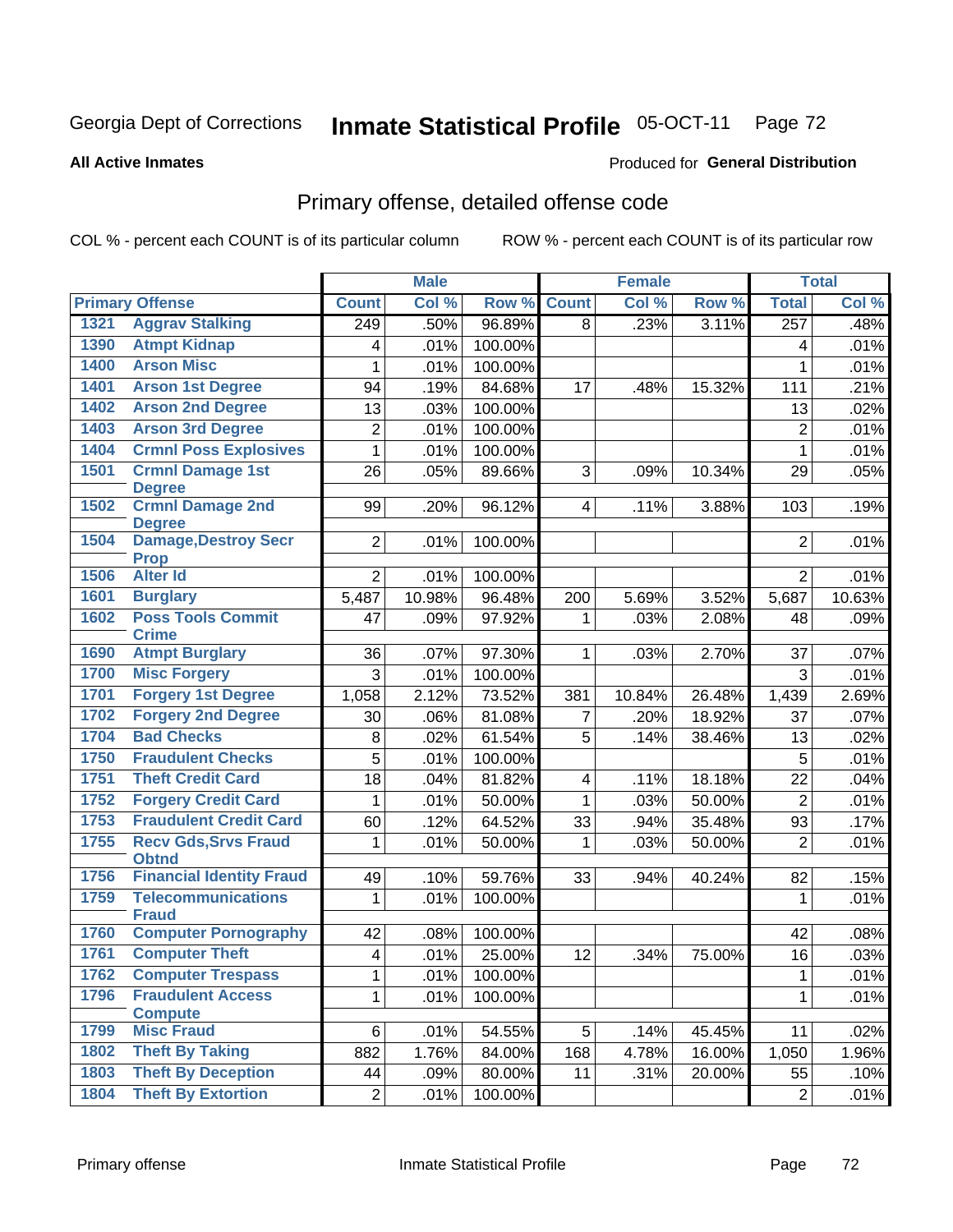Georgia Dept of Corrections **Inmate Statistical Profile** 05-OCT-11 Page 72

**All Active Inmates**

Produced for **General Distribution**

## Primary offense, detailed offense code

COL % - percent each COUNT is of its particular column

ROW % - percent each COUNT is of its particular row

| Primary Offense | | Male | | | Female | | | Total | |
|---|---|---|---|---|---|---|---|---|---|
| | | Count | Col % | Row % | Count | Col % | Row % | Total | Col % |
| 1321 | Aggrav Stalking | 249 | .50% | 96.89% | 8 | .23% | 3.11% | 257 | .48% |
| 1390 | Atmpt Kidnap | 4 | .01% | 100.00% | | | | 4 | .01% |
| 1400 | Arson Misc | 1 | .01% | 100.00% | | | | 1 | .01% |
| 1401 | Arson 1st Degree | 94 | .19% | 84.68% | 17 | .48% | 15.32% | 111 | .21% |
| 1402 | Arson 2nd Degree | 13 | .03% | 100.00% | | | | 13 | .02% |
| 1403 | Arson 3rd Degree | 2 | .01% | 100.00% | | | | 2 | .01% |
| 1404 | Crmnl Poss Explosives | 1 | .01% | 100.00% | | | | 1 | .01% |
| 1501 | Crmnl Damage 1st Degree | 26 | .05% | 89.66% | 3 | .09% | 10.34% | 29 | .05% |
| 1502 | Crmnl Damage 2nd Degree | 99 | .20% | 96.12% | 4 | .11% | 3.88% | 103 | .19% |
| 1504 | Damage,Destroy Secr Prop | 2 | .01% | 100.00% | | | | 2 | .01% |
| 1506 | Alter Id | 2 | .01% | 100.00% | | | | 2 | .01% |
| 1601 | Burglary | 5,487 | 10.98% | 96.48% | 200 | 5.69% | 3.52% | 5,687 | 10.63% |
| 1602 | Poss Tools Commit Crime | 47 | .09% | 97.92% | 1 | .03% | 2.08% | 48 | .09% |
| 1690 | Atmpt Burglary | 36 | .07% | 97.30% | 1 | .03% | 2.70% | 37 | .07% |
| 1700 | Misc Forgery | 3 | .01% | 100.00% | | | | 3 | .01% |
| 1701 | Forgery 1st Degree | 1,058 | 2.12% | 73.52% | 381 | 10.84% | 26.48% | 1,439 | 2.69% |
| 1702 | Forgery 2nd Degree | 30 | .06% | 81.08% | 7 | .20% | 18.92% | 37 | .07% |
| 1704 | Bad Checks | 8 | .02% | 61.54% | 5 | .14% | 38.46% | 13 | .02% |
| 1750 | Fraudulent Checks | 5 | .01% | 100.00% | | | | 5 | .01% |
| 1751 | Theft Credit Card | 18 | .04% | 81.82% | 4 | .11% | 18.18% | 22 | .04% |
| 1752 | Forgery Credit Card | 1 | .01% | 50.00% | 1 | .03% | 50.00% | 2 | .01% |
| 1753 | Fraudulent Credit Card | 60 | .12% | 64.52% | 33 | .94% | 35.48% | 93 | .17% |
| 1755 | Recv Gds,Srvs Fraud Obtnd | 1 | .01% | 50.00% | 1 | .03% | 50.00% | 2 | .01% |
| 1756 | Financial Identity Fraud | 49 | .10% | 59.76% | 33 | .94% | 40.24% | 82 | .15% |
| 1759 | Telecommunications Fraud | 1 | .01% | 100.00% | | | | 1 | .01% |
| 1760 | Computer Pornography | 42 | .08% | 100.00% | | | | 42 | .08% |
| 1761 | Computer Theft | 4 | .01% | 25.00% | 12 | .34% | 75.00% | 16 | .03% |
| 1762 | Computer Trespass | 1 | .01% | 100.00% | | | | 1 | .01% |
| 1796 | Fraudulent Access Compute | 1 | .01% | 100.00% | | | | 1 | .01% |
| 1799 | Misc Fraud | 6 | .01% | 54.55% | 5 | .14% | 45.45% | 11 | .02% |
| 1802 | Theft By Taking | 882 | 1.76% | 84.00% | 168 | 4.78% | 16.00% | 1,050 | 1.96% |
| 1803 | Theft By Deception | 44 | .09% | 80.00% | 11 | .31% | 20.00% | 55 | .10% |
| 1804 | Theft By Extortion | 2 | .01% | 100.00% | | | | 2 | .01% |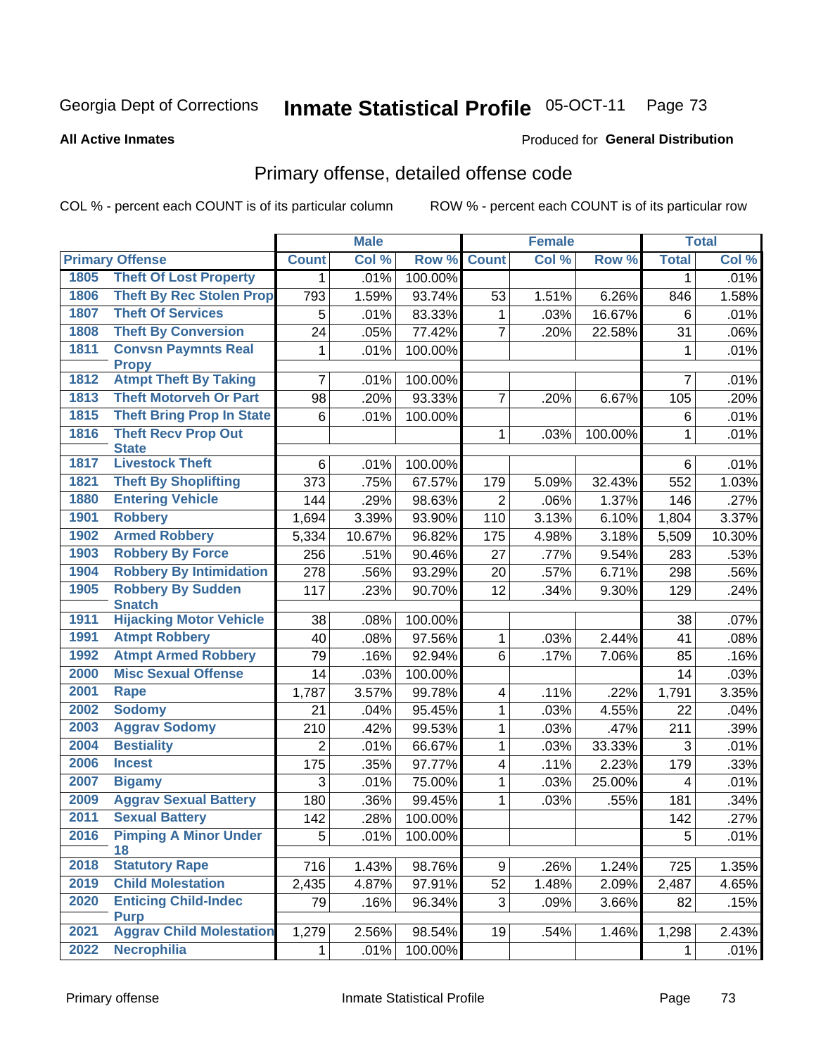Georgia Dept of Corrections **Inmate Statistical Profile** 05-OCT-11 Page 73

**All Active Inmates**

Produced for **General Distribution**

## Primary offense, detailed offense code

COL % - percent each COUNT is of its particular column    ROW % - percent each COUNT is of its particular row

| Primary Offense | | Male | | | Female | | | Total | |
|---|---|---|---|---|---|---|---|---|---|
| | | Count | Col % | Row % | Count | Col % | Row % | Total | Col % |
| 1805 | Theft Of Lost Property | 1 | .01% | 100.00% | | | | 1 | .01% |
| 1806 | Theft By Rec Stolen Prop | 793 | 1.59% | 93.74% | 53 | 1.51% | 6.26% | 846 | 1.58% |
| 1807 | Theft Of Services | 5 | .01% | 83.33% | 1 | .03% | 16.67% | 6 | .01% |
| 1808 | Theft By Conversion | 24 | .05% | 77.42% | 7 | .20% | 22.58% | 31 | .06% |
| 1811 | Convsn Paymnts Real Propy | 1 | .01% | 100.00% | | | | 1 | .01% |
| 1812 | Atmpt Theft By Taking | 7 | .01% | 100.00% | | | | 7 | .01% |
| 1813 | Theft Motorveh Or Part | 98 | .20% | 93.33% | 7 | .20% | 6.67% | 105 | .20% |
| 1815 | Theft Bring Prop In State | 6 | .01% | 100.00% | | | | 6 | .01% |
| 1816 | Theft Recv Prop Out State | | | | 1 | .03% | 100.00% | 1 | .01% |
| 1817 | Livestock Theft | 6 | .01% | 100.00% | | | | 6 | .01% |
| 1821 | Theft By Shoplifting | 373 | .75% | 67.57% | 179 | 5.09% | 32.43% | 552 | 1.03% |
| 1880 | Entering Vehicle | 144 | .29% | 98.63% | 2 | .06% | 1.37% | 146 | .27% |
| 1901 | Robbery | 1,694 | 3.39% | 93.90% | 110 | 3.13% | 6.10% | 1,804 | 3.37% |
| 1902 | Armed Robbery | 5,334 | 10.67% | 96.82% | 175 | 4.98% | 3.18% | 5,509 | 10.30% |
| 1903 | Robbery By Force | 256 | .51% | 90.46% | 27 | .77% | 9.54% | 283 | .53% |
| 1904 | Robbery By Intimidation | 278 | .56% | 93.29% | 20 | .57% | 6.71% | 298 | .56% |
| 1905 | Robbery By Sudden Snatch | 117 | .23% | 90.70% | 12 | .34% | 9.30% | 129 | .24% |
| 1911 | Hijacking Motor Vehicle | 38 | .08% | 100.00% | | | | 38 | .07% |
| 1991 | Atmpt Robbery | 40 | .08% | 97.56% | 1 | .03% | 2.44% | 41 | .08% |
| 1992 | Atmpt Armed Robbery | 79 | .16% | 92.94% | 6 | .17% | 7.06% | 85 | .16% |
| 2000 | Misc Sexual Offense | 14 | .03% | 100.00% | | | | 14 | .03% |
| 2001 | Rape | 1,787 | 3.57% | 99.78% | 4 | .11% | .22% | 1,791 | 3.35% |
| 2002 | Sodomy | 21 | .04% | 95.45% | 1 | .03% | 4.55% | 22 | .04% |
| 2003 | Aggrav Sodomy | 210 | .42% | 99.53% | 1 | .03% | .47% | 211 | .39% |
| 2004 | Bestiality | 2 | .01% | 66.67% | 1 | .03% | 33.33% | 3 | .01% |
| 2006 | Incest | 175 | .35% | 97.77% | 4 | .11% | 2.23% | 179 | .33% |
| 2007 | Bigamy | 3 | .01% | 75.00% | 1 | .03% | 25.00% | 4 | .01% |
| 2009 | Aggrav Sexual Battery | 180 | .36% | 99.45% | 1 | .03% | .55% | 181 | .34% |
| 2011 | Sexual Battery | 142 | .28% | 100.00% | | | | 142 | .27% |
| 2016 | Pimping A Minor Under 18 | 5 | .01% | 100.00% | | | | 5 | .01% |
| 2018 | Statutory Rape | 716 | 1.43% | 98.76% | 9 | .26% | 1.24% | 725 | 1.35% |
| 2019 | Child Molestation | 2,435 | 4.87% | 97.91% | 52 | 1.48% | 2.09% | 2,487 | 4.65% |
| 2020 | Enticing Child-Indec Purp | 79 | .16% | 96.34% | 3 | .09% | 3.66% | 82 | .15% |
| 2021 | Aggrav Child Molestation | 1,279 | 2.56% | 98.54% | 19 | .54% | 1.46% | 1,298 | 2.43% |
| 2022 | Necrophilia | 1 | .01% | 100.00% | | | | 1 | .01% |

Primary offense    Inmate Statistical Profile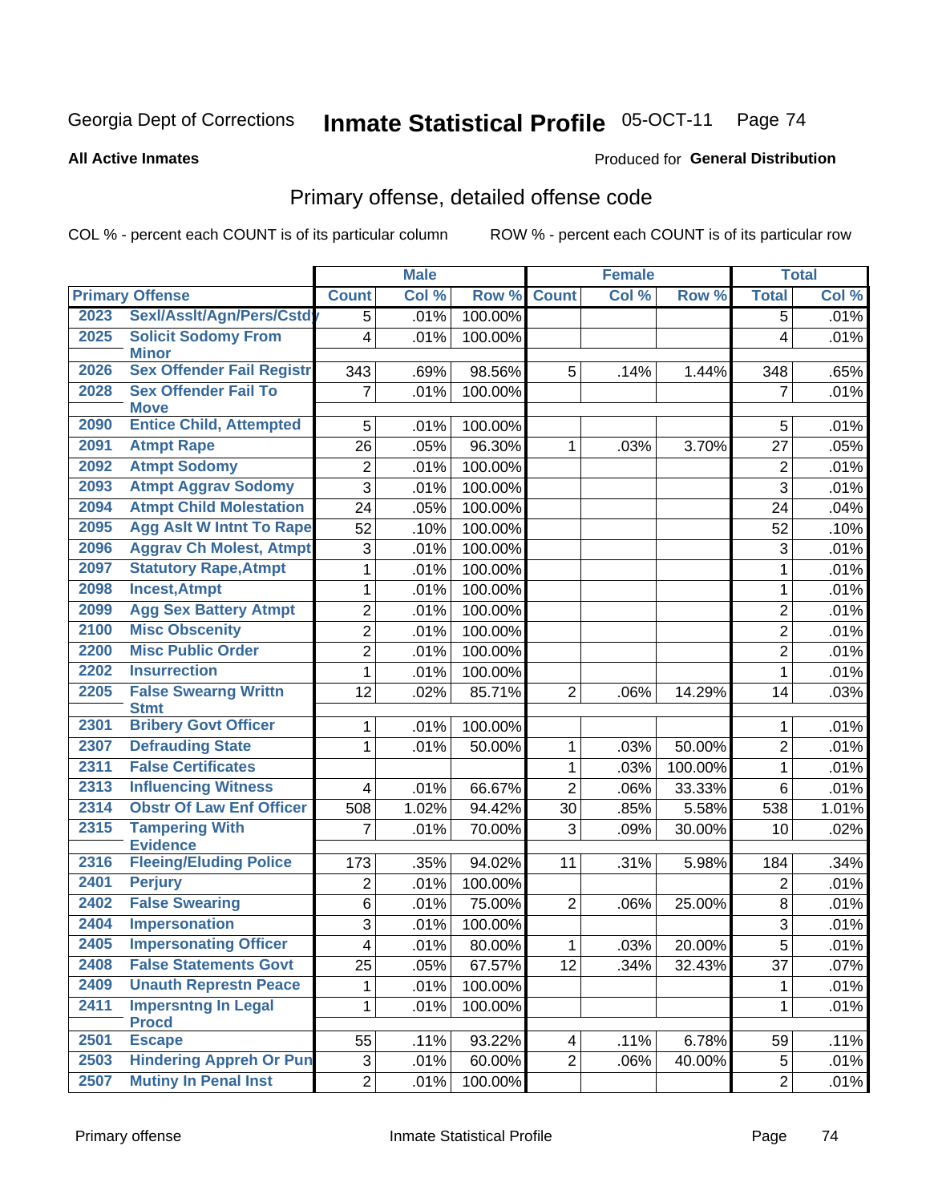Georgia Dept of Corrections **Inmate Statistical Profile** 05-OCT-11

**All Active Inmates**

Produced for **General Distribution**

## Primary offense, detailed offense code

COL % - percent each COUNT is of its particular column ROW % - percent each COUNT is of its particular row

| | | Male | | | Female | | | Total | |
|---|---|---|---|---|---|---|---|---|---|
| **Primary Offense** | | **Count** | **Col %** | **Row %** | **Count** | **Col %** | **Row %** | **Total** | **Col %** |
| 2023 | Sexl/Asslt/Agn/Pers/Cstdy | 5 | .01% | 100.00% | | | | 5 | .01% |
| 2025 | Solicit Sodomy From Minor | 4 | .01% | 100.00% | | | | 4 | .01% |
| 2026 | Sex Offender Fail Registr | 343 | .69% | 98.56% | 5 | .14% | 1.44% | 348 | .65% |
| 2028 | Sex Offender Fail To Move | 7 | .01% | 100.00% | | | | 7 | .01% |
| 2090 | Entice Child, Attempted | 5 | .01% | 100.00% | | | | 5 | .01% |
| 2091 | Atmpt Rape | 26 | .05% | 96.30% | 1 | .03% | 3.70% | 27 | .05% |
| 2092 | Atmpt Sodomy | 2 | .01% | 100.00% | | | | 2 | .01% |
| 2093 | Atmpt Aggrav Sodomy | 3 | .01% | 100.00% | | | | 3 | .01% |
| 2094 | Atmpt Child Molestation | 24 | .05% | 100.00% | | | | 24 | .04% |
| 2095 | Agg Aslt W Intnt To Rape | 52 | .10% | 100.00% | | | | 52 | .10% |
| 2096 | Aggrav Ch Molest, Atmpt | 3 | .01% | 100.00% | | | | 3 | .01% |
| 2097 | Statutory Rape,Atmpt | 1 | .01% | 100.00% | | | | 1 | .01% |
| 2098 | Incest,Atmpt | 1 | .01% | 100.00% | | | | 1 | .01% |
| 2099 | Agg Sex Battery Atmpt | 2 | .01% | 100.00% | | | | 2 | .01% |
| 2100 | Misc Obscenity | 2 | .01% | 100.00% | | | | 2 | .01% |
| 2200 | Misc Public Order | 2 | .01% | 100.00% | | | | 2 | .01% |
| 2202 | Insurrection | 1 | .01% | 100.00% | | | | 1 | .01% |
| 2205 | False Swearng Writtn Stmt | 12 | .02% | 85.71% | 2 | .06% | 14.29% | 14 | .03% |
| 2301 | Bribery Govt Officer | 1 | .01% | 100.00% | | | | 1 | .01% |
| 2307 | Defrauding State | 1 | .01% | 50.00% | 1 | .03% | 50.00% | 2 | .01% |
| 2311 | False Certificates | | | | 1 | .03% | 100.00% | 1 | .01% |
| 2313 | Influencing Witness | 4 | .01% | 66.67% | 2 | .06% | 33.33% | 6 | .01% |
| 2314 | Obstr Of Law Enf Officer | 508 | 1.02% | 94.42% | 30 | .85% | 5.58% | 538 | 1.01% |
| 2315 | Tampering With Evidence | 7 | .01% | 70.00% | 3 | .09% | 30.00% | 10 | .02% |
| 2316 | Fleeing/Eluding Police | 173 | .35% | 94.02% | 11 | .31% | 5.98% | 184 | .34% |
| 2401 | Perjury | 2 | .01% | 100.00% | | | | 2 | .01% |
| 2402 | False Swearing | 6 | .01% | 75.00% | 2 | .06% | 25.00% | 8 | .01% |
| 2404 | Impersonation | 3 | .01% | 100.00% | | | | 3 | .01% |
| 2405 | Impersonating Officer | 4 | .01% | 80.00% | 1 | .03% | 20.00% | 5 | .01% |
| 2408 | False Statements Govt | 25 | .05% | 67.57% | 12 | .34% | 32.43% | 37 | .07% |
| 2409 | Unauth Represtn Peace | 1 | .01% | 100.00% | | | | 1 | .01% |
| 2411 | Impersntng In Legal Procd | 1 | .01% | 100.00% | | | | 1 | .01% |
| 2501 | Escape | 55 | .11% | 93.22% | 4 | .11% | 6.78% | 59 | .11% |
| 2503 | Hindering Appreh Or Pun | 3 | .01% | 60.00% | 2 | .06% | 40.00% | 5 | .01% |
| 2507 | Mutiny In Penal Inst | 2 | .01% | 100.00% | | | | 2 | .01% |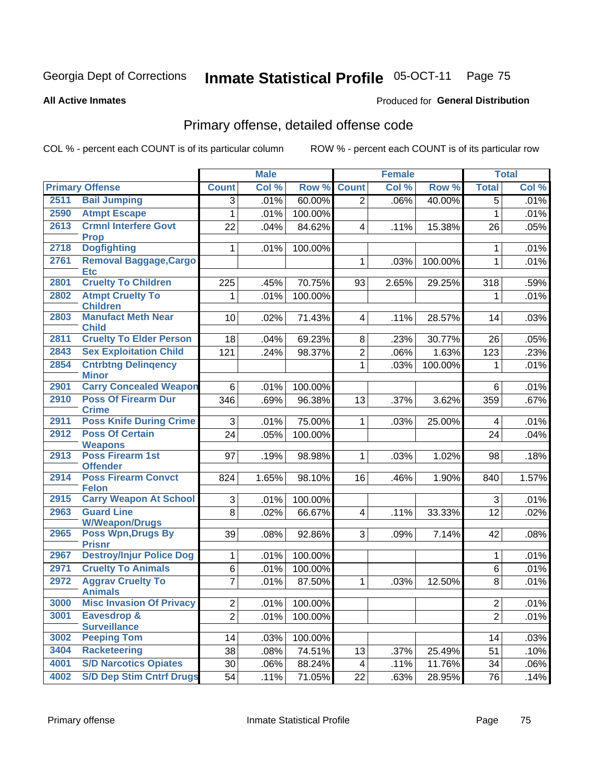Georgia Dept of Corrections **Inmate Statistical Profile** 05-OCT-11

**All Active Inmates**

Produced for **General Distribution**

## Primary offense, detailed offense code

COL % - percent each COUNT is of its particular column

ROW % - percent each COUNT is of its particular row

| | | Male | | | Female | | | Total | |
|---|---|---|---|---|---|---|---|---|---|
| Primary Offense | | Count | Col % | Row % | Count | Col % | Row % | Total | Col % |
| 2511 | Bail Jumping | 3 | .01% | 60.00% | 2 | .06% | 40.00% | 5 | .01% |
| 2590 | Atmpt Escape | 1 | .01% | 100.00% | | | | 1 | .01% |
| 2613 | Crmnl Interfere Govt Prop | 22 | .04% | 84.62% | 4 | .11% | 15.38% | 26 | .05% |
| 2718 | Dogfighting | 1 | .01% | 100.00% | | | | 1 | .01% |
| 2761 | Removal Baggage,Cargo Etc | | | | 1 | .03% | 100.00% | 1 | .01% |
| 2801 | Cruelty To Children | 225 | .45% | 70.75% | 93 | 2.65% | 29.25% | 318 | .59% |
| 2802 | Atmpt Cruelty To Children | 1 | .01% | 100.00% | | | | 1 | .01% |
| 2803 | Manufact Meth Near Child | 10 | .02% | 71.43% | 4 | .11% | 28.57% | 14 | .03% |
| 2811 | Cruelty To Elder Person | 18 | .04% | 69.23% | 8 | .23% | 30.77% | 26 | .05% |
| 2843 | Sex Exploitation Child | 121 | .24% | 98.37% | 2 | .06% | 1.63% | 123 | .23% |
| 2854 | Cntrbtng Delinqency Minor | | | | 1 | .03% | 100.00% | 1 | .01% |
| 2901 | Carry Concealed Weapon | 6 | .01% | 100.00% | | | | 6 | .01% |
| 2910 | Poss Of Firearm Dur Crime | 346 | .69% | 96.38% | 13 | .37% | 3.62% | 359 | .67% |
| 2911 | Poss Knife During Crime | 3 | .01% | 75.00% | 1 | .03% | 25.00% | 4 | .01% |
| 2912 | Poss Of Certain Weapons | 24 | .05% | 100.00% | | | | 24 | .04% |
| 2913 | Poss Firearm 1st Offender | 97 | .19% | 98.98% | 1 | .03% | 1.02% | 98 | .18% |
| 2914 | Poss Firearm Convct Felon | 824 | 1.65% | 98.10% | 16 | .46% | 1.90% | 840 | 1.57% |
| 2915 | Carry Weapon At School | 3 | .01% | 100.00% | | | | 3 | .01% |
| 2963 | Guard Line W/Weapon/Drugs | 8 | .02% | 66.67% | 4 | .11% | 33.33% | 12 | .02% |
| 2965 | Poss Wpn,Drugs By Prisnr | 39 | .08% | 92.86% | 3 | .09% | 7.14% | 42 | .08% |
| 2967 | Destroy/Injur Police Dog | 1 | .01% | 100.00% | | | | 1 | .01% |
| 2971 | Cruelty To Animals | 6 | .01% | 100.00% | | | | 6 | .01% |
| 2972 | Aggrav Cruelty To Animals | 7 | .01% | 87.50% | 1 | .03% | 12.50% | 8 | .01% |
| 3000 | Misc Invasion Of Privacy | 2 | .01% | 100.00% | | | | 2 | .01% |
| 3001 | Eavesdrop & Surveillance | 2 | .01% | 100.00% | | | | 2 | .01% |
| 3002 | Peeping Tom | 14 | .03% | 100.00% | | | | 14 | .03% |
| 3404 | Racketeering | 38 | .08% | 74.51% | 13 | .37% | 25.49% | 51 | .10% |
| 4001 | S/D Narcotics Opiates | 30 | .06% | 88.24% | 4 | .11% | 11.76% | 34 | .06% |
| 4002 | S/D Dep Stim Cntrf Drugs | 54 | .11% | 71.05% | 22 | .63% | 28.95% | 76 | .14% |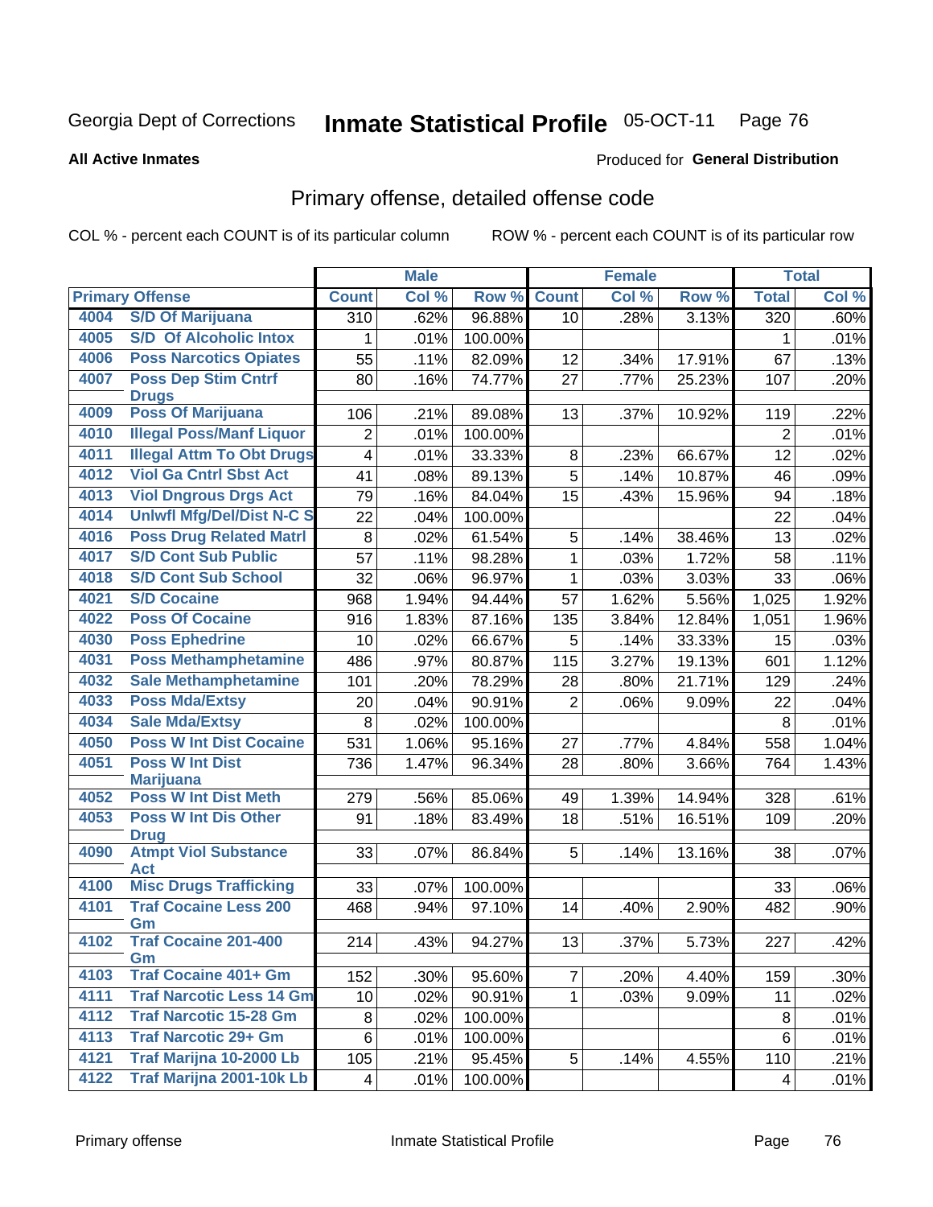Georgia Dept of Corrections **Inmate Statistical Profile** 05-OCT-11

**All Active Inmates**

Produced for **General Distribution**

## Primary offense, detailed offense code

COL % - percent each COUNT is of its particular column ROW % - percent each COUNT is of its particular row

| Primary Offense | | Male | | | Female | | | Total | |
|---|---|---|---|---|---|---|---|---|---|
| | | Count | Col % | Row % | Count | Col % | Row % | Total | Col % |
| 4004 | S/D Of Marijuana | 310 | .62% | 96.88% | 10 | .28% | 3.13% | 320 | .60% |
| 4005 | S/D Of Alcoholic Intox | 1 | .01% | 100.00% | | | | 1 | .01% |
| 4006 | Poss Narcotics Opiates | 55 | .11% | 82.09% | 12 | .34% | 17.91% | 67 | .13% |
| 4007 | Poss Dep Stim Cntrf Drugs | 80 | .16% | 74.77% | 27 | .77% | 25.23% | 107 | .20% |
| 4009 | Poss Of Marijuana | 106 | .21% | 89.08% | 13 | .37% | 10.92% | 119 | .22% |
| 4010 | Illegal Poss/Manf Liquor | 2 | .01% | 100.00% | | | | 2 | .01% |
| 4011 | Illegal Attm To Obt Drugs | 4 | .01% | 33.33% | 8 | .23% | 66.67% | 12 | .02% |
| 4012 | Viol Ga Cntrl Sbst Act | 41 | .08% | 89.13% | 5 | .14% | 10.87% | 46 | .09% |
| 4013 | Viol Dngrous Drgs Act | 79 | .16% | 84.04% | 15 | .43% | 15.96% | 94 | .18% |
| 4014 | Unlwfl Mfg/Del/Dist N-C S | 22 | .04% | 100.00% | | | | 22 | .04% |
| 4016 | Poss Drug Related Matrl | 8 | .02% | 61.54% | 5 | .14% | 38.46% | 13 | .02% |
| 4017 | S/D Cont Sub Public | 57 | .11% | 98.28% | 1 | .03% | 1.72% | 58 | .11% |
| 4018 | S/D Cont Sub School | 32 | .06% | 96.97% | 1 | .03% | 3.03% | 33 | .06% |
| 4021 | S/D Cocaine | 968 | 1.94% | 94.44% | 57 | 1.62% | 5.56% | 1,025 | 1.92% |
| 4022 | Poss Of Cocaine | 916 | 1.83% | 87.16% | 135 | 3.84% | 12.84% | 1,051 | 1.96% |
| 4030 | Poss Ephedrine | 10 | .02% | 66.67% | 5 | .14% | 33.33% | 15 | .03% |
| 4031 | Poss Methamphetamine | 486 | .97% | 80.87% | 115 | 3.27% | 19.13% | 601 | 1.12% |
| 4032 | Sale Methamphetamine | 101 | .20% | 78.29% | 28 | .80% | 21.71% | 129 | .24% |
| 4033 | Poss Mda/Extsy | 20 | .04% | 90.91% | 2 | .06% | 9.09% | 22 | .04% |
| 4034 | Sale Mda/Extsy | 8 | .02% | 100.00% | | | | 8 | .01% |
| 4050 | Poss W Int Dist Cocaine | 531 | 1.06% | 95.16% | 27 | .77% | 4.84% | 558 | 1.04% |
| 4051 | Poss W Int Dist Marijuana | 736 | 1.47% | 96.34% | 28 | .80% | 3.66% | 764 | 1.43% |
| 4052 | Poss W Int Dist Meth | 279 | .56% | 85.06% | 49 | 1.39% | 14.94% | 328 | .61% |
| 4053 | Poss W Int Dis Other Drug | 91 | .18% | 83.49% | 18 | .51% | 16.51% | 109 | .20% |
| 4090 | Atmpt Viol Substance Act | 33 | .07% | 86.84% | 5 | .14% | 13.16% | 38 | .07% |
| 4100 | Misc Drugs Trafficking | 33 | .07% | 100.00% | | | | 33 | .06% |
| 4101 | Traf Cocaine Less 200 Gm | 468 | .94% | 97.10% | 14 | .40% | 2.90% | 482 | .90% |
| 4102 | Traf Cocaine 201-400 Gm | 214 | .43% | 94.27% | 13 | .37% | 5.73% | 227 | .42% |
| 4103 | Traf Cocaine 401+ Gm | 152 | .30% | 95.60% | 7 | .20% | 4.40% | 159 | .30% |
| 4111 | Traf Narcotic Less 14 Gm | 10 | .02% | 90.91% | 1 | .03% | 9.09% | 11 | .02% |
| 4112 | Traf Narcotic 15-28 Gm | 8 | .02% | 100.00% | | | | 8 | .01% |
| 4113 | Traf Narcotic 29+ Gm | 6 | .01% | 100.00% | | | | 6 | .01% |
| 4121 | Traf Marijna 10-2000 Lb | 105 | .21% | 95.45% | 5 | .14% | 4.55% | 110 | .21% |
| 4122 | Traf Marijna 2001-10k Lb | 4 | .01% | 100.00% | | | | 4 | .01% |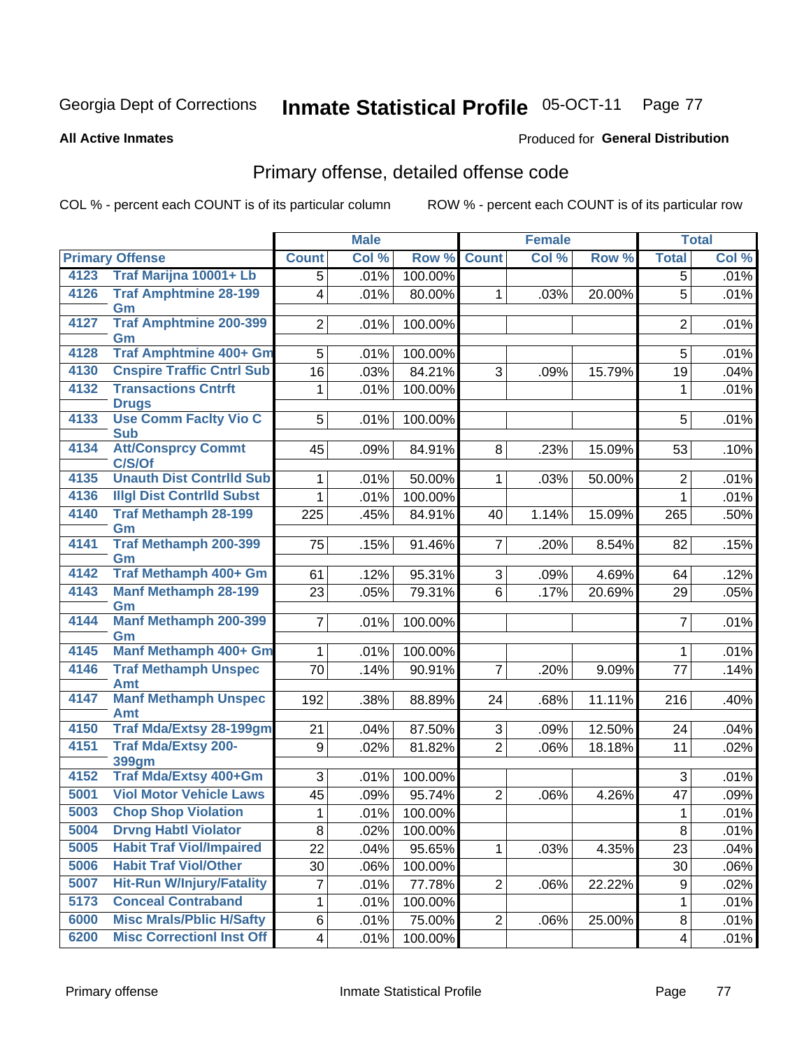Georgia Dept of Corrections **Inmate Statistical Profile** 05-OCT-11

**All Active Inmates**

Produced for **General Distribution**

## Primary offense, detailed offense code

COL % - percent each COUNT is of its particular column ROW % - percent each COUNT is of its particular row

| | | Male | | | Female | | | Total | |
|---|---|---|---|---|---|---|---|---|---|
| Primary Offense | | Count | Col % | Row % | Count | Col % | Row % | Total | Col % |
| 4123 | Traf Marijna 10001+ Lb | 5 | .01% | 100.00% | | | | 5 | .01% |
| 4126 | Traf Amphtmine 28-199 Gm | 4 | .01% | 80.00% | 1 | .03% | 20.00% | 5 | .01% |
| 4127 | Traf Amphtmine 200-399 Gm | 2 | .01% | 100.00% | | | | 2 | .01% |
| 4128 | Traf Amphtmine 400+ Gm | 5 | .01% | 100.00% | | | | 5 | .01% |
| 4130 | Cnspire Traffic Cntrl Sub | 16 | .03% | 84.21% | 3 | .09% | 15.79% | 19 | .04% |
| 4132 | Transactions Cntrft Drugs | 1 | .01% | 100.00% | | | | 1 | .01% |
| 4133 | Use Comm Faclty Vio C Sub | 5 | .01% | 100.00% | | | | 5 | .01% |
| 4134 | Att/Consprcy Commt C/S/Of | 45 | .09% | 84.91% | 8 | .23% | 15.09% | 53 | .10% |
| 4135 | Unauth Dist Contrlld Sub | 1 | .01% | 50.00% | 1 | .03% | 50.00% | 2 | .01% |
| 4136 | Illgl Dist Contrlld Subst | 1 | .01% | 100.00% | | | | 1 | .01% |
| 4140 | Traf Methamph 28-199 Gm | 225 | .45% | 84.91% | 40 | 1.14% | 15.09% | 265 | .50% |
| 4141 | Traf Methamph 200-399 Gm | 75 | .15% | 91.46% | 7 | .20% | 8.54% | 82 | .15% |
| 4142 | Traf Methamph 400+ Gm | 61 | .12% | 95.31% | 3 | .09% | 4.69% | 64 | .12% |
| 4143 | Manf Methamph 28-199 Gm | 23 | .05% | 79.31% | 6 | .17% | 20.69% | 29 | .05% |
| 4144 | Manf Methamph 200-399 Gm | 7 | .01% | 100.00% | | | | 7 | .01% |
| 4145 | Manf Methamph 400+ Gm | 1 | .01% | 100.00% | | | | 1 | .01% |
| 4146 | Traf Methamph Unspec Amt | 70 | .14% | 90.91% | 7 | .20% | 9.09% | 77 | .14% |
| 4147 | Manf Methamph Unspec Amt | 192 | .38% | 88.89% | 24 | .68% | 11.11% | 216 | .40% |
| 4150 | Traf Mda/Extsy 28-199gm | 21 | .04% | 87.50% | 3 | .09% | 12.50% | 24 | .04% |
| 4151 | Traf Mda/Extsy 200-399gm | 9 | .02% | 81.82% | 2 | .06% | 18.18% | 11 | .02% |
| 4152 | Traf Mda/Extsy 400+Gm | 3 | .01% | 100.00% | | | | 3 | .01% |
| 5001 | Viol Motor Vehicle Laws | 45 | .09% | 95.74% | 2 | .06% | 4.26% | 47 | .09% |
| 5003 | Chop Shop Violation | 1 | .01% | 100.00% | | | | 1 | .01% |
| 5004 | Drvng Habtl Violator | 8 | .02% | 100.00% | | | | 8 | .01% |
| 5005 | Habit Traf Viol/Impaired | 22 | .04% | 95.65% | 1 | .03% | 4.35% | 23 | .04% |
| 5006 | Habit Traf Viol/Other | 30 | .06% | 100.00% | | | | 30 | .06% |
| 5007 | Hit-Run W/Injury/Fatality | 7 | .01% | 77.78% | 2 | .06% | 22.22% | 9 | .02% |
| 5173 | Conceal Contraband | 1 | .01% | 100.00% | | | | 1 | .01% |
| 6000 | Misc Mrals/Pblic H/Safty | 6 | .01% | 75.00% | 2 | .06% | 25.00% | 8 | .01% |
| 6200 | Misc Correctionl Inst Off | 4 | .01% | 100.00% | | | | 4 | .01% |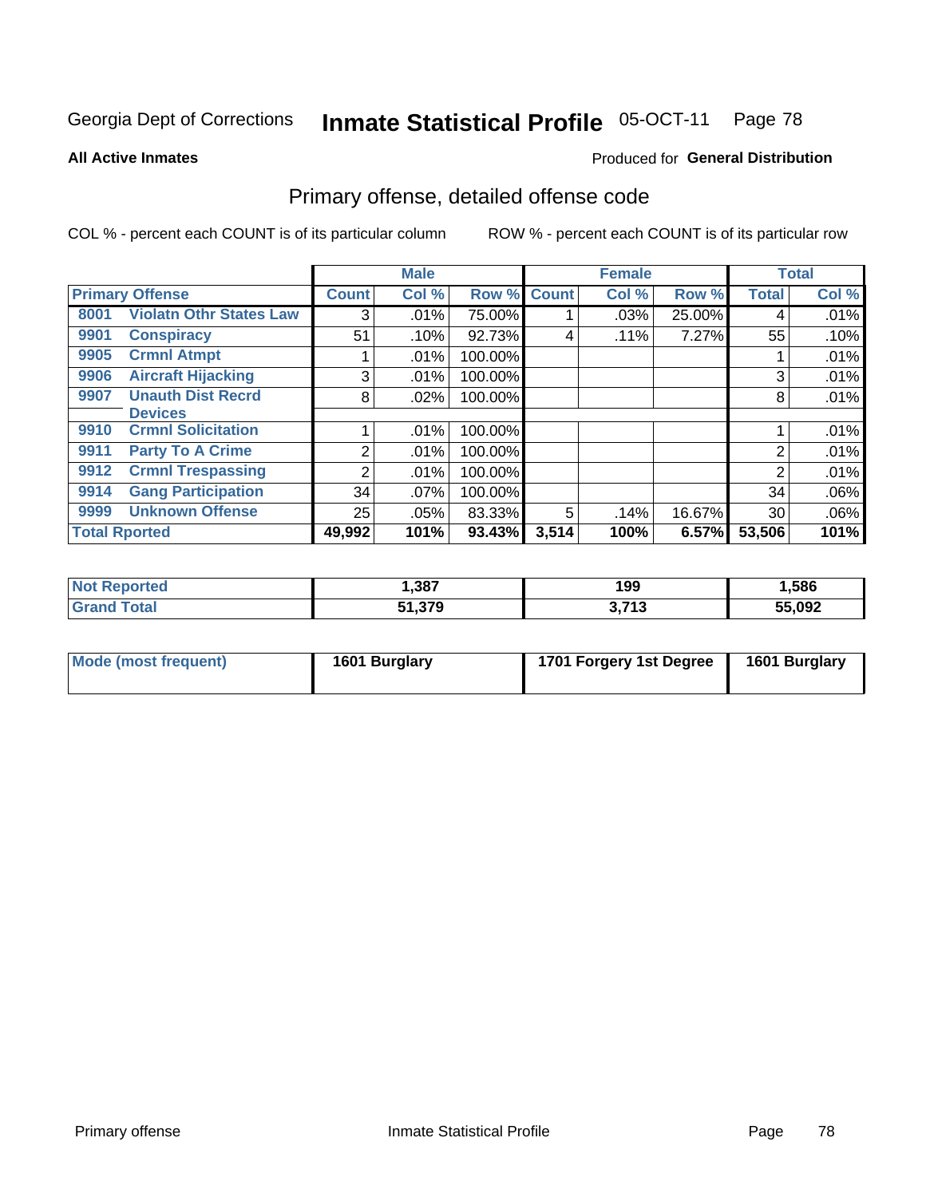Georgia Dept of Corrections **Inmate Statistical Profile** 05-OCT-11

**All Active Inmates**

Produced for **General Distribution**

## Primary offense, detailed offense code

COL % - percent each COUNT is of its particular column

ROW % - percent each COUNT is of its particular row

| | | Male | | | Female | | | Total | |
|---|---|---|---|---|---|---|---|---|---|
| Primary Offense | | Count | Col % | Row % | Count | Col % | Row % | Total | Col % |
| 8001 | Violatn Othr States Law | 3 | .01% | 75.00% | 1 | .03% | 25.00% | 4 | .01% |
| 9901 | Conspiracy | 51 | .10% | 92.73% | 4 | .11% | 7.27% | 55 | .10% |
| 9905 | Crmnl Atmpt | 1 | .01% | 100.00% | | | | 1 | .01% |
| 9906 | Aircraft Hijacking | 3 | .01% | 100.00% | | | | 3 | .01% |
| 9907 | Unauth Dist Recrd Devices | 8 | .02% | 100.00% | | | | 8 | .01% |
| 9910 | Crmnl Solicitation | 1 | .01% | 100.00% | | | | 1 | .01% |
| 9911 | Party To A Crime | 2 | .01% | 100.00% | | | | 2 | .01% |
| 9912 | Crmnl Trespassing | 2 | .01% | 100.00% | | | | 2 | .01% |
| 9914 | Gang Participation | 34 | .07% | 100.00% | | | | 34 | .06% |
| 9999 | Unknown Offense | 25 | .05% | 83.33% | 5 | .14% | 16.67% | 30 | .06% |
| Total Rported | | 49,992 | 101% | 93.43% | 3,514 | 100% | 6.57% | 53,506 | 101% |

| | | | |
|---|---|---|---|
| Not Reported | 1,387 | 199 | 1,586 |
| Grand Total | 51,379 | 3,713 | 55,092 |

| | | | |
|---|---|---|---|
| Mode (most frequent) | 1601 Burglary | 1701 Forgery 1st Degree | 1601 Burglary |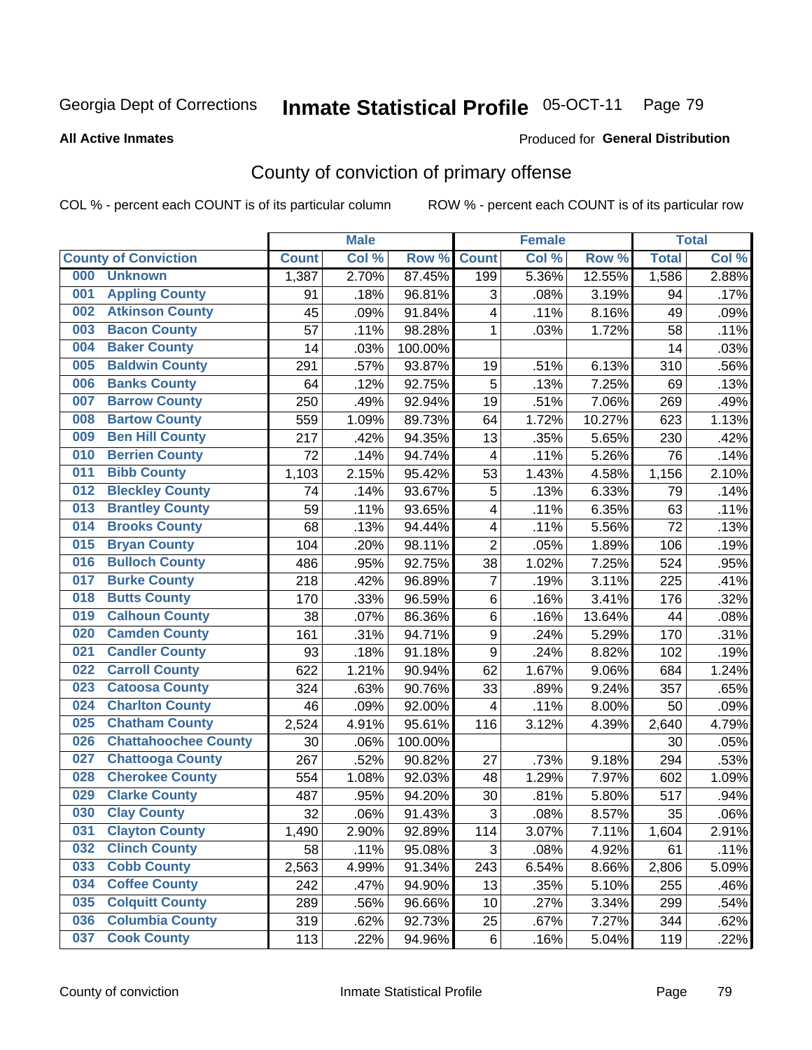Georgia Dept of Corrections **Inmate Statistical Profile** 05-OCT-11

**All Active Inmates**

Produced for **General Distribution**

## County of conviction of primary offense

COL % - percent each COUNT is of its particular column

ROW % - percent each COUNT is of its particular row

| County of Conviction | Male | | | Female | | | Total | |
|---|---|---|---|---|---|---|---|---|
| | Count | Col % | Row % | Count | Col % | Row % | Total | Col % |
| 000 Unknown | 1,387 | 2.70% | 87.45% | 199 | 5.36% | 12.55% | 1,586 | 2.88% |
| 001 Appling County | 91 | .18% | 96.81% | 3 | .08% | 3.19% | 94 | .17% |
| 002 Atkinson County | 45 | .09% | 91.84% | 4 | .11% | 8.16% | 49 | .09% |
| 003 Bacon County | 57 | .11% | 98.28% | 1 | .03% | 1.72% | 58 | .11% |
| 004 Baker County | 14 | .03% | 100.00% | | | | 14 | .03% |
| 005 Baldwin County | 291 | .57% | 93.87% | 19 | .51% | 6.13% | 310 | .56% |
| 006 Banks County | 64 | .12% | 92.75% | 5 | .13% | 7.25% | 69 | .13% |
| 007 Barrow County | 250 | .49% | 92.94% | 19 | .51% | 7.06% | 269 | .49% |
| 008 Bartow County | 559 | 1.09% | 89.73% | 64 | 1.72% | 10.27% | 623 | 1.13% |
| 009 Ben Hill County | 217 | .42% | 94.35% | 13 | .35% | 5.65% | 230 | .42% |
| 010 Berrien County | 72 | .14% | 94.74% | 4 | .11% | 5.26% | 76 | .14% |
| 011 Bibb County | 1,103 | 2.15% | 95.42% | 53 | 1.43% | 4.58% | 1,156 | 2.10% |
| 012 Bleckley County | 74 | .14% | 93.67% | 5 | .13% | 6.33% | 79 | .14% |
| 013 Brantley County | 59 | .11% | 93.65% | 4 | .11% | 6.35% | 63 | .11% |
| 014 Brooks County | 68 | .13% | 94.44% | 4 | .11% | 5.56% | 72 | .13% |
| 015 Bryan County | 104 | .20% | 98.11% | 2 | .05% | 1.89% | 106 | .19% |
| 016 Bulloch County | 486 | .95% | 92.75% | 38 | 1.02% | 7.25% | 524 | .95% |
| 017 Burke County | 218 | .42% | 96.89% | 7 | .19% | 3.11% | 225 | .41% |
| 018 Butts County | 170 | .33% | 96.59% | 6 | .16% | 3.41% | 176 | .32% |
| 019 Calhoun County | 38 | .07% | 86.36% | 6 | .16% | 13.64% | 44 | .08% |
| 020 Camden County | 161 | .31% | 94.71% | 9 | .24% | 5.29% | 170 | .31% |
| 021 Candler County | 93 | .18% | 91.18% | 9 | .24% | 8.82% | 102 | .19% |
| 022 Carroll County | 622 | 1.21% | 90.94% | 62 | 1.67% | 9.06% | 684 | 1.24% |
| 023 Catoosa County | 324 | .63% | 90.76% | 33 | .89% | 9.24% | 357 | .65% |
| 024 Charlton County | 46 | .09% | 92.00% | 4 | .11% | 8.00% | 50 | .09% |
| 025 Chatham County | 2,524 | 4.91% | 95.61% | 116 | 3.12% | 4.39% | 2,640 | 4.79% |
| 026 Chattahoochee County | 30 | .06% | 100.00% | | | | 30 | .05% |
| 027 Chattooga County | 267 | .52% | 90.82% | 27 | .73% | 9.18% | 294 | .53% |
| 028 Cherokee County | 554 | 1.08% | 92.03% | 48 | 1.29% | 7.97% | 602 | 1.09% |
| 029 Clarke County | 487 | .95% | 94.20% | 30 | .81% | 5.80% | 517 | .94% |
| 030 Clay County | 32 | .06% | 91.43% | 3 | .08% | 8.57% | 35 | .06% |
| 031 Clayton County | 1,490 | 2.90% | 92.89% | 114 | 3.07% | 7.11% | 1,604 | 2.91% |
| 032 Clinch County | 58 | .11% | 95.08% | 3 | .08% | 4.92% | 61 | .11% |
| 033 Cobb County | 2,563 | 4.99% | 91.34% | 243 | 6.54% | 8.66% | 2,806 | 5.09% |
| 034 Coffee County | 242 | .47% | 94.90% | 13 | .35% | 5.10% | 255 | .46% |
| 035 Colquitt County | 289 | .56% | 96.66% | 10 | .27% | 3.34% | 299 | .54% |
| 036 Columbia County | 319 | .62% | 92.73% | 25 | .67% | 7.27% | 344 | .62% |
| 037 Cook County | 113 | .22% | 94.96% | 6 | .16% | 5.04% | 119 | .22% |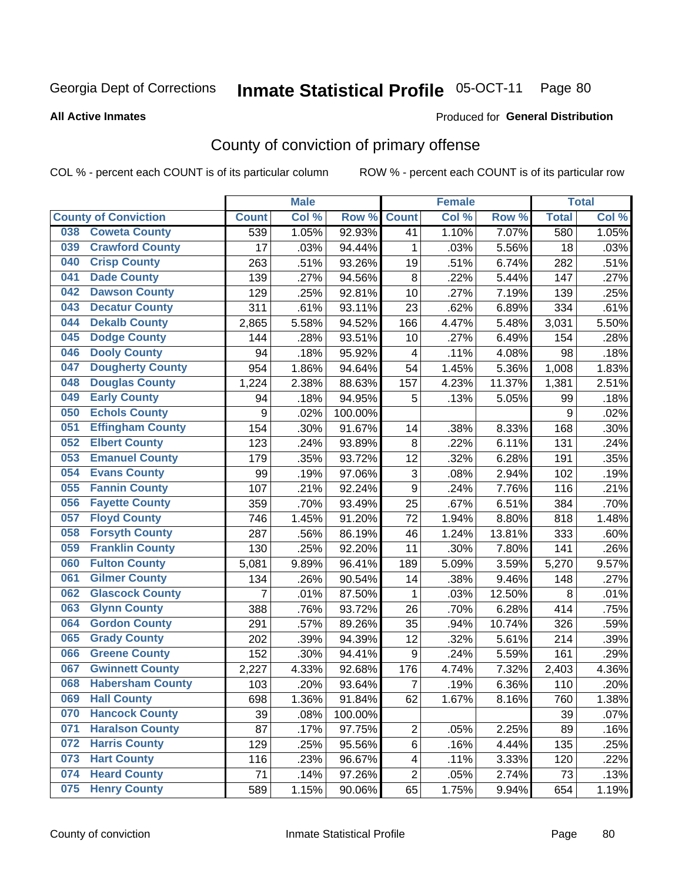Georgia Dept of Corrections **Inmate Statistical Profile** 05-OCT-11

**All Active Inmates**

Produced for **General Distribution**

## County of conviction of primary offense

COL % - percent each COUNT is of its particular column ROW % - percent each COUNT is of its particular row

| County of Conviction | Male | | | Female | | | Total | |
|---|---|---|---|---|---|---|---|---|
| | Count | Col % | Row % | Count | Col % | Row % | Total | Col % |
| 038 Coweta County | 539 | 1.05% | 92.93% | 41 | 1.10% | 7.07% | 580 | 1.05% |
| 039 Crawford County | 17 | .03% | 94.44% | 1 | .03% | 5.56% | 18 | .03% |
| 040 Crisp County | 263 | .51% | 93.26% | 19 | .51% | 6.74% | 282 | .51% |
| 041 Dade County | 139 | .27% | 94.56% | 8 | .22% | 5.44% | 147 | .27% |
| 042 Dawson County | 129 | .25% | 92.81% | 10 | .27% | 7.19% | 139 | .25% |
| 043 Decatur County | 311 | .61% | 93.11% | 23 | .62% | 6.89% | 334 | .61% |
| 044 Dekalb County | 2,865 | 5.58% | 94.52% | 166 | 4.47% | 5.48% | 3,031 | 5.50% |
| 045 Dodge County | 144 | .28% | 93.51% | 10 | .27% | 6.49% | 154 | .28% |
| 046 Dooly County | 94 | .18% | 95.92% | 4 | .11% | 4.08% | 98 | .18% |
| 047 Dougherty County | 954 | 1.86% | 94.64% | 54 | 1.45% | 5.36% | 1,008 | 1.83% |
| 048 Douglas County | 1,224 | 2.38% | 88.63% | 157 | 4.23% | 11.37% | 1,381 | 2.51% |
| 049 Early County | 94 | .18% | 94.95% | 5 | .13% | 5.05% | 99 | .18% |
| 050 Echols County | 9 | .02% | 100.00% | | | | 9 | .02% |
| 051 Effingham County | 154 | .30% | 91.67% | 14 | .38% | 8.33% | 168 | .30% |
| 052 Elbert County | 123 | .24% | 93.89% | 8 | .22% | 6.11% | 131 | .24% |
| 053 Emanuel County | 179 | .35% | 93.72% | 12 | .32% | 6.28% | 191 | .35% |
| 054 Evans County | 99 | .19% | 97.06% | 3 | .08% | 2.94% | 102 | .19% |
| 055 Fannin County | 107 | .21% | 92.24% | 9 | .24% | 7.76% | 116 | .21% |
| 056 Fayette County | 359 | .70% | 93.49% | 25 | .67% | 6.51% | 384 | .70% |
| 057 Floyd County | 746 | 1.45% | 91.20% | 72 | 1.94% | 8.80% | 818 | 1.48% |
| 058 Forsyth County | 287 | .56% | 86.19% | 46 | 1.24% | 13.81% | 333 | .60% |
| 059 Franklin County | 130 | .25% | 92.20% | 11 | .30% | 7.80% | 141 | .26% |
| 060 Fulton County | 5,081 | 9.89% | 96.41% | 189 | 5.09% | 3.59% | 5,270 | 9.57% |
| 061 Gilmer County | 134 | .26% | 90.54% | 14 | .38% | 9.46% | 148 | .27% |
| 062 Glascock County | 7 | .01% | 87.50% | 1 | .03% | 12.50% | 8 | .01% |
| 063 Glynn County | 388 | .76% | 93.72% | 26 | .70% | 6.28% | 414 | .75% |
| 064 Gordon County | 291 | .57% | 89.26% | 35 | .94% | 10.74% | 326 | .59% |
| 065 Grady County | 202 | .39% | 94.39% | 12 | .32% | 5.61% | 214 | .39% |
| 066 Greene County | 152 | .30% | 94.41% | 9 | .24% | 5.59% | 161 | .29% |
| 067 Gwinnett County | 2,227 | 4.33% | 92.68% | 176 | 4.74% | 7.32% | 2,403 | 4.36% |
| 068 Habersham County | 103 | .20% | 93.64% | 7 | .19% | 6.36% | 110 | .20% |
| 069 Hall County | 698 | 1.36% | 91.84% | 62 | 1.67% | 8.16% | 760 | 1.38% |
| 070 Hancock County | 39 | .08% | 100.00% | | | | 39 | .07% |
| 071 Haralson County | 87 | .17% | 97.75% | 2 | .05% | 2.25% | 89 | .16% |
| 072 Harris County | 129 | .25% | 95.56% | 6 | .16% | 4.44% | 135 | .25% |
| 073 Hart County | 116 | .23% | 96.67% | 4 | .11% | 3.33% | 120 | .22% |
| 074 Heard County | 71 | .14% | 97.26% | 2 | .05% | 2.74% | 73 | .13% |
| 075 Henry County | 589 | 1.15% | 90.06% | 65 | 1.75% | 9.94% | 654 | 1.19% |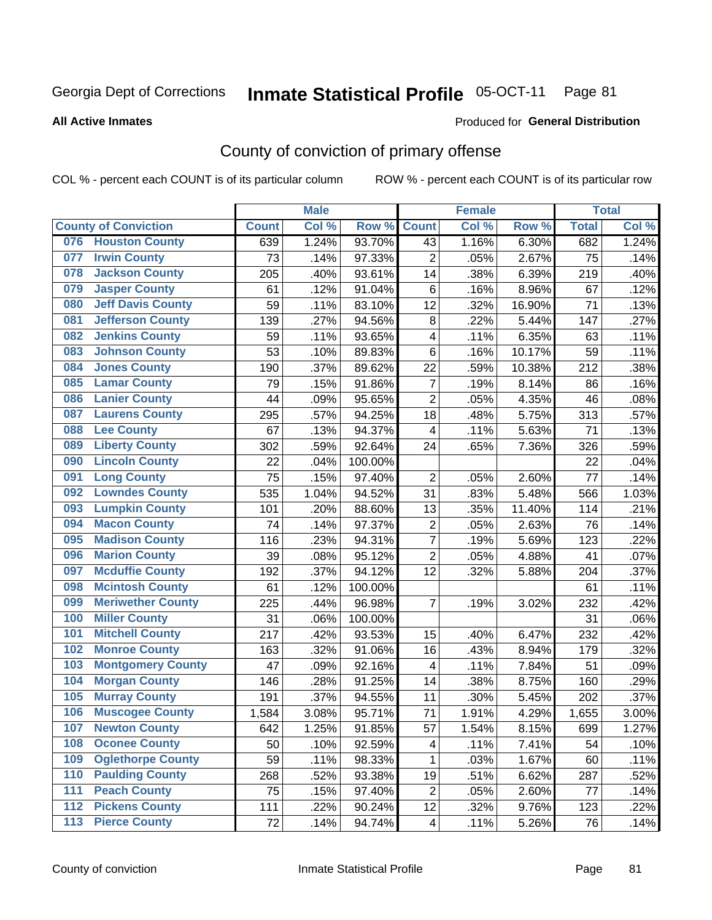Georgia Dept of Corrections **Inmate Statistical Profile** 05-OCT-11

**All Active Inmates**

Produced for **General Distribution**

## County of conviction of primary offense

COL % - percent each COUNT is of its particular column ROW % - percent each COUNT is of its particular row

| County of Conviction | Male | | | Female | | | Total | |
|---|---|---|---|---|---|---|---|---|
| | Count | Col % | Row % | Count | Col % | Row % | Total | Col % |
| 076 Houston County | 639 | 1.24% | 93.70% | 43 | 1.16% | 6.30% | 682 | 1.24% |
| 077 Irwin County | 73 | .14% | 97.33% | 2 | .05% | 2.67% | 75 | .14% |
| 078 Jackson County | 205 | .40% | 93.61% | 14 | .38% | 6.39% | 219 | .40% |
| 079 Jasper County | 61 | .12% | 91.04% | 6 | .16% | 8.96% | 67 | .12% |
| 080 Jeff Davis County | 59 | .11% | 83.10% | 12 | .32% | 16.90% | 71 | .13% |
| 081 Jefferson County | 139 | .27% | 94.56% | 8 | .22% | 5.44% | 147 | .27% |
| 082 Jenkins County | 59 | .11% | 93.65% | 4 | .11% | 6.35% | 63 | .11% |
| 083 Johnson County | 53 | .10% | 89.83% | 6 | .16% | 10.17% | 59 | .11% |
| 084 Jones County | 190 | .37% | 89.62% | 22 | .59% | 10.38% | 212 | .38% |
| 085 Lamar County | 79 | .15% | 91.86% | 7 | .19% | 8.14% | 86 | .16% |
| 086 Lanier County | 44 | .09% | 95.65% | 2 | .05% | 4.35% | 46 | .08% |
| 087 Laurens County | 295 | .57% | 94.25% | 18 | .48% | 5.75% | 313 | .57% |
| 088 Lee County | 67 | .13% | 94.37% | 4 | .11% | 5.63% | 71 | .13% |
| 089 Liberty County | 302 | .59% | 92.64% | 24 | .65% | 7.36% | 326 | .59% |
| 090 Lincoln County | 22 | .04% | 100.00% | | | | 22 | .04% |
| 091 Long County | 75 | .15% | 97.40% | 2 | .05% | 2.60% | 77 | .14% |
| 092 Lowndes County | 535 | 1.04% | 94.52% | 31 | .83% | 5.48% | 566 | 1.03% |
| 093 Lumpkin County | 101 | .20% | 88.60% | 13 | .35% | 11.40% | 114 | .21% |
| 094 Macon County | 74 | .14% | 97.37% | 2 | .05% | 2.63% | 76 | .14% |
| 095 Madison County | 116 | .23% | 94.31% | 7 | .19% | 5.69% | 123 | .22% |
| 096 Marion County | 39 | .08% | 95.12% | 2 | .05% | 4.88% | 41 | .07% |
| 097 Mcduffie County | 192 | .37% | 94.12% | 12 | .32% | 5.88% | 204 | .37% |
| 098 Mcintosh County | 61 | .12% | 100.00% | | | | 61 | .11% |
| 099 Meriwether County | 225 | .44% | 96.98% | 7 | .19% | 3.02% | 232 | .42% |
| 100 Miller County | 31 | .06% | 100.00% | | | | 31 | .06% |
| 101 Mitchell County | 217 | .42% | 93.53% | 15 | .40% | 6.47% | 232 | .42% |
| 102 Monroe County | 163 | .32% | 91.06% | 16 | .43% | 8.94% | 179 | .32% |
| 103 Montgomery County | 47 | .09% | 92.16% | 4 | .11% | 7.84% | 51 | .09% |
| 104 Morgan County | 146 | .28% | 91.25% | 14 | .38% | 8.75% | 160 | .29% |
| 105 Murray County | 191 | .37% | 94.55% | 11 | .30% | 5.45% | 202 | .37% |
| 106 Muscogee County | 1,584 | 3.08% | 95.71% | 71 | 1.91% | 4.29% | 1,655 | 3.00% |
| 107 Newton County | 642 | 1.25% | 91.85% | 57 | 1.54% | 8.15% | 699 | 1.27% |
| 108 Oconee County | 50 | .10% | 92.59% | 4 | .11% | 7.41% | 54 | .10% |
| 109 Oglethorpe County | 59 | .11% | 98.33% | 1 | .03% | 1.67% | 60 | .11% |
| 110 Paulding County | 268 | .52% | 93.38% | 19 | .51% | 6.62% | 287 | .52% |
| 111 Peach County | 75 | .15% | 97.40% | 2 | .05% | 2.60% | 77 | .14% |
| 112 Pickens County | 111 | .22% | 90.24% | 12 | .32% | 9.76% | 123 | .22% |
| 113 Pierce County | 72 | .14% | 94.74% | 4 | .11% | 5.26% | 76 | .14% |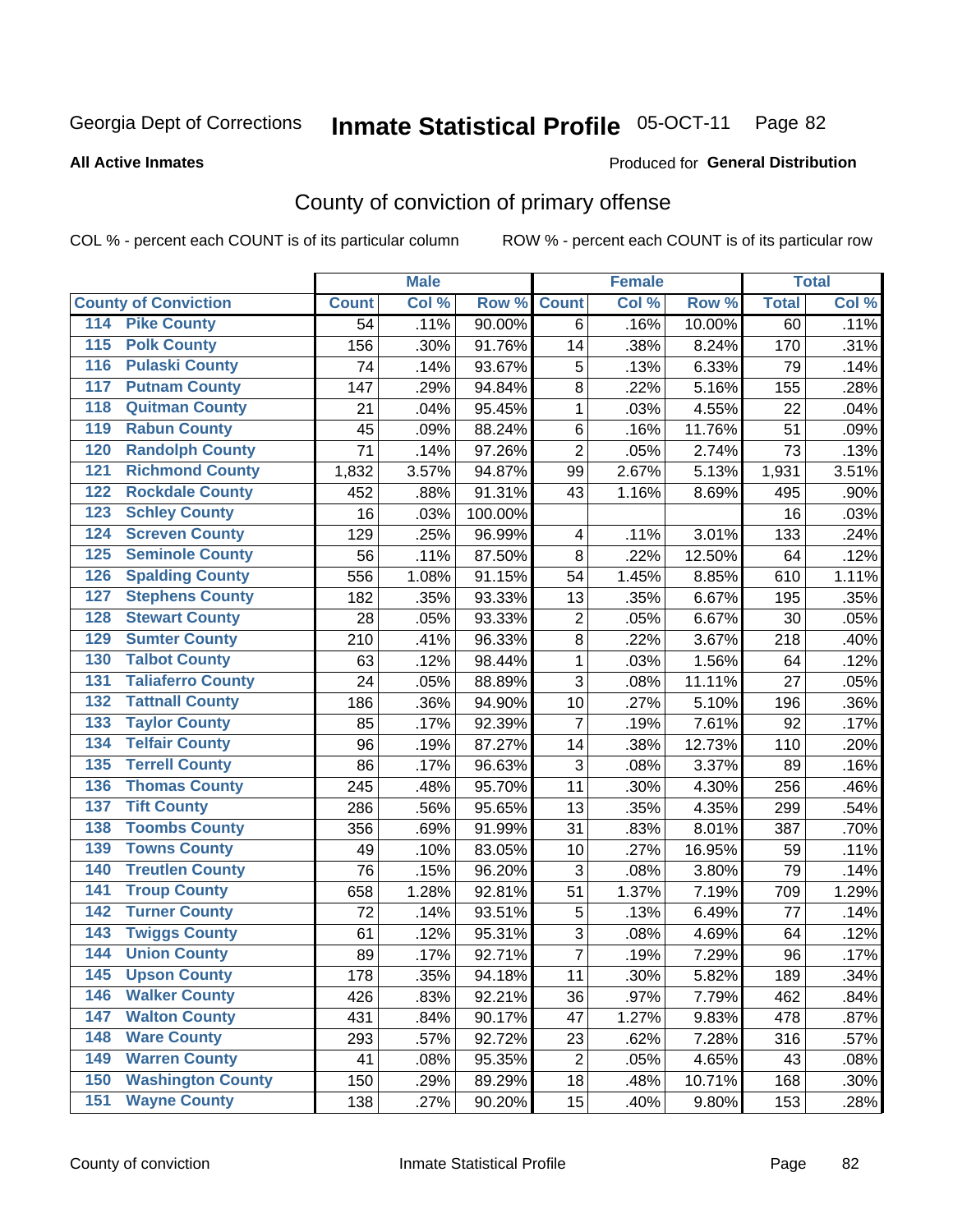Georgia Dept of Corrections **Inmate Statistical Profile** 05-OCT-11

**All Active Inmates**

Produced for **General Distribution**

## County of conviction of primary offense

COL % - percent each COUNT is of its particular column ROW % - percent each COUNT is of its particular row

| | | Male | | | Female | | | Total | |
|---|---|---|---|---|---|---|---|---|---|
| **County of Conviction** | | **Count** | **Col %** | **Row %** | **Count** | **Col %** | **Row %** | **Total** | **Col %** |
| 114 | Pike County | 54 | .11% | 90.00% | 6 | .16% | 10.00% | 60 | .11% |
| 115 | Polk County | 156 | .30% | 91.76% | 14 | .38% | 8.24% | 170 | .31% |
| 116 | Pulaski County | 74 | .14% | 93.67% | 5 | .13% | 6.33% | 79 | .14% |
| 117 | Putnam County | 147 | .29% | 94.84% | 8 | .22% | 5.16% | 155 | .28% |
| 118 | Quitman County | 21 | .04% | 95.45% | 1 | .03% | 4.55% | 22 | .04% |
| 119 | Rabun County | 45 | .09% | 88.24% | 6 | .16% | 11.76% | 51 | .09% |
| 120 | Randolph County | 71 | .14% | 97.26% | 2 | .05% | 2.74% | 73 | .13% |
| 121 | Richmond County | 1,832 | 3.57% | 94.87% | 99 | 2.67% | 5.13% | 1,931 | 3.51% |
| 122 | Rockdale County | 452 | .88% | 91.31% | 43 | 1.16% | 8.69% | 495 | .90% |
| 123 | Schley County | 16 | .03% | 100.00% | | | | 16 | .03% |
| 124 | Screven County | 129 | .25% | 96.99% | 4 | .11% | 3.01% | 133 | .24% |
| 125 | Seminole County | 56 | .11% | 87.50% | 8 | .22% | 12.50% | 64 | .12% |
| 126 | Spalding County | 556 | 1.08% | 91.15% | 54 | 1.45% | 8.85% | 610 | 1.11% |
| 127 | Stephens County | 182 | .35% | 93.33% | 13 | .35% | 6.67% | 195 | .35% |
| 128 | Stewart County | 28 | .05% | 93.33% | 2 | .05% | 6.67% | 30 | .05% |
| 129 | Sumter County | 210 | .41% | 96.33% | 8 | .22% | 3.67% | 218 | .40% |
| 130 | Talbot County | 63 | .12% | 98.44% | 1 | .03% | 1.56% | 64 | .12% |
| 131 | Taliaferro County | 24 | .05% | 88.89% | 3 | .08% | 11.11% | 27 | .05% |
| 132 | Tattnall County | 186 | .36% | 94.90% | 10 | .27% | 5.10% | 196 | .36% |
| 133 | Taylor County | 85 | .17% | 92.39% | 7 | .19% | 7.61% | 92 | .17% |
| 134 | Telfair County | 96 | .19% | 87.27% | 14 | .38% | 12.73% | 110 | .20% |
| 135 | Terrell County | 86 | .17% | 96.63% | 3 | .08% | 3.37% | 89 | .16% |
| 136 | Thomas County | 245 | .48% | 95.70% | 11 | .30% | 4.30% | 256 | .46% |
| 137 | Tift County | 286 | .56% | 95.65% | 13 | .35% | 4.35% | 299 | .54% |
| 138 | Toombs County | 356 | .69% | 91.99% | 31 | .83% | 8.01% | 387 | .70% |
| 139 | Towns County | 49 | .10% | 83.05% | 10 | .27% | 16.95% | 59 | .11% |
| 140 | Treutlen County | 76 | .15% | 96.20% | 3 | .08% | 3.80% | 79 | .14% |
| 141 | Troup County | 658 | 1.28% | 92.81% | 51 | 1.37% | 7.19% | 709 | 1.29% |
| 142 | Turner County | 72 | .14% | 93.51% | 5 | .13% | 6.49% | 77 | .14% |
| 143 | Twiggs County | 61 | .12% | 95.31% | 3 | .08% | 4.69% | 64 | .12% |
| 144 | Union County | 89 | .17% | 92.71% | 7 | .19% | 7.29% | 96 | .17% |
| 145 | Upson County | 178 | .35% | 94.18% | 11 | .30% | 5.82% | 189 | .34% |
| 146 | Walker County | 426 | .83% | 92.21% | 36 | .97% | 7.79% | 462 | .84% |
| 147 | Walton County | 431 | .84% | 90.17% | 47 | 1.27% | 9.83% | 478 | .87% |
| 148 | Ware County | 293 | .57% | 92.72% | 23 | .62% | 7.28% | 316 | .57% |
| 149 | Warren County | 41 | .08% | 95.35% | 2 | .05% | 4.65% | 43 | .08% |
| 150 | Washington County | 150 | .29% | 89.29% | 18 | .48% | 10.71% | 168 | .30% |
| 151 | Wayne County | 138 | .27% | 90.20% | 15 | .40% | 9.80% | 153 | .28% |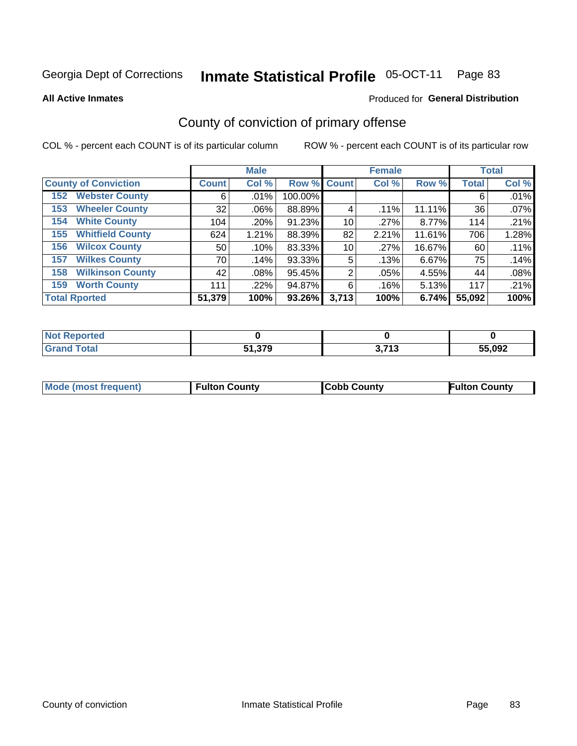Georgia Dept of Corrections **Inmate Statistical Profile** 05-OCT-11 Page 83

**All Active Inmates**

Produced for **General Distribution**

## County of conviction of primary offense

COL % - percent each COUNT is of its particular column ROW % - percent each COUNT is of its particular row

| | Male | | | Female | | | Total | |
|---|---|---|---|---|---|---|---|---|
| **County of Conviction** | **Count** | **Col %** | **Row %** | **Count** | **Col %** | **Row %** | **Total** | **Col %** |
| 152 Webster County | 6 | .01% | 100.00% | | | | 6 | .01% |
| 153 Wheeler County | 32 | .06% | 88.89% | 4 | .11% | 11.11% | 36 | .07% |
| 154 White County | 104 | .20% | 91.23% | 10 | .27% | 8.77% | 114 | .21% |
| 155 Whitfield County | 624 | 1.21% | 88.39% | 82 | 2.21% | 11.61% | 706 | 1.28% |
| 156 Wilcox County | 50 | .10% | 83.33% | 10 | .27% | 16.67% | 60 | .11% |
| 157 Wilkes County | 70 | .14% | 93.33% | 5 | .13% | 6.67% | 75 | .14% |
| 158 Wilkinson County | 42 | .08% | 95.45% | 2 | .05% | 4.55% | 44 | .08% |
| 159 Worth County | 111 | .22% | 94.87% | 6 | .16% | 5.13% | 117 | .21% |
| **Total Rported** | **51,379** | **100%** | **93.26%** | **3,713** | **100%** | **6.74%** | **55,092** | **100%** |

| | Male | Female | Total |
|---|---|---|---|
| Not Reported | **0** | **0** | **0** |
| Grand Total | **51,379** | **3,713** | **55,092** |

| | Male | Female | Total |
|---|---|---|---|
| Mode (most frequent) | **Fulton County** | **Cobb County** | **Fulton County** |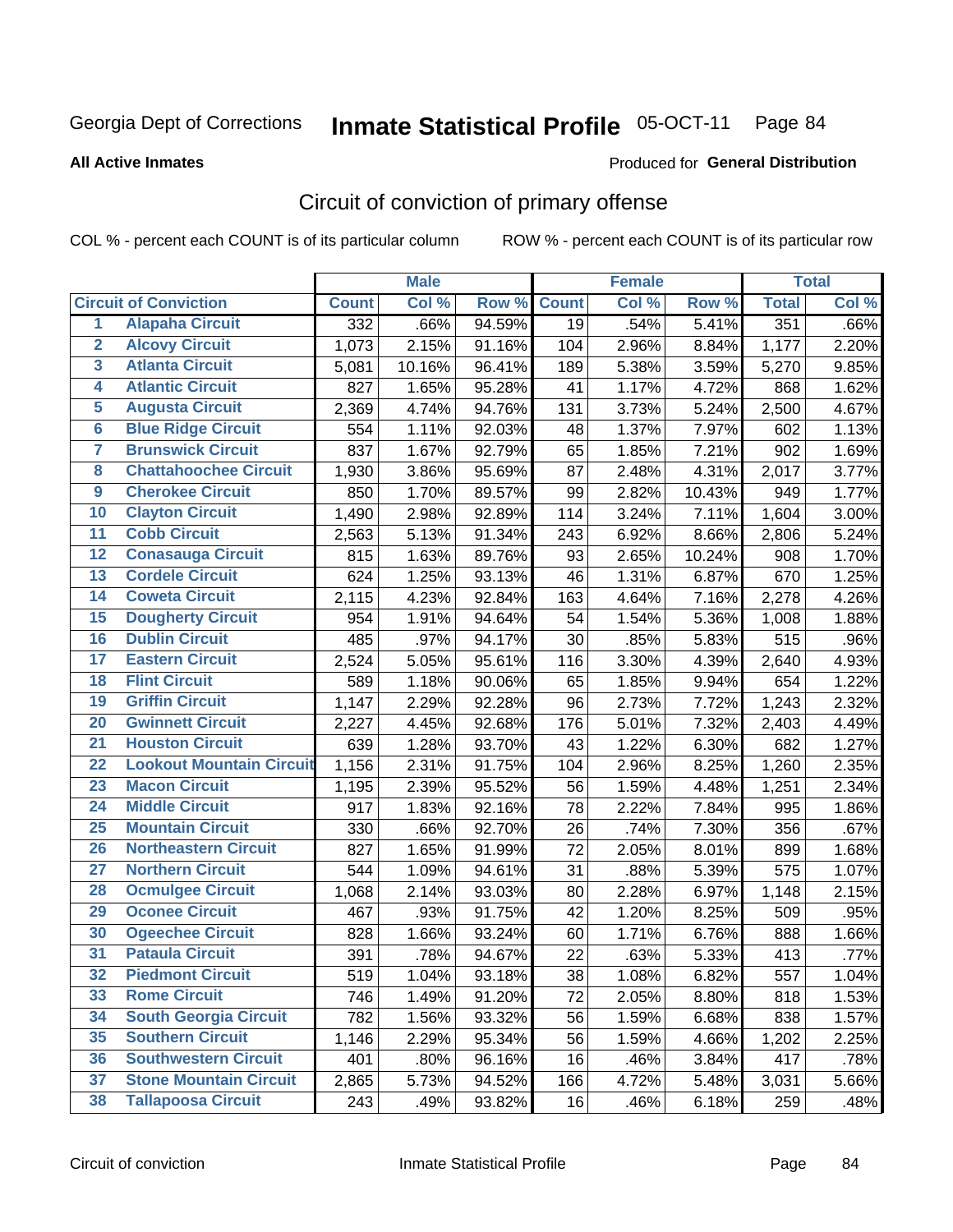Georgia Dept of Corrections **Inmate Statistical Profile** 05-OCT-11 Page 84

**All Active Inmates**

Produced for **General Distribution**

## Circuit of conviction of primary offense

COL % - percent each COUNT is of its particular column ROW % - percent each COUNT is of its particular row

| | | Male | | | Female | | | Total | |
|---|---|---|---|---|---|---|---|---|---|
| Circuit of Conviction | | Count | Col % | Row % | Count | Col % | Row % | Total | Col % |
| 1 | Alapaha Circuit | 332 | .66% | 94.59% | 19 | .54% | 5.41% | 351 | .66% |
| 2 | Alcovy Circuit | 1,073 | 2.15% | 91.16% | 104 | 2.96% | 8.84% | 1,177 | 2.20% |
| 3 | Atlanta Circuit | 5,081 | 10.16% | 96.41% | 189 | 5.38% | 3.59% | 5,270 | 9.85% |
| 4 | Atlantic Circuit | 827 | 1.65% | 95.28% | 41 | 1.17% | 4.72% | 868 | 1.62% |
| 5 | Augusta Circuit | 2,369 | 4.74% | 94.76% | 131 | 3.73% | 5.24% | 2,500 | 4.67% |
| 6 | Blue Ridge Circuit | 554 | 1.11% | 92.03% | 48 | 1.37% | 7.97% | 602 | 1.13% |
| 7 | Brunswick Circuit | 837 | 1.67% | 92.79% | 65 | 1.85% | 7.21% | 902 | 1.69% |
| 8 | Chattahoochee Circuit | 1,930 | 3.86% | 95.69% | 87 | 2.48% | 4.31% | 2,017 | 3.77% |
| 9 | Cherokee Circuit | 850 | 1.70% | 89.57% | 99 | 2.82% | 10.43% | 949 | 1.77% |
| 10 | Clayton Circuit | 1,490 | 2.98% | 92.89% | 114 | 3.24% | 7.11% | 1,604 | 3.00% |
| 11 | Cobb Circuit | 2,563 | 5.13% | 91.34% | 243 | 6.92% | 8.66% | 2,806 | 5.24% |
| 12 | Conasauga Circuit | 815 | 1.63% | 89.76% | 93 | 2.65% | 10.24% | 908 | 1.70% |
| 13 | Cordele Circuit | 624 | 1.25% | 93.13% | 46 | 1.31% | 6.87% | 670 | 1.25% |
| 14 | Coweta Circuit | 2,115 | 4.23% | 92.84% | 163 | 4.64% | 7.16% | 2,278 | 4.26% |
| 15 | Dougherty Circuit | 954 | 1.91% | 94.64% | 54 | 1.54% | 5.36% | 1,008 | 1.88% |
| 16 | Dublin Circuit | 485 | .97% | 94.17% | 30 | .85% | 5.83% | 515 | .96% |
| 17 | Eastern Circuit | 2,524 | 5.05% | 95.61% | 116 | 3.30% | 4.39% | 2,640 | 4.93% |
| 18 | Flint Circuit | 589 | 1.18% | 90.06% | 65 | 1.85% | 9.94% | 654 | 1.22% |
| 19 | Griffin Circuit | 1,147 | 2.29% | 92.28% | 96 | 2.73% | 7.72% | 1,243 | 2.32% |
| 20 | Gwinnett Circuit | 2,227 | 4.45% | 92.68% | 176 | 5.01% | 7.32% | 2,403 | 4.49% |
| 21 | Houston Circuit | 639 | 1.28% | 93.70% | 43 | 1.22% | 6.30% | 682 | 1.27% |
| 22 | Lookout Mountain Circuit | 1,156 | 2.31% | 91.75% | 104 | 2.96% | 8.25% | 1,260 | 2.35% |
| 23 | Macon Circuit | 1,195 | 2.39% | 95.52% | 56 | 1.59% | 4.48% | 1,251 | 2.34% |
| 24 | Middle Circuit | 917 | 1.83% | 92.16% | 78 | 2.22% | 7.84% | 995 | 1.86% |
| 25 | Mountain Circuit | 330 | .66% | 92.70% | 26 | .74% | 7.30% | 356 | .67% |
| 26 | Northeastern Circuit | 827 | 1.65% | 91.99% | 72 | 2.05% | 8.01% | 899 | 1.68% |
| 27 | Northern Circuit | 544 | 1.09% | 94.61% | 31 | .88% | 5.39% | 575 | 1.07% |
| 28 | Ocmulgee Circuit | 1,068 | 2.14% | 93.03% | 80 | 2.28% | 6.97% | 1,148 | 2.15% |
| 29 | Oconee Circuit | 467 | .93% | 91.75% | 42 | 1.20% | 8.25% | 509 | .95% |
| 30 | Ogeechee Circuit | 828 | 1.66% | 93.24% | 60 | 1.71% | 6.76% | 888 | 1.66% |
| 31 | Pataula Circuit | 391 | .78% | 94.67% | 22 | .63% | 5.33% | 413 | .77% |
| 32 | Piedmont Circuit | 519 | 1.04% | 93.18% | 38 | 1.08% | 6.82% | 557 | 1.04% |
| 33 | Rome Circuit | 746 | 1.49% | 91.20% | 72 | 2.05% | 8.80% | 818 | 1.53% |
| 34 | South Georgia Circuit | 782 | 1.56% | 93.32% | 56 | 1.59% | 6.68% | 838 | 1.57% |
| 35 | Southern Circuit | 1,146 | 2.29% | 95.34% | 56 | 1.59% | 4.66% | 1,202 | 2.25% |
| 36 | Southwestern Circuit | 401 | .80% | 96.16% | 16 | .46% | 3.84% | 417 | .78% |
| 37 | Stone Mountain Circuit | 2,865 | 5.73% | 94.52% | 166 | 4.72% | 5.48% | 3,031 | 5.66% |
| 38 | Tallapoosa Circuit | 243 | .49% | 93.82% | 16 | .46% | 6.18% | 259 | .48% |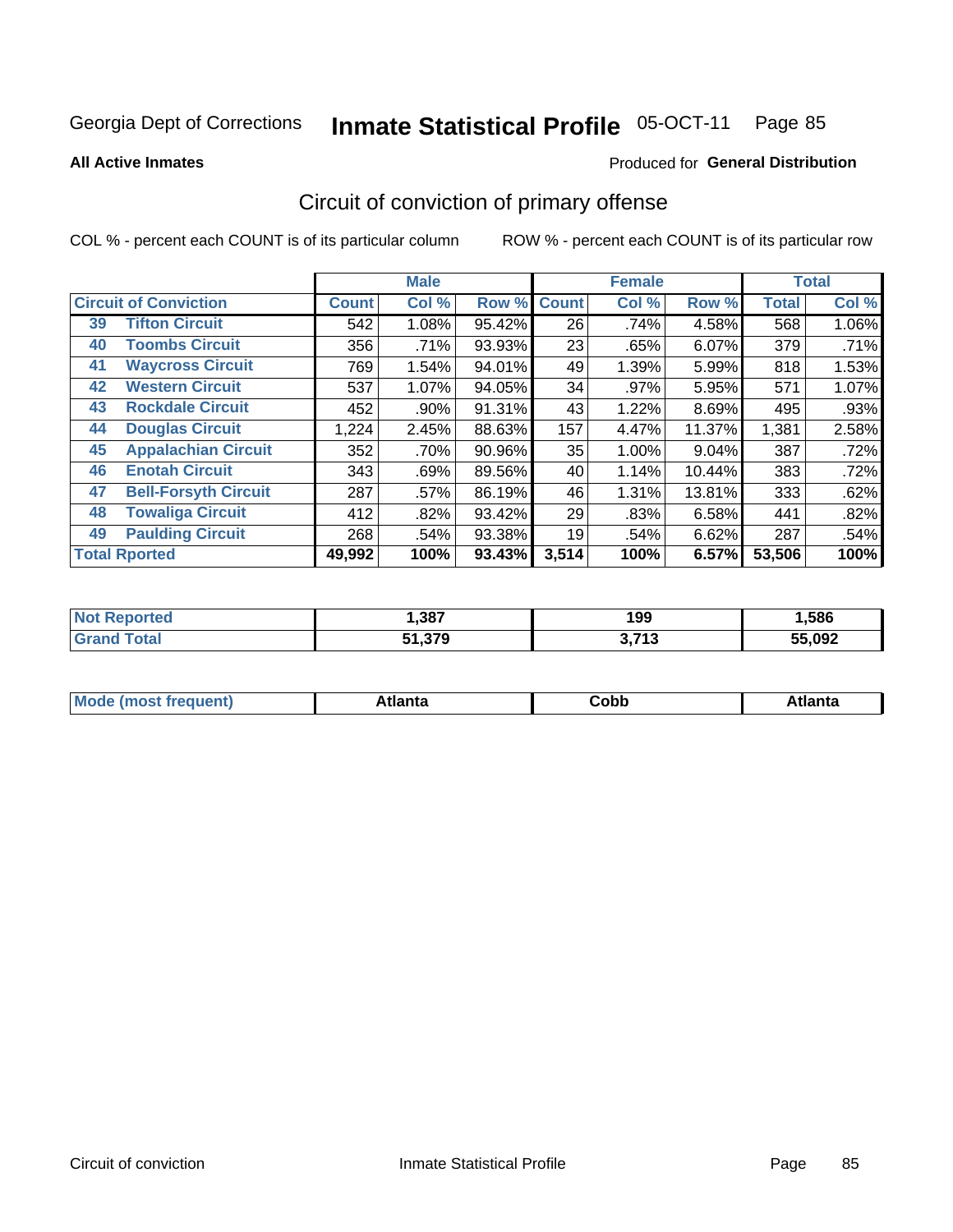Georgia Dept of Corrections **Inmate Statistical Profile** 05-OCT-11

**All Active Inmates**

Produced for **General Distribution**

## Circuit of conviction of primary offense

COL % - percent each COUNT is of its particular column

ROW % - percent each COUNT is of its particular row

| | | Male | | | Female | | | Total | |
|---|---|---|---|---|---|---|---|---|---|
| **Circuit of Conviction** | | **Count** | **Col %** | **Row %** | **Count** | **Col %** | **Row %** | **Total** | **Col %** |
| 39 | Tifton Circuit | 542 | 1.08% | 95.42% | 26 | .74% | 4.58% | 568 | 1.06% |
| 40 | Toombs Circuit | 356 | .71% | 93.93% | 23 | .65% | 6.07% | 379 | .71% |
| 41 | Waycross Circuit | 769 | 1.54% | 94.01% | 49 | 1.39% | 5.99% | 818 | 1.53% |
| 42 | Western Circuit | 537 | 1.07% | 94.05% | 34 | .97% | 5.95% | 571 | 1.07% |
| 43 | Rockdale Circuit | 452 | .90% | 91.31% | 43 | 1.22% | 8.69% | 495 | .93% |
| 44 | Douglas Circuit | 1,224 | 2.45% | 88.63% | 157 | 4.47% | 11.37% | 1,381 | 2.58% |
| 45 | Appalachian Circuit | 352 | .70% | 90.96% | 35 | 1.00% | 9.04% | 387 | .72% |
| 46 | Enotah Circuit | 343 | .69% | 89.56% | 40 | 1.14% | 10.44% | 383 | .72% |
| 47 | Bell-Forsyth Circuit | 287 | .57% | 86.19% | 46 | 1.31% | 13.81% | 333 | .62% |
| 48 | Towaliga Circuit | 412 | .82% | 93.42% | 29 | .83% | 6.58% | 441 | .82% |
| 49 | Paulding Circuit | 268 | .54% | 93.38% | 19 | .54% | 6.62% | 287 | .54% |
| **Total Rported** | | **49,992** | **100%** | **93.43%** | **3,514** | **100%** | **6.57%** | **53,506** | **100%** |

| | Male | Female | Total |
|---|---|---|---|
| **Not Reported** | **1,387** | **199** | **1,586** |
| **Grand Total** | **51,379** | **3,713** | **55,092** |

| | Male | Female | Total |
|---|---|---|---|
| **Mode (most frequent)** | **Atlanta** | **Cobb** | **Atlanta** |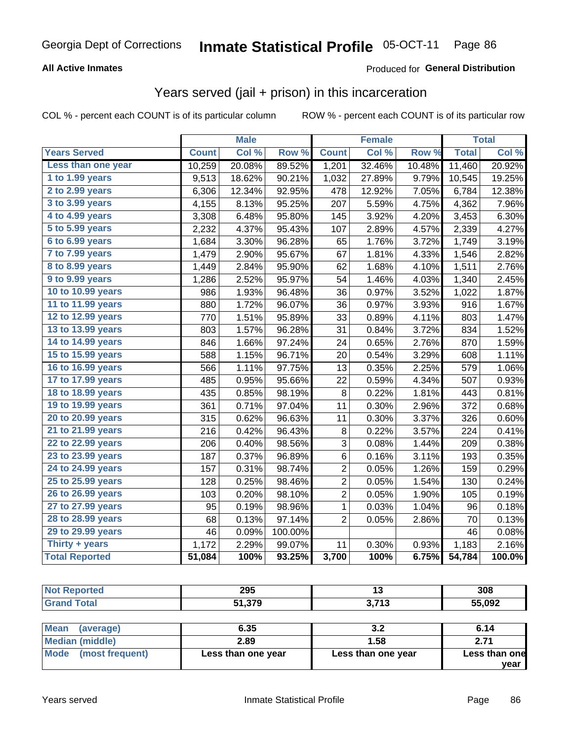Georgia Dept of Corrections **Inmate Statistical Profile** 05-OCT-11

**All Active Inmates**

Produced for **General Distribution**

## Years served (jail + prison) in this incarceration

COL % - percent each COUNT is of its particular column

ROW % - percent each COUNT is of its particular row

| | Male | | | Female | | | Total | |
|---|---|---|---|---|---|---|---|---|
| **Years Served** | **Count** | **Col %** | **Row %** | **Count** | **Col %** | **Row %** | **Total** | **Col %** |
| Less than one year | 10,259 | 20.08% | 89.52% | 1,201 | 32.46% | 10.48% | 11,460 | 20.92% |
| 1 to 1.99 years | 9,513 | 18.62% | 90.21% | 1,032 | 27.89% | 9.79% | 10,545 | 19.25% |
| 2 to 2.99 years | 6,306 | 12.34% | 92.95% | 478 | 12.92% | 7.05% | 6,784 | 12.38% |
| 3 to 3.99 years | 4,155 | 8.13% | 95.25% | 207 | 5.59% | 4.75% | 4,362 | 7.96% |
| 4 to 4.99 years | 3,308 | 6.48% | 95.80% | 145 | 3.92% | 4.20% | 3,453 | 6.30% |
| 5 to 5.99 years | 2,232 | 4.37% | 95.43% | 107 | 2.89% | 4.57% | 2,339 | 4.27% |
| 6 to 6.99 years | 1,684 | 3.30% | 96.28% | 65 | 1.76% | 3.72% | 1,749 | 3.19% |
| 7 to 7.99 years | 1,479 | 2.90% | 95.67% | 67 | 1.81% | 4.33% | 1,546 | 2.82% |
| 8 to 8.99 years | 1,449 | 2.84% | 95.90% | 62 | 1.68% | 4.10% | 1,511 | 2.76% |
| 9 to 9.99 years | 1,286 | 2.52% | 95.97% | 54 | 1.46% | 4.03% | 1,340 | 2.45% |
| 10 to 10.99 years | 986 | 1.93% | 96.48% | 36 | 0.97% | 3.52% | 1,022 | 1.87% |
| 11 to 11.99 years | 880 | 1.72% | 96.07% | 36 | 0.97% | 3.93% | 916 | 1.67% |
| 12 to 12.99 years | 770 | 1.51% | 95.89% | 33 | 0.89% | 4.11% | 803 | 1.47% |
| 13 to 13.99 years | 803 | 1.57% | 96.28% | 31 | 0.84% | 3.72% | 834 | 1.52% |
| 14 to 14.99 years | 846 | 1.66% | 97.24% | 24 | 0.65% | 2.76% | 870 | 1.59% |
| 15 to 15.99 years | 588 | 1.15% | 96.71% | 20 | 0.54% | 3.29% | 608 | 1.11% |
| 16 to 16.99 years | 566 | 1.11% | 97.75% | 13 | 0.35% | 2.25% | 579 | 1.06% |
| 17 to 17.99 years | 485 | 0.95% | 95.66% | 22 | 0.59% | 4.34% | 507 | 0.93% |
| 18 to 18.99 years | 435 | 0.85% | 98.19% | 8 | 0.22% | 1.81% | 443 | 0.81% |
| 19 to 19.99 years | 361 | 0.71% | 97.04% | 11 | 0.30% | 2.96% | 372 | 0.68% |
| 20 to 20.99 years | 315 | 0.62% | 96.63% | 11 | 0.30% | 3.37% | 326 | 0.60% |
| 21 to 21.99 years | 216 | 0.42% | 96.43% | 8 | 0.22% | 3.57% | 224 | 0.41% |
| 22 to 22.99 years | 206 | 0.40% | 98.56% | 3 | 0.08% | 1.44% | 209 | 0.38% |
| 23 to 23.99 years | 187 | 0.37% | 96.89% | 6 | 0.16% | 3.11% | 193 | 0.35% |
| 24 to 24.99 years | 157 | 0.31% | 98.74% | 2 | 0.05% | 1.26% | 159 | 0.29% |
| 25 to 25.99 years | 128 | 0.25% | 98.46% | 2 | 0.05% | 1.54% | 130 | 0.24% |
| 26 to 26.99 years | 103 | 0.20% | 98.10% | 2 | 0.05% | 1.90% | 105 | 0.19% |
| 27 to 27.99 years | 95 | 0.19% | 98.96% | 1 | 0.03% | 1.04% | 96 | 0.18% |
| 28 to 28.99 years | 68 | 0.13% | 97.14% | 2 | 0.05% | 2.86% | 70 | 0.13% |
| 29 to 29.99 years | 46 | 0.09% | 100.00% | | | | 46 | 0.08% |
| Thirty + years | 1,172 | 2.29% | 99.07% | 11 | 0.30% | 0.93% | 1,183 | 2.16% |
| **Total Reported** | **51,084** | **100%** | **93.25%** | **3,700** | **100%** | **6.75%** | **54,784** | **100.0%** |

| | Male | Female | Total |
|---|---|---|---|
| Not Reported | 295 | 13 | 308 |
| Grand Total | 51,379 | 3,713 | 55,092 |

| | Male | Female | Total |
|---|---|---|---|
| Mean (average) | 6.35 | 3.2 | 6.14 |
| Median (middle) | 2.89 | 1.58 | 2.71 |
| Mode (most frequent) | Less than one year | Less than one year | Less than one year |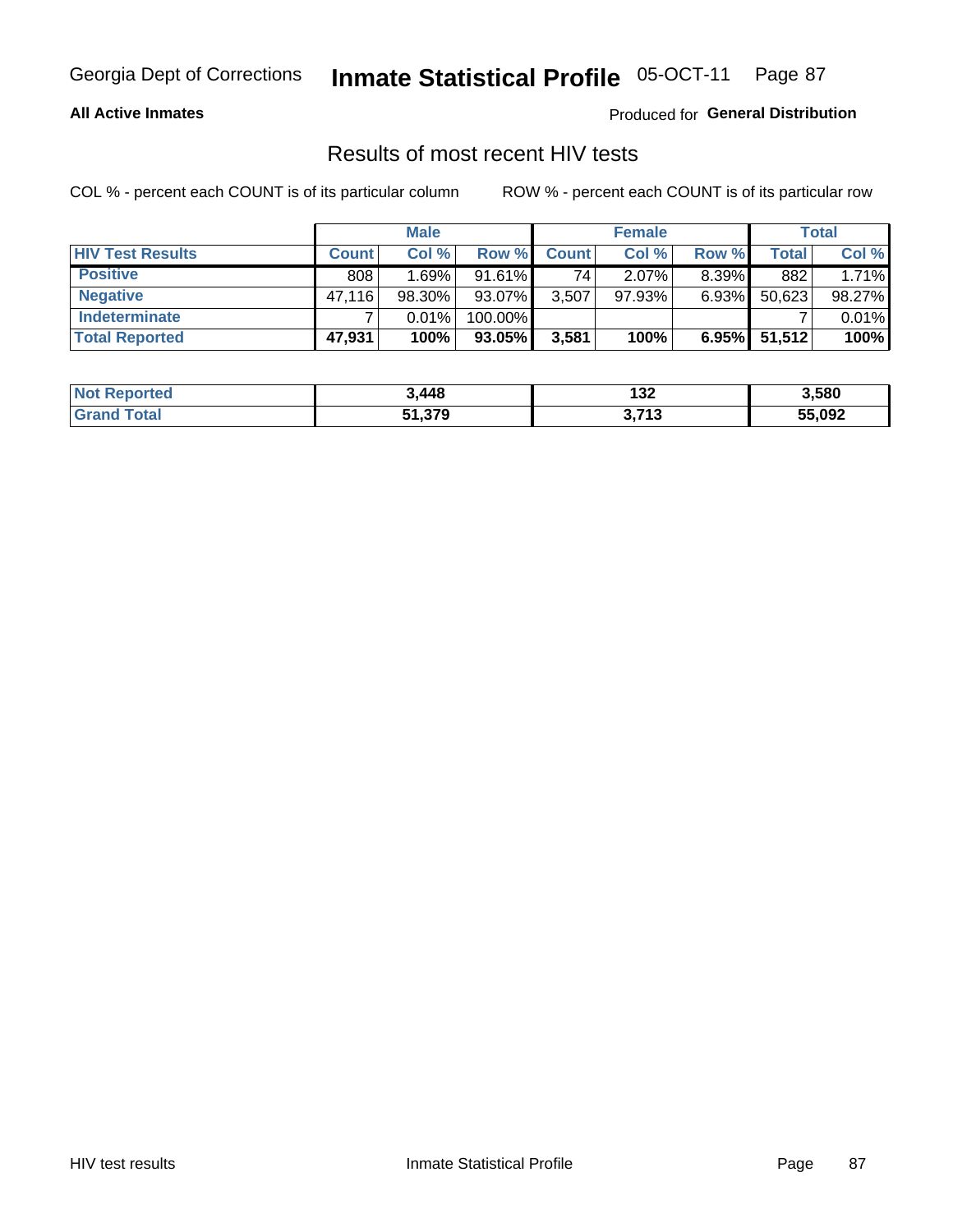Georgia Dept of Corrections **Inmate Statistical Profile** 05-OCT-11

**All Active Inmates**

Produced for **General Distribution**

## Results of most recent HIV tests

COL % - percent each COUNT is of its particular column

ROW % - percent each COUNT is of its particular row

| | Male | | | Female | | | Total | |
|---|---|---|---|---|---|---|---|---|
| **HIV Test Results** | **Count** | **Col %** | **Row %** | **Count** | **Col %** | **Row %** | **Total** | **Col %** |
| **Positive** | 808 | 1.69% | 91.61% | 74 | 2.07% | 8.39% | 882 | 1.71% |
| **Negative** | 47,116 | 98.30% | 93.07% | 3,507 | 97.93% | 6.93% | 50,623 | 98.27% |
| **Indeterminate** | 7 | 0.01% | 100.00% | | | | 7 | 0.01% |
| **Total Reported** | **47,931** | **100%** | **93.05%** | **3,581** | **100%** | **6.95%** | **51,512** | **100%** |

| | Male | Female | Total |
|---|---|---|---|
| **Not Reported** | **3,448** | **132** | **3,580** |
| **Grand Total** | **51,379** | **3,713** | **55,092** |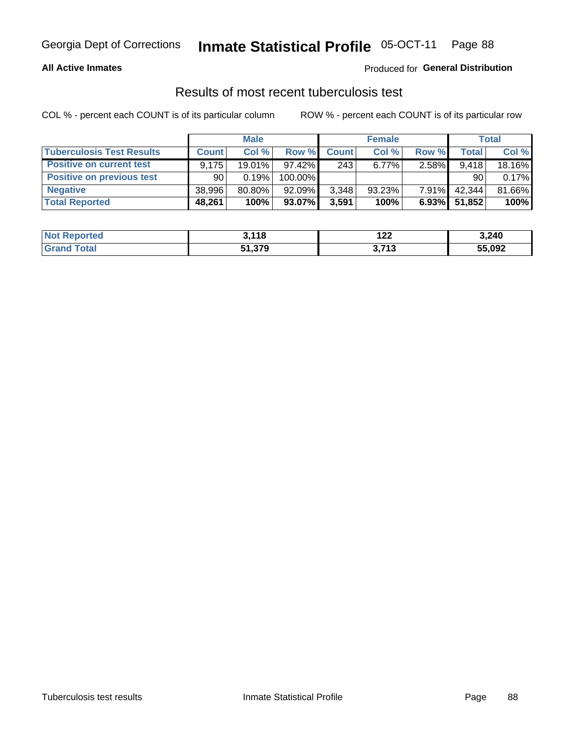Georgia Dept of Corrections **Inmate Statistical Profile** 05-OCT-11

**All Active Inmates**

Produced for **General Distribution**

## Results of most recent tuberculosis test

COL % - percent each COUNT is of its particular column

ROW % - percent each COUNT is of its particular row

| | Male | | | Female | | | Total | |
|---|---|---|---|---|---|---|---|---|
| **Tuberculosis Test Results** | **Count** | **Col %** | **Row %** | **Count** | **Col %** | **Row %** | **Total** | **Col %** |
| **Positive on current test** | 9,175 | 19.01% | 97.42% | 243 | 6.77% | 2.58% | 9,418 | 18.16% |
| **Positive on previous test** | 90 | 0.19% | 100.00% | | | | 90 | 0.17% |
| **Negative** | 38,996 | 80.80% | 92.09% | 3,348 | 93.23% | 7.91% | 42,344 | 81.66% |
| **Total Reported** | **48,261** | **100%** | **93.07%** | **3,591** | **100%** | **6.93%** | **51,852** | **100%** |

| | | | |
|---|---|---|---|
| **Not Reported** | **3,118** | **122** | **3,240** |
| **Grand Total** | **51,379** | **3,713** | **55,092** |

Tuberculosis test results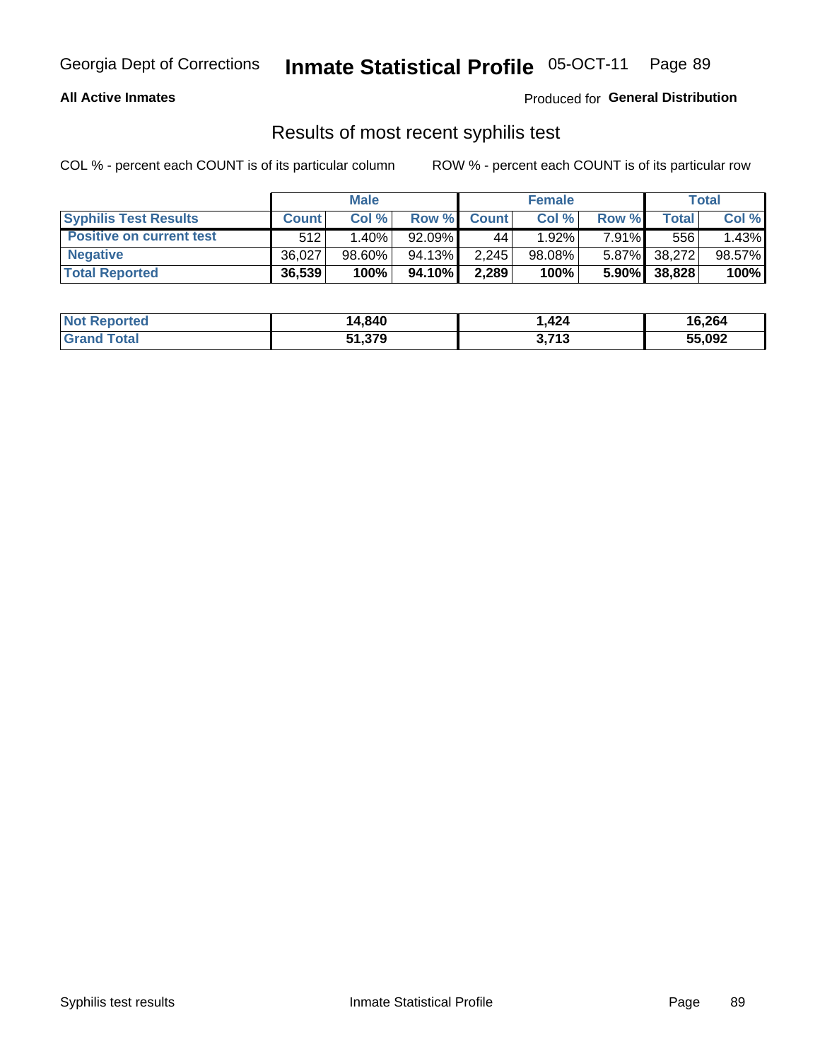## Results of most recent syphilis test

COL % - percent each COUNT is of its particular column ROW % - percent each COUNT is of its particular row

| | Male | | | Female | | | Total | |
|---|---|---|---|---|---|---|---|---|
| **Syphilis Test Results** | **Count** | **Col %** | **Row %** | **Count** | **Col %** | **Row %** | **Total** | **Col %** |
| **Positive on current test** | 512 | 1.40% | 92.09% | 44 | 1.92% | 7.91% | 556 | 1.43% |
| **Negative** | 36,027 | 98.60% | 94.13% | 2,245 | 98.08% | 5.87% | 38,272 | 98.57% |
| **Total Reported** | **36,539** | **100%** | **94.10%** | **2,289** | **100%** | **5.90%** | **38,828** | **100%** |

| | Male | Female | Total |
|---|---|---|---|
| **Not Reported** | **14,840** | **1,424** | **16,264** |
| **Grand Total** | **51,379** | **3,713** | **55,092** |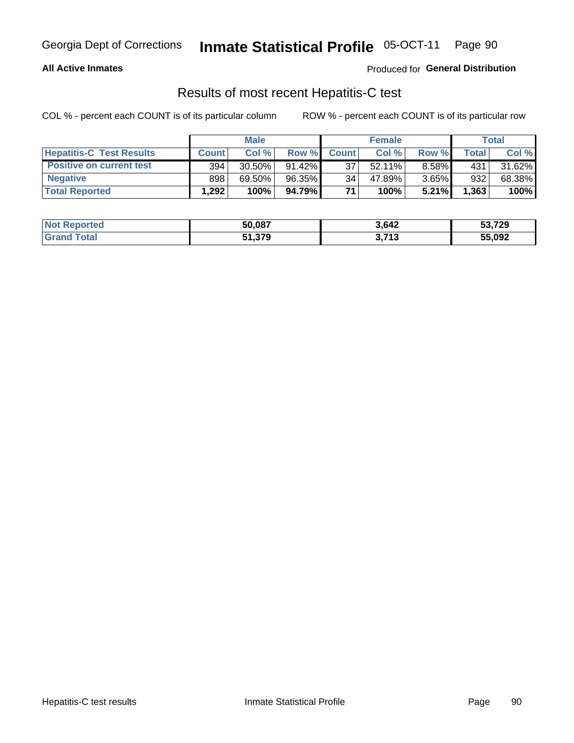**All Active Inmates**

Produced for **General Distribution**

## Results of most recent Hepatitis-C test

COL % - percent each COUNT is of its particular column

ROW % - percent each COUNT is of its particular row

| | Male | | | Female | | | Total | |
|---|---|---|---|---|---|---|---|---|
| **Hepatitis-C Test Results** | **Count** | **Col %** | **Row %** | **Count** | **Col %** | **Row %** | **Total** | **Col %** |
| **Positive on current test** | 394 | 30.50% | 91.42% | 37 | 52.11% | 8.58% | 431 | 31.62% |
| **Negative** | 898 | 69.50% | 96.35% | 34 | 47.89% | 3.65% | 932 | 68.38% |
| **Total Reported** | **1,292** | **100%** | **94.79%** | **71** | **100%** | **5.21%** | **1,363** | **100%** |

| | Male | Female | Total |
|---|---|---|---|
| **Not Reported** | **50,087** | **3,642** | **53,729** |
| **Grand Total** | **51,379** | **3,713** | **55,092** |